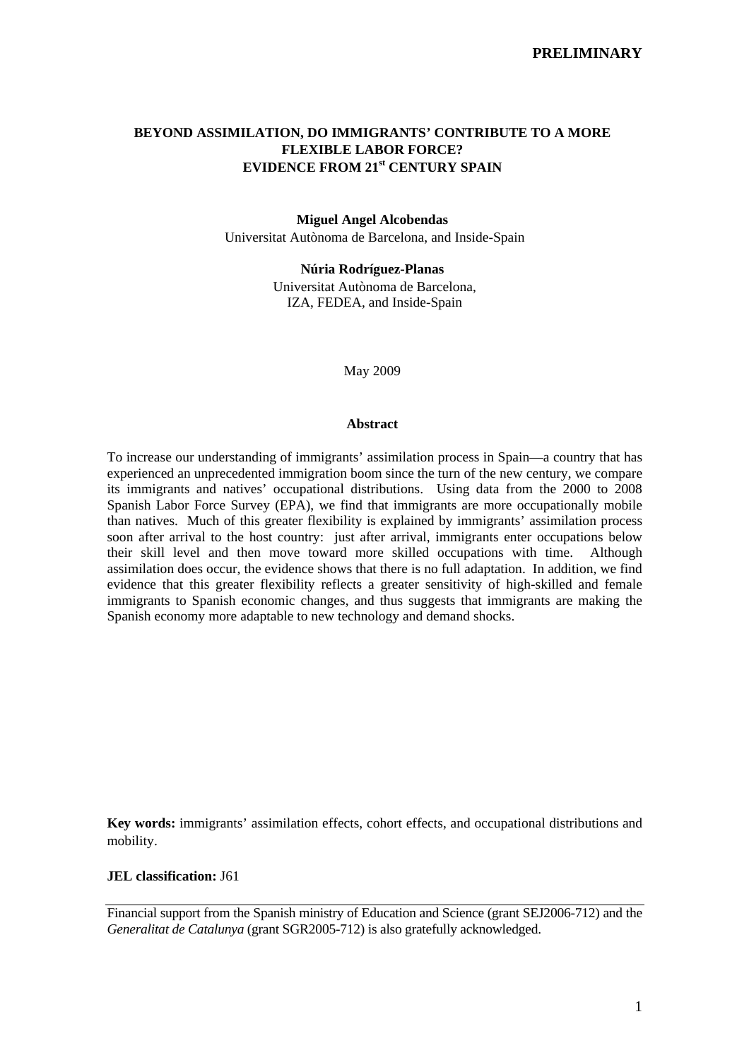**PRELIMINARY**

# BEYOND ASSIMILATION, DO IMMIGRANTS' CONTRIBUTE TO A MORE FLEXIBLE LABOR FORCE? EVIDENCE FROM 21st CENTURY SPAIN

**Miguel Angel Alcobendas**
Universitat Autònoma de Barcelona, and Inside-Spain

**Núria Rodríguez-Planas**
Universitat Autònoma de Barcelona,
IZA, FEDEA, and Inside-Spain

May 2009

## Abstract

To increase our understanding of immigrants' assimilation process in Spain—a country that has experienced an unprecedented immigration boom since the turn of the new century, we compare its immigrants and natives' occupational distributions. Using data from the 2000 to 2008 Spanish Labor Force Survey (EPA), we find that immigrants are more occupationally mobile than natives. Much of this greater flexibility is explained by immigrants' assimilation process soon after arrival to the host country: just after arrival, immigrants enter occupations below their skill level and then move toward more skilled occupations with time. Although assimilation does occur, the evidence shows that there is no full adaptation. In addition, we find evidence that this greater flexibility reflects a greater sensitivity of high-skilled and female immigrants to Spanish economic changes, and thus suggests that immigrants are making the Spanish economy more adaptable to new technology and demand shocks.

**Key words:** immigrants' assimilation effects, cohort effects, and occupational distributions and mobility.

**JEL classification:** J61

Financial support from the Spanish ministry of Education and Science (grant SEJ2006-712) and the *Generalitat de Catalunya* (grant SGR2005-712) is also gratefully acknowledged.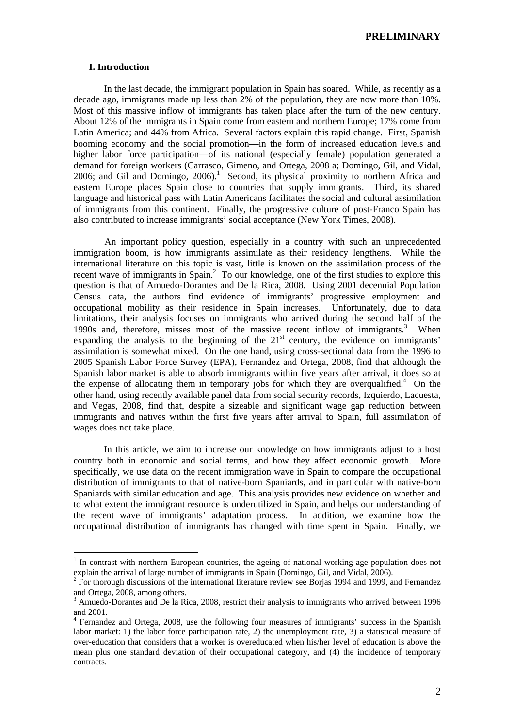## I. Introduction

In the last decade, the immigrant population in Spain has soared. While, as recently as a decade ago, immigrants made up less than 2% of the population, they are now more than 10%. Most of this massive inflow of immigrants has taken place after the turn of the new century. About 12% of the immigrants in Spain come from eastern and northern Europe; 17% come from Latin America; and 44% from Africa. Several factors explain this rapid change. First, Spanish booming economy and the social promotion—in the form of increased education levels and higher labor force participation—of its national (especially female) population generated a demand for foreign workers (Carrasco, Gimeno, and Ortega, 2008 a; Domingo, Gil, and Vidal, 2006; and Gil and Domingo, 2006).[1] Second, its physical proximity to northern Africa and eastern Europe places Spain close to countries that supply immigrants. Third, its shared language and historical pass with Latin Americans facilitates the social and cultural assimilation of immigrants from this continent. Finally, the progressive culture of post-Franco Spain has also contributed to increase immigrants' social acceptance (New York Times, 2008).

An important policy question, especially in a country with such an unprecedented immigration boom, is how immigrants assimilate as their residency lengthens. While the international literature on this topic is vast, little is known on the assimilation process of the recent wave of immigrants in Spain.[2] To our knowledge, one of the first studies to explore this question is that of Amuedo-Dorantes and De la Rica, 2008. Using 2001 decennial Population Census data, the authors find evidence of immigrants' progressive employment and occupational mobility as their residence in Spain increases. Unfortunately, due to data limitations, their analysis focuses on immigrants who arrived during the second half of the 1990s and, therefore, misses most of the massive recent inflow of immigrants.[3] When expanding the analysis to the beginning of the 21st century, the evidence on immigrants' assimilation is somewhat mixed. On the one hand, using cross-sectional data from the 1996 to 2005 Spanish Labor Force Survey (EPA), Fernandez and Ortega, 2008, find that although the Spanish labor market is able to absorb immigrants within five years after arrival, it does so at the expense of allocating them in temporary jobs for which they are overqualified.[4] On the other hand, using recently available panel data from social security records, Izquierdo, Lacuesta, and Vegas, 2008, find that, despite a sizeable and significant wage gap reduction between immigrants and natives within the first five years after arrival to Spain, full assimilation of wages does not take place.

In this article, we aim to increase our knowledge on how immigrants adjust to a host country both in economic and social terms, and how they affect economic growth. More specifically, we use data on the recent immigration wave in Spain to compare the occupational distribution of immigrants to that of native-born Spaniards, and in particular with native-born Spaniards with similar education and age. This analysis provides new evidence on whether and to what extent the immigrant resource is underutilized in Spain, and helps our understanding of the recent wave of immigrants' adaptation process. In addition, we examine how the occupational distribution of immigrants has changed with time spent in Spain. Finally, we

---

[1] In contrast with northern European countries, the ageing of national working-age population does not explain the arrival of large number of immigrants in Spain (Domingo, Gil, and Vidal, 2006).

[2] For thorough discussions of the international literature review see Borjas 1994 and 1999, and Fernandez and Ortega, 2008, among others.

[3] Amuedo-Dorantes and De la Rica, 2008, restrict their analysis to immigrants who arrived between 1996 and 2001.

[4] Fernandez and Ortega, 2008, use the following four measures of immigrants' success in the Spanish labor market: 1) the labor force participation rate, 2) the unemployment rate, 3) a statistical measure of over-education that considers that a worker is overeducated when his/her level of education is above the mean plus one standard deviation of their occupational category, and (4) the incidence of temporary contracts.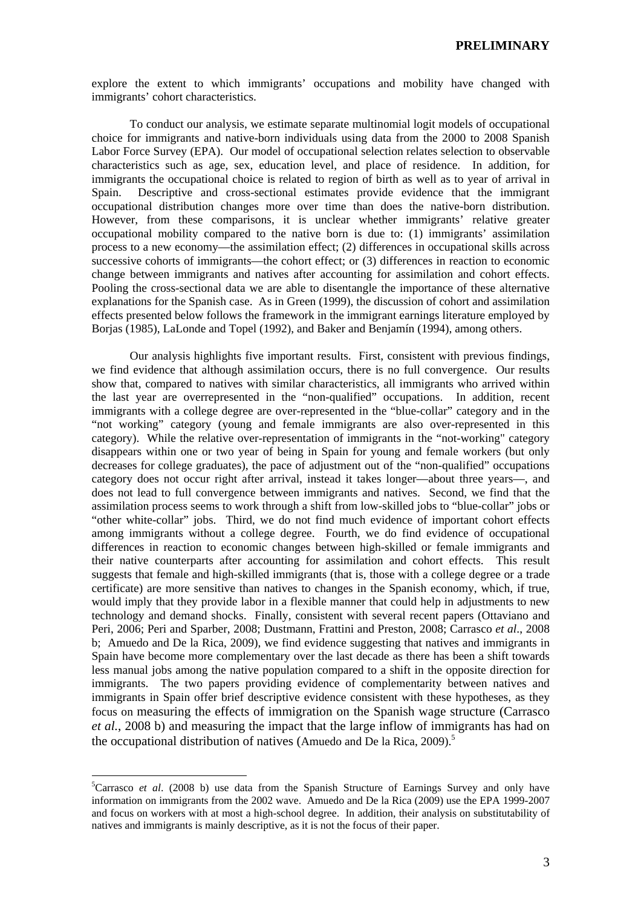explore the extent to which immigrants' occupations and mobility have changed with immigrants' cohort characteristics.

To conduct our analysis, we estimate separate multinomial logit models of occupational choice for immigrants and native-born individuals using data from the 2000 to 2008 Spanish Labor Force Survey (EPA). Our model of occupational selection relates selection to observable characteristics such as age, sex, education level, and place of residence. In addition, for immigrants the occupational choice is related to region of birth as well as to year of arrival in Spain. Descriptive and cross-sectional estimates provide evidence that the immigrant occupational distribution changes more over time than does the native-born distribution. However, from these comparisons, it is unclear whether immigrants' relative greater occupational mobility compared to the native born is due to: (1) immigrants' assimilation process to a new economy—the assimilation effect; (2) differences in occupational skills across successive cohorts of immigrants—the cohort effect; or (3) differences in reaction to economic change between immigrants and natives after accounting for assimilation and cohort effects. Pooling the cross-sectional data we are able to disentangle the importance of these alternative explanations for the Spanish case. As in Green (1999), the discussion of cohort and assimilation effects presented below follows the framework in the immigrant earnings literature employed by Borjas (1985), LaLonde and Topel (1992), and Baker and Benjamín (1994), among others.

Our analysis highlights five important results. First, consistent with previous findings, we find evidence that although assimilation occurs, there is no full convergence. Our results show that, compared to natives with similar characteristics, all immigrants who arrived within the last year are overrepresented in the "non-qualified" occupations. In addition, recent immigrants with a college degree are over-represented in the "blue-collar" category and in the "not working" category (young and female immigrants are also over-represented in this category). While the relative over-representation of immigrants in the "not-working" category disappears within one or two year of being in Spain for young and female workers (but only decreases for college graduates), the pace of adjustment out of the "non-qualified" occupations category does not occur right after arrival, instead it takes longer—about three years—, and does not lead to full convergence between immigrants and natives. Second, we find that the assimilation process seems to work through a shift from low-skilled jobs to "blue-collar" jobs or "other white-collar" jobs. Third, we do not find much evidence of important cohort effects among immigrants without a college degree. Fourth, we do find evidence of occupational differences in reaction to economic changes between high-skilled or female immigrants and their native counterparts after accounting for assimilation and cohort effects. This result suggests that female and high-skilled immigrants (that is, those with a college degree or a trade certificate) are more sensitive than natives to changes in the Spanish economy, which, if true, would imply that they provide labor in a flexible manner that could help in adjustments to new technology and demand shocks. Finally, consistent with several recent papers (Ottaviano and Peri, 2006; Peri and Sparber, 2008; Dustmann, Frattini and Preston, 2008; Carrasco *et al*., 2008 b; Amuedo and De la Rica, 2009), we find evidence suggesting that natives and immigrants in Spain have become more complementary over the last decade as there has been a shift towards less manual jobs among the native population compared to a shift in the opposite direction for immigrants. The two papers providing evidence of complementarity between natives and immigrants in Spain offer brief descriptive evidence consistent with these hypotheses, as they focus on measuring the effects of immigration on the Spanish wage structure (Carrasco *et al.*, 2008 b) and measuring the impact that the large inflow of immigrants has had on the occupational distribution of natives (Amuedo and De la Rica, 2009).[5]

[5] Carrasco *et al*. (2008 b) use data from the Spanish Structure of Earnings Survey and only have information on immigrants from the 2002 wave. Amuedo and De la Rica (2009) use the EPA 1999-2007 and focus on workers with at most a high-school degree. In addition, their analysis on substitutability of natives and immigrants is mainly descriptive, as it is not the focus of their paper.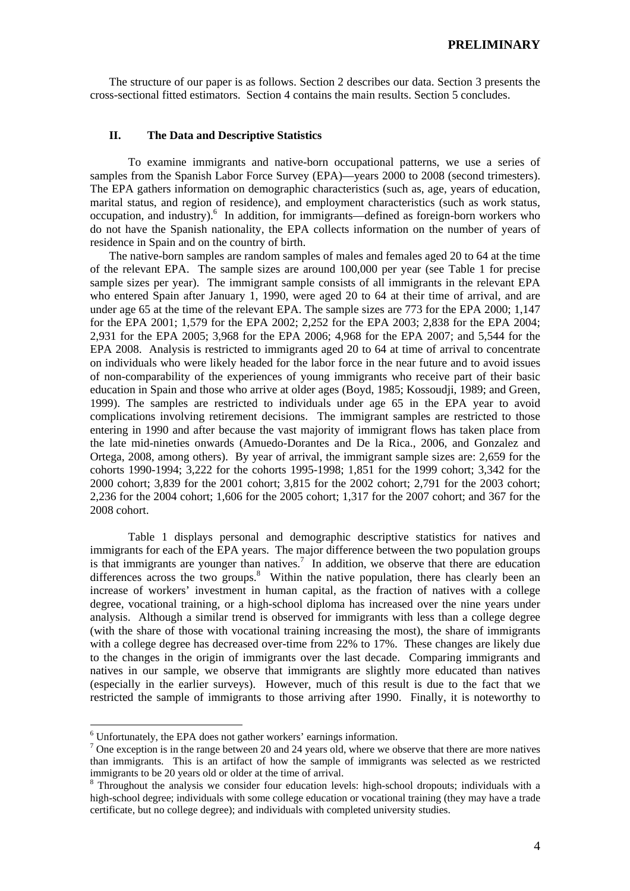The structure of our paper is as follows. Section 2 describes our data. Section 3 presents the cross-sectional fitted estimators. Section 4 contains the main results. Section 5 concludes.

## II. The Data and Descriptive Statistics

To examine immigrants and native-born occupational patterns, we use a series of samples from the Spanish Labor Force Survey (EPA)—years 2000 to 2008 (second trimesters). The EPA gathers information on demographic characteristics (such as, age, years of education, marital status, and region of residence), and employment characteristics (such as work status, occupation, and industry).[6] In addition, for immigrants—defined as foreign-born workers who do not have the Spanish nationality, the EPA collects information on the number of years of residence in Spain and on the country of birth.

The native-born samples are random samples of males and females aged 20 to 64 at the time of the relevant EPA. The sample sizes are around 100,000 per year (see Table 1 for precise sample sizes per year). The immigrant sample consists of all immigrants in the relevant EPA who entered Spain after January 1, 1990, were aged 20 to 64 at their time of arrival, and are under age 65 at the time of the relevant EPA. The sample sizes are 773 for the EPA 2000; 1,147 for the EPA 2001; 1,579 for the EPA 2002; 2,252 for the EPA 2003; 2,838 for the EPA 2004; 2,931 for the EPA 2005; 3,968 for the EPA 2006; 4,968 for the EPA 2007; and 5,544 for the EPA 2008. Analysis is restricted to immigrants aged 20 to 64 at time of arrival to concentrate on individuals who were likely headed for the labor force in the near future and to avoid issues of non-comparability of the experiences of young immigrants who receive part of their basic education in Spain and those who arrive at older ages (Boyd, 1985; Kossoudji, 1989; and Green, 1999). The samples are restricted to individuals under age 65 in the EPA year to avoid complications involving retirement decisions. The immigrant samples are restricted to those entering in 1990 and after because the vast majority of immigrant flows has taken place from the late mid-nineties onwards (Amuedo-Dorantes and De la Rica., 2006, and Gonzalez and Ortega, 2008, among others). By year of arrival, the immigrant sample sizes are: 2,659 for the cohorts 1990-1994; 3,222 for the cohorts 1995-1998; 1,851 for the 1999 cohort; 3,342 for the 2000 cohort; 3,839 for the 2001 cohort; 3,815 for the 2002 cohort; 2,791 for the 2003 cohort; 2,236 for the 2004 cohort; 1,606 for the 2005 cohort; 1,317 for the 2007 cohort; and 367 for the 2008 cohort.

Table 1 displays personal and demographic descriptive statistics for natives and immigrants for each of the EPA years. The major difference between the two population groups is that immigrants are younger than natives.[7] In addition, we observe that there are education differences across the two groups.[8] Within the native population, there has clearly been an increase of workers' investment in human capital, as the fraction of natives with a college degree, vocational training, or a high-school diploma has increased over the nine years under analysis. Although a similar trend is observed for immigrants with less than a college degree (with the share of those with vocational training increasing the most), the share of immigrants with a college degree has decreased over-time from 22% to 17%. These changes are likely due to the changes in the origin of immigrants over the last decade. Comparing immigrants and natives in our sample, we observe that immigrants are slightly more educated than natives (especially in the earlier surveys). However, much of this result is due to the fact that we restricted the sample of immigrants to those arriving after 1990. Finally, it is noteworthy to

---

[6] Unfortunately, the EPA does not gather workers' earnings information.

[7] One exception is in the range between 20 and 24 years old, where we observe that there are more natives than immigrants. This is an artifact of how the sample of immigrants was selected as we restricted immigrants to be 20 years old or older at the time of arrival.

[8] Throughout the analysis we consider four education levels: high-school dropouts; individuals with a high-school degree; individuals with some college education or vocational training (they may have a trade certificate, but no college degree); and individuals with completed university studies.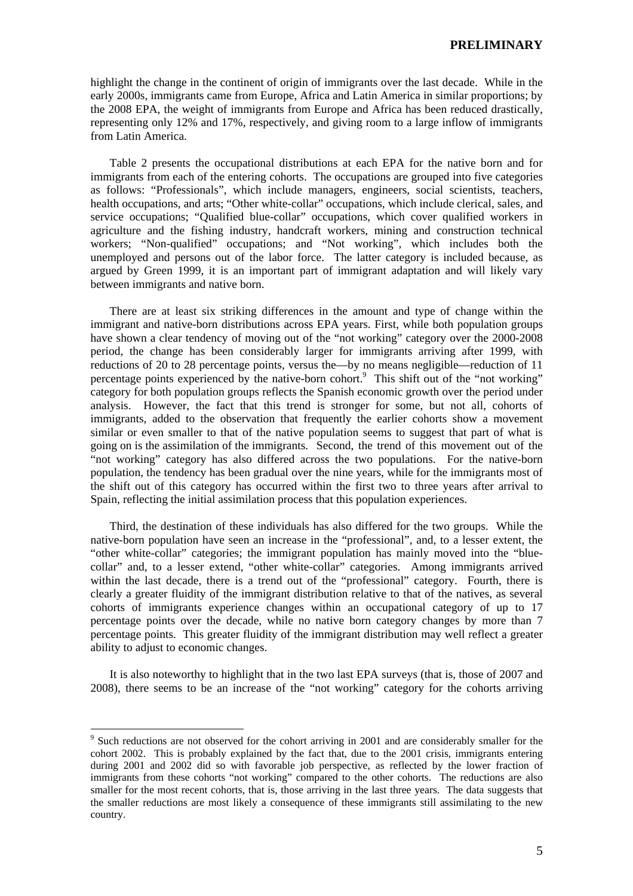highlight the change in the continent of origin of immigrants over the last decade. While in the early 2000s, immigrants came from Europe, Africa and Latin America in similar proportions; by the 2008 EPA, the weight of immigrants from Europe and Africa has been reduced drastically, representing only 12% and 17%, respectively, and giving room to a large inflow of immigrants from Latin America.

Table 2 presents the occupational distributions at each EPA for the native born and for immigrants from each of the entering cohorts. The occupations are grouped into five categories as follows: "Professionals", which include managers, engineers, social scientists, teachers, health occupations, and arts; "Other white-collar" occupations, which include clerical, sales, and service occupations; "Qualified blue-collar" occupations, which cover qualified workers in agriculture and the fishing industry, handcraft workers, mining and construction technical workers; "Non-qualified" occupations; and "Not working", which includes both the unemployed and persons out of the labor force. The latter category is included because, as argued by Green 1999, it is an important part of immigrant adaptation and will likely vary between immigrants and native born.

There are at least six striking differences in the amount and type of change within the immigrant and native-born distributions across EPA years. First, while both population groups have shown a clear tendency of moving out of the "not working" category over the 2000-2008 period, the change has been considerably larger for immigrants arriving after 1999, with reductions of 20 to 28 percentage points, versus the—by no means negligible—reduction of 11 percentage points experienced by the native-born cohort.[9] This shift out of the "not working" category for both population groups reflects the Spanish economic growth over the period under analysis. However, the fact that this trend is stronger for some, but not all, cohorts of immigrants, added to the observation that frequently the earlier cohorts show a movement similar or even smaller to that of the native population seems to suggest that part of what is going on is the assimilation of the immigrants. Second, the trend of this movement out of the "not working" category has also differed across the two populations. For the native-born population, the tendency has been gradual over the nine years, while for the immigrants most of the shift out of this category has occurred within the first two to three years after arrival to Spain, reflecting the initial assimilation process that this population experiences.

Third, the destination of these individuals has also differed for the two groups. While the native-born population have seen an increase in the "professional", and, to a lesser extent, the "other white-collar" categories; the immigrant population has mainly moved into the "blue-collar" and, to a lesser extend, "other white-collar" categories. Among immigrants arrived within the last decade, there is a trend out of the "professional" category. Fourth, there is clearly a greater fluidity of the immigrant distribution relative to that of the natives, as several cohorts of immigrants experience changes within an occupational category of up to 17 percentage points over the decade, while no native born category changes by more than 7 percentage points. This greater fluidity of the immigrant distribution may well reflect a greater ability to adjust to economic changes.

It is also noteworthy to highlight that in the two last EPA surveys (that is, those of 2007 and 2008), there seems to be an increase of the "not working" category for the cohorts arriving

[9] Such reductions are not observed for the cohort arriving in 2001 and are considerably smaller for the cohort 2002. This is probably explained by the fact that, due to the 2001 crisis, immigrants entering during 2001 and 2002 did so with favorable job perspective, as reflected by the lower fraction of immigrants from these cohorts "not working" compared to the other cohorts. The reductions are also smaller for the most recent cohorts, that is, those arriving in the last three years. The data suggests that the smaller reductions are most likely a consequence of these immigrants still assimilating to the new country.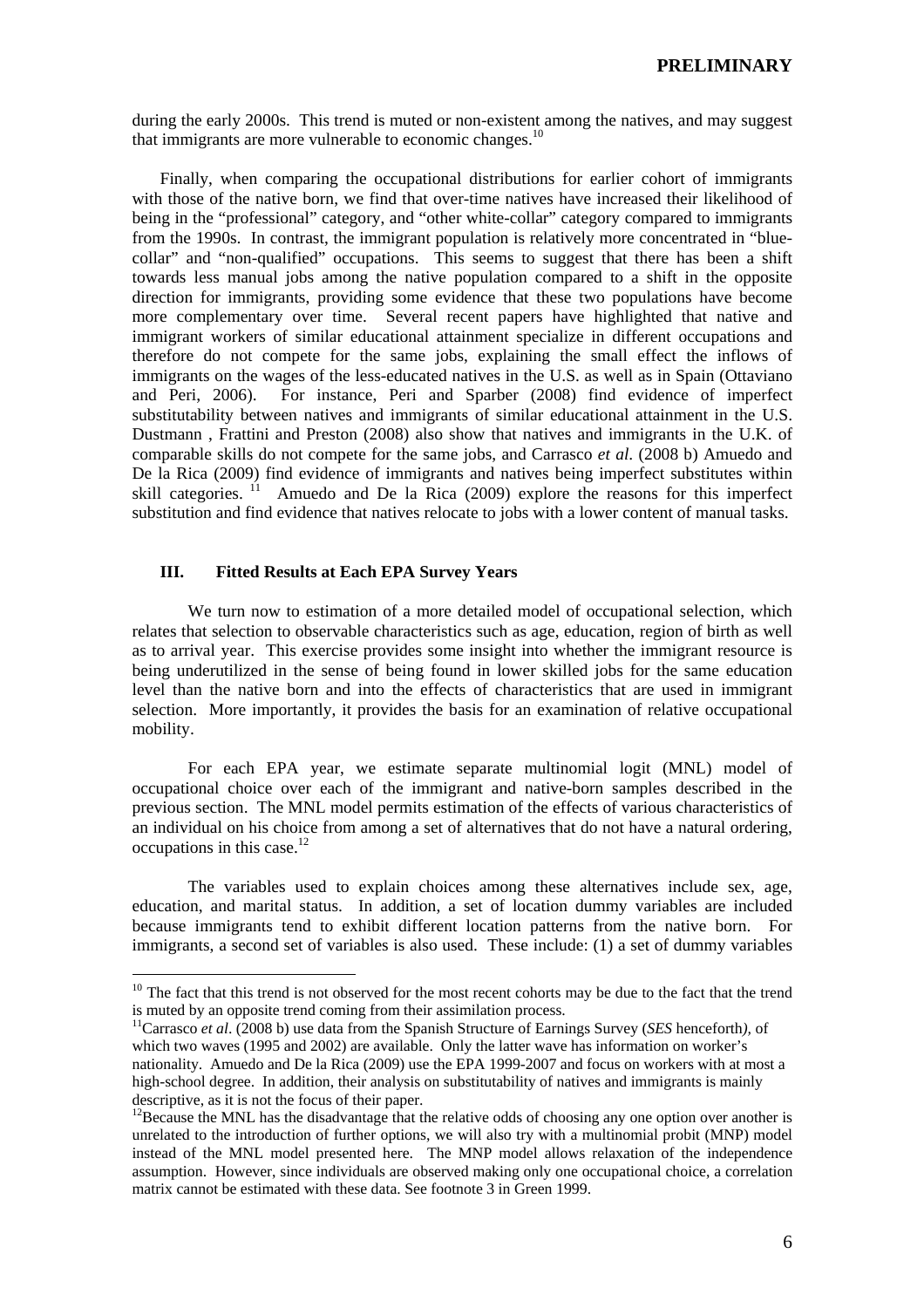during the early 2000s. This trend is muted or non-existent among the natives, and may suggest that immigrants are more vulnerable to economic changes.[10]

Finally, when comparing the occupational distributions for earlier cohort of immigrants with those of the native born, we find that over-time natives have increased their likelihood of being in the "professional" category, and "other white-collar" category compared to immigrants from the 1990s. In contrast, the immigrant population is relatively more concentrated in "blue-collar" and "non-qualified" occupations. This seems to suggest that there has been a shift towards less manual jobs among the native population compared to a shift in the opposite direction for immigrants, providing some evidence that these two populations have become more complementary over time. Several recent papers have highlighted that native and immigrant workers of similar educational attainment specialize in different occupations and therefore do not compete for the same jobs, explaining the small effect the inflows of immigrants on the wages of the less-educated natives in the U.S. as well as in Spain (Ottaviano and Peri, 2006). For instance, Peri and Sparber (2008) find evidence of imperfect substitutability between natives and immigrants of similar educational attainment in the U.S. Dustmann , Frattini and Preston (2008) also show that natives and immigrants in the U.K. of comparable skills do not compete for the same jobs, and Carrasco *et al*. (2008 b) Amuedo and De la Rica (2009) find evidence of immigrants and natives being imperfect substitutes within skill categories. [11] Amuedo and De la Rica (2009) explore the reasons for this imperfect substitution and find evidence that natives relocate to jobs with a lower content of manual tasks.

## III. Fitted Results at Each EPA Survey Years

We turn now to estimation of a more detailed model of occupational selection, which relates that selection to observable characteristics such as age, education, region of birth as well as to arrival year. This exercise provides some insight into whether the immigrant resource is being underutilized in the sense of being found in lower skilled jobs for the same education level than the native born and into the effects of characteristics that are used in immigrant selection. More importantly, it provides the basis for an examination of relative occupational mobility.

For each EPA year, we estimate separate multinomial logit (MNL) model of occupational choice over each of the immigrant and native-born samples described in the previous section. The MNL model permits estimation of the effects of various characteristics of an individual on his choice from among a set of alternatives that do not have a natural ordering, occupations in this case.[12]

The variables used to explain choices among these alternatives include sex, age, education, and marital status. In addition, a set of location dummy variables are included because immigrants tend to exhibit different location patterns from the native born. For immigrants, a second set of variables is also used. These include: (1) a set of dummy variables

---

[10] The fact that this trend is not observed for the most recent cohorts may be due to the fact that the trend is muted by an opposite trend coming from their assimilation process.

[11] Carrasco *et al*. (2008 b) use data from the Spanish Structure of Earnings Survey (*SES* henceforth), of which two waves (1995 and 2002) are available. Only the latter wave has information on worker's nationality. Amuedo and De la Rica (2009) use the EPA 1999-2007 and focus on workers with at most a high-school degree. In addition, their analysis on substitutability of natives and immigrants is mainly descriptive, as it is not the focus of their paper.

[12] Because the MNL has the disadvantage that the relative odds of choosing any one option over another is unrelated to the introduction of further options, we will also try with a multinomial probit (MNP) model instead of the MNL model presented here. The MNP model allows relaxation of the independence assumption. However, since individuals are observed making only one occupational choice, a correlation matrix cannot be estimated with these data. See footnote 3 in Green 1999.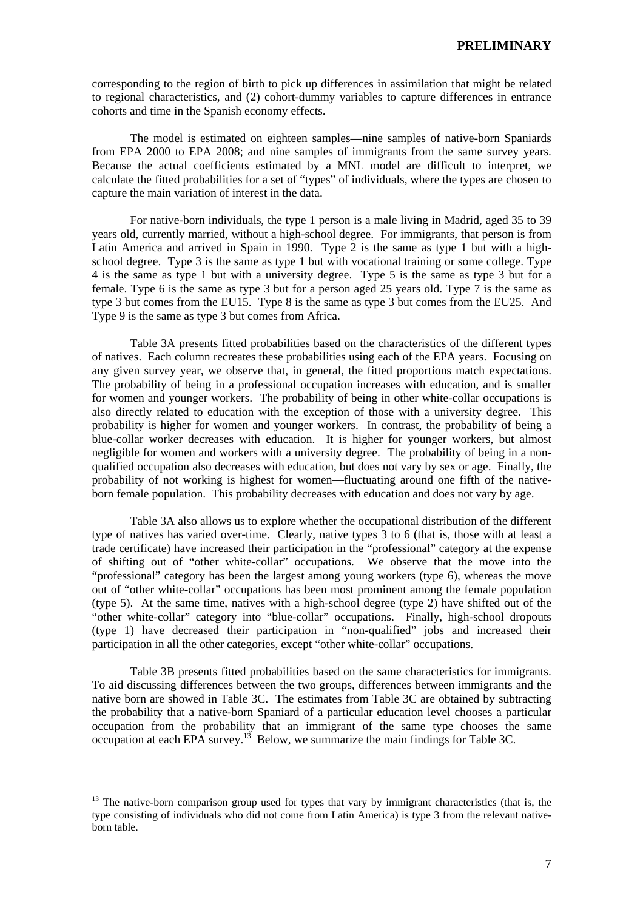corresponding to the region of birth to pick up differences in assimilation that might be related to regional characteristics, and (2) cohort-dummy variables to capture differences in entrance cohorts and time in the Spanish economy effects.

The model is estimated on eighteen samples—nine samples of native-born Spaniards from EPA 2000 to EPA 2008; and nine samples of immigrants from the same survey years. Because the actual coefficients estimated by a MNL model are difficult to interpret, we calculate the fitted probabilities for a set of "types" of individuals, where the types are chosen to capture the main variation of interest in the data.

For native-born individuals, the type 1 person is a male living in Madrid, aged 35 to 39 years old, currently married, without a high-school degree. For immigrants, that person is from Latin America and arrived in Spain in 1990. Type 2 is the same as type 1 but with a high-school degree. Type 3 is the same as type 1 but with vocational training or some college. Type 4 is the same as type 1 but with a university degree. Type 5 is the same as type 3 but for a female. Type 6 is the same as type 3 but for a person aged 25 years old. Type 7 is the same as type 3 but comes from the EU15. Type 8 is the same as type 3 but comes from the EU25. And Type 9 is the same as type 3 but comes from Africa.

Table 3A presents fitted probabilities based on the characteristics of the different types of natives. Each column recreates these probabilities using each of the EPA years. Focusing on any given survey year, we observe that, in general, the fitted proportions match expectations. The probability of being in a professional occupation increases with education, and is smaller for women and younger workers. The probability of being in other white-collar occupations is also directly related to education with the exception of those with a university degree. This probability is higher for women and younger workers. In contrast, the probability of being a blue-collar worker decreases with education. It is higher for younger workers, but almost negligible for women and workers with a university degree. The probability of being in a non-qualified occupation also decreases with education, but does not vary by sex or age. Finally, the probability of not working is highest for women—fluctuating around one fifth of the native-born female population. This probability decreases with education and does not vary by age.

Table 3A also allows us to explore whether the occupational distribution of the different type of natives has varied over-time. Clearly, native types 3 to 6 (that is, those with at least a trade certificate) have increased their participation in the "professional" category at the expense of shifting out of "other white-collar" occupations. We observe that the move into the "professional" category has been the largest among young workers (type 6), whereas the move out of "other white-collar" occupations has been most prominent among the female population (type 5). At the same time, natives with a high-school degree (type 2) have shifted out of the "other white-collar" category into "blue-collar" occupations. Finally, high-school dropouts (type 1) have decreased their participation in "non-qualified" jobs and increased their participation in all the other categories, except "other white-collar" occupations.

Table 3B presents fitted probabilities based on the same characteristics for immigrants. To aid discussing differences between the two groups, differences between immigrants and the native born are showed in Table 3C. The estimates from Table 3C are obtained by subtracting the probability that a native-born Spaniard of a particular education level chooses a particular occupation from the probability that an immigrant of the same type chooses the same occupation at each EPA survey.[13] Below, we summarize the main findings for Table 3C.

[13] The native-born comparison group used for types that vary by immigrant characteristics (that is, the type consisting of individuals who did not come from Latin America) is type 3 from the relevant native-born table.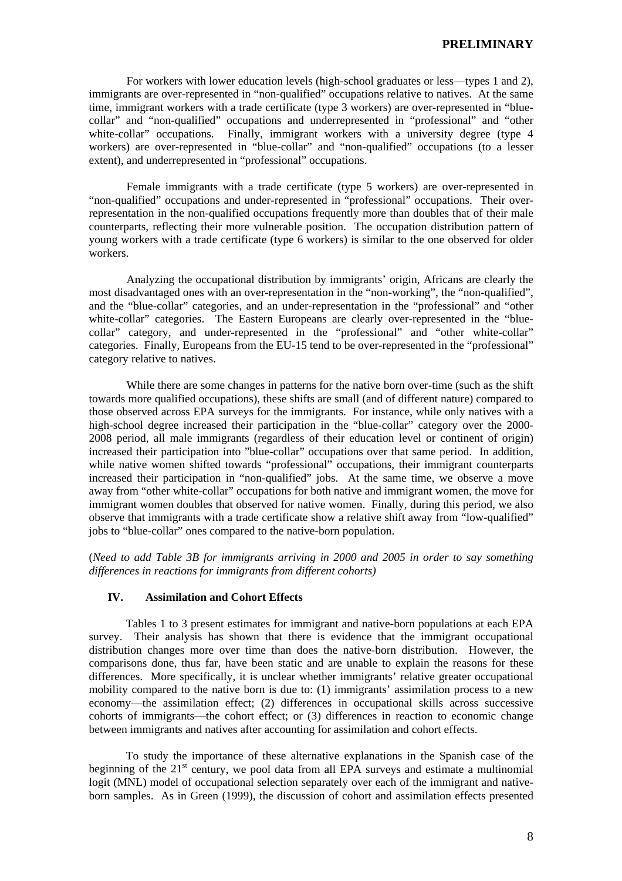For workers with lower education levels (high-school graduates or less—types 1 and 2), immigrants are over-represented in "non-qualified" occupations relative to natives. At the same time, immigrant workers with a trade certificate (type 3 workers) are over-represented in "blue-collar" and "non-qualified" occupations and underrepresented in "professional" and "other white-collar" occupations. Finally, immigrant workers with a university degree (type 4 workers) are over-represented in "blue-collar" and "non-qualified" occupations (to a lesser extent), and underrepresented in "professional" occupations.

Female immigrants with a trade certificate (type 5 workers) are over-represented in "non-qualified" occupations and under-represented in "professional" occupations. Their over-representation in the non-qualified occupations frequently more than doubles that of their male counterparts, reflecting their more vulnerable position. The occupation distribution pattern of young workers with a trade certificate (type 6 workers) is similar to the one observed for older workers.

Analyzing the occupational distribution by immigrants' origin, Africans are clearly the most disadvantaged ones with an over-representation in the "non-working", the "non-qualified", and the "blue-collar" categories, and an under-representation in the "professional" and "other white-collar" categories. The Eastern Europeans are clearly over-represented in the "blue-collar" category, and under-represented in the "professional" and "other white-collar" categories. Finally, Europeans from the EU-15 tend to be over-represented in the "professional" category relative to natives.

While there are some changes in patterns for the native born over-time (such as the shift towards more qualified occupations), these shifts are small (and of different nature) compared to those observed across EPA surveys for the immigrants. For instance, while only natives with a high-school degree increased their participation in the "blue-collar" category over the 2000-2008 period, all male immigrants (regardless of their education level or continent of origin) increased their participation into "blue-collar" occupations over that same period. In addition, while native women shifted towards "professional" occupations, their immigrant counterparts increased their participation in "non-qualified" jobs. At the same time, we observe a move away from "other white-collar" occupations for both native and immigrant women, the move for immigrant women doubles that observed for native women. Finally, during this period, we also observe that immigrants with a trade certificate show a relative shift away from "low-qualified" jobs to "blue-collar" ones compared to the native-born population.

(*Need to add Table 3B for immigrants arriving in 2000 and 2005 in order to say something differences in reactions for immigrants from different cohorts)*

## IV. Assimilation and Cohort Effects

Tables 1 to 3 present estimates for immigrant and native-born populations at each EPA survey. Their analysis has shown that there is evidence that the immigrant occupational distribution changes more over time than does the native-born distribution. However, the comparisons done, thus far, have been static and are unable to explain the reasons for these differences. More specifically, it is unclear whether immigrants' relative greater occupational mobility compared to the native born is due to: (1) immigrants' assimilation process to a new economy—the assimilation effect; (2) differences in occupational skills across successive cohorts of immigrants—the cohort effect; or (3) differences in reaction to economic change between immigrants and natives after accounting for assimilation and cohort effects.

To study the importance of these alternative explanations in the Spanish case of the beginning of the 21[st] century, we pool data from all EPA surveys and estimate a multinomial logit (MNL) model of occupational selection separately over each of the immigrant and native-born samples. As in Green (1999), the discussion of cohort and assimilation effects presented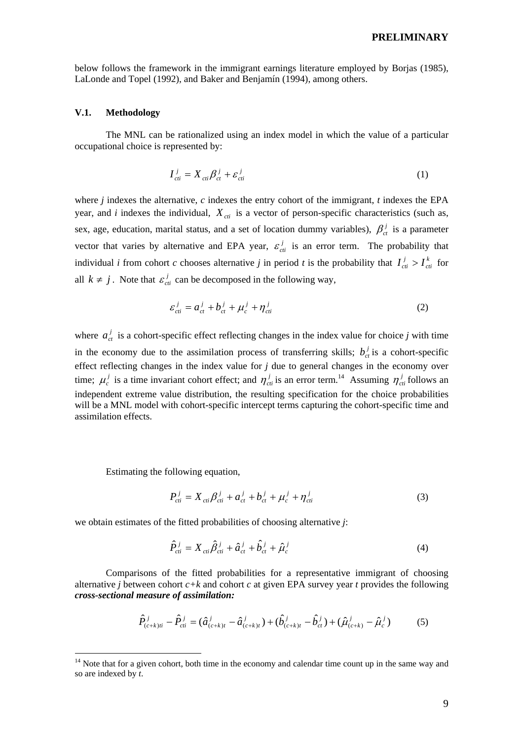below follows the framework in the immigrant earnings literature employed by Borjas (1985), LaLonde and Topel (1992), and Baker and Benjamín (1994), among others.

### V.1. Methodology

The MNL can be rationalized using an index model in which the value of a particular occupational choice is represented by:

$$I_{cti}^{j} = X_{cti}\beta_{ct}^{j} + \varepsilon_{cti}^{j} \tag{1}$$

where *j* indexes the alternative, *c* indexes the entry cohort of the immigrant, *t* indexes the EPA year, and *i* indexes the individual, $X_{cti}$ is a vector of person-specific characteristics (such as, sex, age, education, marital status, and a set of location dummy variables), $\beta_{ct}^{j}$ is a parameter vector that varies by alternative and EPA year, $\varepsilon_{cti}^{j}$ is an error term. The probability that individual *i* from cohort *c* chooses alternative *j* in period *t* is the probability that $I_{cti}^{j} > I_{cti}^{k}$ for all $k \neq j$. Note that $\varepsilon_{cti}^{j}$ can be decomposed in the following way,

$$\varepsilon_{cti}^{j} = a_{ct}^{j} + b_{ct}^{j} + \mu_{c}^{j} + \eta_{cti}^{j} \tag{2}$$

where $a_{ct}^{j}$ is a cohort-specific effect reflecting changes in the index value for choice *j* with time in the economy due to the assimilation process of transferring skills; $b_{ct}^{j}$ is a cohort-specific effect reflecting changes in the index value for *j* due to general changes in the economy over time; $\mu_{c}^{j}$ is a time invariant cohort effect; and $\eta_{cti}^{j}$ is an error term.[14] Assuming $\eta_{cti}^{j}$ follows an independent extreme value distribution, the resulting specification for the choice probabilities will be a MNL model with cohort-specific intercept terms capturing the cohort-specific time and assimilation effects.

Estimating the following equation,

$$P_{cti}^{j} = X_{cti}\beta_{cti}^{j} + a_{ct}^{j} + b_{ct}^{j} + \mu_{c}^{j} + \eta_{cti}^{j} \tag{3}$$

we obtain estimates of the fitted probabilities of choosing alternative *j*:

$$\hat{P}_{cti}^{j} = X_{cti}\hat{\beta}_{cti}^{j} + \hat{a}_{ct}^{j} + \hat{b}_{ct}^{j} + \hat{\mu}_{c}^{j} \tag{4}$$

Comparisons of the fitted probabilities for a representative immigrant of choosing alternative *j* between cohort *c+k* and cohort *c* at given EPA survey year *t* provides the following ***cross-sectional measure of assimilation:***

$$\hat{P}_{(c+k)ti}^{j} - \hat{P}_{cti}^{j} = (\hat{a}_{(c+k)t}^{j} - \hat{a}_{(c+k)t}^{j}) + (\hat{b}_{(c+k)t}^{j} - \hat{b}_{ct}^{j}) + (\hat{\mu}_{(c+k)}^{j} - \hat{\mu}_{c}^{j}) \tag{5}$$

[14] Note that for a given cohort, both time in the economy and calendar time count up in the same way and so are indexed by *t*.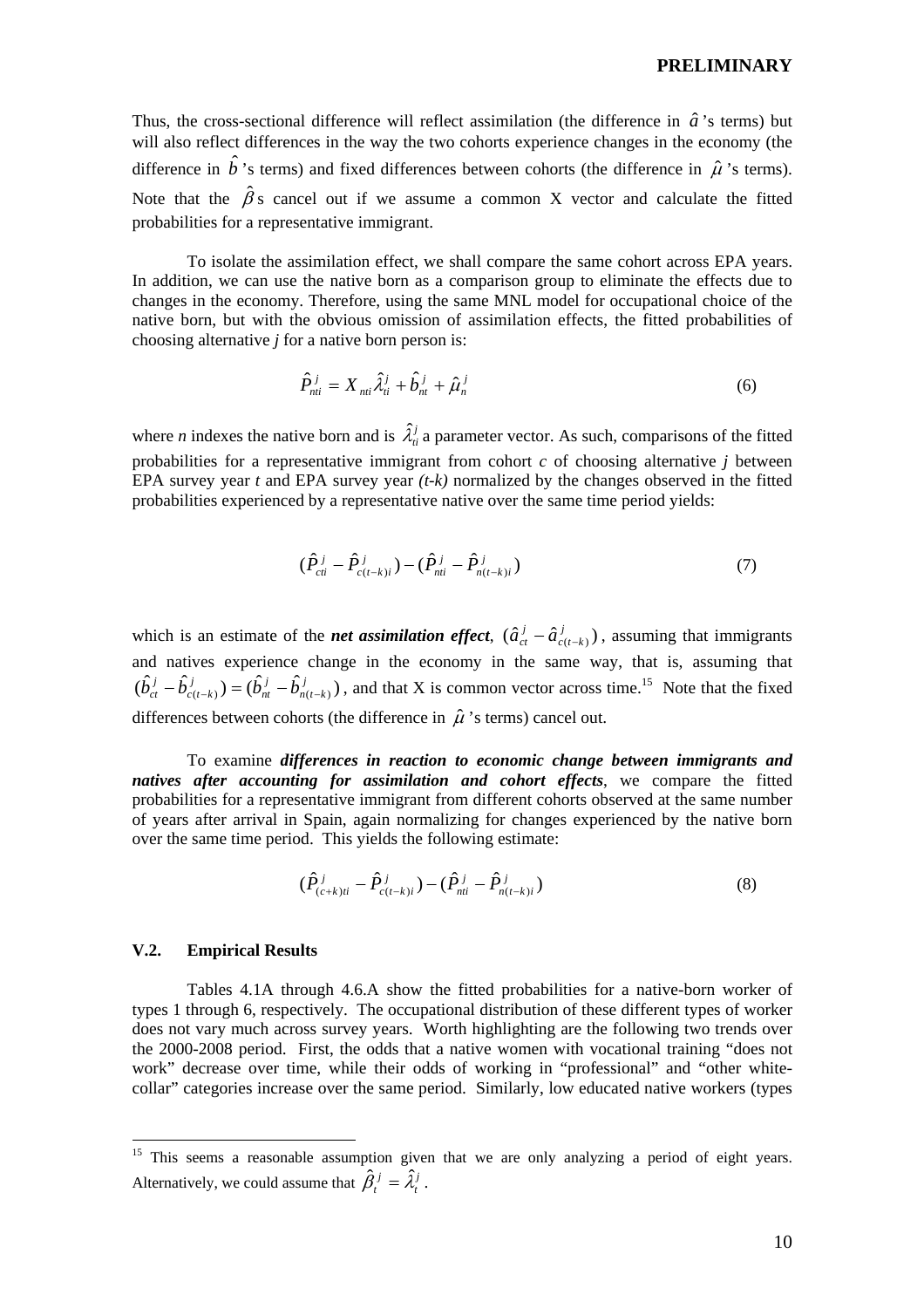Thus, the cross-sectional difference will reflect assimilation (the difference in $\hat{a}$'s terms) but will also reflect differences in the way the two cohorts experience changes in the economy (the difference in $\hat{b}$'s terms) and fixed differences between cohorts (the difference in $\hat{\mu}$'s terms). Note that the $\hat{\beta}$s cancel out if we assume a common X vector and calculate the fitted probabilities for a representative immigrant.

To isolate the assimilation effect, we shall compare the same cohort across EPA years. In addition, we can use the native born as a comparison group to eliminate the effects due to changes in the economy. Therefore, using the same MNL model for occupational choice of the native born, but with the obvious omission of assimilation effects, the fitted probabilities of choosing alternative *j* for a native born person is:

$$\hat{P}^{j}_{nti} = X_{nti}\hat{\lambda}^{j}_{ti} + \hat{b}^{j}_{nt} + \hat{\mu}^{j}_{n} \tag{6}$$

where *n* indexes the native born and is $\hat{\lambda}^{j}_{ti}$ a parameter vector. As such, comparisons of the fitted probabilities for a representative immigrant from cohort *c* of choosing alternative *j* between EPA survey year *t* and EPA survey year *(t-k)* normalized by the changes observed in the fitted probabilities experienced by a representative native over the same time period yields:

$$(\hat{P}^{j}_{cti} - \hat{P}^{j}_{c(t-k)i}) - (\hat{P}^{j}_{nti} - \hat{P}^{j}_{n(t-k)i}) \tag{7}$$

which is an estimate of the ***net assimilation effect***, $(\hat{a}^{j}_{ct} - \hat{a}^{j}_{c(t-k)})$, assuming that immigrants and natives experience change in the economy in the same way, that is, assuming that $(\hat{b}^{j}_{ct} - \hat{b}^{j}_{c(t-k)}) = (\hat{b}^{j}_{nt} - \hat{b}^{j}_{n(t-k)})$, and that X is common vector across time.[15] Note that the fixed differences between cohorts (the difference in $\hat{\mu}$'s terms) cancel out.

To examine ***differences in reaction to economic change between immigrants and natives after accounting for assimilation and cohort effects***, we compare the fitted probabilities for a representative immigrant from different cohorts observed at the same number of years after arrival in Spain, again normalizing for changes experienced by the native born over the same time period. This yields the following estimate:

$$(\hat{P}^{j}_{(c+k)ti} - \hat{P}^{j}_{c(t-k)i}) - (\hat{P}^{j}_{nti} - \hat{P}^{j}_{n(t-k)i}) \tag{8}$$

### V.2. Empirical Results

Tables 4.1A through 4.6.A show the fitted probabilities for a native-born worker of types 1 through 6, respectively. The occupational distribution of these different types of worker does not vary much across survey years. Worth highlighting are the following two trends over the 2000-2008 period. First, the odds that a native women with vocational training "does not work" decrease over time, while their odds of working in "professional" and "other white-collar" categories increase over the same period. Similarly, low educated native workers (types

[15] This seems a reasonable assumption given that we are only analyzing a period of eight years. Alternatively, we could assume that $\hat{\beta}^{j}_{t} = \hat{\lambda}^{j}_{t}$.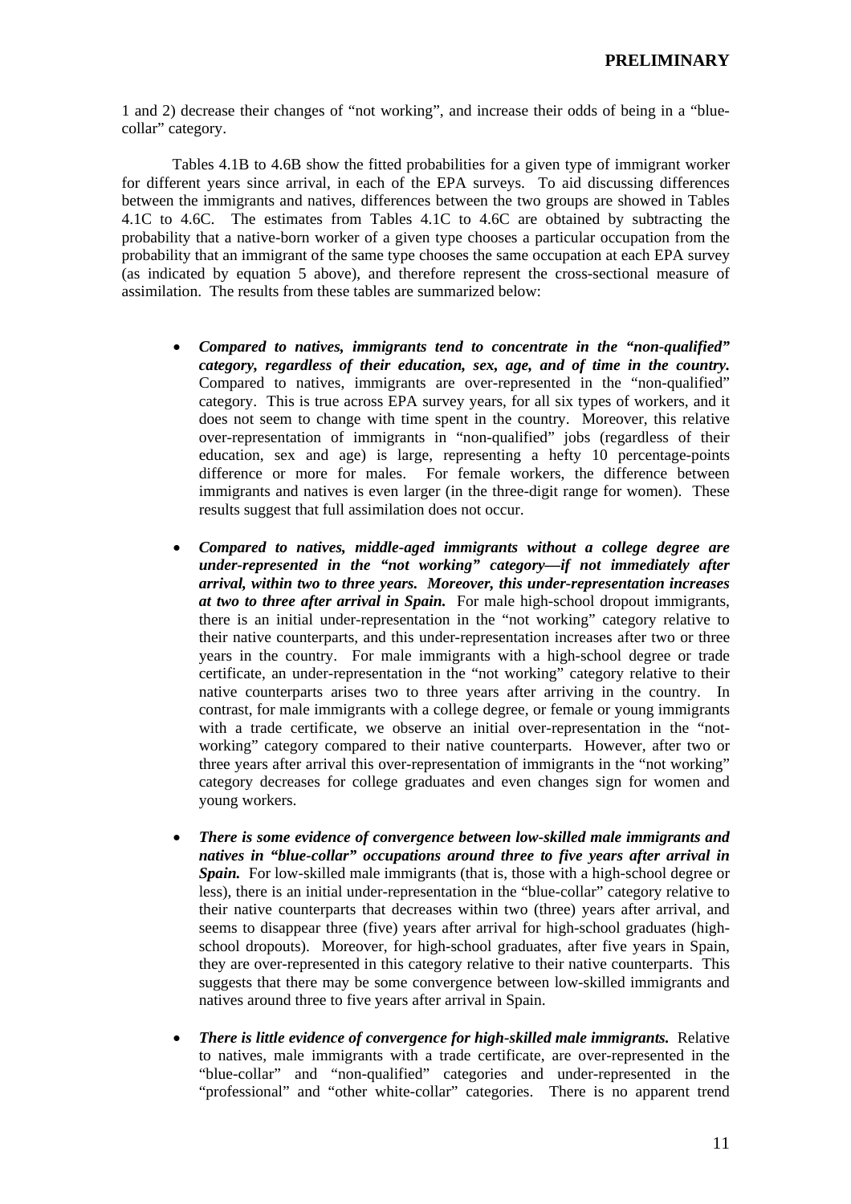1 and 2) decrease their changes of "not working", and increase their odds of being in a "blue-collar" category.

Tables 4.1B to 4.6B show the fitted probabilities for a given type of immigrant worker for different years since arrival, in each of the EPA surveys. To aid discussing differences between the immigrants and natives, differences between the two groups are showed in Tables 4.1C to 4.6C. The estimates from Tables 4.1C to 4.6C are obtained by subtracting the probability that a native-born worker of a given type chooses a particular occupation from the probability that an immigrant of the same type chooses the same occupation at each EPA survey (as indicated by equation 5 above), and therefore represent the cross-sectional measure of assimilation. The results from these tables are summarized below:

- ***Compared to natives, immigrants tend to concentrate in the "non-qualified" category, regardless of their education, sex, age, and of time in the country.*** Compared to natives, immigrants are over-represented in the "non-qualified" category. This is true across EPA survey years, for all six types of workers, and it does not seem to change with time spent in the country. Moreover, this relative over-representation of immigrants in "non-qualified" jobs (regardless of their education, sex and age) is large, representing a hefty 10 percentage-points difference or more for males. For female workers, the difference between immigrants and natives is even larger (in the three-digit range for women). These results suggest that full assimilation does not occur.

- ***Compared to natives, middle-aged immigrants without a college degree are under-represented in the "not working" category—if not immediately after arrival, within two to three years. Moreover, this under-representation increases at two to three after arrival in Spain.*** For male high-school dropout immigrants, there is an initial under-representation in the "not working" category relative to their native counterparts, and this under-representation increases after two or three years in the country. For male immigrants with a high-school degree or trade certificate, an under-representation in the "not working" category relative to their native counterparts arises two to three years after arriving in the country. In contrast, for male immigrants with a college degree, or female or young immigrants with a trade certificate, we observe an initial over-representation in the "not-working" category compared to their native counterparts. However, after two or three years after arrival this over-representation of immigrants in the "not working" category decreases for college graduates and even changes sign for women and young workers.

- ***There is some evidence of convergence between low-skilled male immigrants and natives in "blue-collar" occupations around three to five years after arrival in Spain.*** For low-skilled male immigrants (that is, those with a high-school degree or less), there is an initial under-representation in the "blue-collar" category relative to their native counterparts that decreases within two (three) years after arrival, and seems to disappear three (five) years after arrival for high-school graduates (high-school dropouts). Moreover, for high-school graduates, after five years in Spain, they are over-represented in this category relative to their native counterparts. This suggests that there may be some convergence between low-skilled immigrants and natives around three to five years after arrival in Spain.

- ***There is little evidence of convergence for high-skilled male immigrants.*** Relative to natives, male immigrants with a trade certificate, are over-represented in the "blue-collar" and "non-qualified" categories and under-represented in the "professional" and "other white-collar" categories. There is no apparent trend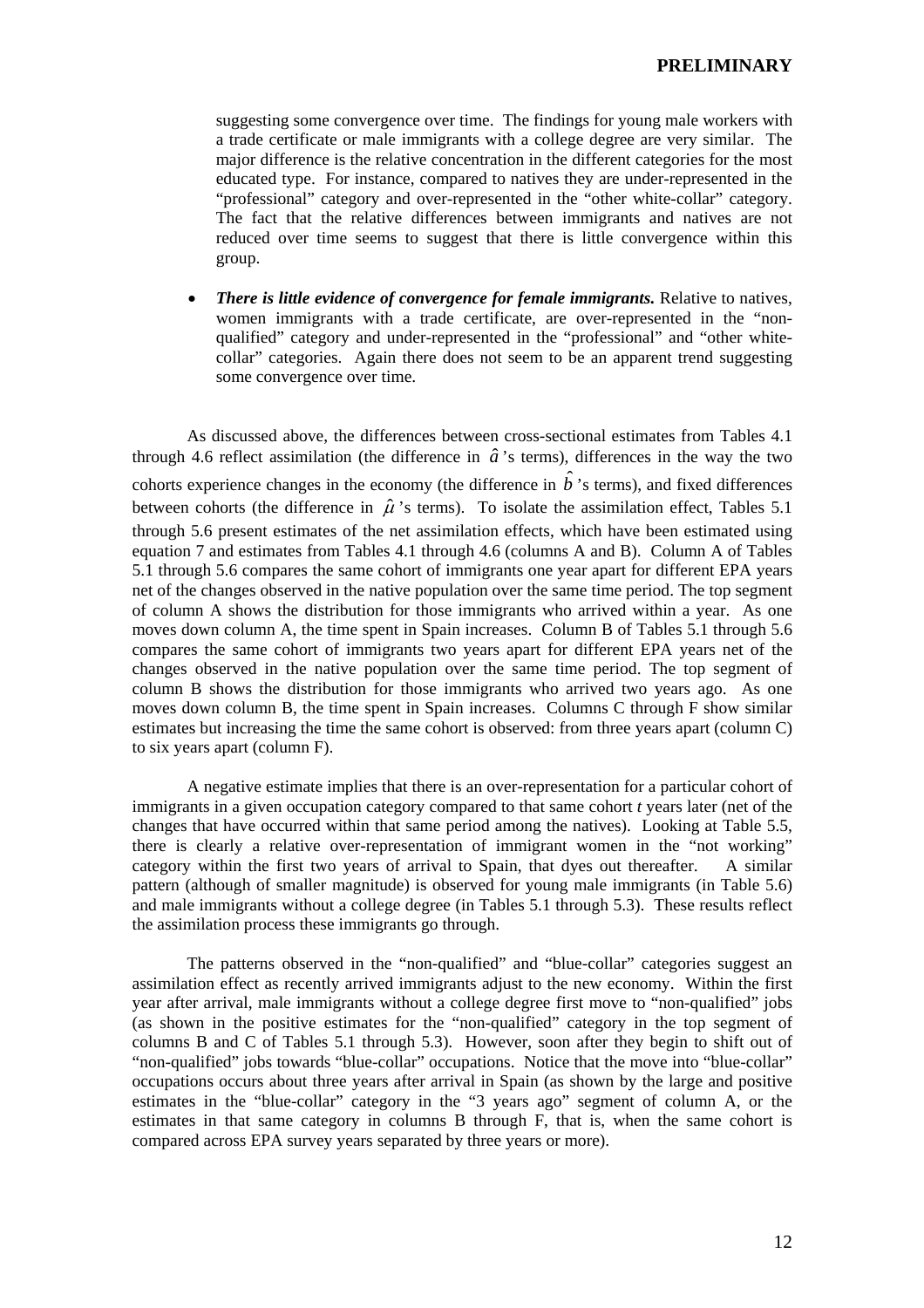suggesting some convergence over time. The findings for young male workers with a trade certificate or male immigrants with a college degree are very similar. The major difference is the relative concentration in the different categories for the most educated type. For instance, compared to natives they are under-represented in the "professional" category and over-represented in the "other white-collar" category. The fact that the relative differences between immigrants and natives are not reduced over time seems to suggest that there is little convergence within this group.

- ***There is little evidence of convergence for female immigrants.*** Relative to natives, women immigrants with a trade certificate, are over-represented in the "non-qualified" category and under-represented in the "professional" and "other white-collar" categories. Again there does not seem to be an apparent trend suggesting some convergence over time.

As discussed above, the differences between cross-sectional estimates from Tables 4.1 through 4.6 reflect assimilation (the difference in $\hat{a}$'s terms), differences in the way the two cohorts experience changes in the economy (the difference in $\hat{b}$'s terms), and fixed differences between cohorts (the difference in $\hat{\mu}$'s terms). To isolate the assimilation effect, Tables 5.1 through 5.6 present estimates of the net assimilation effects, which have been estimated using equation 7 and estimates from Tables 4.1 through 4.6 (columns A and B). Column A of Tables 5.1 through 5.6 compares the same cohort of immigrants one year apart for different EPA years net of the changes observed in the native population over the same time period. The top segment of column A shows the distribution for those immigrants who arrived within a year. As one moves down column A, the time spent in Spain increases. Column B of Tables 5.1 through 5.6 compares the same cohort of immigrants two years apart for different EPA years net of the changes observed in the native population over the same time period. The top segment of column B shows the distribution for those immigrants who arrived two years ago. As one moves down column B, the time spent in Spain increases. Columns C through F show similar estimates but increasing the time the same cohort is observed: from three years apart (column C) to six years apart (column F).

A negative estimate implies that there is an over-representation for a particular cohort of immigrants in a given occupation category compared to that same cohort *t* years later (net of the changes that have occurred within that same period among the natives). Looking at Table 5.5, there is clearly a relative over-representation of immigrant women in the "not working" category within the first two years of arrival to Spain, that dyes out thereafter. A similar pattern (although of smaller magnitude) is observed for young male immigrants (in Table 5.6) and male immigrants without a college degree (in Tables 5.1 through 5.3). These results reflect the assimilation process these immigrants go through.

The patterns observed in the "non-qualified" and "blue-collar" categories suggest an assimilation effect as recently arrived immigrants adjust to the new economy. Within the first year after arrival, male immigrants without a college degree first move to "non-qualified" jobs (as shown in the positive estimates for the "non-qualified" category in the top segment of columns B and C of Tables 5.1 through 5.3). However, soon after they begin to shift out of "non-qualified" jobs towards "blue-collar" occupations. Notice that the move into "blue-collar" occupations occurs about three years after arrival in Spain (as shown by the large and positive estimates in the "blue-collar" category in the "3 years ago" segment of column A, or the estimates in that same category in columns B through F, that is, when the same cohort is compared across EPA survey years separated by three years or more).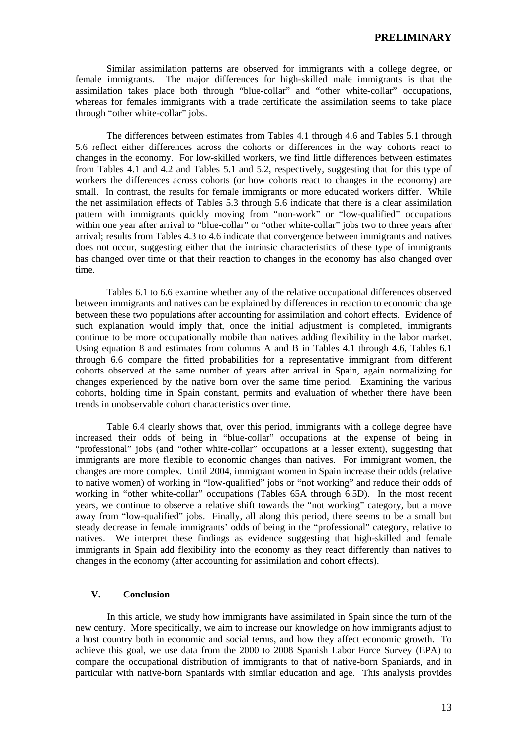Similar assimilation patterns are observed for immigrants with a college degree, or female immigrants. The major differences for high-skilled male immigrants is that the assimilation takes place both through "blue-collar" and "other white-collar" occupations, whereas for females immigrants with a trade certificate the assimilation seems to take place through "other white-collar" jobs.

The differences between estimates from Tables 4.1 through 4.6 and Tables 5.1 through 5.6 reflect either differences across the cohorts or differences in the way cohorts react to changes in the economy. For low-skilled workers, we find little differences between estimates from Tables 4.1 and 4.2 and Tables 5.1 and 5.2, respectively, suggesting that for this type of workers the differences across cohorts (or how cohorts react to changes in the economy) are small. In contrast, the results for female immigrants or more educated workers differ. While the net assimilation effects of Tables 5.3 through 5.6 indicate that there is a clear assimilation pattern with immigrants quickly moving from "non-work" or "low-qualified" occupations within one year after arrival to "blue-collar" or "other white-collar" jobs two to three years after arrival; results from Tables 4.3 to 4.6 indicate that convergence between immigrants and natives does not occur, suggesting either that the intrinsic characteristics of these type of immigrants has changed over time or that their reaction to changes in the economy has also changed over time.

Tables 6.1 to 6.6 examine whether any of the relative occupational differences observed between immigrants and natives can be explained by differences in reaction to economic change between these two populations after accounting for assimilation and cohort effects. Evidence of such explanation would imply that, once the initial adjustment is completed, immigrants continue to be more occupationally mobile than natives adding flexibility in the labor market. Using equation 8 and estimates from columns A and B in Tables 4.1 through 4.6, Tables 6.1 through 6.6 compare the fitted probabilities for a representative immigrant from different cohorts observed at the same number of years after arrival in Spain, again normalizing for changes experienced by the native born over the same time period. Examining the various cohorts, holding time in Spain constant, permits and evaluation of whether there have been trends in unobservable cohort characteristics over time.

Table 6.4 clearly shows that, over this period, immigrants with a college degree have increased their odds of being in "blue-collar" occupations at the expense of being in "professional" jobs (and "other white-collar" occupations at a lesser extent), suggesting that immigrants are more flexible to economic changes than natives. For immigrant women, the changes are more complex. Until 2004, immigrant women in Spain increase their odds (relative to native women) of working in "low-qualified" jobs or "not working" and reduce their odds of working in "other white-collar" occupations (Tables 65A through 6.5D). In the most recent years, we continue to observe a relative shift towards the "not working" category, but a move away from "low-qualified" jobs. Finally, all along this period, there seems to be a small but steady decrease in female immigrants' odds of being in the "professional" category, relative to natives. We interpret these findings as evidence suggesting that high-skilled and female immigrants in Spain add flexibility into the economy as they react differently than natives to changes in the economy (after accounting for assimilation and cohort effects).

## V. Conclusion

In this article, we study how immigrants have assimilated in Spain since the turn of the new century. More specifically, we aim to increase our knowledge on how immigrants adjust to a host country both in economic and social terms, and how they affect economic growth. To achieve this goal, we use data from the 2000 to 2008 Spanish Labor Force Survey (EPA) to compare the occupational distribution of immigrants to that of native-born Spaniards, and in particular with native-born Spaniards with similar education and age. This analysis provides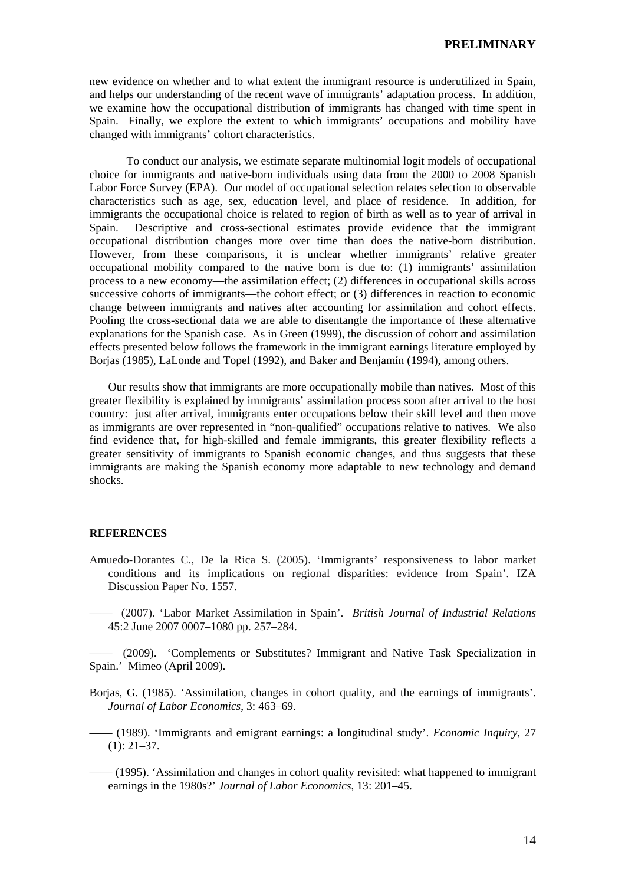new evidence on whether and to what extent the immigrant resource is underutilized in Spain, and helps our understanding of the recent wave of immigrants' adaptation process. In addition, we examine how the occupational distribution of immigrants has changed with time spent in Spain. Finally, we explore the extent to which immigrants' occupations and mobility have changed with immigrants' cohort characteristics.

To conduct our analysis, we estimate separate multinomial logit models of occupational choice for immigrants and native-born individuals using data from the 2000 to 2008 Spanish Labor Force Survey (EPA). Our model of occupational selection relates selection to observable characteristics such as age, sex, education level, and place of residence. In addition, for immigrants the occupational choice is related to region of birth as well as to year of arrival in Spain. Descriptive and cross-sectional estimates provide evidence that the immigrant occupational distribution changes more over time than does the native-born distribution. However, from these comparisons, it is unclear whether immigrants' relative greater occupational mobility compared to the native born is due to: (1) immigrants' assimilation process to a new economy—the assimilation effect; (2) differences in occupational skills across successive cohorts of immigrants—the cohort effect; or (3) differences in reaction to economic change between immigrants and natives after accounting for assimilation and cohort effects. Pooling the cross-sectional data we are able to disentangle the importance of these alternative explanations for the Spanish case. As in Green (1999), the discussion of cohort and assimilation effects presented below follows the framework in the immigrant earnings literature employed by Borjas (1985), LaLonde and Topel (1992), and Baker and Benjamín (1994), among others.

Our results show that immigrants are more occupationally mobile than natives. Most of this greater flexibility is explained by immigrants' assimilation process soon after arrival to the host country: just after arrival, immigrants enter occupations below their skill level and then move as immigrants are over represented in "non-qualified" occupations relative to natives. We also find evidence that, for high-skilled and female immigrants, this greater flexibility reflects a greater sensitivity of immigrants to Spanish economic changes, and thus suggests that these immigrants are making the Spanish economy more adaptable to new technology and demand shocks.

## REFERENCES

Amuedo-Dorantes C., De la Rica S. (2005). 'Immigrants' responsiveness to labor market conditions and its implications on regional disparities: evidence from Spain'. IZA Discussion Paper No. 1557.

—— (2007). 'Labor Market Assimilation in Spain'. *British Journal of Industrial Relations* 45:2 June 2007 0007–1080 pp. 257–284.

—— (2009). 'Complements or Substitutes? Immigrant and Native Task Specialization in Spain.' Mimeo (April 2009).

Borjas, G. (1985). 'Assimilation, changes in cohort quality, and the earnings of immigrants'. *Journal of Labor Economics*, 3: 463–69.

—— (1989). 'Immigrants and emigrant earnings: a longitudinal study'. *Economic Inquiry*, 27 (1): 21–37.

—— (1995). 'Assimilation and changes in cohort quality revisited: what happened to immigrant earnings in the 1980s?' *Journal of Labor Economics*, 13: 201–45.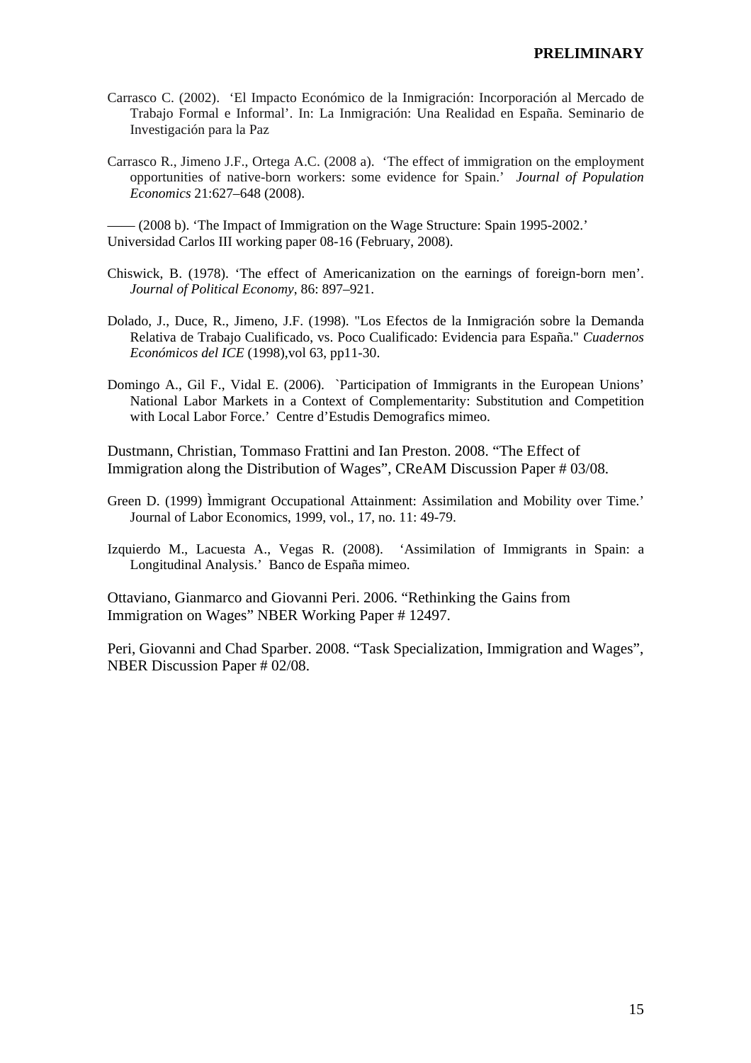Carrasco C. (2002). 'El Impacto Económico de la Inmigración: Incorporación al Mercado de Trabajo Formal e Informal'. In: La Inmigración: Una Realidad en España. Seminario de Investigación para la Paz

Carrasco R., Jimeno J.F., Ortega A.C. (2008 a). 'The effect of immigration on the employment opportunities of native-born workers: some evidence for Spain.' *Journal of Population Economics* 21:627–648 (2008).

—— (2008 b). 'The Impact of Immigration on the Wage Structure: Spain 1995-2002.' Universidad Carlos III working paper 08-16 (February, 2008).

Chiswick, B. (1978). 'The effect of Americanization on the earnings of foreign-born men'. *Journal of Political Economy*, 86: 897–921.

Dolado, J., Duce, R., Jimeno, J.F. (1998). "Los Efectos de la Inmigración sobre la Demanda Relativa de Trabajo Cualificado, vs. Poco Cualificado: Evidencia para España." *Cuadernos Económicos del ICE* (1998),vol 63, pp11-30.

Domingo A., Gil F., Vidal E. (2006). `Participation of Immigrants in the European Unions' National Labor Markets in a Context of Complementarity: Substitution and Competition with Local Labor Force.' Centre d'Estudis Demografics mimeo.

Dustmann, Christian, Tommaso Frattini and Ian Preston. 2008. "The Effect of Immigration along the Distribution of Wages", CReAM Discussion Paper # 03/08.

Green D. (1999) Ìmmigrant Occupational Attainment: Assimilation and Mobility over Time.' Journal of Labor Economics, 1999, vol., 17, no. 11: 49-79.

Izquierdo M., Lacuesta A., Vegas R. (2008). 'Assimilation of Immigrants in Spain: a Longitudinal Analysis.' Banco de España mimeo.

Ottaviano, Gianmarco and Giovanni Peri. 2006. "Rethinking the Gains from Immigration on Wages" NBER Working Paper # 12497.

Peri, Giovanni and Chad Sparber. 2008. "Task Specialization, Immigration and Wages", NBER Discussion Paper # 02/08.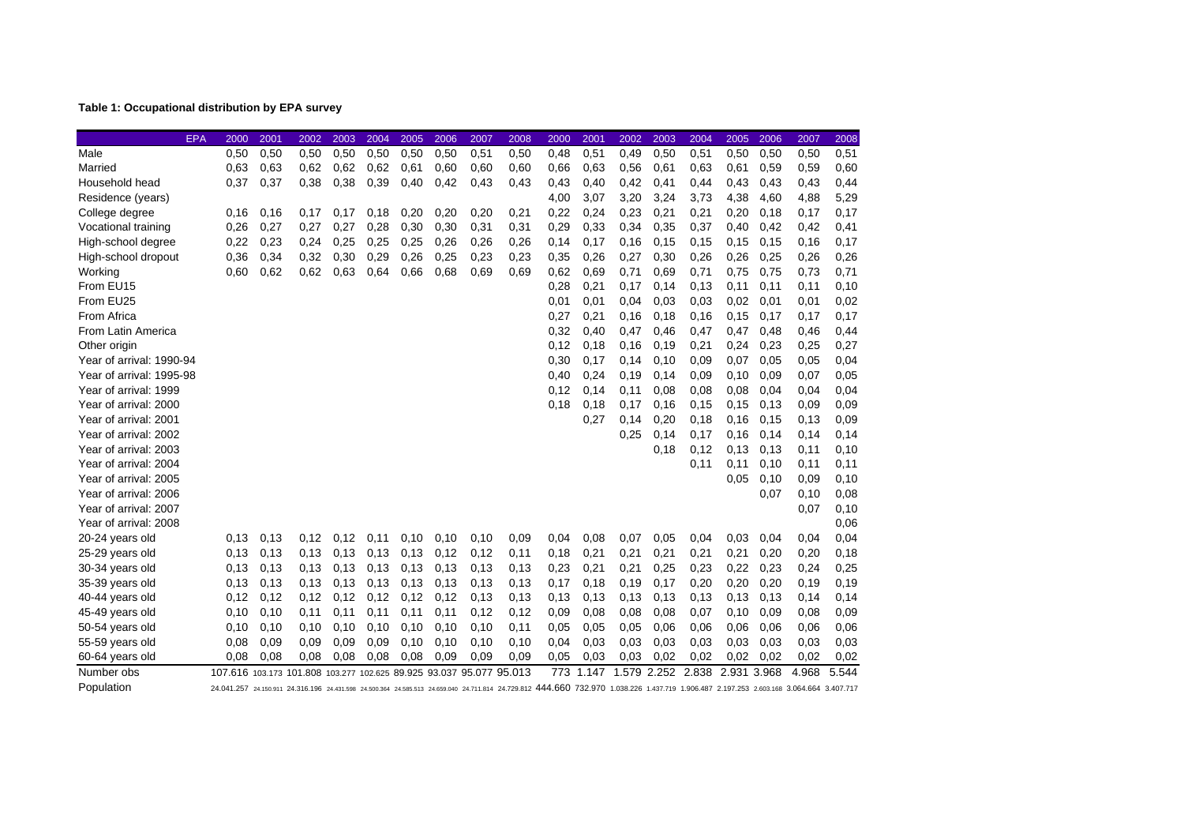**Table 1: Occupational distribution by EPA survey**

| EPA | 2000 | 2001 | 2002 | 2003 | 2004 | 2005 | 2006 | 2007 | 2008 | 2000 | 2001 | 2002 | 2003 | 2004 | 2005 | 2006 | 2007 | 2008 |
|---|---|---|---|---|---|---|---|---|---|---|---|---|---|---|---|---|---|---|
| Male | 0,50 | 0,50 | 0,50 | 0,50 | 0,50 | 0,50 | 0,50 | 0,51 | 0,50 | 0,48 | 0,51 | 0,49 | 0,50 | 0,51 | 0,50 | 0,50 | 0,50 | 0,51 |
| Married | 0,63 | 0,63 | 0,62 | 0,62 | 0,62 | 0,61 | 0,60 | 0,60 | 0,60 | 0,66 | 0,63 | 0,56 | 0,61 | 0,63 | 0,61 | 0,59 | 0,59 | 0,60 |
| Household head | 0,37 | 0,37 | 0,38 | 0,38 | 0,39 | 0,40 | 0,42 | 0,43 | 0,43 | 0,43 | 0,40 | 0,42 | 0,41 | 0,44 | 0,43 | 0,43 | 0,43 | 0,44 |
| Residence (years) | | | | | | | | | | 4,00 | 3,07 | 3,20 | 3,24 | 3,73 | 4,38 | 4,60 | 4,88 | 5,29 |
| College degree | 0,16 | 0,16 | 0,17 | 0,17 | 0,18 | 0,20 | 0,20 | 0,20 | 0,21 | 0,22 | 0,24 | 0,23 | 0,21 | 0,21 | 0,20 | 0,18 | 0,17 | 0,17 |
| Vocational training | 0,26 | 0,27 | 0,27 | 0,27 | 0,28 | 0,30 | 0,30 | 0,31 | 0,31 | 0,29 | 0,33 | 0,34 | 0,35 | 0,37 | 0,40 | 0,42 | 0,42 | 0,41 |
| High-school degree | 0,22 | 0,23 | 0,24 | 0,25 | 0,25 | 0,25 | 0,26 | 0,26 | 0,26 | 0,14 | 0,17 | 0,16 | 0,15 | 0,15 | 0,15 | 0,15 | 0,16 | 0,17 |
| High-school dropout | 0,36 | 0,34 | 0,32 | 0,30 | 0,29 | 0,26 | 0,25 | 0,23 | 0,23 | 0,35 | 0,26 | 0,27 | 0,30 | 0,26 | 0,26 | 0,25 | 0,26 | 0,26 |
| Working | 0,60 | 0,62 | 0,62 | 0,63 | 0,64 | 0,66 | 0,68 | 0,69 | 0,69 | 0,62 | 0,69 | 0,71 | 0,69 | 0,71 | 0,75 | 0,75 | 0,73 | 0,71 |
| From EU15 | | | | | | | | | | 0,28 | 0,21 | 0,17 | 0,14 | 0,13 | 0,11 | 0,11 | 0,11 | 0,10 |
| From EU25 | | | | | | | | | | 0,01 | 0,01 | 0,04 | 0,03 | 0,03 | 0,02 | 0,01 | 0,01 | 0,02 |
| From Africa | | | | | | | | | | 0,27 | 0,21 | 0,16 | 0,18 | 0,16 | 0,15 | 0,17 | 0,17 | 0,17 |
| From Latin America | | | | | | | | | | 0,32 | 0,40 | 0,47 | 0,46 | 0,47 | 0,47 | 0,48 | 0,46 | 0,44 |
| Other origin | | | | | | | | | | 0,12 | 0,18 | 0,16 | 0,19 | 0,21 | 0,24 | 0,23 | 0,25 | 0,27 |
| Year of arrival: 1990-94 | | | | | | | | | | 0,30 | 0,17 | 0,14 | 0,10 | 0,09 | 0,07 | 0,05 | 0,05 | 0,04 |
| Year of arrival: 1995-98 | | | | | | | | | | 0,40 | 0,24 | 0,19 | 0,14 | 0,09 | 0,10 | 0,09 | 0,07 | 0,05 |
| Year of arrival: 1999 | | | | | | | | | | 0,12 | 0,14 | 0,11 | 0,08 | 0,08 | 0,08 | 0,04 | 0,04 | 0,04 |
| Year of arrival: 2000 | | | | | | | | | | 0,18 | 0,18 | 0,17 | 0,16 | 0,15 | 0,15 | 0,13 | 0,09 | 0,09 |
| Year of arrival: 2001 | | | | | | | | | | | 0,27 | 0,14 | 0,20 | 0,18 | 0,16 | 0,15 | 0,13 | 0,09 |
| Year of arrival: 2002 | | | | | | | | | | | | 0,25 | 0,14 | 0,17 | 0,16 | 0,14 | 0,14 | 0,14 |
| Year of arrival: 2003 | | | | | | | | | | | | | 0,18 | 0,12 | 0,13 | 0,13 | 0,11 | 0,10 |
| Year of arrival: 2004 | | | | | | | | | | | | | | 0,11 | 0,11 | 0,10 | 0,11 | 0,11 |
| Year of arrival: 2005 | | | | | | | | | | | | | | | 0,05 | 0,10 | 0,09 | 0,10 |
| Year of arrival: 2006 | | | | | | | | | | | | | | | | 0,07 | 0,10 | 0,08 |
| Year of arrival: 2007 | | | | | | | | | | | | | | | | | 0,07 | 0,10 |
| Year of arrival: 2008 | | | | | | | | | | | | | | | | | | 0,06 |
| 20-24 years old | 0,13 | 0,13 | 0,12 | 0,12 | 0,11 | 0,10 | 0,10 | 0,10 | 0,09 | 0,04 | 0,08 | 0,07 | 0,05 | 0,04 | 0,03 | 0,04 | 0,04 | 0,04 |
| 25-29 years old | 0,13 | 0,13 | 0,13 | 0,13 | 0,13 | 0,13 | 0,12 | 0,12 | 0,11 | 0,18 | 0,21 | 0,21 | 0,21 | 0,21 | 0,21 | 0,20 | 0,20 | 0,18 |
| 30-34 years old | 0,13 | 0,13 | 0,13 | 0,13 | 0,13 | 0,13 | 0,13 | 0,13 | 0,13 | 0,23 | 0,21 | 0,21 | 0,25 | 0,23 | 0,22 | 0,23 | 0,24 | 0,25 |
| 35-39 years old | 0,13 | 0,13 | 0,13 | 0,13 | 0,13 | 0,13 | 0,13 | 0,13 | 0,13 | 0,17 | 0,18 | 0,19 | 0,17 | 0,20 | 0,20 | 0,20 | 0,19 | 0,19 |
| 40-44 years old | 0,12 | 0,12 | 0,12 | 0,12 | 0,12 | 0,12 | 0,12 | 0,13 | 0,13 | 0,13 | 0,13 | 0,13 | 0,13 | 0,13 | 0,13 | 0,13 | 0,14 | 0,14 |
| 45-49 years old | 0,10 | 0,10 | 0,11 | 0,11 | 0,11 | 0,11 | 0,11 | 0,12 | 0,12 | 0,09 | 0,08 | 0,08 | 0,08 | 0,07 | 0,10 | 0,09 | 0,08 | 0,09 |
| 50-54 years old | 0,10 | 0,10 | 0,10 | 0,10 | 0,10 | 0,10 | 0,10 | 0,10 | 0,11 | 0,05 | 0,05 | 0,05 | 0,06 | 0,06 | 0,06 | 0,06 | 0,06 | 0,06 |
| 55-59 years old | 0,08 | 0,09 | 0,09 | 0,09 | 0,09 | 0,10 | 0,10 | 0,10 | 0,10 | 0,04 | 0,03 | 0,03 | 0,03 | 0,03 | 0,03 | 0,03 | 0,03 | 0,03 |
| 60-64 years old | 0,08 | 0,08 | 0,08 | 0,08 | 0,08 | 0,08 | 0,09 | 0,09 | 0,09 | 0,05 | 0,03 | 0,03 | 0,02 | 0,02 | 0,02 | 0,02 | 0,02 | 0,02 |
| Number obs | 107.616 | 103.173 | 101.808 | 103.277 | 102.625 | 89.925 | 93.037 | 95.077 | 95.013 | 773 | 1.147 | 1.579 | 2.252 | 2.838 | 2.931 | 3.968 | 4.968 | 5.544 |
| Population | 24.041.257 | 24.150.911 | 24.316.196 | 24.431.598 | 24.500.364 | 24.585.513 | 24.659.040 | 24.711.814 | 24.729.812 | 444.660 | 732.970 | 1.038.226 | 1.437.719 | 1.906.487 | 2.197.253 | 2.603.168 | 3.064.664 | 3.407.717 |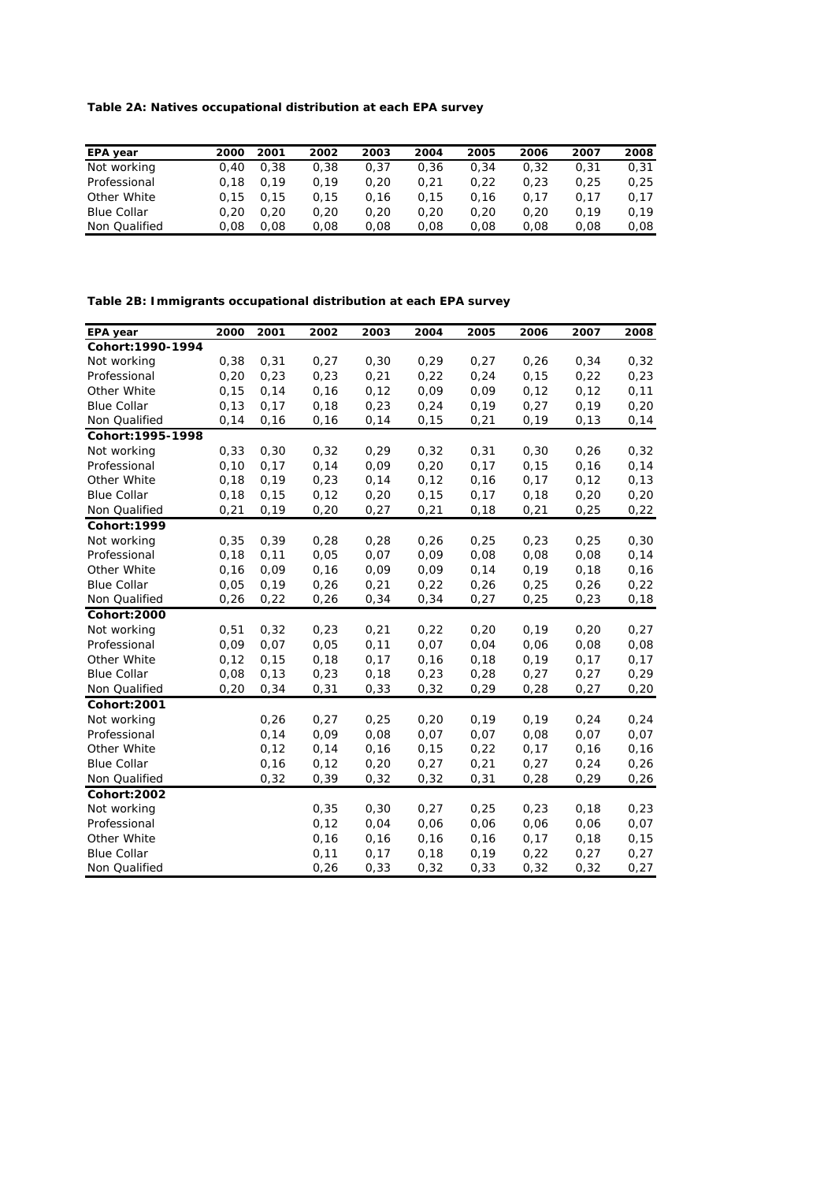**Table 2A: Natives occupational distribution at each EPA survey**

| EPA year | 2000 | 2001 | 2002 | 2003 | 2004 | 2005 | 2006 | 2007 | 2008 |
|---|---|---|---|---|---|---|---|---|---|
| Not working | 0,40 | 0,38 | 0,38 | 0,37 | 0,36 | 0,34 | 0,32 | 0,31 | 0,31 |
| Professional | 0,18 | 0,19 | 0,19 | 0,20 | 0,21 | 0,22 | 0,23 | 0,25 | 0,25 |
| Other White | 0,15 | 0,15 | 0,15 | 0,16 | 0,15 | 0,16 | 0,17 | 0,17 | 0,17 |
| Blue Collar | 0,20 | 0,20 | 0,20 | 0,20 | 0,20 | 0,20 | 0,20 | 0,19 | 0,19 |
| Non Qualified | 0,08 | 0,08 | 0,08 | 0,08 | 0,08 | 0,08 | 0,08 | 0,08 | 0,08 |

**Table 2B: Immigrants occupational distribution at each EPA survey**

| EPA year | 2000 | 2001 | 2002 | 2003 | 2004 | 2005 | 2006 | 2007 | 2008 |
|---|---|---|---|---|---|---|---|---|---|
| **Cohort:1990-1994** | | | | | | | | | |
| Not working | 0,38 | 0,31 | 0,27 | 0,30 | 0,29 | 0,27 | 0,26 | 0,34 | 0,32 |
| Professional | 0,20 | 0,23 | 0,23 | 0,21 | 0,22 | 0,24 | 0,15 | 0,22 | 0,23 |
| Other White | 0,15 | 0,14 | 0,16 | 0,12 | 0,09 | 0,09 | 0,12 | 0,12 | 0,11 |
| Blue Collar | 0,13 | 0,17 | 0,18 | 0,23 | 0,24 | 0,19 | 0,27 | 0,19 | 0,20 |
| Non Qualified | 0,14 | 0,16 | 0,16 | 0,14 | 0,15 | 0,21 | 0,19 | 0,13 | 0,14 |
| **Cohort:1995-1998** | | | | | | | | | |
| Not working | 0,33 | 0,30 | 0,32 | 0,29 | 0,32 | 0,31 | 0,30 | 0,26 | 0,32 |
| Professional | 0,10 | 0,17 | 0,14 | 0,09 | 0,20 | 0,17 | 0,15 | 0,16 | 0,14 |
| Other White | 0,18 | 0,19 | 0,23 | 0,14 | 0,12 | 0,16 | 0,17 | 0,12 | 0,13 |
| Blue Collar | 0,18 | 0,15 | 0,12 | 0,20 | 0,15 | 0,17 | 0,18 | 0,20 | 0,20 |
| Non Qualified | 0,21 | 0,19 | 0,20 | 0,27 | 0,21 | 0,18 | 0,21 | 0,25 | 0,22 |
| **Cohort:1999** | | | | | | | | | |
| Not working | 0,35 | 0,39 | 0,28 | 0,28 | 0,26 | 0,25 | 0,23 | 0,25 | 0,30 |
| Professional | 0,18 | 0,11 | 0,05 | 0,07 | 0,09 | 0,08 | 0,08 | 0,08 | 0,14 |
| Other White | 0,16 | 0,09 | 0,16 | 0,09 | 0,09 | 0,14 | 0,19 | 0,18 | 0,16 |
| Blue Collar | 0,05 | 0,19 | 0,26 | 0,21 | 0,22 | 0,26 | 0,25 | 0,26 | 0,22 |
| Non Qualified | 0,26 | 0,22 | 0,26 | 0,34 | 0,34 | 0,27 | 0,25 | 0,23 | 0,18 |
| **Cohort:2000** | | | | | | | | | |
| Not working | 0,51 | 0,32 | 0,23 | 0,21 | 0,22 | 0,20 | 0,19 | 0,20 | 0,27 |
| Professional | 0,09 | 0,07 | 0,05 | 0,11 | 0,07 | 0,04 | 0,06 | 0,08 | 0,08 |
| Other White | 0,12 | 0,15 | 0,18 | 0,17 | 0,16 | 0,18 | 0,19 | 0,17 | 0,17 |
| Blue Collar | 0,08 | 0,13 | 0,23 | 0,18 | 0,23 | 0,28 | 0,27 | 0,27 | 0,29 |
| Non Qualified | 0,20 | 0,34 | 0,31 | 0,33 | 0,32 | 0,29 | 0,28 | 0,27 | 0,20 |
| **Cohort:2001** | | | | | | | | | |
| Not working | | 0,26 | 0,27 | 0,25 | 0,20 | 0,19 | 0,19 | 0,24 | 0,24 |
| Professional | | 0,14 | 0,09 | 0,08 | 0,07 | 0,07 | 0,08 | 0,07 | 0,07 |
| Other White | | 0,12 | 0,14 | 0,16 | 0,15 | 0,22 | 0,17 | 0,16 | 0,16 |
| Blue Collar | | 0,16 | 0,12 | 0,20 | 0,27 | 0,21 | 0,27 | 0,24 | 0,26 |
| Non Qualified | | 0,32 | 0,39 | 0,32 | 0,32 | 0,31 | 0,28 | 0,29 | 0,26 |
| **Cohort:2002** | | | | | | | | | |
| Not working | | | 0,35 | 0,30 | 0,27 | 0,25 | 0,23 | 0,18 | 0,23 |
| Professional | | | 0,12 | 0,04 | 0,06 | 0,06 | 0,06 | 0,06 | 0,07 |
| Other White | | | 0,16 | 0,16 | 0,16 | 0,16 | 0,17 | 0,18 | 0,15 |
| Blue Collar | | | 0,11 | 0,17 | 0,18 | 0,19 | 0,22 | 0,27 | 0,27 |
| Non Qualified | | | 0,26 | 0,33 | 0,32 | 0,33 | 0,32 | 0,32 | 0,27 |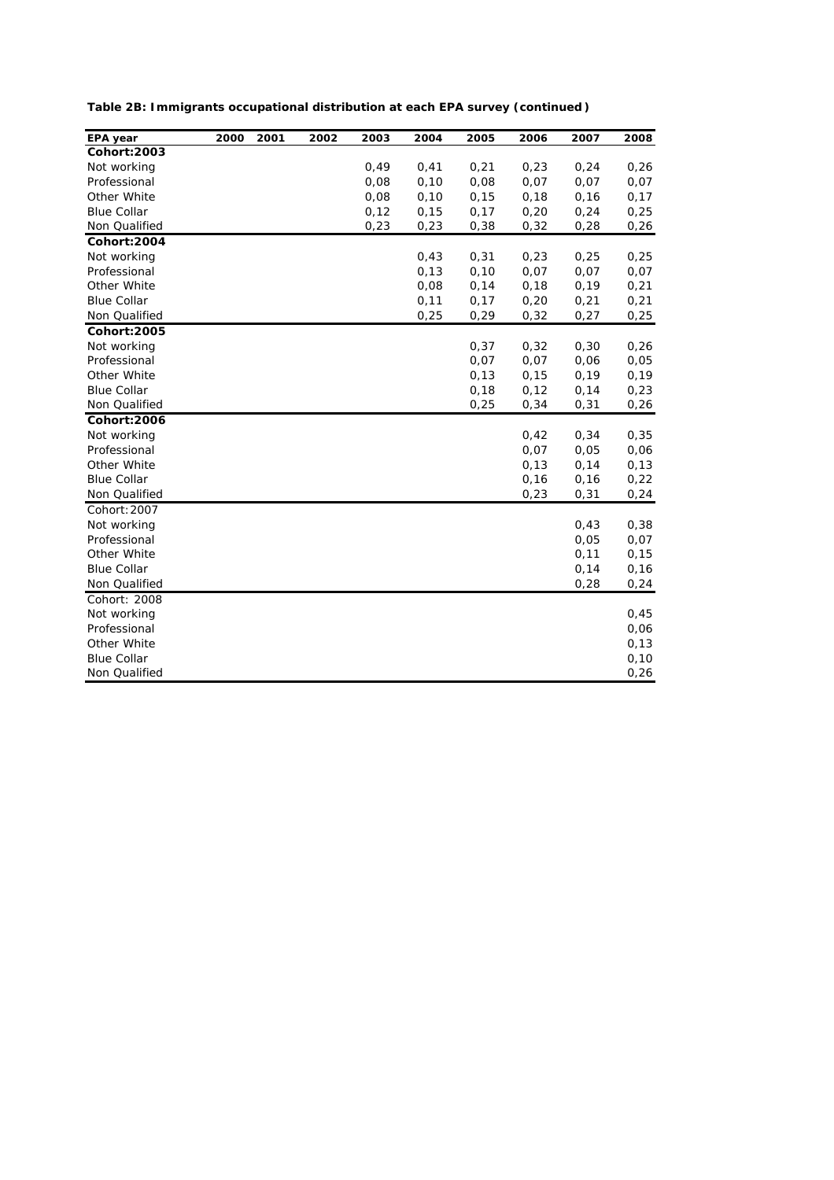**Table 2B: Immigrants occupational distribution at each EPA survey (continued)**

| EPA year | 2000 | 2001 | 2002 | 2003 | 2004 | 2005 | 2006 | 2007 | 2008 |
|---|---|---|---|---|---|---|---|---|---|
| **Cohort:2003** | | | | | | | | | |
| Not working | | | | 0,49 | 0,41 | 0,21 | 0,23 | 0,24 | 0,26 |
| Professional | | | | 0,08 | 0,10 | 0,08 | 0,07 | 0,07 | 0,07 |
| Other White | | | | 0,08 | 0,10 | 0,15 | 0,18 | 0,16 | 0,17 |
| Blue Collar | | | | 0,12 | 0,15 | 0,17 | 0,20 | 0,24 | 0,25 |
| Non Qualified | | | | 0,23 | 0,23 | 0,38 | 0,32 | 0,28 | 0,26 |
| **Cohort:2004** | | | | | | | | | |
| Not working | | | | | 0,43 | 0,31 | 0,23 | 0,25 | 0,25 |
| Professional | | | | | 0,13 | 0,10 | 0,07 | 0,07 | 0,07 |
| Other White | | | | | 0,08 | 0,14 | 0,18 | 0,19 | 0,21 |
| Blue Collar | | | | | 0,11 | 0,17 | 0,20 | 0,21 | 0,21 |
| Non Qualified | | | | | 0,25 | 0,29 | 0,32 | 0,27 | 0,25 |
| **Cohort:2005** | | | | | | | | | |
| Not working | | | | | | 0,37 | 0,32 | 0,30 | 0,26 |
| Professional | | | | | | 0,07 | 0,07 | 0,06 | 0,05 |
| Other White | | | | | | 0,13 | 0,15 | 0,19 | 0,19 |
| Blue Collar | | | | | | 0,18 | 0,12 | 0,14 | 0,23 |
| Non Qualified | | | | | | 0,25 | 0,34 | 0,31 | 0,26 |
| **Cohort:2006** | | | | | | | | | |
| Not working | | | | | | | 0,42 | 0,34 | 0,35 |
| Professional | | | | | | | 0,07 | 0,05 | 0,06 |
| Other White | | | | | | | 0,13 | 0,14 | 0,13 |
| Blue Collar | | | | | | | 0,16 | 0,16 | 0,22 |
| Non Qualified | | | | | | | 0,23 | 0,31 | 0,24 |
| Cohort:2007 | | | | | | | | | |
| Not working | | | | | | | | 0,43 | 0,38 |
| Professional | | | | | | | | 0,05 | 0,07 |
| Other White | | | | | | | | 0,11 | 0,15 |
| Blue Collar | | | | | | | | 0,14 | 0,16 |
| Non Qualified | | | | | | | | 0,28 | 0,24 |
| Cohort: 2008 | | | | | | | | | |
| Not working | | | | | | | | | 0,45 |
| Professional | | | | | | | | | 0,06 |
| Other White | | | | | | | | | 0,13 |
| Blue Collar | | | | | | | | | 0,10 |
| Non Qualified | | | | | | | | | 0,26 |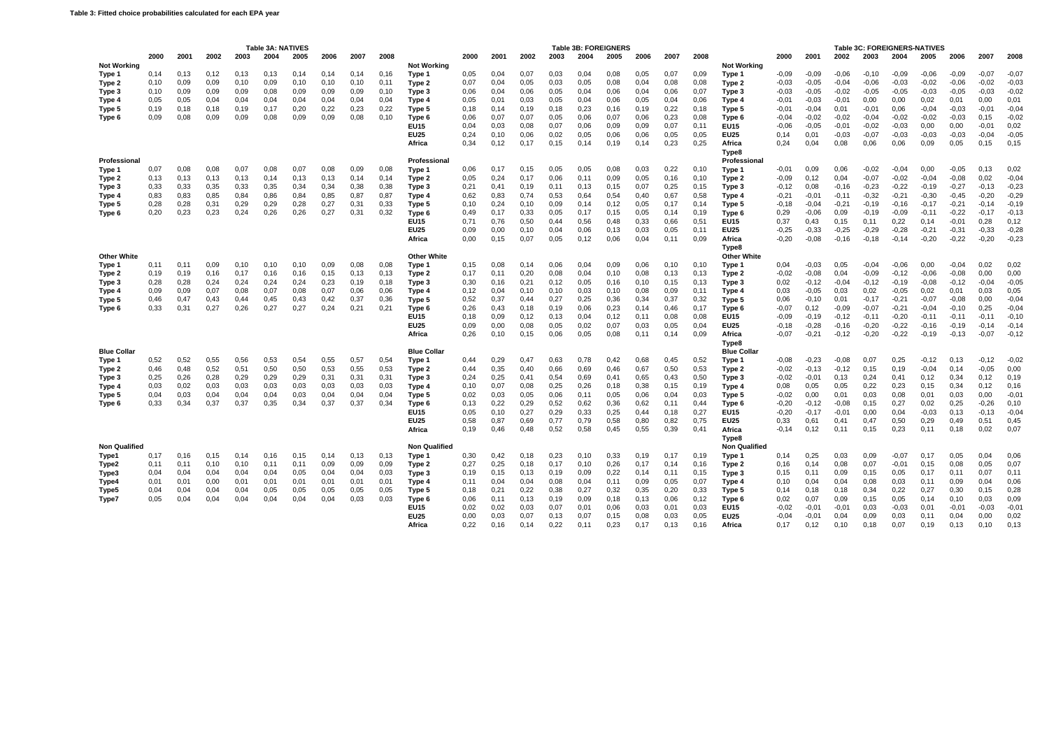**Table 3: Fitted choice probabilities calculated for each EPA year**

**Table 3A: NATIVES**

| | 2000 | 2001 | 2002 | 2003 | 2004 | 2005 | 2006 | 2007 | 2008 |
|---|---|---|---|---|---|---|---|---|---|
| **Not Working** | | | | | | | | | |
| Type 1 | 0,14 | 0,13 | 0,12 | 0,13 | 0,13 | 0,14 | 0,14 | 0,14 | 0,16 |
| Type 2 | 0,10 | 0,09 | 0,09 | 0,10 | 0,09 | 0,10 | 0,10 | 0,10 | 0,11 |
| Type 3 | 0,10 | 0,09 | 0,09 | 0,09 | 0,08 | 0,09 | 0,09 | 0,09 | 0,10 |
| Type 4 | 0,05 | 0,05 | 0,04 | 0,04 | 0,04 | 0,04 | 0,04 | 0,04 | 0,04 |
| Type 5 | 0,19 | 0,18 | 0,18 | 0,19 | 0,17 | 0,20 | 0,22 | 0,23 | 0,22 |
| Type 6 | 0,09 | 0,08 | 0,09 | 0,09 | 0,08 | 0,09 | 0,09 | 0,08 | 0,10 |
| **Professional** | | | | | | | | | |
| Type 1 | 0,07 | 0,08 | 0,08 | 0,07 | 0,08 | 0,07 | 0,08 | 0,09 | 0,08 |
| Type 2 | 0,13 | 0,13 | 0,13 | 0,13 | 0,14 | 0,13 | 0,13 | 0,14 | 0,14 |
| Type 3 | 0,33 | 0,33 | 0,35 | 0,33 | 0,35 | 0,34 | 0,34 | 0,38 | 0,38 |
| Type 4 | 0,83 | 0,83 | 0,85 | 0,84 | 0,86 | 0,84 | 0,85 | 0,87 | 0,87 |
| Type 5 | 0,28 | 0,28 | 0,31 | 0,29 | 0,29 | 0,28 | 0,27 | 0,31 | 0,33 |
| Type 6 | 0,20 | 0,23 | 0,23 | 0,24 | 0,26 | 0,26 | 0,27 | 0,31 | 0,32 |
| **Other White** | | | | | | | | | |
| Type 1 | 0,11 | 0,11 | 0,09 | 0,10 | 0,10 | 0,10 | 0,09 | 0,08 | 0,08 |
| Type 2 | 0,19 | 0,19 | 0,16 | 0,17 | 0,16 | 0,16 | 0,15 | 0,13 | 0,13 |
| Type 3 | 0,28 | 0,28 | 0,24 | 0,24 | 0,24 | 0,24 | 0,23 | 0,19 | 0,18 |
| Type 4 | 0,09 | 0,09 | 0,07 | 0,08 | 0,07 | 0,08 | 0,07 | 0,06 | 0,06 |
| Type 5 | 0,46 | 0,47 | 0,43 | 0,44 | 0,45 | 0,43 | 0,42 | 0,37 | 0,36 |
| Type 6 | 0,33 | 0,31 | 0,27 | 0,26 | 0,27 | 0,27 | 0,24 | 0,21 | 0,21 |
| **Blue Collar** | | | | | | | | | |
| Type 1 | 0,52 | 0,52 | 0,55 | 0,56 | 0,53 | 0,54 | 0,55 | 0,57 | 0,54 |
| Type 2 | 0,46 | 0,48 | 0,52 | 0,51 | 0,50 | 0,50 | 0,53 | 0,55 | 0,53 |
| Type 3 | 0,25 | 0,26 | 0,28 | 0,29 | 0,29 | 0,29 | 0,31 | 0,31 | 0,31 |
| Type 4 | 0,03 | 0,02 | 0,03 | 0,03 | 0,03 | 0,03 | 0,03 | 0,03 | 0,03 |
| Type 5 | 0,04 | 0,03 | 0,04 | 0,04 | 0,04 | 0,03 | 0,04 | 0,04 | 0,04 |
| Type 6 | 0,33 | 0,34 | 0,37 | 0,37 | 0,35 | 0,34 | 0,37 | 0,37 | 0,34 |
| **Non Qualified** | | | | | | | | | |
| Type1 | 0,17 | 0,16 | 0,15 | 0,14 | 0,16 | 0,15 | 0,14 | 0,13 | 0,13 |
| Type2 | 0,11 | 0,11 | 0,10 | 0,10 | 0,11 | 0,11 | 0,09 | 0,09 | 0,09 |
| Type3 | 0,04 | 0,04 | 0,04 | 0,04 | 0,04 | 0,05 | 0,04 | 0,04 | 0,03 |
| Type4 | 0,01 | 0,01 | 0,00 | 0,01 | 0,01 | 0,01 | 0,01 | 0,01 | 0,01 |
| Type5 | 0,04 | 0,04 | 0,04 | 0,04 | 0,05 | 0,05 | 0,05 | 0,05 | 0,05 |
| Type7 | 0,05 | 0,04 | 0,04 | 0,04 | 0,04 | 0,04 | 0,04 | 0,03 | 0,03 |

**Table 3B: FOREIGNERS**

| | 2000 | 2001 | 2002 | 2003 | 2004 | 2005 | 2006 | 2007 | 2008 |
|---|---|---|---|---|---|---|---|---|---|
| **Not Working** | | | | | | | | | |
| Type 1 | 0,05 | 0,04 | 0,07 | 0,03 | 0,04 | 0,08 | 0,05 | 0,07 | 0,09 |
| Type 2 | 0,07 | 0,04 | 0,05 | 0,03 | 0,05 | 0,08 | 0,04 | 0,08 | 0,08 |
| Type 3 | 0,06 | 0,04 | 0,06 | 0,05 | 0,04 | 0,06 | 0,04 | 0,06 | 0,07 |
| Type 4 | 0,05 | 0,01 | 0,03 | 0,05 | 0,04 | 0,06 | 0,05 | 0,04 | 0,06 |
| Type 5 | 0,18 | 0,14 | 0,19 | 0,18 | 0,23 | 0,16 | 0,19 | 0,22 | 0,18 |
| Type 6 | 0,06 | 0,07 | 0,07 | 0,05 | 0,06 | 0,07 | 0,06 | 0,23 | 0,08 |
| EU15 | 0,04 | 0,03 | 0,08 | 0,07 | 0,06 | 0,09 | 0,09 | 0,07 | 0,11 |
| EU25 | 0,24 | 0,10 | 0,06 | 0,02 | 0,05 | 0,06 | 0,06 | 0,05 | 0,05 |
| Africa | 0,34 | 0,12 | 0,17 | 0,15 | 0,14 | 0,19 | 0,14 | 0,23 | 0,25 |
| **Professional** | | | | | | | | | |
| Type 1 | 0,06 | 0,17 | 0,15 | 0,05 | 0,05 | 0,08 | 0,03 | 0,22 | 0,10 |
| Type 2 | 0,05 | 0,24 | 0,17 | 0,06 | 0,11 | 0,09 | 0,05 | 0,16 | 0,10 |
| Type 3 | 0,21 | 0,41 | 0,19 | 0,11 | 0,13 | 0,15 | 0,07 | 0,25 | 0,15 |
| Type 4 | 0,62 | 0,83 | 0,74 | 0,53 | 0,64 | 0,54 | 0,40 | 0,67 | 0,58 |
| Type 5 | 0,10 | 0,24 | 0,10 | 0,09 | 0,14 | 0,12 | 0,05 | 0,17 | 0,14 |
| Type 6 | 0,49 | 0,17 | 0,33 | 0,05 | 0,17 | 0,15 | 0,05 | 0,14 | 0,19 |
| EU15 | 0,71 | 0,76 | 0,50 | 0,44 | 0,56 | 0,48 | 0,33 | 0,66 | 0,51 |
| EU25 | 0,09 | 0,00 | 0,10 | 0,04 | 0,06 | 0,13 | 0,03 | 0,05 | 0,11 |
| Africa | 0,00 | 0,15 | 0,07 | 0,05 | 0,12 | 0,06 | 0,04 | 0,11 | 0,09 |
| **Other White** | | | | | | | | | |
| Type 1 | 0,15 | 0,08 | 0,14 | 0,06 | 0,04 | 0,09 | 0,06 | 0,10 | 0,10 |
| Type 2 | 0,17 | 0,11 | 0,20 | 0,08 | 0,04 | 0,10 | 0,08 | 0,13 | 0,13 |
| Type 3 | 0,30 | 0,16 | 0,21 | 0,12 | 0,05 | 0,16 | 0,10 | 0,15 | 0,13 |
| Type 4 | 0,12 | 0,04 | 0,10 | 0,10 | 0,03 | 0,10 | 0,08 | 0,09 | 0,11 |
| Type 5 | 0,52 | 0,37 | 0,44 | 0,27 | 0,25 | 0,36 | 0,34 | 0,37 | 0,32 |
| Type 6 | 0,26 | 0,43 | 0,18 | 0,19 | 0,06 | 0,23 | 0,14 | 0,46 | 0,17 |
| EU15 | 0,18 | 0,09 | 0,12 | 0,13 | 0,04 | 0,12 | 0,11 | 0,08 | 0,08 |
| EU25 | 0,09 | 0,00 | 0,08 | 0,05 | 0,02 | 0,07 | 0,03 | 0,05 | 0,04 |
| Africa | 0,26 | 0,10 | 0,15 | 0,06 | 0,05 | 0,08 | 0,11 | 0,14 | 0,09 |
| **Blue Collar** | | | | | | | | | |
| Type 1 | 0,44 | 0,29 | 0,47 | 0,63 | 0,78 | 0,42 | 0,68 | 0,45 | 0,52 |
| Type 2 | 0,44 | 0,35 | 0,40 | 0,66 | 0,69 | 0,46 | 0,67 | 0,50 | 0,53 |
| Type 3 | 0,24 | 0,25 | 0,41 | 0,54 | 0,69 | 0,41 | 0,65 | 0,43 | 0,50 |
| Type 4 | 0,10 | 0,07 | 0,08 | 0,25 | 0,26 | 0,18 | 0,38 | 0,15 | 0,19 |
| Type 5 | 0,02 | 0,03 | 0,05 | 0,06 | 0,11 | 0,05 | 0,06 | 0,04 | 0,03 |
| Type 6 | 0,13 | 0,22 | 0,29 | 0,52 | 0,62 | 0,36 | 0,62 | 0,11 | 0,44 |
| EU15 | 0,05 | 0,10 | 0,27 | 0,29 | 0,33 | 0,25 | 0,44 | 0,18 | 0,27 |
| EU25 | 0,58 | 0,87 | 0,69 | 0,77 | 0,79 | 0,58 | 0,80 | 0,82 | 0,75 |
| Africa | 0,19 | 0,46 | 0,48 | 0,52 | 0,58 | 0,45 | 0,55 | 0,39 | 0,41 |
| **Non Qualified** | | | | | | | | | |
| Type 1 | 0,30 | 0,42 | 0,18 | 0,23 | 0,10 | 0,33 | 0,19 | 0,17 | 0,19 |
| Type 2 | 0,27 | 0,25 | 0,18 | 0,17 | 0,10 | 0,26 | 0,17 | 0,14 | 0,16 |
| Type 3 | 0,19 | 0,15 | 0,13 | 0,19 | 0,09 | 0,22 | 0,14 | 0,11 | 0,15 |
| Type 4 | 0,11 | 0,04 | 0,04 | 0,08 | 0,04 | 0,11 | 0,09 | 0,05 | 0,07 |
| Type 5 | 0,18 | 0,21 | 0,22 | 0,38 | 0,27 | 0,32 | 0,35 | 0,20 | 0,33 |
| Type 6 | 0,06 | 0,11 | 0,13 | 0,19 | 0,09 | 0,18 | 0,13 | 0,06 | 0,12 |
| EU15 | 0,02 | 0,02 | 0,03 | 0,07 | 0,01 | 0,06 | 0,03 | 0,01 | 0,03 |
| EU25 | 0,00 | 0,03 | 0,07 | 0,13 | 0,07 | 0,15 | 0,08 | 0,03 | 0,05 |
| Africa | 0,22 | 0,16 | 0,14 | 0,22 | 0,11 | 0,23 | 0,17 | 0,13 | 0,16 |

**Table 3C: FOREIGNERS-NATIVES**

| | 2000 | 2001 | 2002 | 2003 | 2004 | 2005 | 2006 | 2007 | 2008 |
|---|---|---|---|---|---|---|---|---|---|
| **Not Working** | | | | | | | | | |
| Type 1 | -0,09 | -0,09 | -0,06 | -0,10 | -0,09 | -0,06 | -0,09 | -0,07 | -0,07 |
| Type 2 | -0,03 | -0,05 | -0,04 | -0,06 | -0,03 | -0,02 | -0,06 | -0,02 | -0,03 |
| Type 3 | -0,03 | -0,05 | -0,02 | -0,05 | -0,05 | -0,03 | -0,05 | -0,03 | -0,02 |
| Type 4 | -0,01 | -0,03 | -0,01 | 0,00 | 0,00 | 0,02 | 0,01 | 0,00 | 0,01 |
| Type 5 | -0,01 | -0,04 | 0,01 | -0,01 | 0,06 | -0,04 | -0,03 | -0,01 | -0,04 |
| Type 6 | -0,04 | -0,02 | -0,02 | -0,04 | -0,02 | -0,02 | -0,03 | 0,15 | -0,02 |
| EU15 | -0,06 | -0,05 | -0,01 | -0,02 | -0,03 | 0,00 | 0,00 | -0,01 | 0,02 |
| EU25 | 0,14 | 0,01 | -0,03 | -0,07 | -0,03 | -0,03 | -0,03 | -0,04 | -0,05 |
| Africa | 0,24 | 0,04 | 0,08 | 0,06 | 0,06 | 0,09 | 0,05 | 0,15 | 0,15 |
| Type8 | | | | | | | | | |
| **Professional** | | | | | | | | | |
| Type 1 | -0,01 | 0,09 | 0,06 | -0,02 | -0,04 | 0,00 | -0,05 | 0,13 | 0,02 |
| Type 2 | -0,09 | 0,12 | 0,04 | -0,07 | -0,02 | -0,04 | -0,08 | 0,02 | -0,04 |
| Type 3 | -0,12 | 0,08 | -0,16 | -0,23 | -0,22 | -0,19 | -0,27 | -0,13 | -0,23 |
| Type 4 | -0,21 | -0,01 | -0,11 | -0,32 | -0,21 | -0,30 | -0,45 | -0,20 | -0,29 |
| Type 5 | -0,18 | -0,04 | -0,21 | -0,19 | -0,16 | -0,17 | -0,21 | -0,14 | -0,19 |
| Type 6 | 0,29 | -0,06 | 0,09 | -0,19 | -0,09 | -0,11 | -0,22 | -0,17 | -0,13 |
| EU15 | 0,37 | 0,43 | 0,15 | 0,11 | 0,22 | 0,14 | -0,01 | 0,28 | 0,12 |
| EU25 | -0,25 | -0,33 | -0,25 | -0,29 | -0,28 | -0,21 | -0,31 | -0,33 | -0,28 |
| Africa | -0,20 | -0,08 | -0,16 | -0,18 | -0,14 | -0,20 | -0,22 | -0,20 | -0,23 |
| Type8 | | | | | | | | | |
| **Other White** | | | | | | | | | |
| Type 1 | 0,04 | -0,03 | 0,05 | -0,04 | -0,06 | 0,00 | -0,04 | 0,02 | 0,02 |
| Type 2 | -0,02 | -0,08 | 0,04 | -0,09 | -0,12 | -0,06 | -0,08 | 0,00 | 0,00 |
| Type 3 | 0,02 | -0,12 | -0,04 | -0,12 | -0,19 | -0,08 | -0,12 | -0,04 | -0,05 |
| Type 4 | 0,03 | -0,05 | 0,03 | 0,02 | -0,05 | 0,02 | 0,01 | 0,03 | 0,05 |
| Type 5 | 0,06 | -0,10 | 0,01 | -0,17 | -0,21 | -0,07 | -0,08 | 0,00 | -0,04 |
| Type 6 | -0,07 | 0,12 | -0,09 | -0,07 | -0,21 | -0,04 | -0,10 | 0,25 | -0,04 |
| EU15 | -0,09 | -0,19 | -0,12 | -0,11 | -0,20 | -0,11 | -0,11 | -0,11 | -0,10 |
| EU25 | -0,18 | -0,28 | -0,16 | -0,20 | -0,22 | -0,16 | -0,19 | -0,14 | -0,14 |
| Africa | -0,07 | -0,21 | -0,12 | -0,20 | -0,22 | -0,19 | -0,13 | -0,07 | -0,12 |
| Type8 | | | | | | | | | |
| **Blue Collar** | | | | | | | | | |
| Type 1 | -0,08 | -0,23 | -0,08 | 0,07 | 0,25 | -0,12 | 0,13 | -0,12 | -0,02 |
| Type 2 | -0,02 | -0,13 | -0,12 | 0,15 | 0,19 | -0,04 | 0,14 | -0,05 | 0,00 |
| Type 3 | -0,02 | -0,01 | 0,13 | 0,24 | 0,41 | 0,12 | 0,34 | 0,12 | 0,19 |
| Type 4 | 0,08 | 0,05 | 0,05 | 0,22 | 0,23 | 0,15 | 0,34 | 0,12 | 0,16 |
| Type 5 | -0,02 | 0,00 | 0,01 | 0,03 | 0,08 | 0,01 | 0,03 | 0,00 | -0,01 |
| Type 6 | -0,20 | -0,12 | -0,08 | 0,15 | 0,27 | 0,02 | 0,25 | -0,26 | 0,10 |
| EU15 | -0,20 | -0,17 | -0,01 | 0,00 | 0,04 | -0,03 | 0,13 | -0,13 | -0,04 |
| EU25 | 0,33 | 0,61 | 0,41 | 0,47 | 0,50 | 0,29 | 0,49 | 0,51 | 0,45 |
| Africa | -0,14 | 0,12 | 0,11 | 0,15 | 0,23 | 0,11 | 0,18 | 0,02 | 0,07 |
| Type8 | | | | | | | | | |
| **Non Qualified** | | | | | | | | | |
| Type 1 | 0,14 | 0,25 | 0,03 | 0,09 | -0,07 | 0,17 | 0,05 | 0,04 | 0,06 |
| Type 2 | 0,16 | 0,14 | 0,08 | 0,07 | -0,01 | 0,15 | 0,08 | 0,05 | 0,07 |
| Type 3 | 0,15 | 0,11 | 0,09 | 0,15 | 0,05 | 0,17 | 0,11 | 0,07 | 0,11 |
| Type 4 | 0,10 | 0,04 | 0,04 | 0,08 | 0,03 | 0,11 | 0,09 | 0,04 | 0,06 |
| Type 5 | 0,14 | 0,18 | 0,18 | 0,34 | 0,22 | 0,27 | 0,30 | 0,15 | 0,28 |
| Type 6 | 0,02 | 0,07 | 0,09 | 0,15 | 0,05 | 0,14 | 0,10 | 0,03 | 0,09 |
| EU15 | -0,02 | -0,01 | -0,01 | 0,03 | -0,03 | 0,01 | -0,01 | -0,03 | -0,01 |
| EU25 | -0,04 | -0,01 | 0,04 | 0,09 | 0,03 | 0,11 | 0,04 | 0,00 | 0,02 |
| Africa | 0,17 | 0,12 | 0,10 | 0,18 | 0,07 | 0,19 | 0,13 | 0,10 | 0,13 |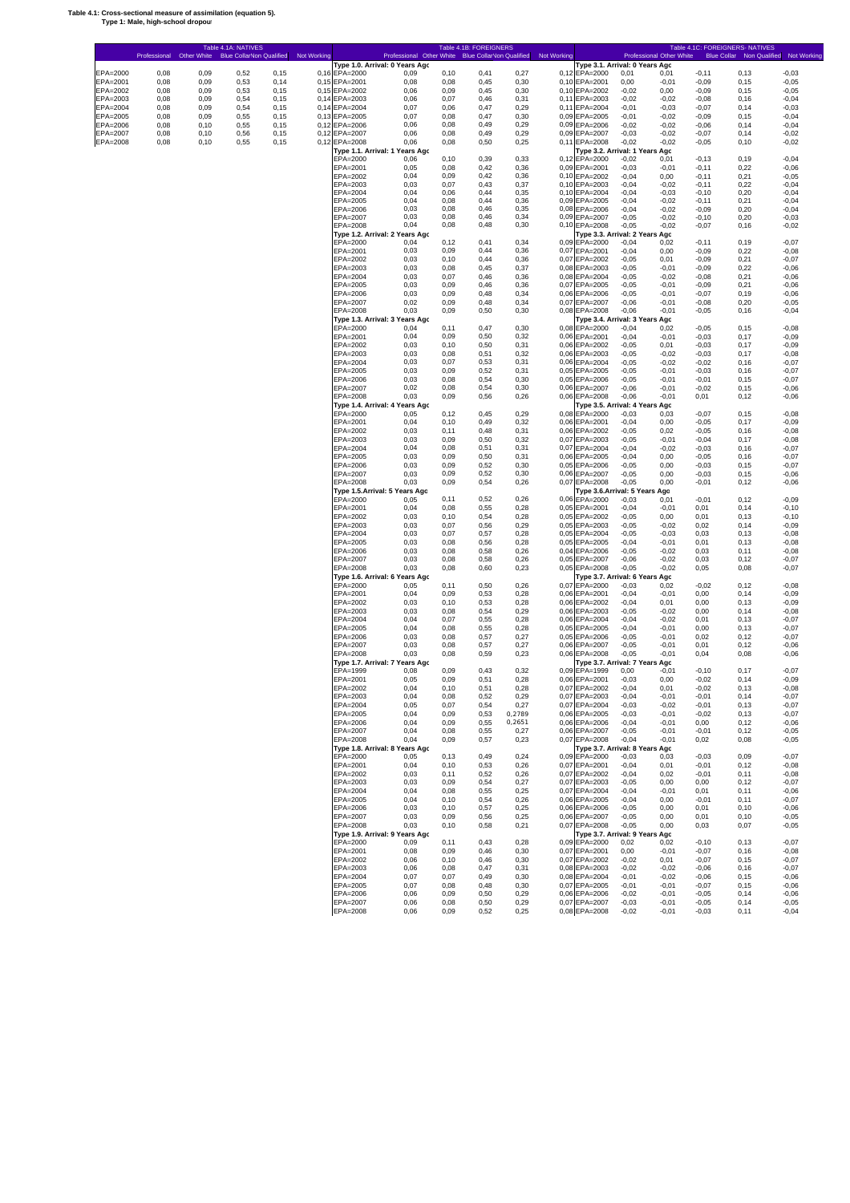**Table 4.1: Cross-sectional measure of assimilation (equation 5).**
**Type 1: Male, high-school dropout**

**Table 4.1A: NATIVES**

| | Professional | Other White | Blue Collar | Non Qualified | Not Working |
|---|---|---|---|---|---|
| EPA=2000 | 0,08 | 0,09 | 0,52 | 0,15 | 0,16 |
| EPA=2001 | 0,08 | 0,09 | 0,53 | 0,14 | 0,15 |
| EPA=2002 | 0,08 | 0,09 | 0,53 | 0,15 | 0,15 |
| EPA=2003 | 0,08 | 0,09 | 0,54 | 0,15 | 0,14 |
| EPA=2004 | 0,08 | 0,09 | 0,54 | 0,15 | 0,14 |
| EPA=2005 | 0,08 | 0,09 | 0,55 | 0,15 | 0,13 |
| EPA=2006 | 0,08 | 0,10 | 0,55 | 0,15 | 0,12 |
| EPA=2007 | 0,08 | 0,10 | 0,56 | 0,15 | 0,12 |
| EPA=2008 | 0,08 | 0,10 | 0,55 | 0,15 | 0,12 |

**Table 4.1B: FOREIGNERS**

| | Professional | Other White | Blue Collar | Non Qualified | Not Working |
|---|---|---|---|---|---|
| **Type 1.0. Arrival: 0 Years Ago** | | | | | |
| EPA=2000 | 0,09 | 0,10 | 0,41 | 0,27 | 0,12 |
| EPA=2001 | 0,08 | 0,08 | 0,45 | 0,30 | 0,10 |
| EPA=2002 | 0,06 | 0,09 | 0,45 | 0,30 | 0,10 |
| EPA=2003 | 0,06 | 0,07 | 0,46 | 0,31 | 0,11 |
| EPA=2004 | 0,07 | 0,06 | 0,47 | 0,29 | 0,11 |
| EPA=2005 | 0,07 | 0,08 | 0,47 | 0,30 | 0,09 |
| EPA=2006 | 0,06 | 0,08 | 0,49 | 0,29 | 0,09 |
| EPA=2007 | 0,06 | 0,08 | 0,49 | 0,29 | 0,09 |
| EPA=2008 | 0,06 | 0,08 | 0,50 | 0,25 | 0,11 |
| **Type 1.1. Arrival: 1 Years Ago** | | | | | |
| EPA=2000 | 0,06 | 0,10 | 0,39 | 0,33 | 0,12 |
| EPA=2001 | 0,05 | 0,08 | 0,42 | 0,36 | 0,09 |
| EPA=2002 | 0,04 | 0,09 | 0,42 | 0,36 | 0,10 |
| EPA=2003 | 0,03 | 0,07 | 0,43 | 0,37 | 0,10 |
| EPA=2004 | 0,04 | 0,06 | 0,44 | 0,35 | 0,10 |
| EPA=2005 | 0,04 | 0,08 | 0,44 | 0,36 | 0,09 |
| EPA=2006 | 0,03 | 0,08 | 0,46 | 0,35 | 0,08 |
| EPA=2007 | 0,03 | 0,08 | 0,46 | 0,34 | 0,09 |
| EPA=2008 | 0,04 | 0,08 | 0,48 | 0,30 | 0,10 |
| **Type 1.2. Arrival: 2 Years Ago** | | | | | |
| EPA=2000 | 0,04 | 0,12 | 0,41 | 0,34 | 0,09 |
| EPA=2001 | 0,03 | 0,09 | 0,44 | 0,36 | 0,07 |
| EPA=2002 | 0,03 | 0,10 | 0,44 | 0,36 | 0,07 |
| EPA=2003 | 0,03 | 0,08 | 0,45 | 0,37 | 0,08 |
| EPA=2004 | 0,03 | 0,07 | 0,46 | 0,36 | 0,08 |
| EPA=2005 | 0,03 | 0,09 | 0,46 | 0,36 | 0,07 |
| EPA=2006 | 0,03 | 0,09 | 0,48 | 0,34 | 0,06 |
| EPA=2007 | 0,02 | 0,09 | 0,48 | 0,34 | 0,07 |
| EPA=2008 | 0,03 | 0,09 | 0,50 | 0,30 | 0,08 |
| **Type 1.3. Arrival: 3 Years Ago** | | | | | |
| EPA=2000 | 0,04 | 0,11 | 0,47 | 0,30 | 0,08 |
| EPA=2001 | 0,04 | 0,09 | 0,50 | 0,32 | 0,06 |
| EPA=2002 | 0,03 | 0,10 | 0,50 | 0,31 | 0,06 |
| EPA=2003 | 0,03 | 0,08 | 0,51 | 0,32 | 0,06 |
| EPA=2004 | 0,03 | 0,07 | 0,53 | 0,31 | 0,06 |
| EPA=2005 | 0,03 | 0,09 | 0,52 | 0,31 | 0,05 |
| EPA=2006 | 0,03 | 0,08 | 0,54 | 0,30 | 0,05 |
| EPA=2007 | 0,02 | 0,08 | 0,54 | 0,30 | 0,06 |
| EPA=2008 | 0,03 | 0,09 | 0,56 | 0,26 | 0,06 |
| **Type 1.4. Arrival: 4 Years Ago** | | | | | |
| EPA=2000 | 0,05 | 0,12 | 0,45 | 0,29 | 0,08 |
| EPA=2001 | 0,04 | 0,10 | 0,49 | 0,32 | 0,06 |
| EPA=2002 | 0,03 | 0,11 | 0,48 | 0,31 | 0,06 |
| EPA=2003 | 0,03 | 0,09 | 0,50 | 0,32 | 0,07 |
| EPA=2004 | 0,04 | 0,08 | 0,51 | 0,31 | 0,07 |
| EPA=2005 | 0,03 | 0,09 | 0,50 | 0,31 | 0,06 |
| EPA=2006 | 0,03 | 0,09 | 0,52 | 0,30 | 0,05 |
| EPA=2007 | 0,03 | 0,09 | 0,52 | 0,30 | 0,06 |
| EPA=2008 | 0,03 | 0,09 | 0,54 | 0,26 | 0,07 |
| **Type 1.5.Arrival: 5 Years Ago** | | | | | |
| EPA=2000 | 0,05 | 0,11 | 0,52 | 0,26 | 0,06 |
| EPA=2001 | 0,04 | 0,08 | 0,55 | 0,28 | 0,05 |
| EPA=2002 | 0,03 | 0,10 | 0,54 | 0,28 | 0,05 |
| EPA=2003 | 0,03 | 0,07 | 0,56 | 0,29 | 0,05 |
| EPA=2004 | 0,03 | 0,07 | 0,57 | 0,28 | 0,05 |
| EPA=2005 | 0,03 | 0,08 | 0,56 | 0,28 | 0,05 |
| EPA=2006 | 0,03 | 0,08 | 0,58 | 0,26 | 0,04 |
| EPA=2007 | 0,03 | 0,08 | 0,58 | 0,26 | 0,05 |
| EPA=2008 | 0,03 | 0,08 | 0,60 | 0,23 | 0,05 |
| **Type 1.6. Arrival: 6 Years Ago** | | | | | |
| EPA=2000 | 0,05 | 0,11 | 0,50 | 0,26 | 0,07 |
| EPA=2001 | 0,04 | 0,09 | 0,53 | 0,28 | 0,06 |
| EPA=2002 | 0,03 | 0,10 | 0,53 | 0,28 | 0,06 |
| EPA=2003 | 0,03 | 0,08 | 0,54 | 0,29 | 0,06 |
| EPA=2004 | 0,04 | 0,07 | 0,55 | 0,28 | 0,06 |
| EPA=2005 | 0,04 | 0,08 | 0,55 | 0,28 | 0,05 |
| EPA=2006 | 0,03 | 0,08 | 0,57 | 0,27 | 0,05 |
| EPA=2007 | 0,03 | 0,08 | 0,57 | 0,27 | 0,06 |
| EPA=2008 | 0,03 | 0,08 | 0,59 | 0,23 | 0,06 |
| **Type 1.7. Arrival: 7 Years Ago** | | | | | |
| EPA=1999 | 0,08 | 0,09 | 0,43 | 0,32 | 0,09 |
| EPA=2001 | 0,05 | 0,09 | 0,51 | 0,28 | 0,06 |
| EPA=2002 | 0,04 | 0,10 | 0,51 | 0,28 | 0,07 |
| EPA=2003 | 0,04 | 0,08 | 0,52 | 0,29 | 0,07 |
| EPA=2004 | 0,05 | 0,07 | 0,54 | 0,27 | 0,07 |
| EPA=2005 | 0,04 | 0,09 | 0,53 | 0,2789 | 0,06 |
| EPA=2006 | 0,04 | 0,09 | 0,55 | 0,2651 | 0,06 |
| EPA=2007 | 0,04 | 0,08 | 0,55 | 0,27 | 0,06 |
| EPA=2008 | 0,04 | 0,09 | 0,57 | 0,23 | 0,07 |
| **Type 1.8. Arrival: 8 Years Ago** | | | | | |
| EPA=2000 | 0,05 | 0,13 | 0,49 | 0,24 | 0,09 |
| EPA=2001 | 0,04 | 0,10 | 0,53 | 0,26 | 0,07 |
| EPA=2002 | 0,03 | 0,11 | 0,52 | 0,26 | 0,07 |
| EPA=2003 | 0,03 | 0,09 | 0,54 | 0,27 | 0,07 |
| EPA=2004 | 0,04 | 0,08 | 0,55 | 0,25 | 0,07 |
| EPA=2005 | 0,04 | 0,10 | 0,54 | 0,26 | 0,06 |
| EPA=2006 | 0,03 | 0,10 | 0,57 | 0,25 | 0,06 |
| EPA=2007 | 0,03 | 0,09 | 0,56 | 0,25 | 0,06 |
| EPA=2008 | 0,03 | 0,10 | 0,58 | 0,21 | 0,07 |
| **Type 1.9. Arrival: 9 Years Ago** | | | | | |
| EPA=2000 | 0,09 | 0,11 | 0,43 | 0,28 | 0,09 |
| EPA=2001 | 0,08 | 0,09 | 0,46 | 0,30 | 0,07 |
| EPA=2002 | 0,06 | 0,10 | 0,46 | 0,30 | 0,07 |
| EPA=2003 | 0,06 | 0,08 | 0,47 | 0,31 | 0,08 |
| EPA=2004 | 0,07 | 0,07 | 0,49 | 0,30 | 0,08 |
| EPA=2005 | 0,07 | 0,08 | 0,48 | 0,30 | 0,07 |
| EPA=2006 | 0,06 | 0,09 | 0,50 | 0,29 | 0,06 |
| EPA=2007 | 0,06 | 0,08 | 0,50 | 0,29 | 0,07 |
| EPA=2008 | 0,06 | 0,09 | 0,52 | 0,25 | 0,08 |

**Table 4.1C: FOREIGNERS- NATIVES**

| | Professional | Other White | Blue Collar | Non Qualified | Not Working |
|---|---|---|---|---|---|
| **Type 3.1. Arrival: 0 Years Ago** | | | | | |
| EPA=2000 | 0,01 | 0,01 | -0,11 | 0,13 | -0,03 |
| EPA=2001 | 0,00 | -0,01 | -0,09 | 0,15 | -0,05 |
| EPA=2002 | -0,02 | 0,00 | -0,09 | 0,15 | -0,05 |
| EPA=2003 | -0,02 | -0,02 | -0,08 | 0,16 | -0,04 |
| EPA=2004 | -0,01 | -0,03 | -0,07 | 0,14 | -0,03 |
| EPA=2005 | -0,01 | -0,02 | -0,09 | 0,15 | -0,04 |
| EPA=2006 | -0,02 | -0,02 | -0,06 | 0,14 | -0,04 |
| EPA=2007 | -0,03 | -0,02 | -0,07 | 0,14 | -0,02 |
| EPA=2008 | -0,02 | -0,02 | -0,05 | 0,10 | -0,02 |
| **Type 3.2. Arrival: 1 Years Ago** | | | | | |
| EPA=2000 | -0,02 | 0,01 | -0,13 | 0,19 | -0,04 |
| EPA=2001 | -0,03 | -0,01 | -0,11 | 0,22 | -0,06 |
| EPA=2002 | -0,04 | 0,00 | -0,11 | 0,21 | -0,05 |
| EPA=2003 | -0,04 | -0,02 | -0,11 | 0,22 | -0,04 |
| EPA=2004 | -0,04 | -0,03 | -0,10 | 0,20 | -0,04 |
| EPA=2005 | -0,04 | -0,02 | -0,11 | 0,21 | -0,04 |
| EPA=2006 | -0,04 | -0,02 | -0,09 | 0,20 | -0,04 |
| EPA=2007 | -0,05 | -0,02 | -0,10 | 0,20 | -0,03 |
| EPA=2008 | -0,05 | -0,02 | -0,07 | 0,16 | -0,02 |
| **Type 3.3. Arrival: 2 Years Ago** | | | | | |
| EPA=2000 | -0,04 | 0,02 | -0,11 | 0,19 | -0,07 |
| EPA=2001 | -0,04 | 0,00 | -0,09 | 0,22 | -0,08 |
| EPA=2002 | -0,05 | 0,01 | -0,09 | 0,21 | -0,07 |
| EPA=2003 | -0,05 | -0,01 | -0,09 | 0,22 | -0,06 |
| EPA=2004 | -0,05 | -0,02 | -0,08 | 0,21 | -0,06 |
| EPA=2005 | -0,05 | -0,01 | -0,09 | 0,21 | -0,06 |
| EPA=2006 | -0,05 | -0,01 | -0,07 | 0,19 | -0,06 |
| EPA=2007 | -0,06 | -0,01 | -0,08 | 0,20 | -0,05 |
| EPA=2008 | -0,06 | -0,01 | -0,05 | 0,16 | -0,04 |
| **Type 3.4. Arrival: 3 Years Ago** | | | | | |
| EPA=2000 | -0,04 | 0,02 | -0,05 | 0,15 | -0,08 |
| EPA=2001 | -0,04 | -0,01 | -0,03 | 0,17 | -0,09 |
| EPA=2002 | -0,05 | 0,01 | -0,03 | 0,17 | -0,09 |
| EPA=2003 | -0,05 | -0,02 | -0,03 | 0,17 | -0,08 |
| EPA=2004 | -0,05 | -0,02 | -0,02 | 0,16 | -0,07 |
| EPA=2005 | -0,05 | -0,01 | -0,03 | 0,16 | -0,07 |
| EPA=2006 | -0,05 | -0,01 | -0,01 | 0,15 | -0,07 |
| EPA=2007 | -0,06 | -0,01 | -0,02 | 0,15 | -0,06 |
| EPA=2008 | -0,06 | -0,01 | 0,01 | 0,12 | -0,06 |
| **Type 3.5. Arrival: 4 Years Ago** | | | | | |
| EPA=2000 | -0,03 | 0,03 | -0,07 | 0,15 | -0,08 |
| EPA=2001 | -0,04 | 0,00 | -0,05 | 0,17 | -0,09 |
| EPA=2002 | -0,05 | 0,02 | -0,05 | 0,16 | -0,08 |
| EPA=2003 | -0,05 | -0,01 | -0,04 | 0,17 | -0,08 |
| EPA=2004 | -0,04 | -0,02 | -0,03 | 0,16 | -0,07 |
| EPA=2005 | -0,04 | 0,00 | -0,05 | 0,16 | -0,07 |
| EPA=2006 | -0,05 | 0,00 | -0,03 | 0,15 | -0,07 |
| EPA=2007 | -0,05 | 0,00 | -0,03 | 0,15 | -0,06 |
| EPA=2008 | -0,05 | 0,00 | -0,01 | 0,12 | -0,06 |
| **Type 3.6.Arrival: 5 Years Ago** | | | | | |
| EPA=2000 | -0,03 | 0,01 | -0,01 | 0,12 | -0,09 |
| EPA=2001 | -0,04 | -0,01 | 0,01 | 0,14 | -0,10 |
| EPA=2002 | -0,05 | 0,00 | 0,01 | 0,13 | -0,10 |
| EPA=2003 | -0,05 | -0,02 | 0,02 | 0,14 | -0,09 |
| EPA=2004 | -0,05 | -0,03 | 0,03 | 0,13 | -0,08 |
| EPA=2005 | -0,04 | -0,01 | 0,01 | 0,13 | -0,08 |
| EPA=2006 | -0,05 | -0,02 | 0,03 | 0,11 | -0,08 |
| EPA=2007 | -0,06 | -0,02 | 0,03 | 0,12 | -0,07 |
| EPA=2008 | -0,05 | -0,02 | 0,05 | 0,08 | -0,07 |
| **Type 3.7. Arrival: 6 Years Ago** | | | | | |
| EPA=2000 | -0,03 | 0,02 | -0,02 | 0,12 | -0,08 |
| EPA=2001 | -0,04 | -0,01 | 0,00 | 0,14 | -0,09 |
| EPA=2002 | -0,04 | 0,01 | 0,00 | 0,13 | -0,09 |
| EPA=2003 | -0,05 | -0,02 | 0,00 | 0,14 | -0,08 |
| EPA=2004 | -0,04 | -0,02 | 0,01 | 0,13 | -0,07 |
| EPA=2005 | -0,04 | -0,01 | 0,00 | 0,13 | -0,07 |
| EPA=2006 | -0,05 | -0,01 | 0,02 | 0,12 | -0,07 |
| EPA=2007 | -0,05 | -0,01 | 0,01 | 0,12 | -0,06 |
| EPA=2008 | -0,05 | -0,01 | 0,04 | 0,08 | -0,06 |
| **Type 3.7. Arrival: 7 Years Ago** | | | | | |
| EPA=1999 | 0,00 | -0,01 | -0,10 | 0,17 | -0,07 |
| EPA=2001 | -0,03 | 0,00 | -0,02 | 0,14 | -0,09 |
| EPA=2002 | -0,04 | 0,01 | -0,02 | 0,13 | -0,08 |
| EPA=2003 | -0,04 | -0,01 | -0,01 | 0,14 | -0,07 |
| EPA=2004 | -0,03 | -0,02 | -0,01 | 0,13 | -0,07 |
| EPA=2005 | -0,03 | -0,01 | -0,02 | 0,13 | -0,07 |
| EPA=2006 | -0,04 | -0,01 | 0,00 | 0,12 | -0,06 |
| EPA=2007 | -0,05 | -0,01 | -0,01 | 0,12 | -0,05 |
| EPA=2008 | -0,04 | -0,01 | 0,02 | 0,08 | -0,05 |
| **Type 3.7. Arrival: 8 Years Ago** | | | | | |
| EPA=2000 | -0,03 | 0,03 | -0,03 | 0,09 | -0,07 |
| EPA=2001 | -0,04 | 0,01 | -0,01 | 0,12 | -0,08 |
| EPA=2002 | -0,04 | 0,02 | -0,01 | 0,11 | -0,08 |
| EPA=2003 | -0,05 | 0,00 | 0,00 | 0,12 | -0,07 |
| EPA=2004 | -0,04 | -0,01 | 0,01 | 0,11 | -0,06 |
| EPA=2005 | -0,04 | 0,00 | -0,01 | 0,11 | -0,07 |
| EPA=2006 | -0,05 | 0,00 | 0,01 | 0,10 | -0,06 |
| EPA=2007 | -0,05 | 0,00 | 0,01 | 0,10 | -0,05 |
| EPA=2008 | -0,05 | 0,00 | 0,03 | 0,07 | -0,05 |
| **Type 3.7. Arrival: 9 Years Ago** | | | | | |
| EPA=2000 | 0,02 | 0,02 | -0,10 | 0,13 | -0,07 |
| EPA=2001 | 0,00 | -0,01 | -0,07 | 0,16 | -0,08 |
| EPA=2002 | -0,02 | 0,01 | -0,07 | 0,15 | -0,07 |
| EPA=2003 | -0,02 | -0,02 | -0,06 | 0,16 | -0,07 |
| EPA=2004 | -0,01 | -0,02 | -0,06 | 0,15 | -0,06 |
| EPA=2005 | -0,01 | -0,01 | -0,07 | 0,15 | -0,06 |
| EPA=2006 | -0,02 | -0,01 | -0,05 | 0,14 | -0,06 |
| EPA=2007 | -0,03 | -0,01 | -0,05 | 0,14 | -0,05 |
| EPA=2008 | -0,02 | -0,01 | -0,03 | 0,11 | -0,04 |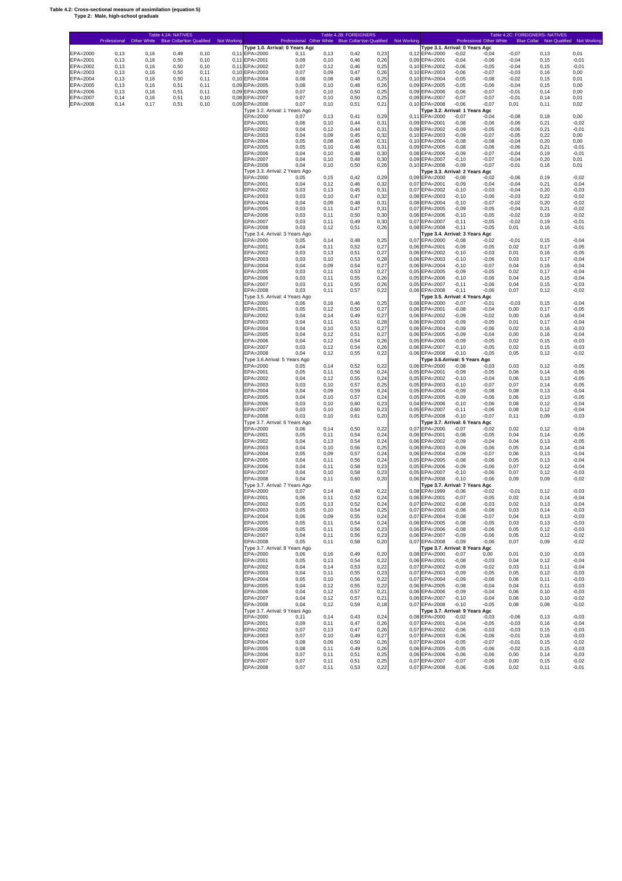**Table 4.2: Cross-sectional measure of assimilation (equation 5)**
**Type 2: Male, high-school graduate**

**Table 4.2A: NATIVES**

| | Professional | Other White | Blue Collar | Non Qualified | Not Working |
|---|---|---|---|---|---|
| EPA=2000 | 0,13 | 0,16 | 0,49 | 0,10 | 0,11 |
| EPA=2001 | 0,13 | 0,16 | 0,50 | 0,10 | 0,11 |
| EPA=2002 | 0,13 | 0,16 | 0,50 | 0,10 | 0,11 |
| EPA=2003 | 0,13 | 0,16 | 0,50 | 0,11 | 0,10 |
| EPA=2004 | 0,13 | 0,16 | 0,50 | 0,11 | 0,10 |
| EPA=2005 | 0,13 | 0,16 | 0,51 | 0,11 | 0,09 |
| EPA=2006 | 0,13 | 0,16 | 0,51 | 0,11 | 0,09 |
| EPA=2007 | 0,14 | 0,16 | 0,51 | 0,10 | 0,08 |
| EPA=2008 | 0,14 | 0,17 | 0,51 | 0,10 | 0,09 |

**Table 4.2B: FOREIGNERS**

| | Professional | Other White | Blue Collar | Non Qualified | Not Working |
|---|---|---|---|---|---|
| **Type 1.0. Arrival: 0 Years Ago** | | | | | |
| EPA=2000 | 0,11 | 0,13 | 0,42 | 0,23 | 0,12 |
| EPA=2001 | 0,09 | 0,10 | 0,46 | 0,26 | 0,09 |
| EPA=2002 | 0,07 | 0,12 | 0,46 | 0,25 | 0,10 |
| EPA=2003 | 0,07 | 0,09 | 0,47 | 0,26 | 0,10 |
| EPA=2004 | 0,08 | 0,08 | 0,48 | 0,25 | 0,10 |
| EPA=2005 | 0,08 | 0,10 | 0,48 | 0,26 | 0,09 |
| EPA=2006 | 0,07 | 0,10 | 0,50 | 0,25 | 0,09 |
| EPA=2007 | 0,07 | 0,10 | 0,50 | 0,25 | 0,09 |
| EPA=2008 | 0,07 | 0,10 | 0,51 | 0,21 | 0,10 |
| **Type 3.2. Arrival: 1 Years Ago** | | | | | |
| EPA=2000 | 0,07 | 0,13 | 0,41 | 0,29 | 0,11 |
| EPA=2001 | 0,06 | 0,10 | 0,44 | 0,31 | 0,09 |
| EPA=2002 | 0,04 | 0,12 | 0,44 | 0,31 | 0,09 |
| EPA=2003 | 0,04 | 0,09 | 0,45 | 0,32 | 0,10 |
| EPA=2004 | 0,05 | 0,08 | 0,46 | 0,31 | 0,10 |
| EPA=2005 | 0,05 | 0,10 | 0,46 | 0,31 | 0,09 |
| EPA=2006 | 0,04 | 0,10 | 0,48 | 0,30 | 0,08 |
| EPA=2007 | 0,04 | 0,10 | 0,48 | 0,30 | 0,09 |
| EPA=2008 | 0,04 | 0,10 | 0,50 | 0,26 | 0,10 |
| **Type 3.3. Arrival: 2 Years Ago** | | | | | |
| EPA=2000 | 0,05 | 0,15 | 0,42 | 0,29 | 0,09 |
| EPA=2001 | 0,04 | 0,12 | 0,46 | 0,32 | 0,07 |
| EPA=2002 | 0,03 | 0,13 | 0,45 | 0,31 | 0,07 |
| EPA=2003 | 0,03 | 0,10 | 0,47 | 0,32 | 0,08 |
| EPA=2004 | 0,04 | 0,09 | 0,48 | 0,31 | 0,08 |
| EPA=2005 | 0,03 | 0,11 | 0,47 | 0,31 | 0,07 |
| EPA=2006 | 0,03 | 0,11 | 0,50 | 0,30 | 0,06 |
| EPA=2007 | 0,03 | 0,11 | 0,49 | 0,30 | 0,07 |
| EPA=2008 | 0,03 | 0,12 | 0,51 | 0,26 | 0,08 |
| **Type 3.4. Arrival: 3 Years Ago** | | | | | |
| EPA=2000 | 0,05 | 0,14 | 0,48 | 0,25 | 0,07 |
| EPA=2001 | 0,04 | 0,11 | 0,52 | 0,27 | 0,06 |
| EPA=2002 | 0,03 | 0,13 | 0,51 | 0,27 | 0,06 |
| EPA=2003 | 0,03 | 0,10 | 0,53 | 0,28 | 0,06 |
| EPA=2004 | 0,04 | 0,09 | 0,54 | 0,27 | 0,06 |
| EPA=2005 | 0,03 | 0,11 | 0,53 | 0,27 | 0,05 |
| EPA=2006 | 0,03 | 0,11 | 0,55 | 0,26 | 0,05 |
| EPA=2007 | 0,03 | 0,11 | 0,55 | 0,26 | 0,05 |
| EPA=2008 | 0,03 | 0,11 | 0,57 | 0,22 | 0,06 |
| **Type 3.5. Arrival: 4 Years Ago** | | | | | |
| EPA=2000 | 0,06 | 0,16 | 0,46 | 0,25 | 0,08 |
| EPA=2001 | 0,05 | 0,12 | 0,50 | 0,27 | 0,06 |
| EPA=2002 | 0,04 | 0,14 | 0,49 | 0,27 | 0,06 |
| EPA=2003 | 0,04 | 0,11 | 0,51 | 0,28 | 0,06 |
| EPA=2004 | 0,04 | 0,10 | 0,53 | 0,27 | 0,06 |
| EPA=2005 | 0,04 | 0,12 | 0,51 | 0,27 | 0,06 |
| EPA=2006 | 0,04 | 0,12 | 0,54 | 0,26 | 0,05 |
| EPA=2007 | 0,03 | 0,12 | 0,54 | 0,26 | 0,06 |
| EPA=2008 | 0,04 | 0,12 | 0,55 | 0,22 | 0,06 |
| **Type 3.6.Arrival: 5 Years Ago** | | | | | |
| EPA=2000 | 0,05 | 0,14 | 0,52 | 0,22 | 0,06 |
| EPA=2001 | 0,05 | 0,11 | 0,56 | 0,24 | 0,05 |
| EPA=2002 | 0,04 | 0,12 | 0,55 | 0,24 | 0,05 |
| EPA=2003 | 0,03 | 0,10 | 0,57 | 0,25 | 0,05 |
| EPA=2004 | 0,04 | 0,09 | 0,59 | 0,24 | 0,05 |
| EPA=2005 | 0,04 | 0,10 | 0,57 | 0,24 | 0,05 |
| EPA=2006 | 0,03 | 0,10 | 0,60 | 0,23 | 0,04 |
| EPA=2007 | 0,03 | 0,10 | 0,60 | 0,23 | 0,05 |
| EPA=2008 | 0,03 | 0,10 | 0,61 | 0,20 | 0,05 |
| **Type 3.7. Arrival: 6 Years Ago** | | | | | |
| EPA=2000 | 0,06 | 0,14 | 0,50 | 0,22 | 0,07 |
| EPA=2001 | 0,05 | 0,11 | 0,54 | 0,24 | 0,06 |
| EPA=2002 | 0,04 | 0,13 | 0,54 | 0,24 | 0,06 |
| EPA=2003 | 0,04 | 0,10 | 0,56 | 0,25 | 0,06 |
| EPA=2004 | 0,05 | 0,09 | 0,57 | 0,24 | 0,06 |
| EPA=2005 | 0,04 | 0,11 | 0,56 | 0,24 | 0,05 |
| EPA=2006 | 0,04 | 0,11 | 0,58 | 0,23 | 0,05 |
| EPA=2007 | 0,04 | 0,10 | 0,58 | 0,23 | 0,05 |
| EPA=2008 | 0,04 | 0,11 | 0,60 | 0,20 | 0,06 |
| **Type 3.7. Arrival: 7 Years Ago** | | | | | |
| EPA=2000 | 0,07 | 0,14 | 0,48 | 0,22 | 0,08 |
| EPA=2001 | 0,06 | 0,11 | 0,52 | 0,24 | 0,06 |
| EPA=2002 | 0,05 | 0,13 | 0,52 | 0,24 | 0,07 |
| EPA=2003 | 0,05 | 0,10 | 0,54 | 0,25 | 0,07 |
| EPA=2004 | 0,06 | 0,09 | 0,55 | 0,24 | 0,07 |
| EPA=2005 | 0,05 | 0,11 | 0,54 | 0,24 | 0,06 |
| EPA=2006 | 0,05 | 0,11 | 0,56 | 0,23 | 0,06 |
| EPA=2007 | 0,04 | 0,11 | 0,56 | 0,23 | 0,06 |
| EPA=2008 | 0,05 | 0,11 | 0,58 | 0,20 | 0,07 |
| **Type 3.7. Arrival: 8 Years Ago** | | | | | |
| EPA=2000 | 0,06 | 0,16 | 0,49 | 0,20 | 0,08 |
| EPA=2001 | 0,05 | 0,13 | 0,54 | 0,22 | 0,06 |
| EPA=2002 | 0,04 | 0,14 | 0,53 | 0,22 | 0,07 |
| EPA=2003 | 0,04 | 0,11 | 0,55 | 0,23 | 0,07 |
| EPA=2004 | 0,05 | 0,10 | 0,56 | 0,22 | 0,07 |
| EPA=2005 | 0,04 | 0,12 | 0,55 | 0,22 | 0,06 |
| EPA=2006 | 0,04 | 0,12 | 0,57 | 0,21 | 0,06 |
| EPA=2007 | 0,04 | 0,12 | 0,57 | 0,21 | 0,06 |
| EPA=2008 | 0,04 | 0,12 | 0,59 | 0,18 | 0,07 |
| **Type 3.7. Arrival: 9 Years Ago** | | | | | |
| EPA=2000 | 0,11 | 0,14 | 0,43 | 0,24 | 0,08 |
| EPA=2001 | 0,09 | 0,11 | 0,47 | 0,26 | 0,07 |
| EPA=2002 | 0,07 | 0,13 | 0,47 | 0,26 | 0,07 |
| EPA=2003 | 0,07 | 0,10 | 0,49 | 0,27 | 0,07 |
| EPA=2004 | 0,08 | 0,09 | 0,50 | 0,26 | 0,07 |
| EPA=2005 | 0,08 | 0,11 | 0,49 | 0,26 | 0,06 |
| EPA=2006 | 0,07 | 0,11 | 0,51 | 0,25 | 0,06 |
| EPA=2007 | 0,07 | 0,11 | 0,51 | 0,25 | 0,07 |
| EPA=2008 | 0,07 | 0,11 | 0,53 | 0,22 | 0,07 |

**Table 4.2C: FOREIGNERS- NATIVES**

| | Professional | Other White | Blue Collar | Non Qualified | Not Working |
|---|---|---|---|---|---|
| **Type 3.1. Arrival: 0 Years Ago** | | | | | |
| EPA=2000 | -0,02 | -0,04 | -0,07 | 0,13 | 0,01 |
| EPA=2001 | -0,04 | -0,06 | -0,04 | 0,15 | -0,01 |
| EPA=2002 | -0,06 | -0,05 | -0,04 | 0,15 | -0,01 |
| EPA=2003 | -0,06 | -0,07 | -0,03 | 0,16 | 0,00 |
| EPA=2004 | -0,05 | -0,08 | -0,02 | 0,15 | 0,01 |
| EPA=2005 | -0,05 | -0,06 | -0,04 | 0,15 | 0,00 |
| EPA=2006 | -0,06 | -0,07 | -0,01 | 0,14 | 0,00 |
| EPA=2007 | -0,07 | -0,07 | -0,01 | 0,14 | 0,01 |
| EPA=2008 | -0,06 | -0,07 | 0,01 | 0,11 | 0,02 |
| **Type 3.2. Arrival: 1 Years Ago** | | | | | |
| EPA=2000 | -0,07 | -0,04 | -0,08 | 0,18 | 0,00 |
| EPA=2001 | -0,08 | -0,06 | -0,06 | 0,21 | -0,02 |
| EPA=2002 | -0,09 | -0,05 | -0,06 | 0,21 | -0,01 |
| EPA=2003 | -0,09 | -0,07 | -0,05 | 0,22 | 0,00 |
| EPA=2004 | -0,08 | -0,08 | -0,04 | 0,20 | 0,00 |
| EPA=2005 | -0,08 | -0,06 | -0,06 | 0,21 | -0,01 |
| EPA=2006 | -0,09 | -0,07 | -0,04 | 0,19 | -0,01 |
| EPA=2007 | -0,10 | -0,07 | -0,04 | 0,20 | 0,01 |
| EPA=2008 | -0,09 | -0,07 | -0,01 | 0,16 | 0,01 |
| **Type 3.3. Arrival: 2 Years Ago** | | | | | |
| EPA=2000 | -0,08 | -0,02 | -0,06 | 0,19 | -0,02 |
| EPA=2001 | -0,09 | -0,04 | -0,04 | 0,21 | -0,04 |
| EPA=2002 | -0,10 | -0,03 | -0,04 | 0,20 | -0,03 |
| EPA=2003 | -0,10 | -0,06 | -0,03 | 0,22 | -0,02 |
| EPA=2004 | -0,10 | -0,07 | -0,02 | 0,20 | -0,02 |
| EPA=2005 | -0,09 | -0,05 | -0,04 | 0,21 | -0,02 |
| EPA=2006 | -0,10 | -0,05 | -0,02 | 0,19 | -0,02 |
| EPA=2007 | -0,11 | -0,05 | -0,02 | 0,19 | -0,01 |
| EPA=2008 | -0,11 | -0,05 | 0,01 | 0,16 | -0,01 |
| **Type 3.4. Arrival: 3 Years Ago** | | | | | |
| EPA=2000 | -0,08 | -0,02 | -0,01 | 0,15 | -0,04 |
| EPA=2001 | -0,09 | -0,05 | 0,02 | 0,17 | -0,05 |
| EPA=2002 | -0,10 | -0,03 | 0,01 | 0,16 | -0,05 |
| EPA=2003 | -0,10 | -0,06 | 0,03 | 0,17 | -0,04 |
| EPA=2004 | -0,10 | -0,07 | 0,04 | 0,16 | -0,04 |
| EPA=2005 | -0,09 | -0,05 | 0,02 | 0,17 | -0,04 |
| EPA=2006 | -0,10 | -0,06 | 0,04 | 0,15 | -0,04 |
| EPA=2007 | -0,11 | -0,06 | 0,04 | 0,15 | -0,03 |
| EPA=2008 | -0,11 | -0,06 | 0,07 | 0,12 | -0,02 |
| **Type 3.5. Arrival: 4 Years Ago** | | | | | |
| EPA=2000 | -0,07 | -0,01 | -0,03 | 0,15 | -0,04 |
| EPA=2001 | -0,08 | -0,04 | 0,00 | 0,17 | -0,05 |
| EPA=2002 | -0,09 | -0,02 | 0,00 | 0,16 | -0,04 |
| EPA=2003 | -0,09 | -0,05 | 0,01 | 0,17 | -0,04 |
| EPA=2004 | -0,09 | -0,06 | 0,02 | 0,16 | -0,03 |
| EPA=2005 | -0,09 | -0,04 | 0,00 | 0,16 | -0,04 |
| EPA=2006 | -0,09 | -0,05 | 0,02 | 0,15 | -0,03 |
| EPA=2007 | -0,10 | -0,05 | 0,02 | 0,15 | -0,03 |
| EPA=2008 | -0,10 | -0,05 | 0,05 | 0,12 | -0,02 |
| **Type 3.6.Arrival: 5 Years Ago** | | | | | |
| EPA=2000 | -0,08 | -0,03 | 0,03 | 0,12 | -0,05 |
| EPA=2001 | -0,09 | -0,05 | 0,06 | 0,14 | -0,06 |
| EPA=2002 | -0,10 | -0,04 | 0,06 | 0,13 | -0,05 |
| EPA=2003 | -0,10 | -0,07 | 0,07 | 0,14 | -0,05 |
| EPA=2004 | -0,09 | -0,08 | 0,08 | 0,13 | -0,04 |
| EPA=2005 | -0,09 | -0,06 | 0,06 | 0,13 | -0,05 |
| EPA=2006 | -0,10 | -0,06 | 0,08 | 0,12 | -0,04 |
| EPA=2007 | -0,11 | -0,06 | 0,08 | 0,12 | -0,04 |
| EPA=2008 | -0,10 | -0,07 | 0,11 | 0,09 | -0,03 |
| **Type 3.7. Arrival: 6 Years Ago** | | | | | |
| EPA=2000 | -0,07 | -0,02 | 0,02 | 0,12 | -0,04 |
| EPA=2001 | -0,08 | -0,05 | 0,04 | 0,14 | -0,05 |
| EPA=2002 | -0,09 | -0,04 | 0,04 | 0,13 | -0,05 |
| EPA=2003 | -0,09 | -0,06 | 0,05 | 0,14 | -0,04 |
| EPA=2004 | -0,09 | -0,07 | 0,06 | 0,13 | -0,04 |
| EPA=2005 | -0,08 | -0,06 | 0,05 | 0,13 | -0,04 |
| EPA=2006 | -0,09 | -0,06 | 0,07 | 0,12 | -0,04 |
| EPA=2007 | -0,10 | -0,06 | 0,07 | 0,12 | -0,03 |
| EPA=2008 | -0,10 | -0,06 | 0,09 | 0,09 | -0,02 |
| **Type 3.7. Arrival: 7 Years Ago** | | | | | |
| EPA=1999 | -0,06 | -0,02 | -0,01 | 0,12 | -0,03 |
| EPA=2001 | -0,07 | -0,05 | 0,02 | 0,14 | -0,04 |
| EPA=2002 | -0,08 | -0,03 | 0,02 | 0,13 | -0,04 |
| EPA=2003 | -0,08 | -0,06 | 0,03 | 0,14 | -0,03 |
| EPA=2004 | -0,08 | -0,07 | 0,04 | 0,13 | -0,03 |
| EPA=2005 | -0,08 | -0,05 | 0,03 | 0,13 | -0,03 |
| EPA=2006 | -0,08 | -0,06 | 0,05 | 0,12 | -0,03 |
| EPA=2007 | -0,09 | -0,06 | 0,05 | 0,12 | -0,02 |
| EPA=2008 | -0,09 | -0,06 | 0,07 | 0,09 | -0,02 |
| **Type 3.7. Arrival: 8 Years Ago** | | | | | |
| EPA=2000 | -0,07 | 0,00 | 0,01 | 0,10 | -0,03 |
| EPA=2001 | -0,08 | -0,03 | 0,04 | 0,12 | -0,04 |
| EPA=2002 | -0,09 | -0,02 | 0,03 | 0,11 | -0,04 |
| EPA=2003 | -0,09 | -0,05 | 0,05 | 0,12 | -0,03 |
| EPA=2004 | -0,09 | -0,06 | 0,06 | 0,11 | -0,03 |
| EPA=2005 | -0,08 | -0,04 | 0,04 | 0,11 | -0,03 |
| EPA=2006 | -0,09 | -0,04 | 0,06 | 0,10 | -0,03 |
| EPA=2007 | -0,10 | -0,04 | 0,06 | 0,10 | -0,02 |
| EPA=2008 | -0,10 | -0,05 | 0,08 | 0,08 | -0,02 |
| **Type 3.7. Arrival: 9 Years Ago** | | | | | |
| EPA=2000 | -0,02 | -0,03 | -0,06 | 0,13 | -0,03 |
| EPA=2001 | -0,04 | -0,05 | -0,03 | 0,16 | -0,04 |
| EPA=2002 | -0,06 | -0,03 | -0,03 | 0,15 | -0,03 |
| EPA=2003 | -0,06 | -0,06 | -0,01 | 0,16 | -0,03 |
| EPA=2004 | -0,05 | -0,07 | -0,01 | 0,15 | -0,02 |
| EPA=2005 | -0,05 | -0,05 | -0,02 | 0,15 | -0,03 |
| EPA=2006 | -0,06 | -0,06 | 0,00 | 0,14 | -0,03 |
| EPA=2007 | -0,07 | -0,06 | 0,00 | 0,15 | -0,02 |
| EPA=2008 | -0,06 | -0,06 | 0,02 | 0,11 | -0,01 |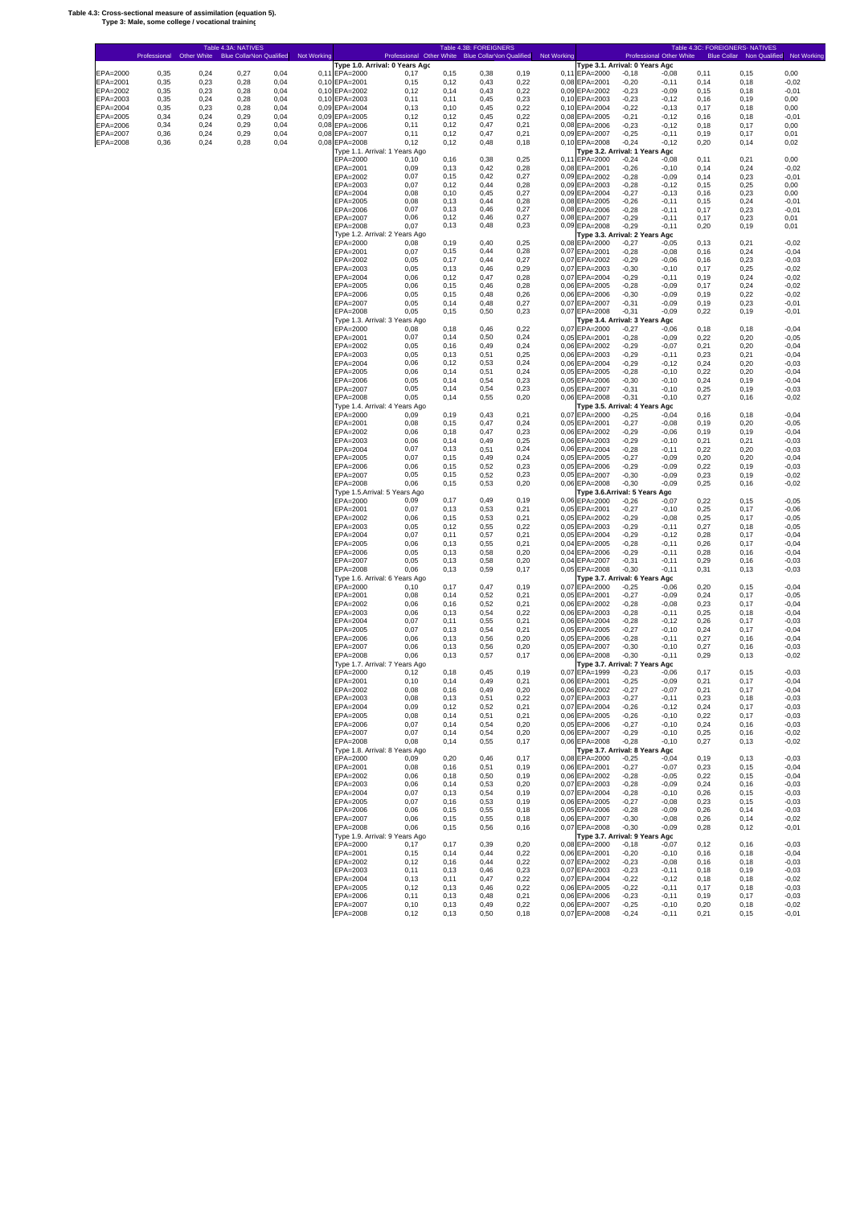**Table 4.3: Cross-sectional measure of assimilation (equation 5).**
**Type 3: Male, some college / vocational training**

**Table 4.3A: NATIVES**

| | Professional | Other White | Blue Collar | Non Qualified | Not Working |
|---|---|---|---|---|---|
| EPA=2000 | 0,35 | 0,24 | 0,27 | 0,04 | 0,11 |
| EPA=2001 | 0,35 | 0,23 | 0,28 | 0,04 | 0,10 |
| EPA=2002 | 0,35 | 0,23 | 0,28 | 0,04 | 0,10 |
| EPA=2003 | 0,35 | 0,24 | 0,28 | 0,04 | 0,10 |
| EPA=2004 | 0,35 | 0,23 | 0,28 | 0,04 | 0,09 |
| EPA=2005 | 0,34 | 0,24 | 0,29 | 0,04 | 0,09 |
| EPA=2006 | 0,34 | 0,24 | 0,29 | 0,04 | 0,08 |
| EPA=2007 | 0,36 | 0,24 | 0,29 | 0,04 | 0,08 |
| EPA=2008 | 0,36 | 0,24 | 0,28 | 0,04 | 0,08 |

**Table 4.3B: FOREIGNERS**

| | Professional | Other White | Blue Collar | Non Qualified | Not Working |
|---|---|---|---|---|---|
| **Type 1.0. Arrival: 0 Years Ago** | | | | | |
| EPA=2000 | 0,17 | 0,15 | 0,38 | 0,19 | 0,11 |
| EPA=2001 | 0,15 | 0,12 | 0,43 | 0,22 | 0,08 |
| EPA=2002 | 0,12 | 0,14 | 0,43 | 0,22 | 0,09 |
| EPA=2003 | 0,11 | 0,11 | 0,45 | 0,23 | 0,10 |
| EPA=2004 | 0,13 | 0,10 | 0,45 | 0,22 | 0,10 |
| EPA=2005 | 0,12 | 0,12 | 0,45 | 0,22 | 0,08 |
| EPA=2006 | 0,11 | 0,12 | 0,47 | 0,21 | 0,08 |
| EPA=2007 | 0,11 | 0,12 | 0,47 | 0,21 | 0,09 |
| EPA=2008 | 0,12 | 0,12 | 0,48 | 0,18 | 0,10 |
| Type 1.1. Arrival: 1 Years Ago | | | | | |
| EPA=2000 | 0,10 | 0,16 | 0,38 | 0,25 | 0,11 |
| EPA=2001 | 0,09 | 0,13 | 0,42 | 0,28 | 0,08 |
| EPA=2002 | 0,07 | 0,15 | 0,42 | 0,27 | 0,09 |
| EPA=2003 | 0,07 | 0,12 | 0,44 | 0,28 | 0,09 |
| EPA=2004 | 0,08 | 0,10 | 0,45 | 0,27 | 0,09 |
| EPA=2005 | 0,08 | 0,13 | 0,44 | 0,28 | 0,08 |
| EPA=2006 | 0,07 | 0,13 | 0,46 | 0,27 | 0,08 |
| EPA=2007 | 0,06 | 0,12 | 0,46 | 0,27 | 0,08 |
| EPA=2008 | 0,07 | 0,13 | 0,48 | 0,23 | 0,09 |
| Type 1.2. Arrival: 2 Years Ago | | | | | |
| EPA=2000 | 0,08 | 0,19 | 0,40 | 0,25 | 0,08 |
| EPA=2001 | 0,07 | 0,15 | 0,44 | 0,28 | 0,07 |
| EPA=2002 | 0,05 | 0,17 | 0,44 | 0,27 | 0,07 |
| EPA=2003 | 0,05 | 0,13 | 0,46 | 0,29 | 0,07 |
| EPA=2004 | 0,06 | 0,12 | 0,47 | 0,28 | 0,07 |
| EPA=2005 | 0,06 | 0,15 | 0,46 | 0,28 | 0,06 |
| EPA=2006 | 0,05 | 0,15 | 0,48 | 0,26 | 0,06 |
| EPA=2007 | 0,05 | 0,14 | 0,48 | 0,27 | 0,07 |
| EPA=2008 | 0,05 | 0,15 | 0,50 | 0,23 | 0,07 |
| Type 1.3. Arrival: 3 Years Ago | | | | | |
| EPA=2000 | 0,08 | 0,18 | 0,46 | 0,22 | 0,07 |
| EPA=2001 | 0,07 | 0,14 | 0,50 | 0,24 | 0,05 |
| EPA=2002 | 0,05 | 0,16 | 0,49 | 0,24 | 0,06 |
| EPA=2003 | 0,05 | 0,13 | 0,51 | 0,25 | 0,06 |
| EPA=2004 | 0,06 | 0,12 | 0,53 | 0,24 | 0,06 |
| EPA=2005 | 0,06 | 0,14 | 0,51 | 0,24 | 0,05 |
| EPA=2006 | 0,05 | 0,14 | 0,54 | 0,23 | 0,05 |
| EPA=2007 | 0,05 | 0,14 | 0,54 | 0,23 | 0,05 |
| EPA=2008 | 0,05 | 0,14 | 0,55 | 0,20 | 0,06 |
| Type 1.4. Arrival: 4 Years Ago | | | | | |
| EPA=2000 | 0,09 | 0,19 | 0,43 | 0,21 | 0,07 |
| EPA=2001 | 0,08 | 0,15 | 0,47 | 0,24 | 0,05 |
| EPA=2002 | 0,06 | 0,18 | 0,47 | 0,23 | 0,06 |
| EPA=2003 | 0,06 | 0,14 | 0,49 | 0,25 | 0,06 |
| EPA=2004 | 0,07 | 0,13 | 0,51 | 0,24 | 0,06 |
| EPA=2005 | 0,07 | 0,15 | 0,49 | 0,24 | 0,05 |
| EPA=2006 | 0,06 | 0,15 | 0,52 | 0,23 | 0,05 |
| EPA=2007 | 0,05 | 0,15 | 0,52 | 0,23 | 0,05 |
| EPA=2008 | 0,06 | 0,15 | 0,53 | 0,20 | 0,06 |
| Type 1.5.Arrival: 5 Years Ago | | | | | |
| EPA=2000 | 0,09 | 0,17 | 0,49 | 0,19 | 0,06 |
| EPA=2001 | 0,07 | 0,13 | 0,53 | 0,21 | 0,05 |
| EPA=2002 | 0,06 | 0,15 | 0,53 | 0,21 | 0,05 |
| EPA=2003 | 0,05 | 0,12 | 0,55 | 0,22 | 0,05 |
| EPA=2004 | 0,07 | 0,11 | 0,57 | 0,21 | 0,05 |
| EPA=2005 | 0,06 | 0,13 | 0,55 | 0,21 | 0,04 |
| EPA=2006 | 0,05 | 0,13 | 0,58 | 0,20 | 0,04 |
| EPA=2007 | 0,05 | 0,13 | 0,58 | 0,20 | 0,04 |
| EPA=2008 | 0,06 | 0,13 | 0,59 | 0,17 | 0,05 |
| Type 1.6. Arrival: 6 Years Ago | | | | | |
| EPA=2000 | 0,10 | 0,17 | 0,47 | 0,19 | 0,07 |
| EPA=2001 | 0,08 | 0,14 | 0,52 | 0,21 | 0,05 |
| EPA=2002 | 0,06 | 0,16 | 0,52 | 0,21 | 0,06 |
| EPA=2003 | 0,06 | 0,13 | 0,54 | 0,22 | 0,06 |
| EPA=2004 | 0,07 | 0,11 | 0,55 | 0,21 | 0,06 |
| EPA=2005 | 0,07 | 0,13 | 0,54 | 0,21 | 0,05 |
| EPA=2006 | 0,06 | 0,13 | 0,56 | 0,20 | 0,05 |
| EPA=2007 | 0,06 | 0,13 | 0,56 | 0,20 | 0,05 |
| EPA=2008 | 0,06 | 0,13 | 0,57 | 0,17 | 0,06 |
| Type 1.7. Arrival: 7 Years Ago | | | | | |
| EPA=2000 | 0,12 | 0,18 | 0,45 | 0,19 | 0,07 |
| EPA=2001 | 0,10 | 0,14 | 0,49 | 0,21 | 0,06 |
| EPA=2002 | 0,08 | 0,16 | 0,49 | 0,20 | 0,06 |
| EPA=2003 | 0,08 | 0,13 | 0,51 | 0,22 | 0,07 |
| EPA=2004 | 0,09 | 0,12 | 0,52 | 0,21 | 0,07 |
| EPA=2005 | 0,08 | 0,14 | 0,51 | 0,21 | 0,06 |
| EPA=2006 | 0,07 | 0,14 | 0,54 | 0,20 | 0,05 |
| EPA=2007 | 0,07 | 0,14 | 0,54 | 0,20 | 0,06 |
| EPA=2008 | 0,08 | 0,14 | 0,55 | 0,17 | 0,06 |
| Type 1.8. Arrival: 8 Years Ago | | | | | |
| EPA=2000 | 0,09 | 0,20 | 0,46 | 0,17 | 0,08 |
| EPA=2001 | 0,08 | 0,16 | 0,51 | 0,19 | 0,06 |
| EPA=2002 | 0,06 | 0,18 | 0,50 | 0,19 | 0,06 |
| EPA=2003 | 0,06 | 0,14 | 0,53 | 0,20 | 0,07 |
| EPA=2004 | 0,07 | 0,13 | 0,54 | 0,19 | 0,07 |
| EPA=2005 | 0,07 | 0,16 | 0,53 | 0,19 | 0,06 |
| EPA=2006 | 0,06 | 0,15 | 0,55 | 0,18 | 0,05 |
| EPA=2007 | 0,06 | 0,15 | 0,55 | 0,18 | 0,06 |
| EPA=2008 | 0,06 | 0,15 | 0,56 | 0,16 | 0,07 |
| Type 1.9. Arrival: 9 Years Ago | | | | | |
| EPA=2000 | 0,17 | 0,17 | 0,39 | 0,20 | 0,08 |
| EPA=2001 | 0,15 | 0,14 | 0,44 | 0,22 | 0,06 |
| EPA=2002 | 0,12 | 0,16 | 0,44 | 0,22 | 0,07 |
| EPA=2003 | 0,11 | 0,13 | 0,46 | 0,23 | 0,07 |
| EPA=2004 | 0,13 | 0,11 | 0,47 | 0,22 | 0,07 |
| EPA=2005 | 0,12 | 0,13 | 0,46 | 0,22 | 0,06 |
| EPA=2006 | 0,11 | 0,13 | 0,48 | 0,21 | 0,06 |
| EPA=2007 | 0,10 | 0,13 | 0,49 | 0,22 | 0,06 |
| EPA=2008 | 0,12 | 0,13 | 0,50 | 0,18 | 0,07 |

**Table 4.3C: FOREIGNERS- NATIVES**

| | Professional | Other White | Blue Collar | Non Qualified | Not Working |
|---|---|---|---|---|---|
| **Type 3.1. Arrival: 0 Years Ago** | | | | | |
| EPA=2000 | -0,18 | -0,08 | 0,11 | 0,15 | 0,00 |
| EPA=2001 | -0,20 | -0,11 | 0,14 | 0,18 | -0,02 |
| EPA=2002 | -0,23 | -0,09 | 0,15 | 0,18 | -0,01 |
| EPA=2003 | -0,23 | -0,12 | 0,16 | 0,19 | 0,00 |
| EPA=2004 | -0,22 | -0,13 | 0,17 | 0,18 | 0,00 |
| EPA=2005 | -0,21 | -0,12 | 0,16 | 0,18 | -0,01 |
| EPA=2006 | -0,23 | -0,12 | 0,18 | 0,17 | 0,00 |
| EPA=2007 | -0,25 | -0,11 | 0,19 | 0,17 | 0,01 |
| EPA=2008 | -0,24 | -0,12 | 0,20 | 0,14 | 0,02 |
| **Type 3.2. Arrival: 1 Years Ago** | | | | | |
| EPA=2000 | -0,24 | -0,08 | 0,11 | 0,21 | 0,00 |
| EPA=2001 | -0,26 | -0,10 | 0,14 | 0,24 | -0,02 |
| EPA=2002 | -0,28 | -0,09 | 0,14 | 0,23 | -0,01 |
| EPA=2003 | -0,28 | -0,12 | 0,15 | 0,25 | 0,00 |
| EPA=2004 | -0,27 | -0,13 | 0,16 | 0,23 | 0,00 |
| EPA=2005 | -0,26 | -0,11 | 0,15 | 0,24 | -0,01 |
| EPA=2006 | -0,28 | -0,11 | 0,17 | 0,23 | -0,01 |
| EPA=2007 | -0,29 | -0,11 | 0,17 | 0,23 | 0,01 |
| EPA=2008 | -0,29 | -0,11 | 0,20 | 0,19 | 0,01 |
| **Type 3.3. Arrival: 2 Years Ago** | | | | | |
| EPA=2000 | -0,27 | -0,05 | 0,13 | 0,21 | -0,02 |
| EPA=2001 | -0,28 | -0,08 | 0,16 | 0,24 | -0,04 |
| EPA=2002 | -0,29 | -0,06 | 0,16 | 0,23 | -0,03 |
| EPA=2003 | -0,30 | -0,10 | 0,17 | 0,25 | -0,02 |
| EPA=2004 | -0,29 | -0,11 | 0,19 | 0,24 | -0,02 |
| EPA=2005 | -0,28 | -0,09 | 0,17 | 0,24 | -0,02 |
| EPA=2006 | -0,30 | -0,09 | 0,19 | 0,22 | -0,02 |
| EPA=2007 | -0,31 | -0,09 | 0,19 | 0,23 | -0,01 |
| EPA=2008 | -0,31 | -0,09 | 0,22 | 0,19 | -0,01 |
| **Type 3.4. Arrival: 3 Years Ago** | | | | | |
| EPA=2000 | -0,27 | -0,06 | 0,18 | 0,18 | -0,04 |
| EPA=2001 | -0,28 | -0,09 | 0,22 | 0,20 | -0,05 |
| EPA=2002 | -0,29 | -0,07 | 0,21 | 0,20 | -0,04 |
| EPA=2003 | -0,29 | -0,11 | 0,23 | 0,21 | -0,04 |
| EPA=2004 | -0,29 | -0,12 | 0,24 | 0,20 | -0,03 |
| EPA=2005 | -0,28 | -0,10 | 0,22 | 0,20 | -0,04 |
| EPA=2006 | -0,30 | -0,10 | 0,24 | 0,19 | -0,04 |
| EPA=2007 | -0,31 | -0,10 | 0,25 | 0,19 | -0,03 |
| EPA=2008 | -0,31 | -0,10 | 0,27 | 0,16 | -0,02 |
| **Type 3.5. Arrival: 4 Years Ago** | | | | | |
| EPA=2000 | -0,25 | -0,04 | 0,16 | 0,18 | -0,04 |
| EPA=2001 | -0,27 | -0,08 | 0,19 | 0,20 | -0,05 |
| EPA=2002 | -0,29 | -0,06 | 0,19 | 0,19 | -0,04 |
| EPA=2003 | -0,29 | -0,10 | 0,21 | 0,21 | -0,03 |
| EPA=2004 | -0,28 | -0,11 | 0,22 | 0,20 | -0,03 |
| EPA=2005 | -0,27 | -0,09 | 0,20 | 0,20 | -0,04 |
| EPA=2006 | -0,29 | -0,09 | 0,22 | 0,19 | -0,03 |
| EPA=2007 | -0,30 | -0,09 | 0,23 | 0,19 | -0,02 |
| EPA=2008 | -0,30 | -0,09 | 0,25 | 0,16 | -0,02 |
| **Type 3.6.Arrival: 5 Years Ago** | | | | | |
| EPA=2000 | -0,26 | -0,07 | 0,22 | 0,15 | -0,05 |
| EPA=2001 | -0,27 | -0,10 | 0,25 | 0,17 | -0,06 |
| EPA=2002 | -0,29 | -0,08 | 0,25 | 0,17 | -0,05 |
| EPA=2003 | -0,29 | -0,11 | 0,27 | 0,18 | -0,05 |
| EPA=2004 | -0,29 | -0,12 | 0,28 | 0,17 | -0,04 |
| EPA=2005 | -0,28 | -0,11 | 0,26 | 0,17 | -0,04 |
| EPA=2006 | -0,29 | -0,11 | 0,28 | 0,16 | -0,04 |
| EPA=2007 | -0,31 | -0,11 | 0,29 | 0,16 | -0,03 |
| EPA=2008 | -0,30 | -0,11 | 0,31 | 0,13 | -0,03 |
| **Type 3.7. Arrival: 6 Years Ago** | | | | | |
| EPA=2000 | -0,25 | -0,06 | 0,20 | 0,15 | -0,04 |
| EPA=2001 | -0,27 | -0,09 | 0,24 | 0,17 | -0,05 |
| EPA=2002 | -0,28 | -0,08 | 0,23 | 0,17 | -0,04 |
| EPA=2003 | -0,28 | -0,11 | 0,25 | 0,18 | -0,04 |
| EPA=2004 | -0,28 | -0,12 | 0,26 | 0,17 | -0,03 |
| EPA=2005 | -0,27 | -0,10 | 0,24 | 0,17 | -0,04 |
| EPA=2006 | -0,28 | -0,11 | 0,27 | 0,16 | -0,04 |
| EPA=2007 | -0,30 | -0,10 | 0,27 | 0,16 | -0,03 |
| EPA=2008 | -0,30 | -0,11 | 0,29 | 0,13 | -0,02 |
| **Type 3.7. Arrival: 7 Years Ago** | | | | | |
| EPA=1999 | -0,23 | -0,06 | 0,17 | 0,15 | -0,03 |
| EPA=2001 | -0,25 | -0,09 | 0,21 | 0,17 | -0,04 |
| EPA=2002 | -0,27 | -0,07 | 0,21 | 0,17 | -0,04 |
| EPA=2003 | -0,27 | -0,11 | 0,23 | 0,18 | -0,03 |
| EPA=2004 | -0,26 | -0,12 | 0,24 | 0,17 | -0,03 |
| EPA=2005 | -0,26 | -0,10 | 0,22 | 0,17 | -0,03 |
| EPA=2006 | -0,27 | -0,10 | 0,24 | 0,16 | -0,03 |
| EPA=2007 | -0,29 | -0,10 | 0,25 | 0,16 | -0,02 |
| EPA=2008 | -0,28 | -0,10 | 0,27 | 0,13 | -0,02 |
| **Type 3.7. Arrival: 8 Years Ago** | | | | | |
| EPA=2000 | -0,25 | -0,04 | 0,19 | 0,13 | -0,03 |
| EPA=2001 | -0,27 | -0,07 | 0,23 | 0,15 | -0,04 |
| EPA=2002 | -0,28 | -0,05 | 0,22 | 0,15 | -0,04 |
| EPA=2003 | -0,28 | -0,09 | 0,24 | 0,16 | -0,03 |
| EPA=2004 | -0,28 | -0,10 | 0,26 | 0,15 | -0,03 |
| EPA=2005 | -0,27 | -0,08 | 0,23 | 0,15 | -0,03 |
| EPA=2006 | -0,28 | -0,09 | 0,26 | 0,14 | -0,03 |
| EPA=2007 | -0,30 | -0,08 | 0,26 | 0,14 | -0,02 |
| EPA=2008 | -0,30 | -0,09 | 0,28 | 0,12 | -0,01 |
| **Type 3.7. Arrival: 9 Years Ago** | | | | | |
| EPA=2000 | -0,18 | -0,07 | 0,12 | 0,16 | -0,03 |
| EPA=2001 | -0,20 | -0,10 | 0,16 | 0,18 | -0,04 |
| EPA=2002 | -0,23 | -0,08 | 0,16 | 0,18 | -0,03 |
| EPA=2003 | -0,23 | -0,11 | 0,18 | 0,19 | -0,03 |
| EPA=2004 | -0,22 | -0,12 | 0,18 | 0,18 | -0,02 |
| EPA=2005 | -0,22 | -0,11 | 0,17 | 0,18 | -0,03 |
| EPA=2006 | -0,23 | -0,11 | 0,19 | 0,17 | -0,03 |
| EPA=2007 | -0,25 | -0,10 | 0,20 | 0,18 | -0,02 |
| EPA=2008 | -0,24 | -0,10 | 0,21 | 0,15 | -0,01 |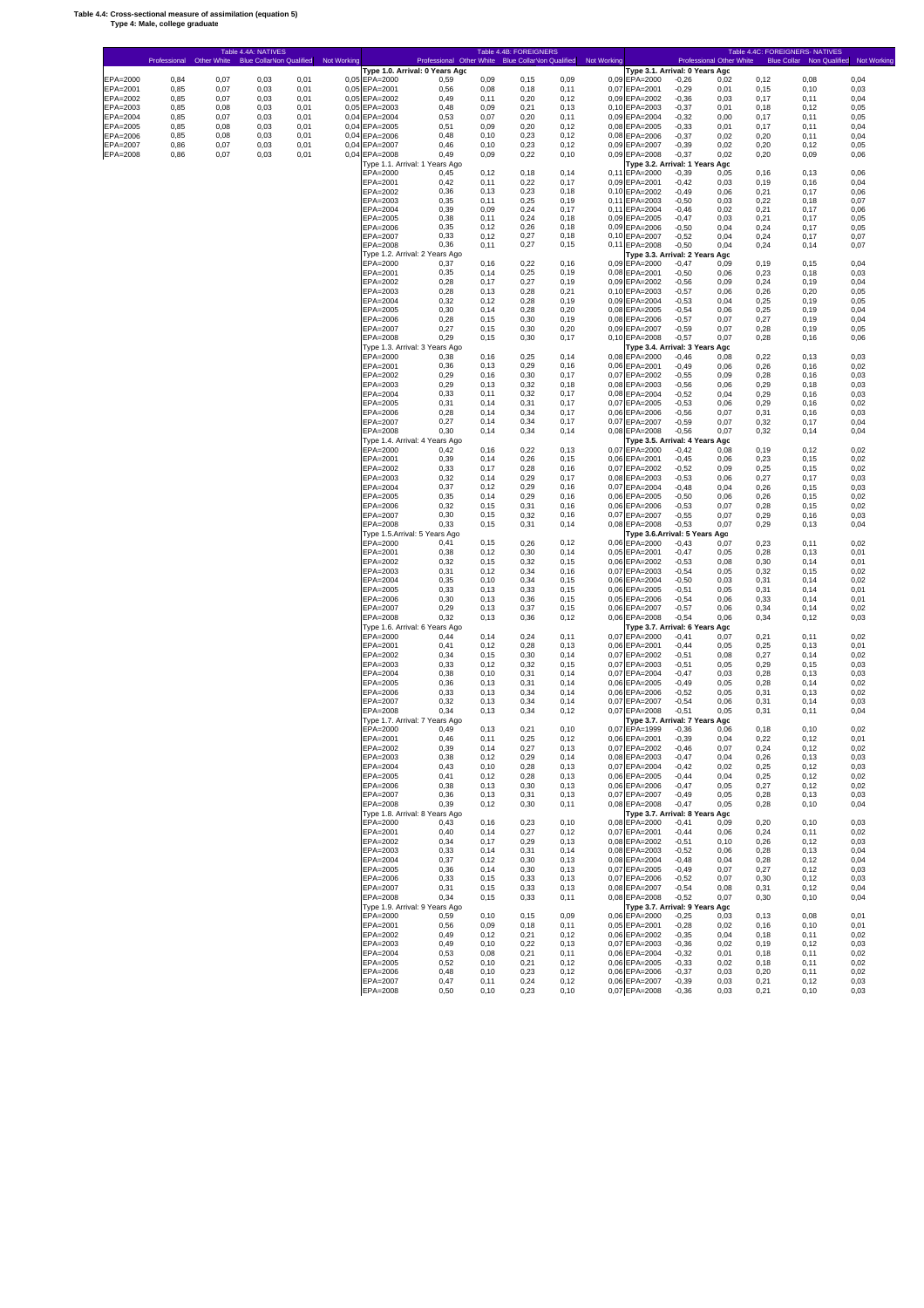**Table 4.4: Cross-sectional measure of assimilation (equation 5)**
**Type 4: Male, college graduate**

**Table 4.4A: NATIVES**

| | Professional | Other White | Blue Collar | Non Qualified | Not Working |
|---|---|---|---|---|---|
| EPA=2000 | 0,84 | 0,07 | 0,03 | 0,01 | 0,05 |
| EPA=2001 | 0,85 | 0,07 | 0,03 | 0,01 | 0,05 |
| EPA=2002 | 0,85 | 0,07 | 0,03 | 0,01 | 0,05 |
| EPA=2003 | 0,85 | 0,08 | 0,03 | 0,01 | 0,05 |
| EPA=2004 | 0,85 | 0,07 | 0,03 | 0,01 | 0,04 |
| EPA=2005 | 0,85 | 0,08 | 0,03 | 0,01 | 0,04 |
| EPA=2006 | 0,85 | 0,08 | 0,03 | 0,01 | 0,04 |
| EPA=2007 | 0,86 | 0,07 | 0,03 | 0,01 | 0,04 |
| EPA=2008 | 0,86 | 0,07 | 0,03 | 0,01 | 0,04 |

**Table 4.4B: FOREIGNERS**

| | Professional | Other White | Blue Collar | Non Qualified | Not Working |
|---|---|---|---|---|---|
| **Type 1.0. Arrival: 0 Years Ago** | | | | | |
| EPA=2000 | 0,59 | 0,09 | 0,15 | 0,09 | 0,09 |
| EPA=2001 | 0,56 | 0,08 | 0,18 | 0,11 | 0,07 |
| EPA=2002 | 0,49 | 0,11 | 0,20 | 0,12 | 0,09 |
| EPA=2003 | 0,48 | 0,09 | 0,21 | 0,13 | 0,10 |
| EPA=2004 | 0,53 | 0,07 | 0,20 | 0,11 | 0,09 |
| EPA=2005 | 0,51 | 0,09 | 0,20 | 0,12 | 0,08 |
| EPA=2006 | 0,48 | 0,10 | 0,23 | 0,12 | 0,08 |
| EPA=2007 | 0,46 | 0,10 | 0,23 | 0,12 | 0,09 |
| EPA=2008 | 0,49 | 0,09 | 0,22 | 0,10 | 0,09 |
| Type 1.1. Arrival: 1 Years Ago | | | | | |
| EPA=2000 | 0,45 | 0,12 | 0,18 | 0,14 | 0,11 |
| EPA=2001 | 0,42 | 0,11 | 0,22 | 0,17 | 0,09 |
| EPA=2002 | 0,36 | 0,13 | 0,23 | 0,18 | 0,10 |
| EPA=2003 | 0,35 | 0,11 | 0,25 | 0,19 | 0,11 |
| EPA=2004 | 0,39 | 0,09 | 0,24 | 0,17 | 0,11 |
| EPA=2005 | 0,38 | 0,11 | 0,24 | 0,18 | 0,09 |
| EPA=2006 | 0,35 | 0,12 | 0,26 | 0,18 | 0,09 |
| EPA=2007 | 0,33 | 0,12 | 0,27 | 0,18 | 0,10 |
| EPA=2008 | 0,36 | 0,11 | 0,27 | 0,15 | 0,11 |
| Type 1.2. Arrival: 2 Years Ago | | | | | |
| EPA=2000 | 0,37 | 0,16 | 0,22 | 0,16 | 0,09 |
| EPA=2001 | 0,35 | 0,14 | 0,25 | 0,19 | 0,08 |
| EPA=2002 | 0,28 | 0,17 | 0,27 | 0,19 | 0,09 |
| EPA=2003 | 0,28 | 0,13 | 0,28 | 0,21 | 0,10 |
| EPA=2004 | 0,32 | 0,12 | 0,28 | 0,19 | 0,09 |
| EPA=2005 | 0,30 | 0,14 | 0,28 | 0,20 | 0,08 |
| EPA=2006 | 0,28 | 0,15 | 0,30 | 0,19 | 0,08 |
| EPA=2007 | 0,27 | 0,15 | 0,30 | 0,20 | 0,09 |
| EPA=2008 | 0,29 | 0,15 | 0,30 | 0,17 | 0,10 |
| Type 1.3. Arrival: 3 Years Ago | | | | | |
| EPA=2000 | 0,38 | 0,16 | 0,25 | 0,14 | 0,08 |
| EPA=2001 | 0,36 | 0,13 | 0,29 | 0,16 | 0,06 |
| EPA=2002 | 0,29 | 0,16 | 0,30 | 0,17 | 0,07 |
| EPA=2003 | 0,29 | 0,13 | 0,32 | 0,18 | 0,08 |
| EPA=2004 | 0,33 | 0,11 | 0,32 | 0,17 | 0,08 |
| EPA=2005 | 0,31 | 0,14 | 0,31 | 0,17 | 0,07 |
| EPA=2006 | 0,28 | 0,14 | 0,34 | 0,17 | 0,06 |
| EPA=2007 | 0,27 | 0,14 | 0,34 | 0,17 | 0,07 |
| EPA=2008 | 0,30 | 0,14 | 0,34 | 0,14 | 0,08 |
| Type 1.4. Arrival: 4 Years Ago | | | | | |
| EPA=2000 | 0,42 | 0,16 | 0,22 | 0,13 | 0,07 |
| EPA=2001 | 0,39 | 0,14 | 0,26 | 0,15 | 0,06 |
| EPA=2002 | 0,33 | 0,17 | 0,28 | 0,16 | 0,07 |
| EPA=2003 | 0,32 | 0,14 | 0,29 | 0,17 | 0,08 |
| EPA=2004 | 0,37 | 0,12 | 0,29 | 0,16 | 0,07 |
| EPA=2005 | 0,35 | 0,14 | 0,29 | 0,16 | 0,06 |
| EPA=2006 | 0,32 | 0,15 | 0,31 | 0,16 | 0,06 |
| EPA=2007 | 0,30 | 0,15 | 0,32 | 0,16 | 0,07 |
| EPA=2008 | 0,33 | 0,15 | 0,31 | 0,14 | 0,08 |
| Type 1.5.Arrival: 5 Years Ago | | | | | |
| EPA=2000 | 0,41 | 0,15 | 0,26 | 0,12 | 0,06 |
| EPA=2001 | 0,38 | 0,12 | 0,30 | 0,14 | 0,05 |
| EPA=2002 | 0,32 | 0,15 | 0,32 | 0,15 | 0,06 |
| EPA=2003 | 0,31 | 0,12 | 0,34 | 0,16 | 0,07 |
| EPA=2004 | 0,35 | 0,10 | 0,34 | 0,15 | 0,06 |
| EPA=2005 | 0,33 | 0,13 | 0,33 | 0,15 | 0,06 |
| EPA=2006 | 0,30 | 0,13 | 0,36 | 0,15 | 0,05 |
| EPA=2007 | 0,29 | 0,13 | 0,37 | 0,15 | 0,06 |
| EPA=2008 | 0,32 | 0,13 | 0,36 | 0,12 | 0,06 |
| Type 1.6. Arrival: 6 Years Ago | | | | | |
| EPA=2000 | 0,44 | 0,14 | 0,24 | 0,11 | 0,07 |
| EPA=2001 | 0,41 | 0,12 | 0,28 | 0,13 | 0,06 |
| EPA=2002 | 0,34 | 0,15 | 0,30 | 0,14 | 0,07 |
| EPA=2003 | 0,33 | 0,12 | 0,32 | 0,15 | 0,07 |
| EPA=2004 | 0,38 | 0,10 | 0,31 | 0,14 | 0,07 |
| EPA=2005 | 0,36 | 0,13 | 0,31 | 0,14 | 0,06 |
| EPA=2006 | 0,33 | 0,13 | 0,34 | 0,14 | 0,06 |
| EPA=2007 | 0,32 | 0,13 | 0,34 | 0,14 | 0,07 |
| EPA=2008 | 0,34 | 0,13 | 0,34 | 0,12 | 0,07 |
| Type 1.7. Arrival: 7 Years Ago | | | | | |
| EPA=2000 | 0,49 | 0,13 | 0,21 | 0,10 | 0,07 |
| EPA=2001 | 0,46 | 0,11 | 0,25 | 0,12 | 0,06 |
| EPA=2002 | 0,39 | 0,14 | 0,27 | 0,13 | 0,07 |
| EPA=2003 | 0,38 | 0,12 | 0,29 | 0,14 | 0,08 |
| EPA=2004 | 0,43 | 0,10 | 0,28 | 0,13 | 0,07 |
| EPA=2005 | 0,41 | 0,12 | 0,28 | 0,13 | 0,06 |
| EPA=2006 | 0,38 | 0,13 | 0,30 | 0,13 | 0,06 |
| EPA=2007 | 0,36 | 0,13 | 0,31 | 0,13 | 0,07 |
| EPA=2008 | 0,39 | 0,12 | 0,30 | 0,11 | 0,08 |
| Type 1.8. Arrival: 8 Years Ago | | | | | |
| EPA=2000 | 0,43 | 0,16 | 0,23 | 0,10 | 0,08 |
| EPA=2001 | 0,40 | 0,14 | 0,27 | 0,12 | 0,07 |
| EPA=2002 | 0,34 | 0,17 | 0,29 | 0,13 | 0,08 |
| EPA=2003 | 0,33 | 0,14 | 0,31 | 0,14 | 0,08 |
| EPA=2004 | 0,37 | 0,12 | 0,30 | 0,13 | 0,08 |
| EPA=2005 | 0,36 | 0,14 | 0,30 | 0,13 | 0,07 |
| EPA=2006 | 0,33 | 0,15 | 0,33 | 0,13 | 0,07 |
| EPA=2007 | 0,31 | 0,15 | 0,33 | 0,13 | 0,08 |
| EPA=2008 | 0,34 | 0,15 | 0,33 | 0,11 | 0,08 |
| Type 1.9. Arrival: 9 Years Ago | | | | | |
| EPA=2000 | 0,59 | 0,10 | 0,15 | 0,09 | 0,06 |
| EPA=2001 | 0,56 | 0,09 | 0,18 | 0,11 | 0,05 |
| EPA=2002 | 0,49 | 0,12 | 0,21 | 0,12 | 0,06 |
| EPA=2003 | 0,49 | 0,10 | 0,22 | 0,13 | 0,07 |
| EPA=2004 | 0,53 | 0,08 | 0,21 | 0,11 | 0,06 |
| EPA=2005 | 0,52 | 0,10 | 0,21 | 0,12 | 0,06 |
| EPA=2006 | 0,48 | 0,10 | 0,23 | 0,12 | 0,06 |
| EPA=2007 | 0,47 | 0,11 | 0,24 | 0,12 | 0,06 |
| EPA=2008 | 0,50 | 0,10 | 0,23 | 0,10 | 0,07 |

**Table 4.4C: FOREIGNERS- NATIVES**

| | Professional | Other White | Blue Collar | Non Qualified | Not Working |
|---|---|---|---|---|---|
| **Type 3.1. Arrival: 0 Years Ago** | | | | | |
| EPA=2000 | -0,26 | 0,02 | 0,12 | 0,08 | 0,04 |
| EPA=2001 | -0,29 | 0,01 | 0,15 | 0,10 | 0,03 |
| EPA=2002 | -0,36 | 0,03 | 0,17 | 0,11 | 0,04 |
| EPA=2003 | -0,37 | 0,01 | 0,18 | 0,12 | 0,05 |
| EPA=2004 | -0,32 | 0,00 | 0,17 | 0,11 | 0,05 |
| EPA=2005 | -0,33 | 0,01 | 0,17 | 0,11 | 0,04 |
| EPA=2006 | -0,37 | 0,02 | 0,20 | 0,11 | 0,04 |
| EPA=2007 | -0,39 | 0,02 | 0,20 | 0,12 | 0,05 |
| EPA=2008 | -0,37 | 0,02 | 0,20 | 0,09 | 0,06 |
| **Type 3.2. Arrival: 1 Years Ago** | | | | | |
| EPA=2000 | -0,39 | 0,05 | 0,16 | 0,13 | 0,06 |
| EPA=2001 | -0,42 | 0,03 | 0,19 | 0,16 | 0,04 |
| EPA=2002 | -0,49 | 0,06 | 0,21 | 0,17 | 0,06 |
| EPA=2003 | -0,50 | 0,03 | 0,22 | 0,18 | 0,07 |
| EPA=2004 | -0,46 | 0,02 | 0,21 | 0,17 | 0,06 |
| EPA=2005 | -0,47 | 0,03 | 0,21 | 0,17 | 0,05 |
| EPA=2006 | -0,50 | 0,04 | 0,24 | 0,17 | 0,05 |
| EPA=2007 | -0,52 | 0,04 | 0,24 | 0,17 | 0,07 |
| EPA=2008 | -0,50 | 0,04 | 0,24 | 0,14 | 0,07 |
| **Type 3.3. Arrival: 2 Years Ago** | | | | | |
| EPA=2000 | -0,47 | 0,09 | 0,19 | 0,15 | 0,04 |
| EPA=2001 | -0,50 | 0,06 | 0,23 | 0,18 | 0,03 |
| EPA=2002 | -0,56 | 0,09 | 0,24 | 0,19 | 0,04 |
| EPA=2003 | -0,57 | 0,06 | 0,26 | 0,20 | 0,05 |
| EPA=2004 | -0,53 | 0,04 | 0,25 | 0,19 | 0,05 |
| EPA=2005 | -0,54 | 0,06 | 0,25 | 0,19 | 0,04 |
| EPA=2006 | -0,57 | 0,07 | 0,27 | 0,19 | 0,04 |
| EPA=2007 | -0,59 | 0,07 | 0,28 | 0,19 | 0,05 |
| EPA=2008 | -0,57 | 0,07 | 0,28 | 0,16 | 0,06 |
| **Type 3.4. Arrival: 3 Years Ago** | | | | | |
| EPA=2000 | -0,46 | 0,08 | 0,22 | 0,13 | 0,03 |
| EPA=2001 | -0,49 | 0,06 | 0,26 | 0,16 | 0,02 |
| EPA=2002 | -0,55 | 0,09 | 0,28 | 0,16 | 0,03 |
| EPA=2003 | -0,56 | 0,06 | 0,29 | 0,18 | 0,03 |
| EPA=2004 | -0,52 | 0,04 | 0,29 | 0,16 | 0,03 |
| EPA=2005 | -0,53 | 0,06 | 0,29 | 0,16 | 0,02 |
| EPA=2006 | -0,56 | 0,07 | 0,31 | 0,16 | 0,03 |
| EPA=2007 | -0,59 | 0,07 | 0,32 | 0,17 | 0,04 |
| EPA=2008 | -0,56 | 0,07 | 0,32 | 0,14 | 0,04 |
| **Type 3.5. Arrival: 4 Years Ago** | | | | | |
| EPA=2000 | -0,42 | 0,08 | 0,19 | 0,12 | 0,02 |
| EPA=2001 | -0,45 | 0,06 | 0,23 | 0,15 | 0,02 |
| EPA=2002 | -0,52 | 0,09 | 0,25 | 0,15 | 0,02 |
| EPA=2003 | -0,53 | 0,06 | 0,27 | 0,17 | 0,03 |
| EPA=2004 | -0,48 | 0,04 | 0,26 | 0,15 | 0,03 |
| EPA=2005 | -0,50 | 0,06 | 0,26 | 0,15 | 0,02 |
| EPA=2006 | -0,53 | 0,07 | 0,28 | 0,15 | 0,02 |
| EPA=2007 | -0,55 | 0,07 | 0,29 | 0,16 | 0,03 |
| EPA=2008 | -0,53 | 0,07 | 0,29 | 0,13 | 0,04 |
| **Type 3.6.Arrival: 5 Years Ago** | | | | | |
| EPA=2000 | -0,43 | 0,07 | 0,23 | 0,11 | 0,02 |
| EPA=2001 | -0,47 | 0,05 | 0,28 | 0,13 | 0,01 |
| EPA=2002 | -0,53 | 0,08 | 0,30 | 0,14 | 0,01 |
| EPA=2003 | -0,54 | 0,05 | 0,32 | 0,15 | 0,02 |
| EPA=2004 | -0,50 | 0,03 | 0,31 | 0,14 | 0,02 |
| EPA=2005 | -0,51 | 0,05 | 0,31 | 0,14 | 0,01 |
| EPA=2006 | -0,54 | 0,06 | 0,33 | 0,14 | 0,01 |
| EPA=2007 | -0,57 | 0,06 | 0,34 | 0,14 | 0,02 |
| EPA=2008 | -0,54 | 0,06 | 0,34 | 0,12 | 0,03 |
| **Type 3.7. Arrival: 6 Years Ago** | | | | | |
| EPA=2000 | -0,41 | 0,07 | 0,21 | 0,11 | 0,02 |
| EPA=2001 | -0,44 | 0,05 | 0,25 | 0,13 | 0,01 |
| EPA=2002 | -0,51 | 0,08 | 0,27 | 0,14 | 0,02 |
| EPA=2003 | -0,51 | 0,05 | 0,29 | 0,15 | 0,03 |
| EPA=2004 | -0,47 | 0,03 | 0,28 | 0,13 | 0,03 |
| EPA=2005 | -0,49 | 0,05 | 0,28 | 0,14 | 0,02 |
| EPA=2006 | -0,52 | 0,05 | 0,31 | 0,13 | 0,02 |
| EPA=2007 | -0,54 | 0,06 | 0,31 | 0,14 | 0,03 |
| EPA=2008 | -0,51 | 0,05 | 0,31 | 0,11 | 0,04 |
| **Type 3.7. Arrival: 7 Years Ago** | | | | | |
| EPA=1999 | -0,36 | 0,06 | 0,18 | 0,10 | 0,02 |
| EPA=2001 | -0,39 | 0,04 | 0,22 | 0,12 | 0,01 |
| EPA=2002 | -0,46 | 0,07 | 0,24 | 0,12 | 0,02 |
| EPA=2003 | -0,47 | 0,04 | 0,26 | 0,13 | 0,03 |
| EPA=2004 | -0,42 | 0,02 | 0,25 | 0,12 | 0,03 |
| EPA=2005 | -0,44 | 0,04 | 0,25 | 0,12 | 0,02 |
| EPA=2006 | -0,47 | 0,05 | 0,27 | 0,12 | 0,02 |
| EPA=2007 | -0,49 | 0,05 | 0,28 | 0,13 | 0,03 |
| EPA=2008 | -0,47 | 0,05 | 0,28 | 0,10 | 0,04 |
| **Type 3.7. Arrival: 8 Years Ago** | | | | | |
| EPA=2000 | -0,41 | 0,09 | 0,20 | 0,10 | 0,03 |
| EPA=2001 | -0,44 | 0,06 | 0,24 | 0,11 | 0,02 |
| EPA=2002 | -0,51 | 0,10 | 0,26 | 0,12 | 0,03 |
| EPA=2003 | -0,52 | 0,06 | 0,28 | 0,13 | 0,04 |
| EPA=2004 | -0,48 | 0,04 | 0,28 | 0,12 | 0,04 |
| EPA=2005 | -0,49 | 0,07 | 0,27 | 0,12 | 0,03 |
| EPA=2006 | -0,52 | 0,07 | 0,30 | 0,12 | 0,03 |
| EPA=2007 | -0,54 | 0,08 | 0,31 | 0,12 | 0,04 |
| EPA=2008 | -0,52 | 0,07 | 0,30 | 0,10 | 0,04 |
| **Type 3.7. Arrival: 9 Years Ago** | | | | | |
| EPA=2000 | -0,25 | 0,03 | 0,13 | 0,08 | 0,01 |
| EPA=2001 | -0,28 | 0,02 | 0,16 | 0,10 | 0,01 |
| EPA=2002 | -0,35 | 0,04 | 0,18 | 0,11 | 0,02 |
| EPA=2003 | -0,36 | 0,02 | 0,19 | 0,12 | 0,03 |
| EPA=2004 | -0,32 | 0,01 | 0,18 | 0,11 | 0,02 |
| EPA=2005 | -0,33 | 0,02 | 0,18 | 0,11 | 0,02 |
| EPA=2006 | -0,37 | 0,03 | 0,20 | 0,11 | 0,02 |
| EPA=2007 | -0,39 | 0,03 | 0,21 | 0,12 | 0,03 |
| EPA=2008 | -0,36 | 0,03 | 0,21 | 0,10 | 0,03 |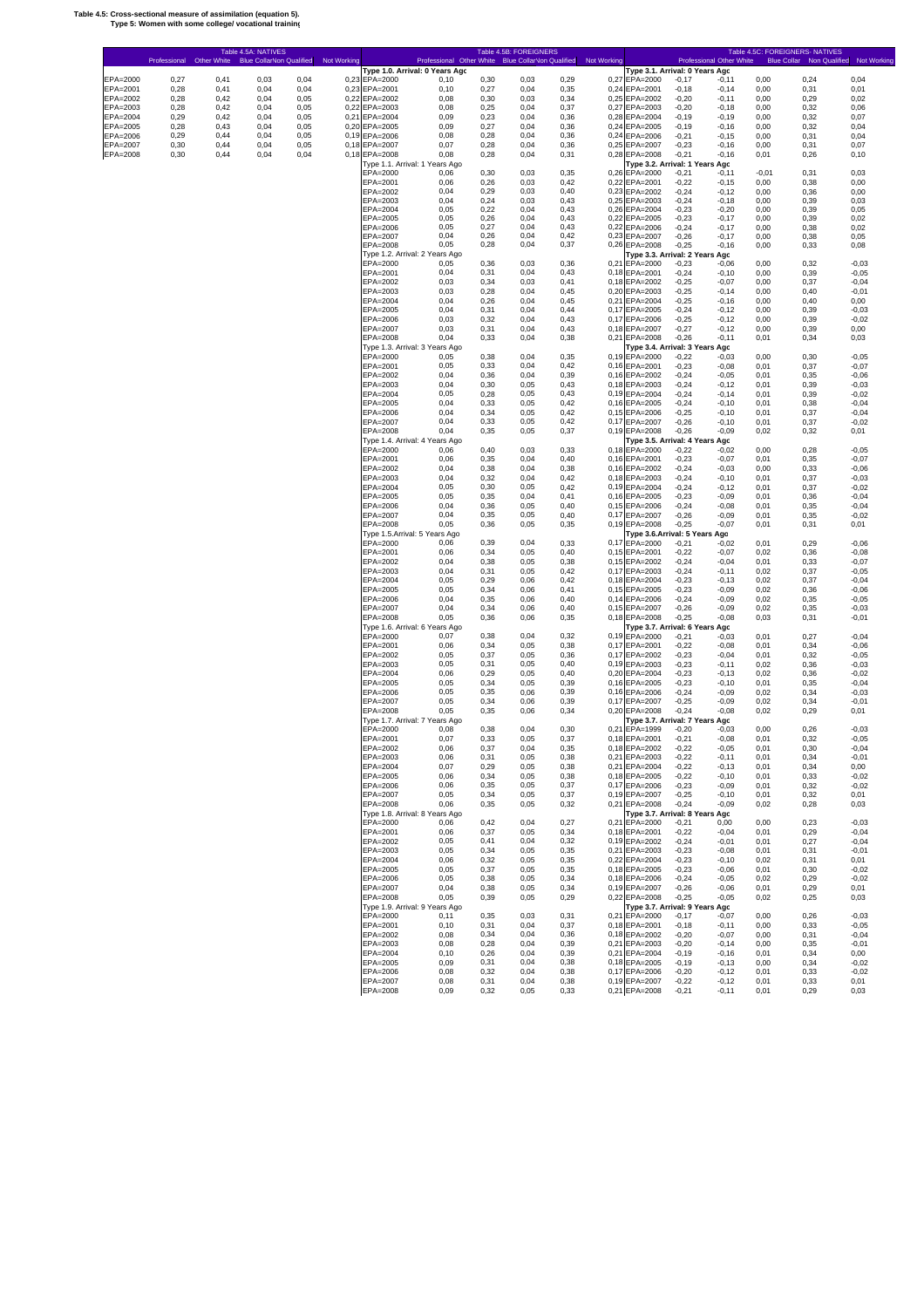**Table 4.5: Cross-sectional measure of assimilation (equation 5).**
**Type 5: Women with some college/ vocational training**

**Table 4.5A: NATIVES**

| | Professional | Other White | Blue Collar | Non Qualified | Not Working |
|---|---|---|---|---|---|
| EPA=2000 | 0,27 | 0,41 | 0,03 | 0,04 | 0,23 |
| EPA=2001 | 0,28 | 0,41 | 0,04 | 0,04 | 0,23 |
| EPA=2002 | 0,28 | 0,42 | 0,04 | 0,05 | 0,22 |
| EPA=2003 | 0,28 | 0,42 | 0,04 | 0,05 | 0,22 |
| EPA=2004 | 0,29 | 0,42 | 0,04 | 0,05 | 0,21 |
| EPA=2005 | 0,28 | 0,43 | 0,04 | 0,05 | 0,20 |
| EPA=2006 | 0,29 | 0,44 | 0,04 | 0,05 | 0,19 |
| EPA=2007 | 0,30 | 0,44 | 0,04 | 0,05 | 0,18 |
| EPA=2008 | 0,30 | 0,44 | 0,04 | 0,04 | 0,18 |

**Table 4.5B: FOREIGNERS**

| | Professional | Other White | Blue Collar | Non Qualified | Not Working |
|---|---|---|---|---|---|
| **Type 1.0. Arrival: 0 Years Ago** | | | | | |
| EPA=2000 | 0,10 | 0,30 | 0,03 | 0,29 | 0,27 |
| EPA=2001 | 0,10 | 0,27 | 0,04 | 0,35 | 0,24 |
| EPA=2002 | 0,08 | 0,30 | 0,03 | 0,34 | 0,25 |
| EPA=2003 | 0,08 | 0,25 | 0,04 | 0,37 | 0,27 |
| EPA=2004 | 0,09 | 0,23 | 0,04 | 0,36 | 0,28 |
| EPA=2005 | 0,09 | 0,27 | 0,04 | 0,36 | 0,24 |
| EPA=2006 | 0,08 | 0,28 | 0,04 | 0,36 | 0,24 |
| EPA=2007 | 0,07 | 0,28 | 0,04 | 0,36 | 0,25 |
| EPA=2008 | 0,08 | 0,28 | 0,04 | 0,31 | 0,28 |
| Type 1.1. Arrival: 1 Years Ago | | | | | |
| EPA=2000 | 0,06 | 0,30 | 0,03 | 0,35 | 0,26 |
| EPA=2001 | 0,06 | 0,26 | 0,03 | 0,42 | 0,22 |
| EPA=2002 | 0,04 | 0,29 | 0,03 | 0,40 | 0,23 |
| EPA=2003 | 0,04 | 0,24 | 0,03 | 0,43 | 0,25 |
| EPA=2004 | 0,05 | 0,22 | 0,04 | 0,43 | 0,26 |
| EPA=2005 | 0,05 | 0,26 | 0,04 | 0,43 | 0,22 |
| EPA=2006 | 0,05 | 0,27 | 0,04 | 0,43 | 0,22 |
| EPA=2007 | 0,04 | 0,26 | 0,04 | 0,42 | 0,23 |
| EPA=2008 | 0,05 | 0,28 | 0,04 | 0,37 | 0,26 |
| Type 1.2. Arrival: 2 Years Ago | | | | | |
| EPA=2000 | 0,05 | 0,36 | 0,03 | 0,36 | 0,21 |
| EPA=2001 | 0,04 | 0,31 | 0,04 | 0,43 | 0,18 |
| EPA=2002 | 0,03 | 0,34 | 0,03 | 0,41 | 0,18 |
| EPA=2003 | 0,03 | 0,28 | 0,04 | 0,45 | 0,20 |
| EPA=2004 | 0,04 | 0,26 | 0,04 | 0,45 | 0,21 |
| EPA=2005 | 0,04 | 0,31 | 0,04 | 0,44 | 0,17 |
| EPA=2006 | 0,03 | 0,32 | 0,04 | 0,43 | 0,17 |
| EPA=2007 | 0,03 | 0,31 | 0,04 | 0,43 | 0,18 |
| EPA=2008 | 0,04 | 0,33 | 0,04 | 0,38 | 0,21 |
| Type 1.3. Arrival: 3 Years Ago | | | | | |
| EPA=2000 | 0,05 | 0,38 | 0,04 | 0,35 | 0,19 |
| EPA=2001 | 0,05 | 0,33 | 0,04 | 0,42 | 0,16 |
| EPA=2002 | 0,04 | 0,36 | 0,04 | 0,39 | 0,16 |
| EPA=2003 | 0,04 | 0,30 | 0,05 | 0,43 | 0,18 |
| EPA=2004 | 0,05 | 0,28 | 0,05 | 0,43 | 0,19 |
| EPA=2005 | 0,04 | 0,33 | 0,05 | 0,42 | 0,16 |
| EPA=2006 | 0,04 | 0,34 | 0,05 | 0,42 | 0,15 |
| EPA=2007 | 0,04 | 0,33 | 0,05 | 0,42 | 0,17 |
| EPA=2008 | 0,04 | 0,35 | 0,05 | 0,37 | 0,19 |
| Type 1.4. Arrival: 4 Years Ago | | | | | |
| EPA=2000 | 0,06 | 0,40 | 0,03 | 0,33 | 0,18 |
| EPA=2001 | 0,06 | 0,35 | 0,04 | 0,40 | 0,16 |
| EPA=2002 | 0,04 | 0,38 | 0,04 | 0,38 | 0,16 |
| EPA=2003 | 0,04 | 0,32 | 0,04 | 0,42 | 0,18 |
| EPA=2004 | 0,05 | 0,30 | 0,05 | 0,42 | 0,19 |
| EPA=2005 | 0,05 | 0,35 | 0,04 | 0,41 | 0,16 |
| EPA=2006 | 0,04 | 0,36 | 0,05 | 0,40 | 0,15 |
| EPA=2007 | 0,04 | 0,35 | 0,05 | 0,40 | 0,17 |
| EPA=2008 | 0,05 | 0,36 | 0,05 | 0,35 | 0,19 |
| Type 1.5.Arrival: 5 Years Ago | | | | | |
| EPA=2000 | 0,06 | 0,39 | 0,04 | 0,33 | 0,17 |
| EPA=2001 | 0,06 | 0,34 | 0,05 | 0,40 | 0,15 |
| EPA=2002 | 0,04 | 0,38 | 0,05 | 0,38 | 0,15 |
| EPA=2003 | 0,04 | 0,31 | 0,05 | 0,42 | 0,17 |
| EPA=2004 | 0,05 | 0,29 | 0,06 | 0,42 | 0,18 |
| EPA=2005 | 0,05 | 0,34 | 0,06 | 0,41 | 0,15 |
| EPA=2006 | 0,04 | 0,35 | 0,06 | 0,40 | 0,14 |
| EPA=2007 | 0,04 | 0,34 | 0,06 | 0,40 | 0,15 |
| EPA=2008 | 0,05 | 0,36 | 0,06 | 0,35 | 0,18 |
| Type 1.6. Arrival: 6 Years Ago | | | | | |
| EPA=2000 | 0,07 | 0,38 | 0,04 | 0,32 | 0,19 |
| EPA=2001 | 0,06 | 0,34 | 0,05 | 0,38 | 0,17 |
| EPA=2002 | 0,05 | 0,37 | 0,05 | 0,36 | 0,17 |
| EPA=2003 | 0,05 | 0,31 | 0,05 | 0,40 | 0,19 |
| EPA=2004 | 0,06 | 0,29 | 0,05 | 0,40 | 0,20 |
| EPA=2005 | 0,05 | 0,34 | 0,05 | 0,39 | 0,16 |
| EPA=2006 | 0,05 | 0,35 | 0,06 | 0,39 | 0,16 |
| EPA=2007 | 0,05 | 0,34 | 0,06 | 0,39 | 0,17 |
| EPA=2008 | 0,05 | 0,35 | 0,06 | 0,34 | 0,20 |
| Type 1.7. Arrival: 7 Years Ago | | | | | |
| EPA=2000 | 0,08 | 0,38 | 0,04 | 0,30 | 0,21 |
| EPA=2001 | 0,07 | 0,33 | 0,05 | 0,37 | 0,18 |
| EPA=2002 | 0,06 | 0,37 | 0,04 | 0,35 | 0,18 |
| EPA=2003 | 0,06 | 0,31 | 0,05 | 0,38 | 0,21 |
| EPA=2004 | 0,07 | 0,29 | 0,05 | 0,38 | 0,21 |
| EPA=2005 | 0,06 | 0,34 | 0,05 | 0,38 | 0,18 |
| EPA=2006 | 0,06 | 0,35 | 0,05 | 0,37 | 0,17 |
| EPA=2007 | 0,05 | 0,34 | 0,05 | 0,37 | 0,19 |
| EPA=2008 | 0,06 | 0,35 | 0,05 | 0,32 | 0,21 |
| Type 1.8. Arrival: 8 Years Ago | | | | | |
| EPA=2000 | 0,06 | 0,42 | 0,04 | 0,27 | 0,21 |
| EPA=2001 | 0,06 | 0,37 | 0,05 | 0,34 | 0,18 |
| EPA=2002 | 0,05 | 0,41 | 0,04 | 0,32 | 0,19 |
| EPA=2003 | 0,05 | 0,34 | 0,05 | 0,35 | 0,21 |
| EPA=2004 | 0,06 | 0,32 | 0,05 | 0,35 | 0,22 |
| EPA=2005 | 0,05 | 0,37 | 0,05 | 0,35 | 0,18 |
| EPA=2006 | 0,05 | 0,38 | 0,05 | 0,34 | 0,18 |
| EPA=2007 | 0,04 | 0,38 | 0,05 | 0,34 | 0,19 |
| EPA=2008 | 0,05 | 0,39 | 0,05 | 0,29 | 0,22 |
| Type 1.9. Arrival: 9 Years Ago | | | | | |
| EPA=2000 | 0,11 | 0,35 | 0,03 | 0,31 | 0,21 |
| EPA=2001 | 0,10 | 0,31 | 0,04 | 0,37 | 0,18 |
| EPA=2002 | 0,08 | 0,34 | 0,04 | 0,36 | 0,18 |
| EPA=2003 | 0,08 | 0,28 | 0,04 | 0,39 | 0,21 |
| EPA=2004 | 0,10 | 0,26 | 0,04 | 0,39 | 0,21 |
| EPA=2005 | 0,09 | 0,31 | 0,04 | 0,38 | 0,18 |
| EPA=2006 | 0,08 | 0,32 | 0,04 | 0,38 | 0,17 |
| EPA=2007 | 0,08 | 0,31 | 0,04 | 0,38 | 0,19 |
| EPA=2008 | 0,09 | 0,32 | 0,05 | 0,33 | 0,21 |

**Table 4.5C: FOREIGNERS- NATIVES**

| | Professional | Other White | Blue Collar | Non Qualified | Not Working |
|---|---|---|---|---|---|
| **Type 3.1. Arrival: 0 Years Ago** | | | | | |
| EPA=2000 | -0,17 | -0,11 | 0,00 | 0,24 | 0,04 |
| EPA=2001 | -0,18 | -0,14 | 0,00 | 0,31 | 0,01 |
| EPA=2002 | -0,20 | -0,11 | 0,00 | 0,29 | 0,02 |
| EPA=2003 | -0,20 | -0,18 | 0,00 | 0,32 | 0,06 |
| EPA=2004 | -0,19 | -0,19 | 0,00 | 0,32 | 0,07 |
| EPA=2005 | -0,19 | -0,16 | 0,00 | 0,32 | 0,04 |
| EPA=2006 | -0,21 | -0,15 | 0,00 | 0,31 | 0,04 |
| EPA=2007 | -0,23 | -0,16 | 0,00 | 0,31 | 0,07 |
| EPA=2008 | -0,21 | -0,16 | 0,01 | 0,26 | 0,10 |
| **Type 3.2. Arrival: 1 Years Ago** | | | | | |
| EPA=2000 | -0,21 | -0,11 | -0,01 | 0,31 | 0,03 |
| EPA=2001 | -0,22 | -0,15 | 0,00 | 0,38 | 0,00 |
| EPA=2002 | -0,24 | -0,12 | 0,00 | 0,36 | 0,00 |
| EPA=2003 | -0,24 | -0,18 | 0,00 | 0,39 | 0,03 |
| EPA=2004 | -0,23 | -0,20 | 0,00 | 0,39 | 0,05 |
| EPA=2005 | -0,23 | -0,17 | 0,00 | 0,39 | 0,02 |
| EPA=2006 | -0,24 | -0,17 | 0,00 | 0,38 | 0,02 |
| EPA=2007 | -0,26 | -0,17 | 0,00 | 0,38 | 0,05 |
| EPA=2008 | -0,25 | -0,16 | 0,00 | 0,33 | 0,08 |
| **Type 3.3. Arrival: 2 Years Ago** | | | | | |
| EPA=2000 | -0,23 | -0,06 | 0,00 | 0,32 | -0,03 |
| EPA=2001 | -0,24 | -0,10 | 0,00 | 0,39 | -0,05 |
| EPA=2002 | -0,25 | -0,07 | 0,00 | 0,37 | -0,04 |
| EPA=2003 | -0,25 | -0,14 | 0,00 | 0,40 | -0,01 |
| EPA=2004 | -0,25 | -0,16 | 0,00 | 0,40 | 0,00 |
| EPA=2005 | -0,24 | -0,12 | 0,00 | 0,39 | -0,03 |
| EPA=2006 | -0,25 | -0,12 | 0,00 | 0,39 | -0,02 |
| EPA=2007 | -0,27 | -0,12 | 0,00 | 0,39 | 0,00 |
| EPA=2008 | -0,26 | -0,11 | 0,01 | 0,34 | 0,03 |
| **Type 3.4. Arrival: 3 Years Ago** | | | | | |
| EPA=2000 | -0,22 | -0,03 | 0,00 | 0,30 | -0,05 |
| EPA=2001 | -0,23 | -0,08 | 0,01 | 0,37 | -0,07 |
| EPA=2002 | -0,24 | -0,05 | 0,01 | 0,35 | -0,06 |
| EPA=2003 | -0,24 | -0,12 | 0,01 | 0,39 | -0,03 |
| EPA=2004 | -0,24 | -0,14 | 0,01 | 0,39 | -0,02 |
| EPA=2005 | -0,24 | -0,10 | 0,01 | 0,38 | -0,04 |
| EPA=2006 | -0,25 | -0,10 | 0,01 | 0,37 | -0,04 |
| EPA=2007 | -0,26 | -0,10 | 0,01 | 0,37 | -0,02 |
| EPA=2008 | -0,26 | -0,09 | 0,02 | 0,32 | 0,01 |
| **Type 3.5. Arrival: 4 Years Ago** | | | | | |
| EPA=2000 | -0,22 | -0,02 | 0,00 | 0,28 | -0,05 |
| EPA=2001 | -0,23 | -0,07 | 0,01 | 0,35 | -0,07 |
| EPA=2002 | -0,24 | -0,03 | 0,00 | 0,33 | -0,06 |
| EPA=2003 | -0,24 | -0,10 | 0,01 | 0,37 | -0,03 |
| EPA=2004 | -0,24 | -0,12 | 0,01 | 0,37 | -0,02 |
| EPA=2005 | -0,23 | -0,09 | 0,01 | 0,36 | -0,04 |
| EPA=2006 | -0,24 | -0,08 | 0,01 | 0,35 | -0,04 |
| EPA=2007 | -0,26 | -0,09 | 0,01 | 0,35 | -0,02 |
| EPA=2008 | -0,25 | -0,07 | 0,01 | 0,31 | 0,01 |
| **Type 3.6.Arrival: 5 Years Ago** | | | | | |
| EPA=2000 | -0,21 | -0,02 | 0,01 | 0,29 | -0,06 |
| EPA=2001 | -0,22 | -0,07 | 0,02 | 0,36 | -0,08 |
| EPA=2002 | -0,24 | -0,04 | 0,01 | 0,33 | -0,07 |
| EPA=2003 | -0,24 | -0,11 | 0,02 | 0,37 | -0,05 |
| EPA=2004 | -0,23 | -0,13 | 0,02 | 0,37 | -0,04 |
| EPA=2005 | -0,23 | -0,09 | 0,02 | 0,36 | -0,06 |
| EPA=2006 | -0,24 | -0,09 | 0,02 | 0,35 | -0,05 |
| EPA=2007 | -0,26 | -0,09 | 0,02 | 0,35 | -0,03 |
| EPA=2008 | -0,25 | -0,08 | 0,03 | 0,31 | -0,01 |
| **Type 3.7. Arrival: 6 Years Ago** | | | | | |
| EPA=2000 | -0,21 | -0,03 | 0,01 | 0,27 | -0,04 |
| EPA=2001 | -0,22 | -0,08 | 0,01 | 0,34 | -0,06 |
| EPA=2002 | -0,23 | -0,04 | 0,01 | 0,32 | -0,05 |
| EPA=2003 | -0,23 | -0,11 | 0,02 | 0,36 | -0,03 |
| EPA=2004 | -0,23 | -0,13 | 0,02 | 0,36 | -0,02 |
| EPA=2005 | -0,23 | -0,10 | 0,01 | 0,35 | -0,04 |
| EPA=2006 | -0,24 | -0,09 | 0,02 | 0,34 | -0,03 |
| EPA=2007 | -0,25 | -0,09 | 0,02 | 0,34 | -0,01 |
| EPA=2008 | -0,24 | -0,08 | 0,02 | 0,29 | 0,01 |
| **Type 3.7. Arrival: 7 Years Ago** | | | | | |
| EPA=1999 | -0,20 | -0,03 | 0,00 | 0,26 | -0,03 |
| EPA=2001 | -0,21 | -0,08 | 0,01 | 0,32 | -0,05 |
| EPA=2002 | -0,22 | -0,05 | 0,01 | 0,30 | -0,04 |
| EPA=2003 | -0,22 | -0,11 | 0,01 | 0,34 | -0,01 |
| EPA=2004 | -0,22 | -0,13 | 0,01 | 0,34 | 0,00 |
| EPA=2005 | -0,22 | -0,10 | 0,01 | 0,33 | -0,02 |
| EPA=2006 | -0,23 | -0,09 | 0,01 | 0,32 | -0,02 |
| EPA=2007 | -0,25 | -0,10 | 0,01 | 0,32 | 0,01 |
| EPA=2008 | -0,24 | -0,09 | 0,02 | 0,28 | 0,03 |
| **Type 3.7. Arrival: 8 Years Ago** | | | | | |
| EPA=2000 | -0,21 | 0,00 | 0,00 | 0,23 | -0,03 |
| EPA=2001 | -0,22 | -0,04 | 0,01 | 0,29 | -0,04 |
| EPA=2002 | -0,24 | -0,01 | 0,01 | 0,27 | -0,04 |
| EPA=2003 | -0,23 | -0,08 | 0,01 | 0,31 | -0,01 |
| EPA=2004 | -0,23 | -0,10 | 0,02 | 0,31 | 0,01 |
| EPA=2005 | -0,23 | -0,06 | 0,01 | 0,30 | -0,02 |
| EPA=2006 | -0,24 | -0,05 | 0,02 | 0,29 | -0,02 |
| EPA=2007 | -0,26 | -0,06 | 0,01 | 0,29 | 0,01 |
| EPA=2008 | -0,25 | -0,05 | 0,02 | 0,25 | 0,03 |
| **Type 3.7. Arrival: 9 Years Ago** | | | | | |
| EPA=2000 | -0,17 | -0,07 | 0,00 | 0,26 | -0,03 |
| EPA=2001 | -0,18 | -0,11 | 0,00 | 0,33 | -0,05 |
| EPA=2002 | -0,20 | -0,07 | 0,00 | 0,31 | -0,04 |
| EPA=2003 | -0,20 | -0,14 | 0,00 | 0,35 | -0,01 |
| EPA=2004 | -0,19 | -0,16 | 0,01 | 0,34 | 0,00 |
| EPA=2005 | -0,19 | -0,13 | 0,00 | 0,34 | -0,02 |
| EPA=2006 | -0,20 | -0,12 | 0,01 | 0,33 | -0,02 |
| EPA=2007 | -0,22 | -0,12 | 0,01 | 0,33 | 0,01 |
| EPA=2008 | -0,21 | -0,11 | 0,01 | 0,29 | 0,03 |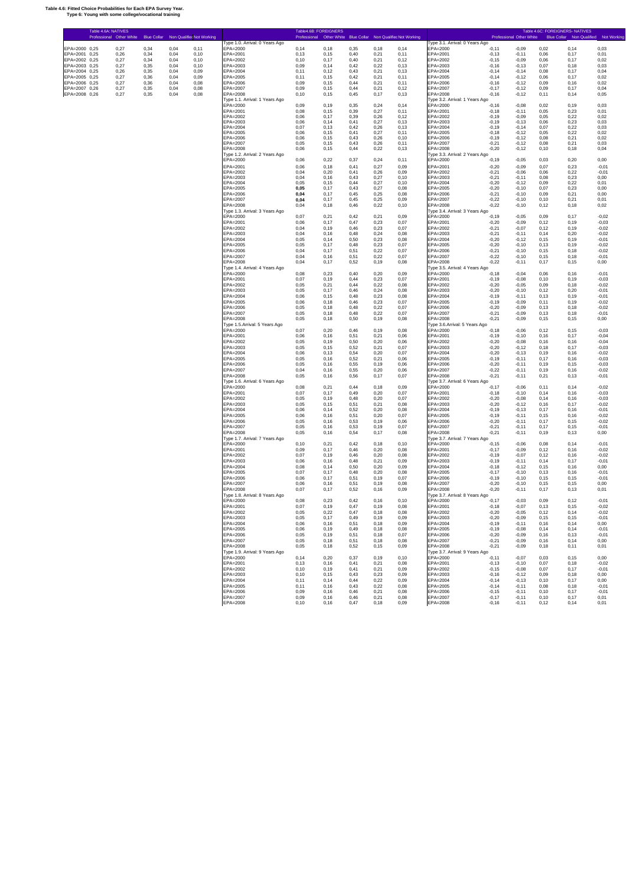**Table 4.6: Fitted Choice Probabilities for Each EPA Survey Year.**
**Type 6: Young with some college/vocational training**

**Table 4.6A: NATIVES**

| | Professional | Other White | Blue Collar | Non Qualified | Not Working |
|---|---|---|---|---|---|
| EPA=2000 | 0,25 | 0,27 | 0,34 | 0,04 | 0,11 |
| EPA=2001 | 0,25 | 0,26 | 0,34 | 0,04 | 0,10 |
| EPA=2002 | 0,25 | 0,27 | 0,34 | 0,04 | 0,10 |
| EPA=2003 | 0,25 | 0,27 | 0,35 | 0,04 | 0,10 |
| EPA=2004 | 0,25 | 0,26 | 0,35 | 0,04 | 0,09 |
| EPA=2005 | 0,25 | 0,27 | 0,36 | 0,04 | 0,09 |
| EPA=2006 | 0,25 | 0,27 | 0,36 | 0,04 | 0,08 |
| EPA=2007 | 0,25 | 0,27 | 0,35 | 0,04 | 0,08 |
| EPA=2008 | 0,26 | 0,27 | 0,35 | 0,04 | 0,08 |

**Table 4.6B: FOREIGNERS**

| | Professional | Other White | Blue Collar | Non Qualified | Not Working |
|---|---|---|---|---|---|
| **Type 1.0. Arrival: 0 Years Ago** | | | | | |
| EPA=2000 | 0,14 | 0,18 | 0,35 | 0,18 | 0,14 |
| EPA=2001 | 0,13 | 0,15 | 0,40 | 0,21 | 0,11 |
| EPA=2002 | 0,10 | 0,17 | 0,40 | 0,21 | 0,12 |
| EPA=2003 | 0,09 | 0,14 | 0,42 | 0,22 | 0,13 |
| EPA=2004 | 0,11 | 0,12 | 0,43 | 0,21 | 0,13 |
| EPA=2005 | 0,11 | 0,15 | 0,42 | 0,21 | 0,11 |
| EPA=2006 | 0,09 | 0,15 | 0,44 | 0,21 | 0,11 |
| EPA=2007 | 0,09 | 0,15 | 0,44 | 0,21 | 0,12 |
| EPA=2008 | 0,10 | 0,15 | 0,45 | 0,17 | 0,13 |
| **Type 1.1. Arrival: 1 Years Ago** | | | | | |
| EPA=2000 | 0,09 | 0,19 | 0,35 | 0,24 | 0,14 |
| EPA=2001 | 0,08 | 0,15 | 0,39 | 0,27 | 0,11 |
| EPA=2002 | 0,06 | 0,17 | 0,39 | 0,26 | 0,12 |
| EPA=2003 | 0,06 | 0,14 | 0,41 | 0,27 | 0,13 |
| EPA=2004 | 0,07 | 0,13 | 0,42 | 0,26 | 0,13 |
| EPA=2005 | 0,06 | 0,15 | 0,41 | 0,27 | 0,11 |
| EPA=2006 | 0,06 | 0,15 | 0,43 | 0,26 | 0,10 |
| EPA=2007 | 0,05 | 0,15 | 0,43 | 0,26 | 0,11 |
| EPA=2008 | 0,06 | 0,15 | 0,44 | 0,22 | 0,13 |
| **Type 1.2. Arrival: 2 Years Ago** | | | | | |
| EPA=2000 | 0,06 | 0,22 | 0,37 | 0,24 | 0,11 |
| EPA=2001 | 0,06 | 0,18 | 0,41 | 0,27 | 0,09 |
| EPA=2002 | 0,04 | 0,20 | 0,41 | 0,26 | 0,09 |
| EPA=2003 | 0,04 | 0,16 | 0,43 | 0,27 | 0,10 |
| EPA=2004 | 0,05 | 0,15 | 0,44 | 0,27 | 0,10 |
| EPA=2005 | **0,05** | 0,17 | 0,43 | 0,27 | 0,08 |
| EPA=2006 | **0,04** | 0,17 | 0,45 | 0,25 | 0,08 |
| EPA=2007 | **0,04** | 0,17 | 0,45 | 0,25 | 0,09 |
| EPA=2008 | 0,04 | 0,18 | 0,46 | 0,22 | 0,10 |
| **Type 1.3. Arrival: 3 Years Ago** | | | | | |
| EPA=2000 | 0,07 | 0,21 | 0,42 | 0,21 | 0,09 |
| EPA=2001 | 0,06 | 0,17 | 0,47 | 0,23 | 0,07 |
| EPA=2002 | 0,04 | 0,19 | 0,46 | 0,23 | 0,07 |
| EPA=2003 | 0,04 | 0,16 | 0,48 | 0,24 | 0,08 |
| EPA=2004 | 0,05 | 0,14 | 0,50 | 0,23 | 0,08 |
| EPA=2005 | 0,05 | 0,17 | 0,48 | 0,23 | 0,07 |
| EPA=2006 | 0,04 | 0,17 | 0,51 | 0,22 | 0,07 |
| EPA=2007 | 0,04 | 0,16 | 0,51 | 0,22 | 0,07 |
| EPA=2008 | 0,04 | 0,17 | 0,52 | 0,19 | 0,08 |
| **Type 1.4. Arrival: 4 Years Ago** | | | | | |
| EPA=2000 | 0,08 | 0,23 | 0,40 | 0,20 | 0,09 |
| EPA=2001 | 0,07 | 0,19 | 0,44 | 0,23 | 0,07 |
| EPA=2002 | 0,05 | 0,21 | 0,44 | 0,22 | 0,08 |
| EPA=2003 | 0,05 | 0,17 | 0,46 | 0,24 | 0,08 |
| EPA=2004 | 0,06 | 0,15 | 0,48 | 0,23 | 0,08 |
| EPA=2005 | 0,06 | 0,18 | 0,46 | 0,23 | 0,07 |
| EPA=2006 | 0,05 | 0,18 | 0,48 | 0,22 | 0,07 |
| EPA=2007 | 0,05 | 0,18 | 0,48 | 0,22 | 0,07 |
| EPA=2008 | 0,05 | 0,18 | 0,50 | 0,19 | 0,08 |
| **Type 1.5.Arrival: 5 Years Ago** | | | | | |
| EPA=2000 | 0,07 | 0,20 | 0,46 | 0,19 | 0,08 |
| EPA=2001 | 0,06 | 0,16 | 0,51 | 0,21 | 0,06 |
| EPA=2002 | 0,05 | 0,19 | 0,50 | 0,20 | 0,06 |
| EPA=2003 | 0,05 | 0,15 | 0,52 | 0,21 | 0,07 |
| EPA=2004 | 0,06 | 0,13 | 0,54 | 0,20 | 0,07 |
| EPA=2005 | 0,05 | 0,16 | 0,52 | 0,21 | 0,06 |
| EPA=2006 | 0,05 | 0,16 | 0,55 | 0,19 | 0,06 |
| EPA=2007 | 0,04 | 0,16 | 0,55 | 0,20 | 0,06 |
| EPA=2008 | 0,05 | 0,16 | 0,56 | 0,17 | 0,07 |
| **Type 1.6. Arrival: 6 Years Ago** | | | | | |
| EPA=2000 | 0,08 | 0,21 | 0,44 | 0,18 | 0,09 |
| EPA=2001 | 0,07 | 0,17 | 0,49 | 0,20 | 0,07 |
| EPA=2002 | 0,05 | 0,19 | 0,48 | 0,20 | 0,07 |
| EPA=2003 | 0,05 | 0,15 | 0,51 | 0,21 | 0,08 |
| EPA=2004 | 0,06 | 0,14 | 0,52 | 0,20 | 0,08 |
| EPA=2005 | 0,06 | 0,16 | 0,51 | 0,20 | 0,07 |
| EPA=2006 | 0,05 | 0,16 | 0,53 | 0,19 | 0,06 |
| EPA=2007 | 0,05 | 0,16 | 0,53 | 0,19 | 0,07 |
| EPA=2008 | 0,05 | 0,16 | 0,54 | 0,17 | 0,08 |
| **Type 1.7. Arrival: 7 Years Ago** | | | | | |
| EPA=2000 | 0,10 | 0,21 | 0,42 | 0,18 | 0,10 |
| EPA=2001 | 0,09 | 0,17 | 0,46 | 0,20 | 0,08 |
| EPA=2002 | 0,07 | 0,19 | 0,46 | 0,20 | 0,08 |
| EPA=2003 | 0,06 | 0,16 | 0,48 | 0,21 | 0,09 |
| EPA=2004 | 0,08 | 0,14 | 0,50 | 0,20 | 0,09 |
| EPA=2005 | 0,07 | 0,17 | 0,48 | 0,20 | 0,08 |
| EPA=2006 | 0,06 | 0,17 | 0,51 | 0,19 | 0,07 |
| EPA=2007 | 0,06 | 0,16 | 0,51 | 0,19 | 0,08 |
| EPA=2008 | 0,07 | 0,17 | 0,52 | 0,16 | 0,09 |
| **Type 1.8. Arrival: 8 Years Ago** | | | | | |
| EPA=2000 | 0,08 | 0,23 | 0,42 | 0,16 | 0,10 |
| EPA=2001 | 0,07 | 0,19 | 0,47 | 0,19 | 0,08 |
| EPA=2002 | 0,05 | 0,22 | 0,47 | 0,18 | 0,08 |
| EPA=2003 | 0,05 | 0,17 | 0,49 | 0,19 | 0,09 |
| EPA=2004 | 0,06 | 0,16 | 0,51 | 0,18 | 0,09 |
| EPA=2005 | 0,06 | 0,19 | 0,49 | 0,18 | 0,08 |
| EPA=2006 | 0,05 | 0,19 | 0,51 | 0,18 | 0,07 |
| EPA=2007 | 0,05 | 0,18 | 0,51 | 0,18 | 0,08 |
| EPA=2008 | 0,05 | 0,18 | 0,52 | 0,15 | 0,09 |
| **Type 1.9. Arrival: 9 Years Ago** | | | | | |
| EPA=2000 | 0,14 | 0,20 | 0,37 | 0,19 | 0,10 |
| EPA=2001 | 0,13 | 0,16 | 0,41 | 0,21 | 0,08 |
| EPA=2002 | 0,10 | 0,19 | 0,41 | 0,21 | 0,09 |
| EPA=2003 | 0,10 | 0,15 | 0,43 | 0,23 | 0,09 |
| EPA=2004 | 0,11 | 0,14 | 0,44 | 0,22 | 0,09 |
| EPA=2005 | 0,11 | 0,16 | 0,43 | 0,22 | 0,08 |
| EPA=2006 | 0,09 | 0,16 | 0,46 | 0,21 | 0,08 |
| EPA=2007 | 0,09 | 0,16 | 0,46 | 0,21 | 0,08 |
| EPA=2008 | 0,10 | 0,16 | 0,47 | 0,18 | 0,09 |

**Table 4.6C: FOREIGNERS- NATIVES**

| | Professional | Other White | Blue Collar | Non Qualified | Not Working |
|---|---|---|---|---|---|
| **Type 3.1. Arrival: 0 Years Ago** | | | | | |
| EPA=2000 | -0,11 | -0,09 | 0,02 | 0,14 | 0,03 |
| EPA=2001 | -0,13 | -0,11 | 0,06 | 0,17 | 0,01 |
| EPA=2002 | -0,15 | -0,09 | 0,06 | 0,17 | 0,02 |
| EPA=2003 | -0,16 | -0,13 | 0,07 | 0,18 | 0,03 |
| EPA=2004 | -0,14 | -0,14 | 0,08 | 0,17 | 0,04 |
| EPA=2005 | -0,14 | -0,12 | 0,06 | 0,17 | 0,02 |
| EPA=2006 | -0,16 | -0,12 | 0,09 | 0,16 | 0,02 |
| EPA=2007 | -0,17 | -0,12 | 0,09 | 0,17 | 0,04 |
| EPA=2008 | -0,16 | -0,12 | 0,11 | 0,14 | 0,05 |
| **Type 3.2. Arrival: 1 Years Ago** | | | | | |
| EPA=2000 | -0,16 | -0,08 | 0,02 | 0,19 | 0,03 |
| EPA=2001 | -0,18 | -0,11 | 0,05 | 0,23 | 0,01 |
| EPA=2002 | -0,19 | -0,09 | 0,05 | 0,22 | 0,02 |
| EPA=2003 | -0,19 | -0,13 | 0,06 | 0,23 | 0,03 |
| EPA=2004 | -0,19 | -0,14 | 0,07 | 0,22 | 0,03 |
| EPA=2005 | -0,18 | -0,12 | 0,05 | 0,22 | 0,02 |
| EPA=2006 | -0,19 | -0,12 | 0,08 | 0,21 | 0,02 |
| EPA=2007 | -0,21 | -0,12 | 0,08 | 0,21 | 0,03 |
| EPA=2008 | -0,20 | -0,12 | 0,10 | 0,18 | 0,04 |
| **Type 3.3. Arrival: 2 Years Ago** | | | | | |
| EPA=2000 | -0,19 | -0,05 | 0,03 | 0,20 | 0,00 |
| EPA=2001 | -0,20 | -0,09 | 0,07 | 0,23 | -0,01 |
| EPA=2002 | -0,21 | -0,06 | 0,06 | 0,22 | -0,01 |
| EPA=2003 | -0,21 | -0,11 | 0,08 | 0,23 | 0,00 |
| EPA=2004 | -0,20 | -0,12 | 0,09 | 0,22 | 0,01 |
| EPA=2005 | -0,20 | -0,10 | 0,07 | 0,23 | 0,00 |
| EPA=2006 | -0,21 | -0,10 | 0,09 | 0,21 | 0,00 |
| EPA=2007 | -0,22 | -0,10 | 0,10 | 0,21 | 0,01 |
| EPA=2008 | -0,22 | -0,10 | 0,12 | 0,18 | 0,02 |
| **Type 3.4. Arrival: 3 Years Ago** | | | | | |
| EPA=2000 | -0,19 | -0,05 | 0,09 | 0,17 | -0,02 |
| EPA=2001 | -0,20 | -0,09 | 0,12 | 0,19 | -0,03 |
| EPA=2002 | -0,21 | -0,07 | 0,12 | 0,19 | -0,02 |
| EPA=2003 | -0,21 | -0,11 | 0,14 | 0,20 | -0,02 |
| EPA=2004 | -0,20 | -0,12 | 0,15 | 0,19 | -0,01 |
| EPA=2005 | -0,20 | -0,10 | 0,13 | 0,19 | -0,02 |
| EPA=2006 | -0,21 | -0,10 | 0,15 | 0,18 | -0,02 |
| EPA=2007 | -0,22 | -0,10 | 0,15 | 0,18 | -0,01 |
| EPA=2008 | -0,22 | -0,11 | 0,17 | 0,15 | 0,00 |
| **Type 3.5. Arrival: 4 Years Ago** | | | | | |
| EPA=2000 | -0,18 | -0,04 | 0,06 | 0,16 | -0,01 |
| EPA=2001 | -0,19 | -0,08 | 0,10 | 0,19 | -0,03 |
| EPA=2002 | -0,20 | -0,05 | 0,09 | 0,18 | -0,02 |
| EPA=2003 | -0,20 | -0,10 | 0,12 | 0,20 | -0,01 |
| EPA=2004 | -0,19 | -0,11 | 0,13 | 0,19 | -0,01 |
| EPA=2005 | -0,19 | -0,09 | 0,11 | 0,19 | -0,02 |
| EPA=2006 | -0,20 | -0,09 | 0,13 | 0,18 | -0,02 |
| EPA=2007 | -0,21 | -0,09 | 0,13 | 0,18 | -0,01 |
| EPA=2008 | -0,21 | -0,09 | 0,15 | 0,15 | 0,00 |
| **Type 3.6.Arrival: 5 Years Ago** | | | | | |
| EPA=2000 | -0,18 | -0,06 | 0,12 | 0,15 | -0,03 |
| EPA=2001 | -0,19 | -0,10 | 0,16 | 0,17 | -0,04 |
| EPA=2002 | -0,20 | -0,08 | 0,16 | 0,16 | -0,04 |
| EPA=2003 | -0,20 | -0,12 | 0,18 | 0,17 | -0,03 |
| EPA=2004 | -0,20 | -0,13 | 0,19 | 0,16 | -0,02 |
| EPA=2005 | -0,19 | -0,11 | 0,17 | 0,16 | -0,03 |
| EPA=2006 | -0,20 | -0,11 | 0,19 | 0,15 | -0,03 |
| EPA=2007 | -0,22 | -0,11 | 0,19 | 0,16 | -0,02 |
| EPA=2008 | -0,21 | -0,11 | 0,21 | 0,13 | -0,01 |
| **Type 3.7. Arrival: 6 Years Ago** | | | | | |
| EPA=2000 | -0,17 | -0,06 | 0,11 | 0,14 | -0,02 |
| EPA=2001 | -0,18 | -0,10 | 0,14 | 0,16 | -0,03 |
| EPA=2002 | -0,20 | -0,08 | 0,14 | 0,16 | -0,03 |
| EPA=2003 | -0,20 | -0,12 | 0,16 | 0,17 | -0,02 |
| EPA=2004 | -0,19 | -0,13 | 0,17 | 0,16 | -0,01 |
| EPA=2005 | -0,19 | -0,11 | 0,15 | 0,16 | -0,02 |
| EPA=2006 | -0,20 | -0,11 | 0,17 | 0,15 | -0,02 |
| EPA=2007 | -0,21 | -0,11 | 0,17 | 0,15 | -0,01 |
| EPA=2008 | -0,21 | -0,11 | 0,19 | 0,13 | 0,00 |
| **Type 3.7. Arrival: 7 Years Ago** | | | | | |
| EPA=2000 | -0,15 | -0,06 | 0,08 | 0,14 | -0,01 |
| EPA=2001 | -0,17 | -0,09 | 0,12 | 0,16 | -0,02 |
| EPA=2002 | -0,19 | -0,07 | 0,12 | 0,16 | -0,02 |
| EPA=2003 | -0,19 | -0,11 | 0,14 | 0,17 | -0,01 |
| EPA=2004 | -0,18 | -0,12 | 0,15 | 0,16 | 0,00 |
| EPA=2005 | -0,17 | -0,10 | 0,13 | 0,16 | -0,01 |
| EPA=2006 | -0,19 | -0,10 | 0,15 | 0,15 | -0,01 |
| EPA=2007 | -0,20 | -0,11 | 0,15 | 0,15 | 0,00 |
| EPA=2008 | -0,20 | -0,11 | 0,17 | 0,13 | 0,01 |
| **Type 3.7. Arrival: 8 Years Ago** | | | | | |
| EPA=2000 | -0,17 | -0,03 | 0,09 | 0,12 | -0,01 |
| EPA=2001 | -0,18 | -0,07 | 0,13 | 0,15 | -0,02 |
| EPA=2002 | -0,20 | -0,05 | 0,12 | 0,14 | -0,02 |
| EPA=2003 | -0,20 | -0,09 | 0,15 | 0,15 | -0,01 |
| EPA=2004 | -0,19 | -0,11 | 0,16 | 0,14 | 0,00 |
| EPA=2005 | -0,19 | -0,08 | 0,14 | 0,14 | -0,01 |
| EPA=2006 | -0,20 | -0,09 | 0,16 | 0,13 | -0,01 |
| EPA=2007 | -0,21 | -0,09 | 0,16 | 0,14 | 0,00 |
| EPA=2008 | -0,21 | -0,09 | 0,18 | 0,11 | 0,01 |
| **Type 3.7. Arrival: 9 Years Ago** | | | | | |
| EPA=2000 | -0,11 | -0,07 | 0,03 | 0,15 | 0,00 |
| EPA=2001 | -0,13 | -0,10 | 0,07 | 0,18 | -0,02 |
| EPA=2002 | -0,15 | -0,08 | 0,07 | 0,17 | -0,01 |
| EPA=2003 | -0,16 | -0,12 | 0,09 | 0,18 | 0,00 |
| EPA=2004 | -0,14 | -0,13 | 0,10 | 0,17 | 0,00 |
| EPA=2005 | -0,14 | -0,11 | 0,08 | 0,18 | -0,01 |
| EPA=2006 | -0,15 | -0,11 | 0,10 | 0,17 | -0,01 |
| EPA=2007 | -0,17 | -0,11 | 0,10 | 0,17 | 0,01 |
| EPA=2008 | -0,16 | -0,11 | 0,12 | 0,14 | 0,01 |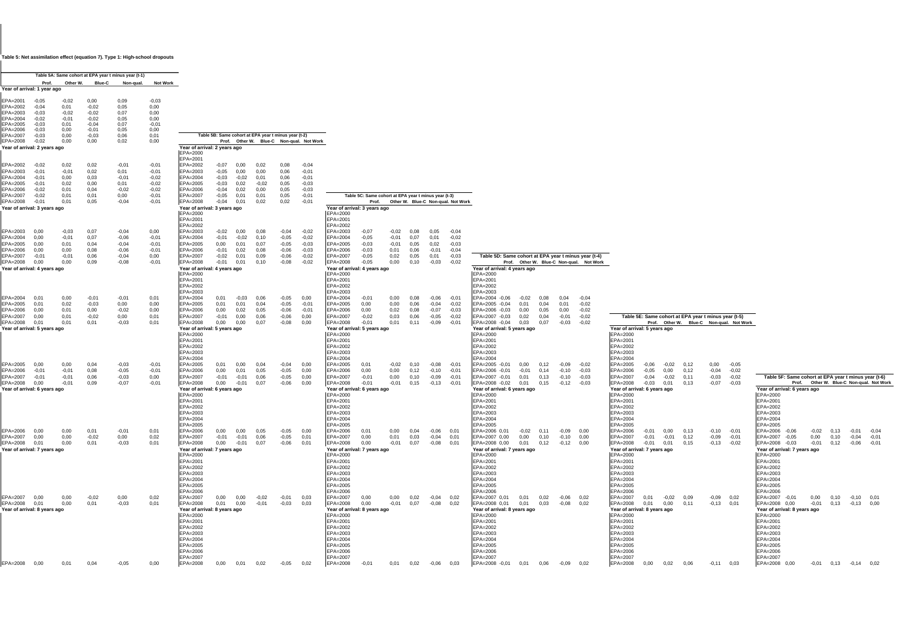**Table 5: Net assimilation effect (equation 7). Type 1: High-school dropouts**

**Table 5A: Same cohort at EPA year t minus year (t-1)**

| | Prof. | Other W. | Blue-C | Non-qual. | Not Work |
|---|---|---|---|---|---|
| **Year of arrival: 1 year ago** | | | | | |
| EPA=2001 | -0,05 | -0,02 | 0,00 | 0,09 | -0,03 |
| EPA=2002 | -0,04 | 0,01 | -0,02 | 0,05 | 0,00 |
| EPA=2003 | -0,03 | -0,02 | -0,02 | 0,07 | 0,00 |
| EPA=2004 | -0,02 | -0,01 | -0,02 | 0,05 | 0,00 |
| EPA=2005 | -0,03 | 0,01 | -0,04 | 0,07 | -0,01 |
| EPA=2006 | -0,03 | 0,00 | -0,01 | 0,05 | 0,00 |
| EPA=2007 | -0,03 | 0,00 | -0,03 | 0,06 | 0,01 |
| EPA=2008 | -0,02 | 0,00 | 0,00 | 0,02 | 0,00 |
| **Year of arrival: 2 years ago** | | | | | |
| EPA=2002 | -0,02 | 0,02 | 0,02 | -0,01 | -0,01 |
| EPA=2003 | -0,01 | -0,01 | 0,02 | 0,01 | -0,01 |
| EPA=2004 | -0,01 | 0,00 | 0,03 | -0,01 | -0,02 |
| EPA=2005 | -0,01 | 0,02 | 0,00 | 0,01 | -0,02 |
| EPA=2006 | -0,02 | 0,01 | 0,04 | -0,02 | -0,02 |
| EPA=2007 | -0,02 | 0,01 | 0,01 | 0,00 | -0,01 |
| EPA=2008 | -0,01 | 0,01 | 0,05 | -0,04 | -0,01 |
| **Year of arrival: 3 years ago** | | | | | |
| EPA=2003 | 0,00 | -0,03 | 0,07 | -0,04 | 0,00 |
| EPA=2004 | 0,00 | -0,01 | 0,07 | -0,06 | -0,01 |
| EPA=2005 | 0,00 | 0,01 | 0,04 | -0,04 | -0,01 |
| EPA=2006 | 0,00 | 0,00 | 0,08 | -0,06 | -0,01 |
| EPA=2007 | -0,01 | -0,01 | 0,06 | -0,04 | 0,00 |
| EPA=2008 | 0,00 | 0,00 | 0,09 | -0,08 | -0,01 |
| **Year of arrival: 4 years ago** | | | | | |
| EPA=2004 | 0,01 | 0,00 | -0,01 | -0,01 | 0,01 |
| EPA=2005 | 0,01 | 0,02 | -0,03 | 0,00 | 0,00 |
| EPA=2006 | 0,00 | 0,01 | 0,00 | -0,02 | 0,00 |
| EPA=2007 | 0,00 | 0,01 | -0,02 | 0,00 | 0,01 |
| EPA=2008 | 0,01 | 0,01 | 0,01 | -0,03 | 0,01 |
| **Year of arrival: 5 years ago** | | | | | |
| EPA=2005 | 0,00 | 0,00 | 0,04 | -0,03 | -0,01 |
| EPA=2006 | -0,01 | -0,01 | 0,08 | -0,05 | -0,01 |
| EPA=2007 | -0,01 | -0,01 | 0,06 | -0,03 | 0,00 |
| EPA=2008 | 0,00 | -0,01 | 0,09 | -0,07 | -0,01 |
| **Year of arrival: 6 years ago** | | | | | |
| EPA=2006 | 0,00 | 0,00 | 0,01 | -0,01 | 0,01 |
| EPA=2007 | 0,00 | 0,00 | -0,02 | 0,00 | 0,02 |
| EPA=2008 | 0,01 | 0,00 | 0,01 | -0,03 | 0,01 |
| **Year of arrival: 7 years ago** | | | | | |
| EPA=2007 | 0,00 | 0,00 | -0,02 | 0,00 | 0,02 |
| EPA=2008 | 0,01 | 0,00 | 0,01 | -0,03 | 0,01 |
| **Year of arrival: 8 years ago** | | | | | |
| EPA=2008 | 0,00 | 0,01 | 0,04 | -0,05 | 0,00 |

**Table 5B: Same cohort at EPA year t minus year (t-2)**

| | Prof. | Other W. | Blue-C | Non-qual. | Not Work |
|---|---|---|---|---|---|
| **Year of arrival: 2 years ago** | | | | | |
| EPA=2000 | | | | | |
| EPA=2001 | | | | | |
| EPA=2002 | -0,07 | 0,00 | 0,02 | 0,08 | -0,04 |
| EPA=2003 | -0,05 | 0,00 | 0,00 | 0,06 | -0,01 |
| EPA=2004 | -0,03 | -0,02 | 0,01 | 0,06 | -0,01 |
| EPA=2005 | -0,03 | 0,02 | -0,02 | 0,05 | -0,03 |
| EPA=2006 | -0,04 | 0,02 | 0,00 | 0,05 | -0,03 |
| EPA=2007 | -0,05 | 0,01 | 0,01 | 0,05 | -0,01 |
| EPA=2008 | -0,04 | 0,01 | 0,02 | 0,02 | -0,01 |
| **Year of arrival: 3 years ago** | | | | | |
| EPA=2000 | | | | | |
| EPA=2001 | | | | | |
| EPA=2002 | | | | | |
| EPA=2003 | -0,02 | 0,00 | 0,08 | -0,04 | -0,02 |
| EPA=2004 | -0,01 | -0,02 | 0,10 | -0,05 | -0,02 |
| EPA=2005 | 0,00 | 0,01 | 0,07 | -0,05 | -0,03 |
| EPA=2006 | -0,01 | 0,02 | 0,08 | -0,06 | -0,03 |
| EPA=2007 | -0,02 | 0,01 | 0,09 | -0,06 | -0,02 |
| EPA=2008 | -0,01 | 0,01 | 0,10 | -0,08 | -0,02 |
| **Year of arrival: 4 years ago** | | | | | |
| EPA=2000 | | | | | |
| EPA=2001 | | | | | |
| EPA=2002 | | | | | |
| EPA=2003 | | | | | |
| EPA=2004 | 0,01 | -0,03 | 0,06 | -0,05 | 0,00 |
| EPA=2005 | 0,01 | 0,01 | 0,04 | -0,05 | -0,01 |
| EPA=2006 | 0,00 | 0,02 | 0,05 | -0,06 | -0,01 |
| EPA=2007 | -0,01 | 0,00 | 0,06 | -0,06 | 0,00 |
| EPA=2008 | 0,00 | 0,00 | 0,07 | -0,08 | 0,00 |
| **Year of arrival: 5 years ago** | | | | | |
| EPA=2000 | | | | | |
| EPA=2001 | | | | | |
| EPA=2002 | | | | | |
| EPA=2003 | | | | | |
| EPA=2004 | | | | | |
| EPA=2005 | 0,01 | 0,00 | 0,04 | -0,04 | 0,00 |
| EPA=2006 | 0,00 | 0,01 | 0,05 | -0,05 | 0,00 |
| EPA=2007 | -0,01 | -0,01 | 0,06 | -0,05 | 0,00 |
| EPA=2008 | 0,00 | -0,01 | 0,07 | -0,06 | 0,00 |
| **Year of arrival: 6 years ago** | | | | | |
| EPA=2000 | | | | | |
| EPA=2001 | | | | | |
| EPA=2002 | | | | | |
| EPA=2003 | | | | | |
| EPA=2004 | | | | | |
| EPA=2005 | | | | | |
| EPA=2006 | 0,00 | 0,00 | 0,05 | -0,05 | 0,00 |
| EPA=2007 | -0,01 | -0,01 | 0,06 | -0,05 | 0,01 |
| EPA=2008 | 0,00 | -0,01 | 0,07 | -0,06 | 0,01 |
| **Year of arrival: 7 years ago** | | | | | |
| EPA=2000 | | | | | |
| EPA=2001 | | | | | |
| EPA=2002 | | | | | |
| EPA=2003 | | | | | |
| EPA=2004 | | | | | |
| EPA=2005 | | | | | |
| EPA=2006 | | | | | |
| EPA=2007 | 0,00 | 0,00 | -0,02 | -0,01 | 0,03 |
| EPA=2008 | 0,01 | 0,00 | -0,01 | -0,03 | 0,03 |
| **Year of arrival: 8 years ago** | | | | | |
| EPA=2000 | | | | | |
| EPA=2001 | | | | | |
| EPA=2002 | | | | | |
| EPA=2003 | | | | | |
| EPA=2004 | | | | | |
| EPA=2005 | | | | | |
| EPA=2006 | | | | | |
| EPA=2007 | | | | | |
| EPA=2008 | 0,00 | 0,01 | 0,02 | -0,05 | 0,02 |

**Table 5C: Same cohort at EPA year t minus year (t-3)**

| | Prof. | Other W. | Blue-C | Non-qual. | Not Work |
|---|---|---|---|---|---|
| **Year of arrival: 3 years ago** | | | | | |
| EPA=2000 | | | | | |
| EPA=2001 | | | | | |
| EPA=2002 | | | | | |
| EPA=2003 | -0,07 | -0,02 | 0,08 | 0,05 | -0,04 |
| EPA=2004 | -0,05 | -0,01 | 0,07 | 0,01 | -0,02 |
| EPA=2005 | -0,03 | -0,01 | 0,05 | 0,02 | -0,03 |
| EPA=2006 | -0,03 | 0,01 | 0,06 | -0,01 | -0,04 |
| EPA=2007 | -0,05 | 0,02 | 0,05 | 0,01 | -0,03 |
| EPA=2008 | -0,05 | 0,00 | 0,10 | -0,03 | -0,02 |
| **Year of arrival: 4 years ago** | | | | | |
| EPA=2000 | | | | | |
| EPA=2001 | | | | | |
| EPA=2002 | | | | | |
| EPA=2003 | | | | | |
| EPA=2004 | -0,01 | 0,00 | 0,08 | -0,06 | -0,01 |
| EPA=2005 | 0,00 | 0,00 | 0,06 | -0,04 | -0,02 |
| EPA=2006 | -0,03 | 0,01 | 0,06 | -0,01 | -0,04 |
| EPA=2007 | -0,02 | 0,03 | 0,06 | -0,05 | -0,02 |
| EPA=2008 | -0,01 | 0,01 | 0,11 | -0,09 | -0,01 |
| **Year of arrival: 5 years ago** | | | | | |
| EPA=2000 | | | | | |
| EPA=2001 | | | | | |
| EPA=2002 | | | | | |
| EPA=2003 | | | | | |
| EPA=2004 | | | | | |
| EPA=2005 | 0,01 | -0,02 | 0,10 | -0,08 | -0,01 |
| EPA=2006 | 0,00 | 0,00 | 0,12 | -0,10 | -0,01 |
| EPA=2007 | -0,01 | 0,00 | 0,10 | -0,09 | -0,01 |
| EPA=2008 | -0,01 | -0,01 | 0,15 | -0,13 | -0,01 |
| **Year of arrival: 6 years ago** | | | | | |
| EPA=2000 | | | | | |
| EPA=2001 | | | | | |
| EPA=2002 | | | | | |
| EPA=2003 | | | | | |
| EPA=2004 | | | | | |
| EPA=2005 | | | | | |
| EPA=2006 | 0,01 | 0,00 | 0,04 | -0,06 | 0,01 |
| EPA=2007 | 0,00 | 0,01 | 0,03 | -0,04 | 0,01 |
| EPA=2008 | 0,00 | -0,01 | 0,07 | -0,08 | 0,01 |
| **Year of arrival: 7 years ago** | | | | | |
| EPA=2000 | | | | | |
| EPA=2001 | | | | | |
| EPA=2002 | | | | | |
| EPA=2003 | | | | | |
| EPA=2004 | | | | | |
| EPA=2005 | | | | | |
| EPA=2006 | | | | | |
| EPA=2007 | 0,00 | 0,00 | 0,02 | -0,04 | 0,02 |
| EPA=2008 | 0,00 | -0,01 | 0,07 | -0,08 | 0,02 |
| **Year of arrival: 8 years ago** | | | | | |
| EPA=2000 | | | | | |
| EPA=2001 | | | | | |
| EPA=2002 | | | | | |
| EPA=2003 | | | | | |
| EPA=2004 | | | | | |
| EPA=2005 | | | | | |
| EPA=2006 | | | | | |
| EPA=2007 | | | | | |
| EPA=2008 | -0,01 | 0,01 | 0,02 | -0,06 | 0,03 |

**Table 5D: Same cohort at EPA year t minus year (t-4)**

| | Prof. | Other W. | Blue-C | Non-qual. | Not Work |
|---|---|---|---|---|---|
| **Year of arrival: 4 years ago** | | | | | |
| EPA=2000 | | | | | |
| EPA=2001 | | | | | |
| EPA=2002 | | | | | |
| EPA=2003 | | | | | |
| EPA=2004 | -0,06 | -0,02 | 0,08 | 0,04 | -0,04 |
| EPA=2005 | -0,04 | 0,01 | 0,04 | 0,01 | -0,02 |
| EPA=2006 | -0,03 | 0,00 | 0,05 | 0,00 | -0,02 |
| EPA=2007 | -0,03 | 0,02 | 0,04 | -0,01 | -0,02 |
| EPA=2008 | -0,04 | 0,03 | 0,07 | -0,03 | -0,02 |
| **Year of arrival: 5 years ago** | | | | | |
| EPA=2000 | | | | | |
| EPA=2001 | | | | | |
| EPA=2002 | | | | | |
| EPA=2003 | | | | | |
| EPA=2004 | | | | | |
| EPA=2005 | -0,01 | 0,00 | 0,12 | -0,09 | -0,02 |
| EPA=2006 | -0,01 | -0,01 | 0,14 | -0,10 | -0,03 |
| EPA=2007 | -0,01 | 0,01 | 0,13 | -0,10 | -0,03 |
| EPA=2008 | -0,02 | 0,01 | 0,15 | -0,12 | -0,03 |
| **Year of arrival: 6 years ago** | | | | | |
| EPA=2000 | | | | | |
| EPA=2001 | | | | | |
| EPA=2002 | | | | | |
| EPA=2003 | | | | | |
| EPA=2004 | | | | | |
| EPA=2005 | | | | | |
| EPA=2006 | 0,01 | -0,02 | 0,11 | -0,09 | 0,00 |
| EPA=2007 | 0,00 | 0,00 | 0,10 | -0,10 | 0,00 |
| EPA=2008 | 0,00 | 0,01 | 0,12 | -0,12 | 0,00 |
| **Year of arrival: 7 years ago** | | | | | |
| EPA=2000 | | | | | |
| EPA=2001 | | | | | |
| EPA=2002 | | | | | |
| EPA=2003 | | | | | |
| EPA=2004 | | | | | |
| EPA=2005 | | | | | |
| EPA=2006 | | | | | |
| EPA=2007 | 0,01 | 0,01 | 0,02 | -0,06 | 0,02 |
| EPA=2008 | 0,01 | 0,01 | 0,03 | -0,08 | 0,02 |
| **Year of arrival: 8 years ago** | | | | | |
| EPA=2000 | | | | | |
| EPA=2001 | | | | | |
| EPA=2002 | | | | | |
| EPA=2003 | | | | | |
| EPA=2004 | | | | | |
| EPA=2005 | | | | | |
| EPA=2006 | | | | | |
| EPA=2007 | | | | | |
| EPA=2008 | -0,01 | 0,01 | 0,06 | -0,09 | 0,02 |

**Table 5E: Same cohort at EPA year t minus year (t-5)**

| | Prof. | Other W. | Blue-C | Non-qual. | Not Work |
|---|---|---|---|---|---|
| **Year of arrival: 5 years ago** | | | | | |
| EPA=2000 | | | | | |
| EPA=2001 | | | | | |
| EPA=2002 | | | | | |
| EPA=2003 | | | | | |
| EPA=2004 | | | | | |
| EPA=2005 | -0,06 | -0,02 | 0,12 | 0,00 | -0,05 |
| EPA=2006 | -0,05 | 0,00 | 0,12 | -0,04 | -0,02 |
| EPA=2007 | -0,04 | -0,02 | 0,11 | -0,03 | -0,02 |
| EPA=2008 | -0,03 | 0,01 | 0,13 | -0,07 | -0,03 |
| **Year of arrival: 6 years ago** | | | | | |
| EPA=2000 | | | | | |
| EPA=2001 | | | | | |
| EPA=2002 | | | | | |
| EPA=2003 | | | | | |
| EPA=2004 | | | | | |
| EPA=2005 | | | | | |
| EPA=2006 | -0,01 | 0,00 | 0,13 | -0,10 | -0,01 |
| EPA=2007 | -0,01 | -0,01 | 0,12 | -0,09 | -0,01 |
| EPA=2008 | -0,01 | 0,01 | 0,15 | -0,13 | -0,02 |
| **Year of arrival: 7 years ago** | | | | | |
| EPA=2000 | | | | | |
| EPA=2001 | | | | | |
| EPA=2002 | | | | | |
| EPA=2003 | | | | | |
| EPA=2004 | | | | | |
| EPA=2005 | | | | | |
| EPA=2006 | | | | | |
| EPA=2007 | 0,01 | -0,02 | 0,09 | -0,09 | 0,02 |
| EPA=2008 | 0,01 | 0,00 | 0,11 | -0,13 | 0,01 |
| **Year of arrival: 8 years ago** | | | | | |
| EPA=2000 | | | | | |
| EPA=2001 | | | | | |
| EPA=2002 | | | | | |
| EPA=2003 | | | | | |
| EPA=2004 | | | | | |
| EPA=2005 | | | | | |
| EPA=2006 | | | | | |
| EPA=2007 | | | | | |
| EPA=2008 | 0,00 | 0,02 | 0,06 | -0,11 | 0,03 |

**Table 5F: Same cohort at EPA year t minus year (t-6)**

| | Prof. | Other W. | Blue-C | Non-qual. | Not Work |
|---|---|---|---|---|---|
| **Year of arrival: 6 years ago** | | | | | |
| EPA=2000 | | | | | |
| EPA=2001 | | | | | |
| EPA=2002 | | | | | |
| EPA=2003 | | | | | |
| EPA=2004 | | | | | |
| EPA=2005 | | | | | |
| EPA=2006 | -0,06 | -0,02 | 0,13 | -0,01 | -0,04 |
| EPA=2007 | -0,05 | 0,00 | 0,10 | -0,04 | -0,01 |
| EPA=2008 | -0,03 | -0,01 | 0,12 | -0,06 | -0,01 |
| **Year of arrival: 7 years ago** | | | | | |
| EPA=2000 | | | | | |
| EPA=2001 | | | | | |
| EPA=2002 | | | | | |
| EPA=2003 | | | | | |
| EPA=2004 | | | | | |
| EPA=2005 | | | | | |
| EPA=2006 | | | | | |
| EPA=2007 | -0,01 | 0,00 | 0,10 | -0,10 | 0,01 |
| EPA=2008 | 0,00 | -0,01 | 0,13 | -0,13 | 0,00 |
| **Year of arrival: 8 years ago** | | | | | |
| EPA=2000 | | | | | |
| EPA=2001 | | | | | |
| EPA=2002 | | | | | |
| EPA=2003 | | | | | |
| EPA=2004 | | | | | |
| EPA=2005 | | | | | |
| EPA=2006 | | | | | |
| EPA=2007 | | | | | |
| EPA=2008 | 0,00 | -0,01 | 0,13 | -0,14 | 0,02 |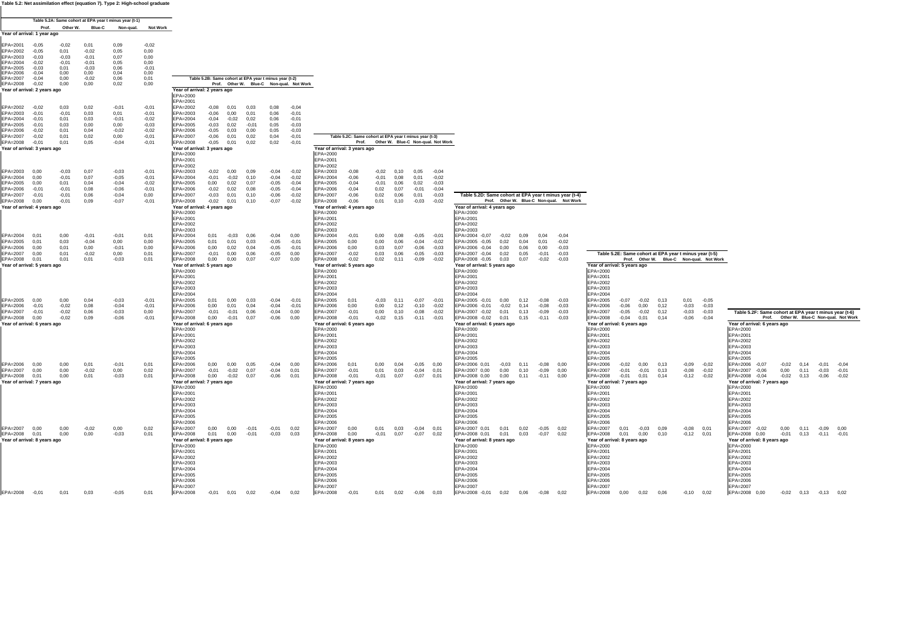**Table 5.2: Net assimilation effect (equation 7). Type 2: High-school graduate**

**Table 5.2A: Same cohort at EPA year t minus year (t-1)**

| | Prof. | Other W. | Blue-C | Non-qual. | Not Work |
|---|---|---|---|---|---|
| **Year of arrival: 1 year ago** | | | | | |
| EPA=2001 | -0,05 | -0,02 | 0,01 | 0,09 | -0,02 |
| EPA=2002 | -0,05 | 0,01 | -0,02 | 0,05 | 0,00 |
| EPA=2003 | -0,03 | -0,03 | -0,01 | 0,07 | 0,00 |
| EPA=2004 | -0,02 | -0,01 | -0,01 | 0,05 | 0,00 |
| EPA=2005 | -0,03 | 0,01 | -0,03 | 0,06 | -0,01 |
| EPA=2006 | -0,04 | 0,00 | 0,00 | 0,04 | 0,00 |
| EPA=2007 | -0,04 | 0,00 | -0,02 | 0,06 | 0,01 |
| EPA=2008 | -0,02 | 0,00 | 0,00 | 0,02 | 0,00 |
| **Year of arrival: 2 years ago** | | | | | |
| EPA=2002 | -0,02 | 0,03 | 0,02 | -0,01 | -0,01 |
| EPA=2003 | -0,01 | -0,01 | 0,03 | 0,01 | -0,01 |
| EPA=2004 | -0,01 | 0,01 | 0,03 | -0,01 | -0,02 |
| EPA=2005 | -0,01 | 0,03 | 0,00 | 0,00 | -0,03 |
| EPA=2006 | -0,02 | 0,01 | 0,04 | -0,02 | -0,02 |
| EPA=2007 | -0,02 | 0,01 | 0,02 | 0,00 | -0,01 |
| EPA=2008 | -0,01 | 0,01 | 0,05 | -0,04 | -0,01 |
| **Year of arrival: 3 years ago** | | | | | |
| EPA=2003 | 0,00 | -0,03 | 0,07 | -0,03 | -0,01 |
| EPA=2004 | 0,00 | -0,01 | 0,07 | -0,05 | -0,01 |
| EPA=2005 | 0,00 | 0,01 | 0,04 | -0,04 | -0,02 |
| EPA=2006 | -0,01 | -0,01 | 0,08 | -0,06 | -0,01 |
| EPA=2007 | -0,01 | -0,01 | 0,06 | -0,04 | 0,00 |
| EPA=2008 | 0,00 | -0,01 | 0,09 | -0,07 | -0,01 |
| **Year of arrival: 4 years ago** | | | | | |
| EPA=2004 | 0,01 | 0,00 | -0,01 | -0,01 | 0,01 |
| EPA=2005 | 0,01 | 0,03 | -0,04 | 0,00 | 0,00 |
| EPA=2006 | 0,00 | 0,01 | 0,00 | -0,01 | 0,00 |
| EPA=2007 | 0,00 | 0,01 | -0,02 | 0,00 | 0,01 |
| EPA=2008 | 0,01 | 0,01 | 0,01 | -0,03 | 0,01 |
| **Year of arrival: 5 years ago** | | | | | |
| EPA=2005 | 0,00 | 0,00 | 0,04 | -0,03 | -0,01 |
| EPA=2006 | -0,01 | -0,02 | 0,08 | -0,04 | -0,01 |
| EPA=2007 | -0,01 | -0,02 | 0,06 | -0,03 | 0,00 |
| EPA=2008 | 0,00 | -0,02 | 0,09 | -0,06 | -0,01 |
| **Year of arrival: 6 years ago** | | | | | |
| EPA=2006 | 0,00 | 0,00 | 0,01 | -0,01 | 0,01 |
| EPA=2007 | 0,00 | 0,00 | -0,02 | 0,00 | 0,02 |
| EPA=2008 | 0,01 | 0,00 | 0,01 | -0,03 | 0,01 |
| **Year of arrival: 7 years ago** | | | | | |
| EPA=2007 | 0,00 | 0,00 | -0,02 | 0,00 | 0,02 |
| EPA=2008 | 0,01 | 0,00 | 0,00 | -0,03 | 0,01 |
| **Year of arrival: 8 years ago** | | | | | |
| EPA=2008 | -0,01 | 0,01 | 0,03 | -0,05 | 0,01 |

**Table 5.2B: Same cohort at EPA year t minus year (t-2)**

| | Prof. | Other W. | Blue-C | Non-qual. | Not Work |
|---|---|---|---|---|---|
| **Year of arrival: 2 years ago** | | | | | |
| EPA=2000 | | | | | |
| EPA=2001 | | | | | |
| EPA=2002 | -0,08 | 0,01 | 0,03 | 0,08 | -0,04 |
| EPA=2003 | -0,06 | 0,00 | 0,01 | 0,06 | -0,01 |
| EPA=2004 | -0,04 | -0,02 | 0,02 | 0,06 | -0,01 |
| EPA=2005 | -0,03 | 0,02 | -0,01 | 0,05 | -0,03 |
| EPA=2006 | -0,05 | 0,03 | 0,00 | 0,05 | -0,03 |
| EPA=2007 | -0,06 | 0,01 | 0,02 | 0,04 | -0,01 |
| EPA=2008 | -0,05 | 0,01 | 0,02 | 0,02 | -0,01 |
| **Year of arrival: 3 years ago** | | | | | |
| EPA=2000 | | | | | |
| EPA=2001 | | | | | |
| EPA=2002 | | | | | |
| EPA=2003 | -0,02 | 0,00 | 0,09 | -0,04 | -0,02 |
| EPA=2004 | -0,01 | -0,02 | 0,10 | -0,04 | -0,02 |
| EPA=2005 | 0,00 | 0,02 | 0,07 | -0,05 | -0,04 |
| EPA=2006 | -0,02 | 0,02 | 0,08 | -0,05 | -0,04 |
| EPA=2007 | -0,03 | 0,01 | 0,10 | -0,06 | -0,02 |
| EPA=2008 | -0,02 | 0,01 | 0,10 | -0,07 | -0,02 |
| **Year of arrival: 4 years ago** | | | | | |
| EPA=2000 | | | | | |
| EPA=2001 | | | | | |
| EPA=2002 | | | | | |
| EPA=2003 | | | | | |
| EPA=2004 | 0,01 | -0,03 | 0,06 | -0,04 | 0,00 |
| EPA=2005 | 0,01 | 0,01 | 0,03 | -0,05 | -0,01 |
| EPA=2006 | 0,00 | 0,02 | 0,04 | -0,05 | -0,01 |
| EPA=2007 | -0,01 | 0,00 | 0,06 | -0,05 | 0,00 |
| EPA=2008 | 0,00 | 0,00 | 0,07 | -0,07 | 0,00 |
| **Year of arrival: 5 years ago** | | | | | |
| EPA=2000 | | | | | |
| EPA=2001 | | | | | |
| EPA=2002 | | | | | |
| EPA=2003 | | | | | |
| EPA=2004 | | | | | |
| EPA=2005 | 0,01 | 0,00 | 0,03 | -0,04 | -0,01 |
| EPA=2006 | 0,00 | 0,01 | 0,04 | -0,04 | -0,01 |
| EPA=2007 | -0,01 | -0,01 | 0,06 | -0,04 | 0,00 |
| EPA=2008 | 0,00 | -0,01 | 0,07 | -0,06 | 0,00 |
| **Year of arrival: 6 years ago** | | | | | |
| EPA=2000 | | | | | |
| EPA=2001 | | | | | |
| EPA=2002 | | | | | |
| EPA=2003 | | | | | |
| EPA=2004 | | | | | |
| EPA=2005 | | | | | |
| EPA=2006 | 0,00 | 0,00 | 0,05 | -0,04 | 0,00 |
| EPA=2007 | -0,01 | -0,02 | 0,07 | -0,04 | 0,01 |
| EPA=2008 | 0,00 | -0,02 | 0,07 | -0,06 | 0,01 |
| **Year of arrival: 7 years ago** | | | | | |
| EPA=2000 | | | | | |
| EPA=2001 | | | | | |
| EPA=2002 | | | | | |
| EPA=2003 | | | | | |
| EPA=2004 | | | | | |
| EPA=2005 | | | | | |
| EPA=2006 | | | | | |
| EPA=2007 | 0,00 | 0,00 | -0,01 | -0,01 | 0,02 |
| EPA=2008 | 0,01 | 0,00 | -0,01 | -0,03 | 0,03 |
| **Year of arrival: 8 years ago** | | | | | |
| EPA=2000 | | | | | |
| EPA=2001 | | | | | |
| EPA=2002 | | | | | |
| EPA=2003 | | | | | |
| EPA=2004 | | | | | |
| EPA=2005 | | | | | |
| EPA=2006 | | | | | |
| EPA=2007 | | | | | |
| EPA=2008 | -0,01 | 0,01 | 0,02 | -0,04 | 0,02 |

**Table 5.2C: Same cohort at EPA year t minus year (t-3)**

| | Prof. | Other W. | Blue-C | Non-qual. | Not Work |
|---|---|---|---|---|---|
| **Year of arrival: 3 years ago** | | | | | |
| EPA=2000 | | | | | |
| EPA=2001 | | | | | |
| EPA=2002 | | | | | |
| EPA=2003 | -0,08 | -0,02 | 0,10 | 0,05 | -0,04 |
| EPA=2004 | -0,06 | -0,01 | 0,08 | 0,01 | -0,02 |
| EPA=2005 | -0,04 | -0,01 | 0,06 | 0,02 | -0,03 |
| EPA=2006 | -0,04 | 0,02 | 0,07 | -0,01 | -0,04 |
| EPA=2007 | -0,06 | 0,02 | 0,06 | 0,01 | -0,03 |
| EPA=2008 | -0,06 | 0,01 | 0,10 | -0,03 | -0,02 |
| **Year of arrival: 4 years ago** | | | | | |
| EPA=2000 | | | | | |
| EPA=2001 | | | | | |
| EPA=2002 | | | | | |
| EPA=2003 | | | | | |
| EPA=2004 | -0,01 | 0,00 | 0,08 | -0,05 | -0,01 |
| EPA=2005 | 0,00 | 0,00 | 0,06 | -0,04 | -0,02 |
| EPA=2006 | 0,00 | 0,03 | 0,07 | -0,06 | -0,03 |
| EPA=2007 | -0,02 | 0,03 | 0,06 | -0,05 | -0,03 |
| EPA=2008 | -0,02 | 0,02 | 0,11 | -0,09 | -0,02 |
| **Year of arrival: 5 years ago** | | | | | |
| EPA=2000 | | | | | |
| EPA=2001 | | | | | |
| EPA=2002 | | | | | |
| EPA=2003 | | | | | |
| EPA=2004 | | | | | |
| EPA=2005 | 0,01 | -0,03 | 0,11 | -0,07 | -0,01 |
| EPA=2006 | 0,00 | 0,00 | 0,12 | -0,10 | -0,02 |
| EPA=2007 | -0,01 | 0,00 | 0,10 | -0,08 | -0,02 |
| EPA=2008 | -0,01 | -0,02 | 0,15 | -0,11 | -0,01 |
| **Year of arrival: 6 years ago** | | | | | |
| EPA=2000 | | | | | |
| EPA=2001 | | | | | |
| EPA=2002 | | | | | |
| EPA=2003 | | | | | |
| EPA=2004 | | | | | |
| EPA=2005 | | | | | |
| EPA=2006 | 0,01 | 0,00 | 0,04 | -0,05 | 0,00 |
| EPA=2007 | -0,01 | 0,01 | 0,03 | -0,04 | 0,01 |
| EPA=2008 | -0,01 | -0,01 | 0,07 | -0,07 | 0,01 |
| **Year of arrival: 7 years ago** | | | | | |
| EPA=2000 | | | | | |
| EPA=2001 | | | | | |
| EPA=2002 | | | | | |
| EPA=2003 | | | | | |
| EPA=2004 | | | | | |
| EPA=2005 | | | | | |
| EPA=2006 | | | | | |
| EPA=2007 | 0,00 | 0,01 | 0,03 | -0,04 | 0,01 |
| EPA=2008 | 0,00 | -0,01 | 0,07 | -0,07 | 0,02 |
| **Year of arrival: 8 years ago** | | | | | |
| EPA=2000 | | | | | |
| EPA=2001 | | | | | |
| EPA=2002 | | | | | |
| EPA=2003 | | | | | |
| EPA=2004 | | | | | |
| EPA=2005 | | | | | |
| EPA=2006 | | | | | |
| EPA=2007 | | | | | |
| EPA=2008 | -0,01 | 0,01 | 0,02 | -0,06 | 0,03 |

**Table 5.2D: Same cohort at EPA year t minus year (t-4)**

| | Prof. | Other W. | Blue-C | Non-qual. | Not Work |
|---|---|---|---|---|---|
| **Year of arrival: 4 years ago** | | | | | |
| EPA=2000 | | | | | |
| EPA=2001 | | | | | |
| EPA=2002 | | | | | |
| EPA=2003 | | | | | |
| EPA=2004 | -0,07 | -0,02 | 0,09 | 0,04 | -0,04 |
| EPA=2005 | -0,05 | 0,02 | 0,04 | 0,01 | -0,02 |
| EPA=2006 | -0,04 | 0,00 | 0,06 | 0,00 | -0,03 |
| EPA=2007 | -0,04 | 0,02 | 0,05 | -0,01 | -0,03 |
| EPA=2008 | -0,05 | 0,03 | 0,07 | -0,02 | -0,03 |
| **Year of arrival: 5 years ago** | | | | | |
| EPA=2000 | | | | | |
| EPA=2001 | | | | | |
| EPA=2002 | | | | | |
| EPA=2003 | | | | | |
| EPA=2004 | | | | | |
| EPA=2005 | -0,01 | 0,00 | 0,12 | -0,08 | -0,03 |
| EPA=2006 | -0,01 | -0,02 | 0,14 | -0,08 | -0,03 |
| EPA=2007 | -0,02 | 0,01 | 0,13 | -0,09 | -0,03 |
| EPA=2008 | -0,02 | 0,01 | 0,15 | -0,11 | -0,03 |
| **Year of arrival: 6 years ago** | | | | | |
| EPA=2000 | | | | | |
| EPA=2001 | | | | | |
| EPA=2002 | | | | | |
| EPA=2003 | | | | | |
| EPA=2004 | | | | | |
| EPA=2005 | | | | | |
| EPA=2006 | 0,01 | -0,03 | 0,11 | -0,08 | 0,00 |
| EPA=2007 | 0,00 | 0,00 | 0,10 | -0,09 | 0,00 |
| EPA=2008 | 0,00 | 0,00 | 0,11 | -0,11 | 0,00 |
| **Year of arrival: 7 years ago** | | | | | |
| EPA=2000 | | | | | |
| EPA=2001 | | | | | |
| EPA=2002 | | | | | |
| EPA=2003 | | | | | |
| EPA=2004 | | | | | |
| EPA=2005 | | | | | |
| EPA=2006 | | | | | |
| EPA=2007 | 0,01 | 0,01 | 0,02 | -0,05 | 0,02 |
| EPA=2008 | 0,01 | 0,01 | 0,03 | -0,07 | 0,02 |
| **Year of arrival: 8 years ago** | | | | | |
| EPA=2000 | | | | | |
| EPA=2001 | | | | | |
| EPA=2002 | | | | | |
| EPA=2003 | | | | | |
| EPA=2004 | | | | | |
| EPA=2005 | | | | | |
| EPA=2006 | | | | | |
| EPA=2007 | | | | | |
| EPA=2008 | -0,01 | 0,02 | 0,06 | -0,08 | 0,02 |

**Table 5.2E: Same cohort at EPA year t minus year (t-5)**

| | Prof. | Other W. | Blue-C | Non-qual. | Not Work |
|---|---|---|---|---|---|
| **Year of arrival: 5 years ago** | | | | | |
| EPA=2000 | | | | | |
| EPA=2001 | | | | | |
| EPA=2002 | | | | | |
| EPA=2003 | | | | | |
| EPA=2004 | | | | | |
| EPA=2005 | -0,07 | -0,02 | 0,13 | 0,01 | -0,05 |
| EPA=2006 | -0,06 | 0,00 | 0,12 | -0,03 | -0,03 |
| EPA=2007 | -0,05 | -0,02 | 0,12 | -0,03 | -0,03 |
| EPA=2008 | -0,04 | 0,01 | 0,14 | -0,06 | -0,04 |
| **Year of arrival: 6 years ago** | | | | | |
| EPA=2000 | | | | | |
| EPA=2001 | | | | | |
| EPA=2002 | | | | | |
| EPA=2003 | | | | | |
| EPA=2004 | | | | | |
| EPA=2005 | | | | | |
| EPA=2006 | -0,02 | 0,00 | 0,13 | -0,09 | -0,02 |
| EPA=2007 | -0,01 | -0,01 | 0,13 | -0,08 | -0,02 |
| EPA=2008 | -0,01 | 0,01 | 0,14 | -0,12 | -0,02 |
| **Year of arrival: 7 years ago** | | | | | |
| EPA=2000 | | | | | |
| EPA=2001 | | | | | |
| EPA=2002 | | | | | |
| EPA=2003 | | | | | |
| EPA=2004 | | | | | |
| EPA=2005 | | | | | |
| EPA=2006 | | | | | |
| EPA=2007 | 0,01 | -0,03 | 0,09 | -0,08 | 0,01 |
| EPA=2008 | 0,01 | 0,00 | 0,10 | -0,12 | 0,01 |
| **Year of arrival: 8 years ago** | | | | | |
| EPA=2000 | | | | | |
| EPA=2001 | | | | | |
| EPA=2002 | | | | | |
| EPA=2003 | | | | | |
| EPA=2004 | | | | | |
| EPA=2005 | | | | | |
| EPA=2006 | | | | | |
| EPA=2007 | | | | | |
| EPA=2008 | 0,00 | 0,02 | 0,06 | -0,10 | 0,02 |

**Table 5.2F: Same cohort at EPA year t minus year (t-6)**

| | Prof. | Other W. | Blue-C | Non-qual. | Not Work |
|---|---|---|---|---|---|
| **Year of arrival: 6 years ago** | | | | | |
| EPA=2000 | | | | | |
| EPA=2001 | | | | | |
| EPA=2002 | | | | | |
| EPA=2003 | | | | | |
| EPA=2004 | | | | | |
| EPA=2005 | | | | | |
| EPA=2006 | -0,07 | -0,02 | 0,14 | -0,01 | -0,04 |
| EPA=2007 | -0,06 | 0,00 | 0,11 | -0,03 | -0,01 |
| EPA=2008 | -0,04 | -0,02 | 0,13 | -0,06 | -0,02 |
| **Year of arrival: 7 years ago** | | | | | |
| EPA=2000 | | | | | |
| EPA=2001 | | | | | |
| EPA=2002 | | | | | |
| EPA=2003 | | | | | |
| EPA=2004 | | | | | |
| EPA=2005 | | | | | |
| EPA=2006 | | | | | |
| EPA=2007 | -0,02 | 0,00 | 0,11 | -0,09 | 0,00 |
| EPA=2008 | 0,00 | -0,01 | 0,13 | -0,11 | -0,01 |
| **Year of arrival: 8 years ago** | | | | | |
| EPA=2000 | | | | | |
| EPA=2001 | | | | | |
| EPA=2002 | | | | | |
| EPA=2003 | | | | | |
| EPA=2004 | | | | | |
| EPA=2005 | | | | | |
| EPA=2006 | | | | | |
| EPA=2007 | | | | | |
| EPA=2008 | 0,00 | -0,02 | 0,13 | -0,13 | 0,02 |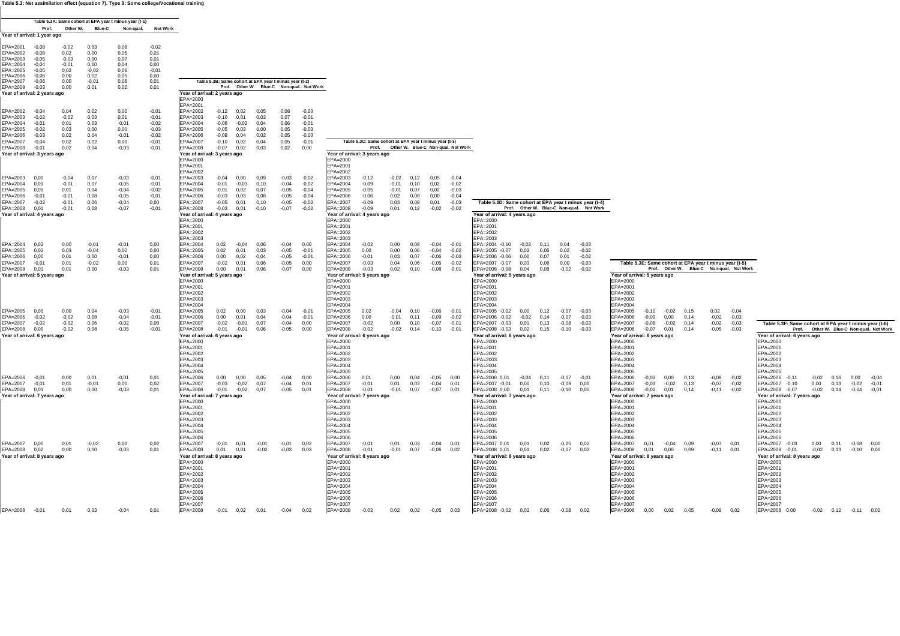**Table 5.3: Net assimilation effect (equation 7). Type 3: Some college/Vocational training**

**Table 5.3A: Same cohort at EPA year t minus year (t-1)**

| | Prof. | Other W. | Blue-C | Non-qual. | Not Work |
|---|---|---|---|---|---|
| **Year of arrival: 1 year ago** | | | | | |
| EPA=2001 | -0,08 | -0,02 | 0,03 | 0,08 | -0,02 |
| EPA=2002 | -0,08 | 0,02 | 0,00 | 0,05 | 0,01 |
| EPA=2003 | -0,05 | -0,03 | 0,00 | 0,07 | 0,01 |
| EPA=2004 | -0,04 | -0,01 | 0,00 | 0,04 | 0,00 |
| EPA=2005 | -0,05 | 0,02 | -0,02 | 0,06 | -0,01 |
| EPA=2006 | -0,06 | 0,00 | 0,02 | 0,05 | 0,00 |
| EPA=2007 | -0,06 | 0,00 | -0,01 | 0,06 | 0,01 |
| EPA=2008 | -0,03 | 0,00 | 0,01 | 0,02 | 0,01 |
| **Year of arrival: 2 years ago** | | | | | |
| EPA=2002 | -0,04 | 0,04 | 0,02 | 0,00 | -0,01 |
| EPA=2003 | -0,02 | -0,02 | 0,03 | 0,01 | -0,01 |
| EPA=2004 | -0,01 | 0,01 | 0,03 | -0,01 | -0,02 |
| EPA=2005 | -0,02 | 0,03 | 0,00 | 0,00 | -0,03 |
| EPA=2006 | -0,03 | 0,02 | 0,04 | -0,01 | -0,02 |
| EPA=2007 | -0,04 | 0,02 | 0,02 | 0,00 | -0,01 |
| EPA=2008 | -0,01 | 0,02 | 0,04 | -0,03 | -0,01 |
| **Year of arrival: 3 years ago** | | | | | |
| EPA=2003 | 0,00 | -0,04 | 0,07 | -0,03 | -0,01 |
| EPA=2004 | 0,01 | -0,01 | 0,07 | -0,05 | -0,01 |
| EPA=2005 | 0,01 | 0,01 | 0,04 | -0,04 | -0,02 |
| EPA=2006 | -0,01 | -0,01 | 0,08 | -0,05 | -0,01 |
| EPA=2007 | -0,02 | -0,01 | 0,06 | -0,04 | 0,00 |
| EPA=2008 | 0,01 | -0,01 | 0,08 | -0,07 | -0,01 |
| **Year of arrival: 4 years ago** | | | | | |
| EPA=2004 | 0,02 | 0,00 | -0,01 | -0,01 | 0,00 |
| EPA=2005 | 0,02 | 0,03 | -0,04 | 0,00 | 0,00 |
| EPA=2006 | 0,00 | 0,01 | 0,00 | -0,01 | 0,00 |
| EPA=2007 | -0,01 | 0,01 | -0,02 | 0,00 | 0,01 |
| EPA=2008 | 0,01 | 0,01 | 0,00 | -0,03 | 0,01 |
| **Year of arrival: 5 years ago** | | | | | |
| EPA=2005 | 0,00 | 0,00 | 0,04 | -0,03 | -0,01 |
| EPA=2006 | -0,02 | -0,02 | 0,08 | -0,04 | -0,01 |
| EPA=2007 | -0,02 | -0,02 | 0,06 | -0,02 | 0,00 |
| EPA=2008 | 0,00 | -0,02 | 0,08 | -0,05 | -0,01 |
| **Year of arrival: 6 years ago** | | | | | |
| EPA=2006 | -0,01 | 0,00 | 0,01 | -0,01 | 0,01 |
| EPA=2007 | -0,01 | 0,01 | -0,01 | 0,00 | 0,02 |
| EPA=2008 | 0,01 | 0,00 | 0,00 | -0,03 | 0,01 |
| **Year of arrival: 7 years ago** | | | | | |
| EPA=2007 | 0,00 | 0,01 | -0,02 | 0,00 | 0,02 |
| EPA=2008 | 0,02 | 0,00 | 0,00 | -0,03 | 0,01 |
| **Year of arrival: 8 years ago** | | | | | |
| EPA=2008 | -0,01 | 0,01 | 0,03 | -0,04 | 0,01 |

**Table 5.3B: Same cohort at EPA year t minus year (t-2)**

| | Prof. | Other W. | Blue-C | Non-qual. | Not Work |
|---|---|---|---|---|---|
| **Year of arrival: 2 years ago** | | | | | |
| EPA=2000 | | | | | |
| EPA=2001 | | | | | |
| EPA=2002 | -0,12 | 0,02 | 0,05 | 0,08 | -0,03 |
| EPA=2003 | -0,10 | 0,01 | 0,03 | 0,07 | -0,01 |
| EPA=2004 | -0,06 | -0,02 | 0,04 | 0,06 | -0,01 |
| EPA=2005 | -0,05 | 0,03 | 0,00 | 0,05 | -0,03 |
| EPA=2006 | -0,08 | 0,04 | 0,02 | 0,05 | -0,03 |
| EPA=2007 | -0,10 | 0,02 | 0,04 | 0,05 | -0,01 |
| EPA=2008 | -0,07 | 0,02 | 0,03 | 0,02 | 0,00 |
| **Year of arrival: 3 years ago** | | | | | |
| EPA=2000 | | | | | |
| EPA=2001 | | | | | |
| EPA=2002 | | | | | |
| EPA=2003 | -0,04 | 0,00 | 0,09 | -0,03 | -0,02 |
| EPA=2004 | -0,01 | -0,03 | 0,10 | -0,04 | -0,02 |
| EPA=2005 | -0,01 | 0,02 | 0,07 | -0,05 | -0,04 |
| EPA=2006 | -0,03 | 0,03 | 0,08 | -0,05 | -0,04 |
| EPA=2007 | -0,05 | 0,01 | 0,10 | -0,05 | -0,02 |
| EPA=2008 | -0,03 | 0,01 | 0,10 | -0,07 | -0,02 |
| **Year of arrival: 4 years ago** | | | | | |
| EPA=2000 | | | | | |
| EPA=2001 | | | | | |
| EPA=2002 | | | | | |
| EPA=2003 | | | | | |
| EPA=2004 | 0,02 | -0,04 | 0,06 | -0,04 | 0,00 |
| EPA=2005 | 0,02 | 0,01 | 0,03 | -0,05 | -0,01 |
| EPA=2006 | 0,00 | 0,02 | 0,04 | -0,05 | -0,01 |
| EPA=2007 | -0,02 | 0,01 | 0,06 | -0,05 | 0,00 |
| EPA=2008 | 0,00 | 0,01 | 0,06 | -0,07 | 0,00 |
| **Year of arrival: 5 years ago** | | | | | |
| EPA=2000 | | | | | |
| EPA=2001 | | | | | |
| EPA=2002 | | | | | |
| EPA=2003 | | | | | |
| EPA=2004 | | | | | |
| EPA=2005 | 0,02 | 0,00 | 0,03 | -0,04 | -0,01 |
| EPA=2006 | 0,00 | 0,01 | 0,04 | -0,04 | -0,01 |
| EPA=2007 | -0,02 | -0,01 | 0,07 | -0,04 | 0,00 |
| EPA=2008 | -0,01 | -0,01 | 0,06 | -0,05 | 0,00 |
| **Year of arrival: 6 years ago** | | | | | |
| EPA=2000 | | | | | |
| EPA=2001 | | | | | |
| EPA=2002 | | | | | |
| EPA=2003 | | | | | |
| EPA=2004 | | | | | |
| EPA=2005 | | | | | |
| EPA=2006 | 0,00 | 0,00 | 0,05 | -0,04 | 0,00 |
| EPA=2007 | -0,03 | -0,02 | 0,07 | -0,04 | 0,01 |
| EPA=2008 | -0,01 | -0,02 | 0,07 | -0,05 | 0,01 |
| **Year of arrival: 7 years ago** | | | | | |
| EPA=2000 | | | | | |
| EPA=2001 | | | | | |
| EPA=2002 | | | | | |
| EPA=2003 | | | | | |
| EPA=2004 | | | | | |
| EPA=2005 | | | | | |
| EPA=2006 | | | | | |
| EPA=2007 | -0,01 | 0,01 | -0,01 | -0,01 | 0,02 |
| EPA=2008 | 0,01 | 0,01 | -0,02 | -0,03 | 0,03 |
| **Year of arrival: 8 years ago** | | | | | |
| EPA=2000 | | | | | |
| EPA=2001 | | | | | |
| EPA=2002 | | | | | |
| EPA=2003 | | | | | |
| EPA=2004 | | | | | |
| EPA=2005 | | | | | |
| EPA=2006 | | | | | |
| EPA=2007 | | | | | |
| EPA=2008 | -0,01 | 0,02 | 0,01 | -0,04 | 0,02 |

**Table 5.3C: Same cohort at EPA year t minus year (t-3)**

| | Prof. | Other W. | Blue-C | Non-qual. | Not Work |
|---|---|---|---|---|---|
| **Year of arrival: 3 years ago** | | | | | |
| EPA=2000 | | | | | |
| EPA=2001 | | | | | |
| EPA=2002 | | | | | |
| EPA=2003 | -0,12 | -0,02 | 0,12 | 0,05 | -0,04 |
| EPA=2004 | -0,09 | -0,01 | 0,10 | 0,02 | -0,02 |
| EPA=2005 | -0,05 | -0,01 | 0,07 | 0,02 | -0,03 |
| EPA=2006 | -0,06 | 0,02 | 0,08 | 0,00 | -0,04 |
| EPA=2007 | -0,09 | 0,03 | 0,08 | 0,01 | -0,03 |
| EPA=2008 | -0,09 | 0,01 | 0,12 | -0,02 | -0,02 |
| **Year of arrival: 4 years ago** | | | | | |
| EPA=2000 | | | | | |
| EPA=2001 | | | | | |
| EPA=2002 | | | | | |
| EPA=2003 | | | | | |
| EPA=2004 | -0,02 | 0,00 | 0,08 | -0,04 | -0,01 |
| EPA=2005 | 0,00 | 0,00 | 0,06 | -0,04 | -0,02 |
| EPA=2006 | -0,01 | 0,03 | 0,07 | -0,06 | -0,03 |
| EPA=2007 | -0,03 | 0,04 | 0,06 | -0,05 | -0,02 |
| EPA=2008 | -0,03 | 0,02 | 0,10 | -0,08 | -0,01 |
| **Year of arrival: 5 years ago** | | | | | |
| EPA=2000 | | | | | |
| EPA=2001 | | | | | |
| EPA=2002 | | | | | |
| EPA=2003 | | | | | |
| EPA=2004 | | | | | |
| EPA=2005 | 0,02 | -0,04 | 0,10 | -0,06 | -0,01 |
| EPA=2006 | 0,00 | -0,01 | 0,11 | -0,09 | -0,02 |
| EPA=2007 | -0,02 | 0,00 | 0,10 | -0,07 | -0,01 |
| EPA=2008 | -0,02 | -0,02 | 0,14 | -0,10 | -0,01 |
| **Year of arrival: 6 years ago** | | | | | |
| EPA=2000 | | | | | |
| EPA=2001 | | | | | |
| EPA=2002 | | | | | |
| EPA=2003 | | | | | |
| EPA=2004 | | | | | |
| EPA=2005 | | | | | |
| EPA=2006 | 0,01 | 0,00 | 0,04 | -0,05 | 0,00 |
| EPA=2007 | -0,01 | 0,01 | 0,03 | -0,04 | 0,01 |
| EPA=2008 | -0,01 | -0,01 | 0,07 | -0,07 | 0,01 |
| **Year of arrival: 7 years ago** | | | | | |
| EPA=2000 | | | | | |
| EPA=2001 | | | | | |
| EPA=2002 | | | | | |
| EPA=2003 | | | | | |
| EPA=2004 | | | | | |
| EPA=2005 | | | | | |
| EPA=2006 | | | | | |
| EPA=2007 | -0,01 | 0,01 | 0,03 | -0,04 | 0,01 |
| EPA=2008 | -0,01 | -0,01 | 0,07 | -0,06 | 0,02 |
| **Year of arrival: 8 years ago** | | | | | |
| EPA=2000 | | | | | |
| EPA=2001 | | | | | |
| EPA=2002 | | | | | |
| EPA=2003 | | | | | |
| EPA=2004 | | | | | |
| EPA=2005 | | | | | |
| EPA=2006 | | | | | |
| EPA=2007 | | | | | |
| EPA=2008 | -0,02 | 0,02 | 0,02 | -0,05 | 0,03 |

**Table 5.3D: Same cohort at EPA year t minus year (t-4)**

| | Prof. | Other W. | Blue-C | Non-qual. | Not Work |
|---|---|---|---|---|---|
| **Year of arrival: 4 years ago** | | | | | |
| EPA=2000 | | | | | |
| EPA=2001 | | | | | |
| EPA=2002 | | | | | |
| EPA=2003 | | | | | |
| EPA=2004 | -0,10 | -0,02 | 0,11 | 0,04 | -0,03 |
| EPA=2005 | -0,07 | 0,02 | 0,06 | 0,02 | -0,02 |
| EPA=2006 | -0,06 | 0,00 | 0,07 | 0,01 | -0,02 |
| EPA=2007 | -0,07 | 0,03 | 0,06 | 0,00 | -0,03 |
| EPA=2008 | -0,08 | 0,04 | 0,08 | -0,02 | -0,02 |
| **Year of arrival: 5 years ago** | | | | | |
| EPA=2000 | | | | | |
| EPA=2001 | | | | | |
| EPA=2002 | | | | | |
| EPA=2003 | | | | | |
| EPA=2004 | | | | | |
| EPA=2005 | -0,02 | 0,00 | 0,12 | -0,07 | -0,03 |
| EPA=2006 | -0,02 | -0,02 | 0,14 | -0,07 | -0,03 |
| EPA=2007 | -0,03 | 0,01 | 0,13 | -0,08 | -0,03 |
| EPA=2008 | -0,03 | 0,02 | 0,15 | -0,10 | -0,03 |
| **Year of arrival: 6 years ago** | | | | | |
| EPA=2000 | | | | | |
| EPA=2001 | | | | | |
| EPA=2002 | | | | | |
| EPA=2003 | | | | | |
| EPA=2004 | | | | | |
| EPA=2005 | | | | | |
| EPA=2006 | 0,01 | -0,04 | 0,11 | -0,07 | -0,01 |
| EPA=2007 | -0,01 | 0,00 | 0,10 | -0,09 | 0,00 |
| EPA=2008 | 0,00 | 0,01 | 0,11 | -0,10 | 0,00 |
| **Year of arrival: 7 years ago** | | | | | |
| EPA=2000 | | | | | |
| EPA=2001 | | | | | |
| EPA=2002 | | | | | |
| EPA=2003 | | | | | |
| EPA=2004 | | | | | |
| EPA=2005 | | | | | |
| EPA=2006 | | | | | |
| EPA=2007 | 0,01 | 0,01 | 0,02 | -0,05 | 0,02 |
| EPA=2008 | 0,01 | 0,01 | 0,02 | -0,07 | 0,02 |
| **Year of arrival: 8 years ago** | | | | | |
| EPA=2000 | | | | | |
| EPA=2001 | | | | | |
| EPA=2002 | | | | | |
| EPA=2003 | | | | | |
| EPA=2004 | | | | | |
| EPA=2005 | | | | | |
| EPA=2006 | | | | | |
| EPA=2007 | | | | | |
| EPA=2008 | -0,02 | 0,02 | 0,06 | -0,08 | 0,02 |

**Table 5.3E: Same cohort at EPA year t minus year (t-5)**

| | Prof. | Other W. | Blue-C | Non-qual. | Not Work |
|---|---|---|---|---|---|
| **Year of arrival: 5 years ago** | | | | | |
| EPA=2000 | | | | | |
| EPA=2001 | | | | | |
| EPA=2002 | | | | | |
| EPA=2003 | | | | | |
| EPA=2004 | | | | | |
| EPA=2005 | -0,10 | -0,02 | 0,15 | 0,02 | -0,04 |
| EPA=2006 | -0,09 | 0,00 | 0,14 | -0,02 | -0,03 |
| EPA=2007 | -0,08 | -0,02 | 0,14 | -0,02 | -0,03 |
| EPA=2008 | -0,07 | 0,01 | 0,14 | -0,05 | -0,03 |
| **Year of arrival: 6 years ago** | | | | | |
| EPA=2000 | | | | | |
| EPA=2001 | | | | | |
| EPA=2002 | | | | | |
| EPA=2003 | | | | | |
| EPA=2004 | | | | | |
| EPA=2005 | | | | | |
| EPA=2006 | -0,03 | 0,00 | 0,13 | -0,08 | -0,02 |
| EPA=2007 | -0,03 | -0,02 | 0,13 | -0,07 | -0,02 |
| EPA=2008 | -0,02 | 0,01 | 0,14 | -0,11 | -0,02 |
| **Year of arrival: 7 years ago** | | | | | |
| EPA=2000 | | | | | |
| EPA=2001 | | | | | |
| EPA=2002 | | | | | |
| EPA=2003 | | | | | |
| EPA=2004 | | | | | |
| EPA=2005 | | | | | |
| EPA=2006 | | | | | |
| EPA=2007 | 0,01 | -0,04 | 0,09 | -0,07 | 0,01 |
| EPA=2008 | 0,01 | 0,00 | 0,09 | -0,11 | 0,01 |
| **Year of arrival: 8 years ago** | | | | | |
| EPA=2000 | | | | | |
| EPA=2001 | | | | | |
| EPA=2002 | | | | | |
| EPA=2003 | | | | | |
| EPA=2004 | | | | | |
| EPA=2005 | | | | | |
| EPA=2006 | | | | | |
| EPA=2007 | | | | | |
| EPA=2008 | 0,00 | 0,02 | 0,05 | -0,09 | 0,02 |

**Table 5.3F: Same cohort at EPA year t minus year (t-6)**

| | Prof. | Other W. | Blue-C | Non-qual. | Not Work |
|---|---|---|---|---|---|
| **Year of arrival: 6 years ago** | | | | | |
| EPA=2000 | | | | | |
| EPA=2001 | | | | | |
| EPA=2002 | | | | | |
| EPA=2003 | | | | | |
| EPA=2004 | | | | | |
| EPA=2005 | | | | | |
| EPA=2006 | -0,11 | -0,02 | 0,16 | 0,00 | -0,04 |
| EPA=2007 | -0,10 | 0,00 | 0,13 | -0,02 | -0,01 |
| EPA=2008 | -0,07 | -0,02 | 0,14 | -0,04 | -0,01 |
| **Year of arrival: 7 years ago** | | | | | |
| EPA=2000 | | | | | |
| EPA=2001 | | | | | |
| EPA=2002 | | | | | |
| EPA=2003 | | | | | |
| EPA=2004 | | | | | |
| EPA=2005 | | | | | |
| EPA=2006 | | | | | |
| EPA=2007 | -0,03 | 0,00 | 0,11 | -0,08 | 0,00 |
| EPA=2008 | -0,01 | -0,02 | 0,13 | -0,10 | 0,00 |
| **Year of arrival: 8 years ago** | | | | | |
| EPA=2000 | | | | | |
| EPA=2001 | | | | | |
| EPA=2002 | | | | | |
| EPA=2003 | | | | | |
| EPA=2004 | | | | | |
| EPA=2005 | | | | | |
| EPA=2006 | | | | | |
| EPA=2007 | | | | | |
| EPA=2008 | 0,00 | -0,02 | 0,12 | -0,11 | 0,02 |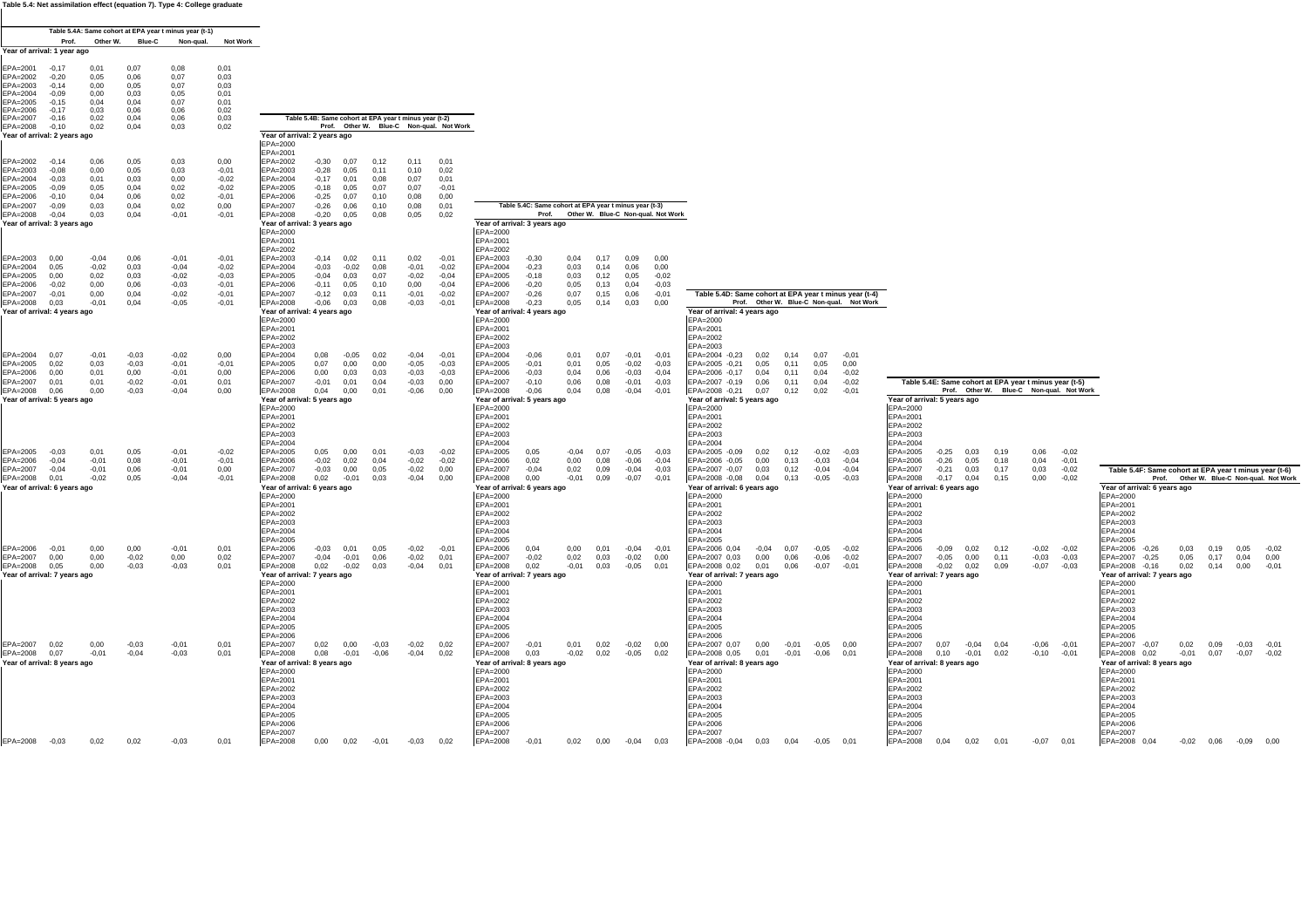**Table 5.4: Net assimilation effect (equation 7). Type 4: College graduate**

**Table 5.4A: Same cohort at EPA year t minus year (t-1)**

| | Prof. | Other W. | Blue-C | Non-qual. | Not Work |
|---|---|---|---|---|---|
| **Year of arrival: 1 year ago** | | | | | |
| EPA=2001 | -0,17 | 0,01 | 0,07 | 0,08 | 0,01 |
| EPA=2002 | -0,20 | 0,05 | 0,06 | 0,07 | 0,03 |
| EPA=2003 | -0,14 | 0,00 | 0,05 | 0,07 | 0,03 |
| EPA=2004 | -0,09 | 0,00 | 0,03 | 0,05 | 0,01 |
| EPA=2005 | -0,15 | 0,04 | 0,04 | 0,07 | 0,01 |
| EPA=2006 | -0,17 | 0,03 | 0,06 | 0,06 | 0,02 |
| EPA=2007 | -0,16 | 0,02 | 0,04 | 0,06 | 0,03 |
| EPA=2008 | -0,10 | 0,02 | 0,04 | 0,03 | 0,02 |
| **Year of arrival: 2 years ago** | | | | | |
| EPA=2002 | -0,14 | 0,06 | 0,05 | 0,03 | 0,00 |
| EPA=2003 | -0,08 | 0,00 | 0,05 | 0,03 | -0,01 |
| EPA=2004 | -0,03 | 0,01 | 0,03 | 0,00 | -0,02 |
| EPA=2005 | -0,09 | 0,05 | 0,04 | 0,02 | -0,02 |
| EPA=2006 | -0,10 | 0,04 | 0,06 | 0,02 | -0,01 |
| EPA=2007 | -0,09 | 0,03 | 0,04 | 0,02 | 0,00 |
| EPA=2008 | -0,04 | 0,03 | 0,04 | -0,01 | -0,01 |
| **Year of arrival: 3 years ago** | | | | | |
| EPA=2003 | 0,00 | -0,04 | 0,06 | -0,01 | -0,01 |
| EPA=2004 | 0,05 | -0,02 | 0,03 | -0,04 | -0,02 |
| EPA=2005 | 0,00 | 0,02 | 0,03 | -0,02 | -0,03 |
| EPA=2006 | -0,02 | 0,00 | 0,06 | -0,03 | -0,01 |
| EPA=2007 | -0,01 | 0,00 | 0,04 | -0,02 | -0,01 |
| EPA=2008 | 0,03 | -0,01 | 0,04 | -0,05 | -0,01 |
| **Year of arrival: 4 years ago** | | | | | |
| EPA=2004 | 0,07 | -0,01 | -0,03 | -0,02 | 0,00 |
| EPA=2005 | 0,02 | 0,03 | -0,03 | -0,01 | -0,01 |
| EPA=2006 | 0,00 | 0,01 | 0,00 | -0,01 | 0,00 |
| EPA=2007 | 0,01 | 0,01 | -0,02 | -0,01 | 0,01 |
| EPA=2008 | 0,06 | 0,00 | -0,03 | -0,04 | 0,00 |
| **Year of arrival: 5 years ago** | | | | | |
| EPA=2005 | -0,03 | 0,01 | 0,05 | -0,01 | -0,02 |
| EPA=2006 | -0,04 | -0,01 | 0,08 | -0,01 | -0,01 |
| EPA=2007 | -0,04 | -0,01 | 0,06 | -0,01 | 0,00 |
| EPA=2008 | 0,01 | -0,02 | 0,05 | -0,04 | -0,01 |
| **Year of arrival: 6 years ago** | | | | | |
| EPA=2006 | -0,01 | 0,00 | 0,00 | -0,01 | 0,01 |
| EPA=2007 | 0,00 | 0,00 | -0,02 | 0,00 | 0,02 |
| EPA=2008 | 0,05 | 0,00 | -0,03 | -0,03 | 0,01 |
| **Year of arrival: 7 years ago** | | | | | |
| EPA=2007 | 0,02 | 0,00 | -0,03 | -0,01 | 0,01 |
| EPA=2008 | 0,07 | -0,01 | -0,04 | -0,03 | 0,01 |
| **Year of arrival: 8 years ago** | | | | | |
| EPA=2008 | -0,03 | 0,02 | 0,02 | -0,03 | 0,01 |

**Table 5.4B: Same cohort at EPA year t minus year (t-2)**

| | Prof. | Other W. | Blue-C | Non-qual. | Not Work |
|---|---|---|---|---|---|
| **Year of arrival: 2 years ago** | | | | | |
| EPA=2000 | | | | | |
| EPA=2001 | | | | | |
| EPA=2002 | -0,30 | 0,07 | 0,12 | 0,11 | 0,01 |
| EPA=2003 | -0,28 | 0,05 | 0,11 | 0,10 | 0,02 |
| EPA=2004 | -0,17 | 0,01 | 0,08 | 0,07 | 0,01 |
| EPA=2005 | -0,18 | 0,05 | 0,07 | 0,07 | -0,01 |
| EPA=2006 | -0,25 | 0,07 | 0,10 | 0,08 | 0,00 |
| EPA=2007 | -0,26 | 0,06 | 0,10 | 0,08 | 0,01 |
| EPA=2008 | -0,20 | 0,05 | 0,08 | 0,05 | 0,02 |
| **Year of arrival: 3 years ago** | | | | | |
| EPA=2000 | | | | | |
| EPA=2001 | | | | | |
| EPA=2002 | | | | | |
| EPA=2003 | -0,14 | 0,02 | 0,11 | 0,02 | -0,01 |
| EPA=2004 | -0,03 | -0,02 | 0,08 | -0,01 | -0,02 |
| EPA=2005 | -0,04 | 0,03 | 0,07 | -0,02 | -0,04 |
| EPA=2006 | -0,11 | 0,05 | 0,10 | 0,00 | -0,04 |
| EPA=2007 | -0,12 | 0,03 | 0,11 | -0,01 | -0,02 |
| EPA=2008 | -0,06 | 0,03 | 0,08 | -0,03 | -0,01 |
| **Year of arrival: 4 years ago** | | | | | |
| EPA=2000 | | | | | |
| EPA=2001 | | | | | |
| EPA=2002 | | | | | |
| EPA=2003 | | | | | |
| EPA=2004 | 0,08 | -0,05 | 0,02 | -0,04 | -0,01 |
| EPA=2005 | 0,07 | 0,00 | 0,00 | -0,05 | -0,03 |
| EPA=2006 | 0,00 | 0,03 | 0,03 | -0,03 | -0,03 |
| EPA=2007 | -0,01 | 0,01 | 0,04 | -0,03 | 0,00 |
| EPA=2008 | 0,04 | 0,00 | 0,01 | -0,06 | 0,00 |
| **Year of arrival: 5 years ago** | | | | | |
| EPA=2000 | | | | | |
| EPA=2001 | | | | | |
| EPA=2002 | | | | | |
| EPA=2003 | | | | | |
| EPA=2004 | | | | | |
| EPA=2005 | 0,05 | 0,00 | 0,01 | -0,03 | -0,02 |
| EPA=2006 | -0,02 | 0,02 | 0,04 | -0,02 | -0,02 |
| EPA=2007 | -0,03 | 0,00 | 0,05 | -0,02 | 0,00 |
| EPA=2008 | 0,02 | -0,01 | 0,03 | -0,04 | 0,00 |
| **Year of arrival: 6 years ago** | | | | | |
| EPA=2000 | | | | | |
| EPA=2001 | | | | | |
| EPA=2002 | | | | | |
| EPA=2003 | | | | | |
| EPA=2004 | | | | | |
| EPA=2005 | | | | | |
| EPA=2006 | -0,03 | 0,01 | 0,05 | -0,02 | -0,01 |
| EPA=2007 | -0,04 | -0,01 | 0,06 | -0,02 | 0,01 |
| EPA=2008 | 0,02 | -0,02 | 0,03 | -0,04 | 0,01 |
| **Year of arrival: 7 years ago** | | | | | |
| EPA=2000 | | | | | |
| EPA=2001 | | | | | |
| EPA=2002 | | | | | |
| EPA=2003 | | | | | |
| EPA=2004 | | | | | |
| EPA=2005 | | | | | |
| EPA=2006 | | | | | |
| EPA=2007 | 0,02 | 0,00 | -0,03 | -0,02 | 0,02 |
| EPA=2008 | 0,08 | -0,01 | -0,06 | -0,04 | 0,02 |
| **Year of arrival: 8 years ago** | | | | | |
| EPA=2000 | | | | | |
| EPA=2001 | | | | | |
| EPA=2002 | | | | | |
| EPA=2003 | | | | | |
| EPA=2004 | | | | | |
| EPA=2005 | | | | | |
| EPA=2006 | | | | | |
| EPA=2007 | | | | | |
| EPA=2008 | 0,00 | 0,02 | -0,01 | -0,03 | 0,02 |

**Table 5.4C: Same cohort at EPA year t minus year (t-3)**

| | Prof. | Other W. | Blue-C | Non-qual. | Not Work |
|---|---|---|---|---|---|
| **Year of arrival: 3 years ago** | | | | | |
| EPA=2000 | | | | | |
| EPA=2001 | | | | | |
| EPA=2002 | | | | | |
| EPA=2003 | -0,30 | 0,04 | 0,17 | 0,09 | 0,00 |
| EPA=2004 | -0,23 | 0,03 | 0,14 | 0,06 | 0,00 |
| EPA=2005 | -0,18 | 0,03 | 0,12 | 0,05 | -0,02 |
| EPA=2006 | -0,20 | 0,05 | 0,13 | 0,04 | -0,03 |
| EPA=2007 | -0,26 | 0,07 | 0,15 | 0,06 | -0,01 |
| EPA=2008 | -0,23 | 0,05 | 0,14 | 0,03 | 0,00 |
| **Year of arrival: 4 years ago** | | | | | |
| EPA=2000 | | | | | |
| EPA=2001 | | | | | |
| EPA=2002 | | | | | |
| EPA=2003 | | | | | |
| EPA=2004 | -0,06 | 0,01 | 0,07 | -0,01 | -0,01 |
| EPA=2005 | -0,01 | 0,01 | 0,05 | -0,02 | -0,03 |
| EPA=2006 | -0,03 | 0,04 | 0,06 | -0,03 | -0,04 |
| EPA=2007 | -0,10 | 0,06 | 0,08 | -0,01 | -0,03 |
| EPA=2008 | -0,06 | 0,04 | 0,08 | -0,04 | -0,01 |
| **Year of arrival: 5 years ago** | | | | | |
| EPA=2000 | | | | | |
| EPA=2001 | | | | | |
| EPA=2002 | | | | | |
| EPA=2003 | | | | | |
| EPA=2004 | | | | | |
| EPA=2005 | 0,05 | -0,04 | 0,07 | -0,05 | -0,03 |
| EPA=2006 | 0,02 | 0,00 | 0,08 | -0,06 | -0,04 |
| EPA=2007 | -0,04 | 0,02 | 0,09 | -0,04 | -0,03 |
| EPA=2008 | 0,00 | -0,01 | 0,09 | -0,07 | -0,01 |
| **Year of arrival: 6 years ago** | | | | | |
| EPA=2000 | | | | | |
| EPA=2001 | | | | | |
| EPA=2002 | | | | | |
| EPA=2003 | | | | | |
| EPA=2004 | | | | | |
| EPA=2005 | | | | | |
| EPA=2006 | 0,04 | 0,00 | 0,01 | -0,04 | -0,01 |
| EPA=2007 | -0,02 | 0,02 | 0,03 | -0,02 | 0,00 |
| EPA=2008 | 0,02 | -0,01 | 0,03 | -0,05 | 0,01 |
| **Year of arrival: 7 years ago** | | | | | |
| EPA=2000 | | | | | |
| EPA=2001 | | | | | |
| EPA=2002 | | | | | |
| EPA=2003 | | | | | |
| EPA=2004 | | | | | |
| EPA=2005 | | | | | |
| EPA=2006 | | | | | |
| EPA=2007 | -0,01 | 0,01 | 0,02 | -0,02 | 0,00 |
| EPA=2008 | 0,03 | -0,02 | 0,02 | -0,05 | 0,02 |
| **Year of arrival: 8 years ago** | | | | | |
| EPA=2000 | | | | | |
| EPA=2001 | | | | | |
| EPA=2002 | | | | | |
| EPA=2003 | | | | | |
| EPA=2004 | | | | | |
| EPA=2005 | | | | | |
| EPA=2006 | | | | | |
| EPA=2007 | | | | | |
| EPA=2008 | -0,01 | 0,02 | 0,00 | -0,04 | 0,03 |

**Table 5.4D: Same cohort at EPA year t minus year (t-4)**

| | Prof. | Other W. | Blue-C | Non-qual. | Not Work |
|---|---|---|---|---|---|
| **Year of arrival: 4 years ago** | | | | | |
| EPA=2000 | | | | | |
| EPA=2001 | | | | | |
| EPA=2002 | | | | | |
| EPA=2003 | | | | | |
| EPA=2004 | -0,23 | 0,02 | 0,14 | 0,07 | -0,01 |
| EPA=2005 | -0,21 | 0,05 | 0,11 | 0,05 | 0,00 |
| EPA=2006 | -0,17 | 0,04 | 0,11 | 0,04 | -0,02 |
| EPA=2007 | -0,19 | 0,06 | 0,11 | 0,04 | -0,02 |
| EPA=2008 | -0,21 | 0,07 | 0,12 | 0,02 | -0,01 |
| **Year of arrival: 5 years ago** | | | | | |
| EPA=2000 | | | | | |
| EPA=2001 | | | | | |
| EPA=2002 | | | | | |
| EPA=2003 | | | | | |
| EPA=2004 | | | | | |
| EPA=2005 | -0,09 | 0,02 | 0,12 | -0,02 | -0,03 |
| EPA=2006 | -0,05 | 0,00 | 0,13 | -0,03 | -0,04 |
| EPA=2007 | -0,07 | 0,03 | 0,12 | -0,04 | -0,04 |
| EPA=2008 | -0,08 | 0,04 | 0,13 | -0,05 | -0,03 |
| **Year of arrival: 6 years ago** | | | | | |
| EPA=2000 | | | | | |
| EPA=2001 | | | | | |
| EPA=2002 | | | | | |
| EPA=2003 | | | | | |
| EPA=2004 | | | | | |
| EPA=2005 | | | | | |
| EPA=2006 | 0,04 | -0,04 | 0,07 | -0,05 | -0,02 |
| EPA=2007 | 0,03 | 0,00 | 0,06 | -0,06 | -0,02 |
| EPA=2008 | 0,02 | 0,01 | 0,06 | -0,07 | -0,01 |
| **Year of arrival: 7 years ago** | | | | | |
| EPA=2000 | | | | | |
| EPA=2001 | | | | | |
| EPA=2002 | | | | | |
| EPA=2003 | | | | | |
| EPA=2004 | | | | | |
| EPA=2005 | | | | | |
| EPA=2006 | | | | | |
| EPA=2007 | 0,07 | 0,00 | -0,01 | -0,05 | 0,00 |
| EPA=2008 | 0,05 | 0,01 | -0,01 | -0,06 | 0,01 |
| **Year of arrival: 8 years ago** | | | | | |
| EPA=2000 | | | | | |
| EPA=2001 | | | | | |
| EPA=2002 | | | | | |
| EPA=2003 | | | | | |
| EPA=2004 | | | | | |
| EPA=2005 | | | | | |
| EPA=2006 | | | | | |
| EPA=2007 | | | | | |
| EPA=2008 | -0,04 | 0,03 | 0,04 | -0,05 | 0,01 |

**Table 5.4E: Same cohort at EPA year t minus year (t-5)**

| | Prof. | Other W. | Blue-C | Non-qual. | Not Work |
|---|---|---|---|---|---|
| **Year of arrival: 5 years ago** | | | | | |
| EPA=2000 | | | | | |
| EPA=2001 | | | | | |
| EPA=2002 | | | | | |
| EPA=2003 | | | | | |
| EPA=2004 | | | | | |
| EPA=2005 | -0,25 | 0,03 | 0,19 | 0,06 | -0,02 |
| EPA=2006 | -0,26 | 0,05 | 0,18 | 0,04 | -0,01 |
| EPA=2007 | -0,21 | 0,03 | 0,17 | 0,03 | -0,02 |
| EPA=2008 | -0,17 | 0,04 | 0,15 | 0,00 | -0,02 |
| **Year of arrival: 6 years ago** | | | | | |
| EPA=2000 | | | | | |
| EPA=2001 | | | | | |
| EPA=2002 | | | | | |
| EPA=2003 | | | | | |
| EPA=2004 | | | | | |
| EPA=2005 | | | | | |
| EPA=2006 | -0,09 | 0,02 | 0,12 | -0,02 | -0,02 |
| EPA=2007 | -0,05 | 0,00 | 0,11 | -0,03 | -0,03 |
| EPA=2008 | -0,02 | 0,02 | 0,09 | -0,07 | -0,03 |
| **Year of arrival: 7 years ago** | | | | | |
| EPA=2000 | | | | | |
| EPA=2001 | | | | | |
| EPA=2002 | | | | | |
| EPA=2003 | | | | | |
| EPA=2004 | | | | | |
| EPA=2005 | | | | | |
| EPA=2006 | | | | | |
| EPA=2007 | 0,07 | -0,04 | 0,04 | -0,06 | -0,01 |
| EPA=2008 | 0,10 | -0,01 | 0,02 | -0,10 | -0,01 |
| **Year of arrival: 8 years ago** | | | | | |
| EPA=2000 | | | | | |
| EPA=2001 | | | | | |
| EPA=2002 | | | | | |
| EPA=2003 | | | | | |
| EPA=2004 | | | | | |
| EPA=2005 | | | | | |
| EPA=2006 | | | | | |
| EPA=2007 | | | | | |
| EPA=2008 | 0,04 | 0,02 | 0,01 | -0,07 | 0,01 |

**Table 5.4F: Same cohort at EPA year t minus year (t-6)**

| | Prof. | Other W. | Blue-C | Non-qual. | Not Work |
|---|---|---|---|---|---|
| **Year of arrival: 6 years ago** | | | | | |
| EPA=2000 | | | | | |
| EPA=2001 | | | | | |
| EPA=2002 | | | | | |
| EPA=2003 | | | | | |
| EPA=2004 | | | | | |
| EPA=2005 | | | | | |
| EPA=2006 | -0,26 | 0,03 | 0,19 | 0,05 | -0,02 |
| EPA=2007 | -0,25 | 0,05 | 0,17 | 0,04 | 0,00 |
| EPA=2008 | -0,16 | 0,02 | 0,14 | 0,00 | -0,01 |
| **Year of arrival: 7 years ago** | | | | | |
| EPA=2000 | | | | | |
| EPA=2001 | | | | | |
| EPA=2002 | | | | | |
| EPA=2003 | | | | | |
| EPA=2004 | | | | | |
| EPA=2005 | | | | | |
| EPA=2006 | | | | | |
| EPA=2007 | -0,07 | 0,02 | 0,09 | -0,03 | -0,01 |
| EPA=2008 | 0,02 | -0,01 | 0,07 | -0,07 | -0,02 |
| **Year of arrival: 8 years ago** | | | | | |
| EPA=2000 | | | | | |
| EPA=2001 | | | | | |
| EPA=2002 | | | | | |
| EPA=2003 | | | | | |
| EPA=2004 | | | | | |
| EPA=2005 | | | | | |
| EPA=2006 | | | | | |
| EPA=2007 | | | | | |
| EPA=2008 | 0,04 | -0,02 | 0,06 | -0,09 | 0,00 |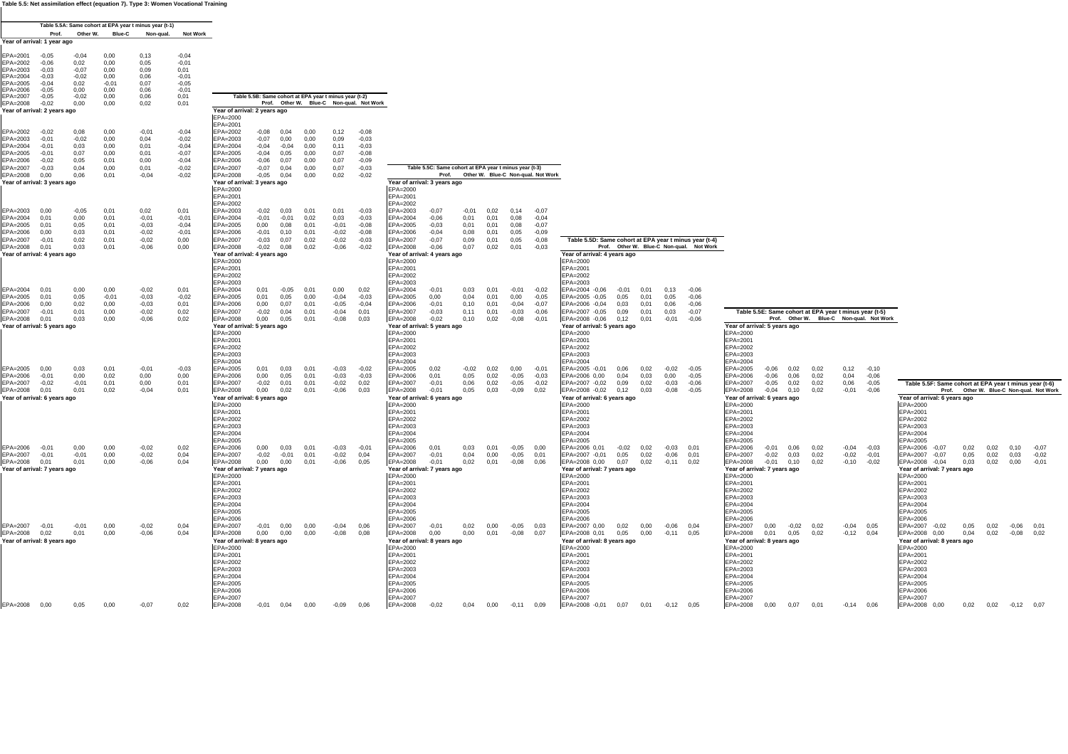**Table 5.5: Net assimilation effect (equation 7). Type 3: Women Vocational Training**

**Table 5.5A: Same cohort at EPA year t minus year (t-1)**

| | Prof. | Other W. | Blue-C | Non-qual. | Not Work |
|---|---|---|---|---|---|
| **Year of arrival: 1 year ago** | | | | | |
| EPA=2001 | -0,05 | -0,04 | 0,00 | 0,13 | -0,04 |
| EPA=2002 | -0,06 | 0,02 | 0,00 | 0,05 | -0,01 |
| EPA=2003 | -0,03 | -0,07 | 0,00 | 0,09 | 0,01 |
| EPA=2004 | -0,03 | -0,02 | 0,00 | 0,06 | -0,01 |
| EPA=2005 | -0,04 | 0,02 | -0,01 | 0,07 | -0,05 |
| EPA=2006 | -0,05 | 0,00 | 0,00 | 0,06 | -0,01 |
| EPA=2007 | -0,05 | -0,02 | 0,00 | 0,06 | 0,01 |
| EPA=2008 | -0,02 | 0,00 | 0,00 | 0,02 | 0,01 |
| **Year of arrival: 2 years ago** | | | | | |
| EPA=2002 | -0,02 | 0,08 | 0,00 | -0,01 | -0,04 |
| EPA=2003 | -0,01 | -0,02 | 0,00 | 0,04 | -0,02 |
| EPA=2004 | -0,01 | 0,03 | 0,00 | 0,01 | -0,04 |
| EPA=2005 | -0,01 | 0,07 | 0,00 | 0,01 | -0,07 |
| EPA=2006 | -0,02 | 0,05 | 0,01 | 0,00 | -0,04 |
| EPA=2007 | -0,03 | 0,04 | 0,00 | 0,01 | -0,02 |
| EPA=2008 | 0,00 | 0,06 | 0,01 | -0,04 | -0,02 |
| **Year of arrival: 3 years ago** | | | | | |
| EPA=2003 | 0,00 | -0,05 | 0,01 | 0,02 | 0,01 |
| EPA=2004 | 0,01 | 0,00 | 0,01 | -0,01 | -0,01 |
| EPA=2005 | 0,01 | 0,05 | 0,01 | -0,03 | -0,04 |
| EPA=2006 | 0,00 | 0,03 | 0,01 | -0,02 | -0,01 |
| EPA=2007 | -0,01 | 0,02 | 0,01 | -0,02 | 0,00 |
| EPA=2008 | 0,01 | 0,03 | 0,01 | -0,06 | 0,00 |
| **Year of arrival: 4 years ago** | | | | | |
| EPA=2004 | 0,01 | 0,00 | 0,00 | -0,02 | 0,01 |
| EPA=2005 | 0,01 | 0,05 | -0,01 | -0,03 | -0,02 |
| EPA=2006 | 0,00 | 0,02 | 0,00 | -0,03 | 0,01 |
| EPA=2007 | -0,01 | 0,01 | 0,00 | -0,02 | 0,02 |
| EPA=2008 | 0,01 | 0,03 | 0,00 | -0,06 | 0,02 |
| **Year of arrival: 5 years ago** | | | | | |
| EPA=2005 | 0,00 | 0,03 | 0,01 | -0,01 | -0,03 |
| EPA=2006 | -0,01 | 0,00 | 0,02 | 0,00 | 0,00 |
| EPA=2007 | -0,02 | -0,01 | 0,01 | 0,00 | 0,01 |
| EPA=2008 | 0,01 | 0,01 | 0,02 | -0,04 | 0,01 |
| **Year of arrival: 6 years ago** | | | | | |
| EPA=2006 | -0,01 | 0,00 | 0,00 | -0,02 | 0,02 |
| EPA=2007 | -0,01 | -0,01 | 0,00 | -0,02 | 0,04 |
| EPA=2008 | 0,01 | 0,01 | 0,00 | -0,06 | 0,04 |
| **Year of arrival: 7 years ago** | | | | | |
| EPA=2007 | -0,01 | -0,01 | 0,00 | -0,02 | 0,04 |
| EPA=2008 | 0,02 | 0,01 | 0,00 | -0,06 | 0,04 |
| **Year of arrival: 8 years ago** | | | | | |
| EPA=2008 | 0,00 | 0,05 | 0,00 | -0,07 | 0,02 |

**Table 5.5B: Same cohort at EPA year t minus year (t-2)**

| | Prof. | Other W. | Blue-C | Non-qual. | Not Work |
|---|---|---|---|---|---|
| **Year of arrival: 2 years ago** | | | | | |
| EPA=2000 | | | | | |
| EPA=2001 | | | | | |
| EPA=2002 | -0,08 | 0,04 | 0,00 | 0,12 | -0,08 |
| EPA=2003 | -0,07 | 0,00 | 0,00 | 0,09 | -0,03 |
| EPA=2004 | -0,04 | -0,04 | 0,00 | 0,11 | -0,03 |
| EPA=2005 | -0,04 | 0,05 | 0,00 | 0,07 | -0,08 |
| EPA=2006 | -0,06 | 0,07 | 0,00 | 0,07 | -0,09 |
| EPA=2007 | -0,07 | 0,04 | 0,00 | 0,07 | -0,03 |
| EPA=2008 | -0,05 | 0,04 | 0,00 | 0,02 | -0,02 |
| **Year of arrival: 3 years ago** | | | | | |
| EPA=2000 | | | | | |
| EPA=2001 | | | | | |
| EPA=2002 | | | | | |
| EPA=2003 | -0,02 | 0,03 | 0,01 | 0,01 | -0,03 |
| EPA=2004 | -0,01 | -0,01 | 0,02 | 0,03 | -0,03 |
| EPA=2005 | 0,00 | 0,08 | 0,01 | -0,01 | -0,08 |
| EPA=2006 | -0,01 | 0,10 | 0,01 | -0,02 | -0,08 |
| EPA=2007 | -0,03 | 0,07 | 0,02 | -0,02 | -0,03 |
| EPA=2008 | -0,02 | 0,08 | 0,02 | -0,06 | -0,02 |
| **Year of arrival: 4 years ago** | | | | | |
| EPA=2000 | | | | | |
| EPA=2001 | | | | | |
| EPA=2002 | | | | | |
| EPA=2003 | | | | | |
| EPA=2004 | 0,01 | -0,05 | 0,01 | 0,00 | 0,02 |
| EPA=2005 | 0,01 | 0,05 | 0,00 | -0,04 | -0,03 |
| EPA=2006 | 0,00 | 0,07 | 0,01 | -0,05 | -0,04 |
| EPA=2007 | -0,02 | 0,04 | 0,01 | -0,04 | 0,01 |
| EPA=2008 | 0,00 | 0,05 | 0,01 | -0,08 | 0,03 |
| **Year of arrival: 5 years ago** | | | | | |
| EPA=2000 | | | | | |
| EPA=2001 | | | | | |
| EPA=2002 | | | | | |
| EPA=2003 | | | | | |
| EPA=2004 | | | | | |
| EPA=2005 | 0,01 | 0,03 | 0,01 | -0,03 | -0,02 |
| EPA=2006 | 0,00 | 0,05 | 0,01 | -0,03 | -0,03 |
| EPA=2007 | -0,02 | 0,01 | 0,01 | -0,02 | 0,02 |
| EPA=2008 | 0,00 | 0,02 | 0,01 | -0,06 | 0,03 |
| **Year of arrival: 6 years ago** | | | | | |
| EPA=2000 | | | | | |
| EPA=2001 | | | | | |
| EPA=2002 | | | | | |
| EPA=2003 | | | | | |
| EPA=2004 | | | | | |
| EPA=2005 | | | | | |
| EPA=2006 | 0,00 | 0,03 | 0,01 | -0,03 | -0,01 |
| EPA=2007 | -0,02 | -0,01 | 0,01 | -0,02 | 0,04 |
| EPA=2008 | 0,00 | 0,00 | 0,01 | -0,06 | 0,05 |
| **Year of arrival: 7 years ago** | | | | | |
| EPA=2000 | | | | | |
| EPA=2001 | | | | | |
| EPA=2002 | | | | | |
| EPA=2003 | | | | | |
| EPA=2004 | | | | | |
| EPA=2005 | | | | | |
| EPA=2006 | | | | | |
| EPA=2007 | -0,01 | 0,00 | 0,00 | -0,04 | 0,06 |
| EPA=2008 | 0,00 | 0,00 | 0,00 | -0,08 | 0,08 |
| **Year of arrival: 8 years ago** | | | | | |
| EPA=2000 | | | | | |
| EPA=2001 | | | | | |
| EPA=2002 | | | | | |
| EPA=2003 | | | | | |
| EPA=2004 | | | | | |
| EPA=2005 | | | | | |
| EPA=2006 | | | | | |
| EPA=2007 | | | | | |
| EPA=2008 | -0,01 | 0,04 | 0,00 | -0,09 | 0,06 |

**Table 5.5C: Same cohort at EPA year t minus year (t-3)**

| | Prof. | Other W. | Blue-C | Non-qual. | Not Work |
|---|---|---|---|---|---|
| **Year of arrival: 3 years ago** | | | | | |
| EPA=2000 | | | | | |
| EPA=2001 | | | | | |
| EPA=2002 | | | | | |
| EPA=2003 | -0,07 | -0,01 | 0,02 | 0,14 | -0,07 |
| EPA=2004 | -0,06 | 0,01 | 0,01 | 0,08 | -0,04 |
| EPA=2005 | -0,03 | 0,01 | 0,01 | 0,08 | -0,07 |
| EPA=2006 | -0,04 | 0,08 | 0,01 | 0,05 | -0,09 |
| EPA=2007 | -0,07 | 0,09 | 0,01 | 0,05 | -0,08 |
| EPA=2008 | -0,06 | 0,07 | 0,02 | 0,01 | -0,03 |
| **Year of arrival: 4 years ago** | | | | | |
| EPA=2000 | | | | | |
| EPA=2001 | | | | | |
| EPA=2002 | | | | | |
| EPA=2003 | | | | | |
| EPA=2004 | -0,01 | 0,03 | 0,01 | -0,01 | -0,02 |
| EPA=2005 | 0,00 | 0,04 | 0,01 | 0,00 | -0,05 |
| EPA=2006 | -0,01 | 0,10 | 0,01 | -0,04 | -0,07 |
| EPA=2007 | -0,03 | 0,11 | 0,01 | -0,03 | -0,06 |
| EPA=2008 | -0,02 | 0,10 | 0,02 | -0,08 | -0,01 |
| **Year of arrival: 5 years ago** | | | | | |
| EPA=2000 | | | | | |
| EPA=2001 | | | | | |
| EPA=2002 | | | | | |
| EPA=2003 | | | | | |
| EPA=2004 | | | | | |
| EPA=2005 | 0,02 | -0,02 | 0,02 | 0,00 | -0,01 |
| EPA=2006 | 0,01 | 0,05 | 0,02 | -0,05 | -0,03 |
| EPA=2007 | -0,01 | 0,06 | 0,02 | -0,05 | -0,02 |
| EPA=2008 | -0,01 | 0,05 | 0,03 | -0,09 | 0,02 |
| **Year of arrival: 6 years ago** | | | | | |
| EPA=2000 | | | | | |
| EPA=2001 | | | | | |
| EPA=2002 | | | | | |
| EPA=2003 | | | | | |
| EPA=2004 | | | | | |
| EPA=2005 | | | | | |
| EPA=2006 | 0,01 | 0,03 | 0,01 | -0,05 | 0,00 |
| EPA=2007 | -0,01 | 0,04 | 0,00 | -0,05 | 0,01 |
| EPA=2008 | -0,01 | 0,02 | 0,01 | -0,08 | 0,06 |
| **Year of arrival: 7 years ago** | | | | | |
| EPA=2000 | | | | | |
| EPA=2001 | | | | | |
| EPA=2002 | | | | | |
| EPA=2003 | | | | | |
| EPA=2004 | | | | | |
| EPA=2005 | | | | | |
| EPA=2006 | | | | | |
| EPA=2007 | -0,01 | 0,02 | 0,00 | -0,05 | 0,03 |
| EPA=2008 | 0,00 | 0,00 | 0,01 | -0,08 | 0,07 |
| **Year of arrival: 8 years ago** | | | | | |
| EPA=2000 | | | | | |
| EPA=2001 | | | | | |
| EPA=2002 | | | | | |
| EPA=2003 | | | | | |
| EPA=2004 | | | | | |
| EPA=2005 | | | | | |
| EPA=2006 | | | | | |
| EPA=2007 | | | | | |
| EPA=2008 | -0,02 | 0,04 | 0,00 | -0,11 | 0,09 |

**Table 5.5D: Same cohort at EPA year t minus year (t-4)**

| | Prof. | Other W. | Blue-C | Non-qual. | Not Work |
|---|---|---|---|---|---|
| **Year of arrival: 4 years ago** | | | | | |
| EPA=2000 | | | | | |
| EPA=2001 | | | | | |
| EPA=2002 | | | | | |
| EPA=2003 | | | | | |
| EPA=2004 | -0,06 | -0,01 | 0,01 | 0,13 | -0,06 |
| EPA=2005 | -0,05 | 0,05 | 0,01 | 0,05 | -0,06 |
| EPA=2006 | -0,04 | 0,03 | 0,01 | 0,06 | -0,06 |
| EPA=2007 | -0,05 | 0,09 | 0,01 | 0,03 | -0,07 |
| EPA=2008 | -0,06 | 0,12 | 0,01 | -0,01 | -0,06 |
| **Year of arrival: 5 years ago** | | | | | |
| EPA=2000 | | | | | |
| EPA=2001 | | | | | |
| EPA=2002 | | | | | |
| EPA=2003 | | | | | |
| EPA=2004 | | | | | |
| EPA=2005 | -0,01 | 0,06 | 0,02 | -0,02 | -0,05 |
| EPA=2006 | 0,00 | 0,04 | 0,03 | 0,00 | -0,05 |
| EPA=2007 | -0,02 | 0,09 | 0,02 | -0,03 | -0,06 |
| EPA=2008 | -0,02 | 0,12 | 0,03 | -0,08 | -0,05 |
| **Year of arrival: 6 years ago** | | | | | |
| EPA=2000 | | | | | |
| EPA=2001 | | | | | |
| EPA=2002 | | | | | |
| EPA=2003 | | | | | |
| EPA=2004 | | | | | |
| EPA=2005 | | | | | |
| EPA=2006 | 0,01 | -0,02 | 0,02 | -0,03 | 0,01 |
| EPA=2007 | -0,01 | 0,05 | 0,02 | -0,06 | 0,01 |
| EPA=2008 | 0,00 | 0,07 | 0,02 | -0,11 | 0,02 |
| **Year of arrival: 7 years ago** | | | | | |
| EPA=2000 | | | | | |
| EPA=2001 | | | | | |
| EPA=2002 | | | | | |
| EPA=2003 | | | | | |
| EPA=2004 | | | | | |
| EPA=2005 | | | | | |
| EPA=2006 | | | | | |
| EPA=2007 | 0,00 | 0,02 | 0,00 | -0,06 | 0,04 |
| EPA=2008 | 0,01 | 0,05 | 0,00 | -0,11 | 0,05 |
| **Year of arrival: 8 years ago** | | | | | |
| EPA=2000 | | | | | |
| EPA=2001 | | | | | |
| EPA=2002 | | | | | |
| EPA=2003 | | | | | |
| EPA=2004 | | | | | |
| EPA=2005 | | | | | |
| EPA=2006 | | | | | |
| EPA=2007 | | | | | |
| EPA=2008 | -0,01 | 0,07 | 0,01 | -0,12 | 0,05 |

**Table 5.5E: Same cohort at EPA year t minus year (t-5)**

| | Prof. | Other W. | Blue-C | Non-qual. | Not Work |
|---|---|---|---|---|---|
| **Year of arrival: 5 years ago** | | | | | |
| EPA=2000 | | | | | |
| EPA=2001 | | | | | |
| EPA=2002 | | | | | |
| EPA=2003 | | | | | |
| EPA=2004 | | | | | |
| EPA=2005 | -0,06 | 0,02 | 0,02 | 0,12 | -0,10 |
| EPA=2006 | -0,06 | 0,06 | 0,02 | 0,04 | -0,06 |
| EPA=2007 | -0,05 | 0,02 | 0,02 | 0,06 | -0,05 |
| EPA=2008 | -0,04 | 0,10 | 0,02 | -0,01 | -0,06 |
| **Year of arrival: 6 years ago** | | | | | |
| EPA=2000 | | | | | |
| EPA=2001 | | | | | |
| EPA=2002 | | | | | |
| EPA=2003 | | | | | |
| EPA=2004 | | | | | |
| EPA=2005 | | | | | |
| EPA=2006 | -0,01 | 0,06 | 0,02 | -0,04 | -0,03 |
| EPA=2007 | -0,02 | 0,03 | 0,02 | -0,02 | -0,01 |
| EPA=2008 | -0,01 | 0,10 | 0,02 | -0,10 | -0,02 |
| **Year of arrival: 7 years ago** | | | | | |
| EPA=2000 | | | | | |
| EPA=2001 | | | | | |
| EPA=2002 | | | | | |
| EPA=2003 | | | | | |
| EPA=2004 | | | | | |
| EPA=2005 | | | | | |
| EPA=2006 | | | | | |
| EPA=2007 | 0,00 | -0,02 | 0,02 | -0,04 | 0,05 |
| EPA=2008 | 0,01 | 0,05 | 0,02 | -0,12 | 0,04 |
| **Year of arrival: 8 years ago** | | | | | |
| EPA=2000 | | | | | |
| EPA=2001 | | | | | |
| EPA=2002 | | | | | |
| EPA=2003 | | | | | |
| EPA=2004 | | | | | |
| EPA=2005 | | | | | |
| EPA=2006 | | | | | |
| EPA=2007 | | | | | |
| EPA=2008 | 0,00 | 0,07 | 0,01 | -0,14 | 0,06 |

**Table 5.5F: Same cohort at EPA year t minus year (t-6)**

| | Prof. | Other W. | Blue-C | Non-qual. | Not Work |
|---|---|---|---|---|---|
| **Year of arrival: 6 years ago** | | | | | |
| EPA=2000 | | | | | |
| EPA=2001 | | | | | |
| EPA=2002 | | | | | |
| EPA=2003 | | | | | |
| EPA=2004 | | | | | |
| EPA=2005 | | | | | |
| EPA=2006 | -0,07 | 0,02 | 0,02 | 0,10 | -0,07 |
| EPA=2007 | -0,07 | 0,05 | 0,02 | 0,03 | -0,02 |
| EPA=2008 | -0,04 | 0,03 | 0,02 | 0,00 | -0,01 |
| **Year of arrival: 7 years ago** | | | | | |
| EPA=2000 | | | | | |
| EPA=2001 | | | | | |
| EPA=2002 | | | | | |
| EPA=2003 | | | | | |
| EPA=2004 | | | | | |
| EPA=2005 | | | | | |
| EPA=2006 | | | | | |
| EPA=2007 | -0,02 | 0,05 | 0,02 | -0,06 | 0,01 |
| EPA=2008 | 0,00 | 0,04 | 0,02 | -0,08 | 0,02 |
| **Year of arrival: 8 years ago** | | | | | |
| EPA=2000 | | | | | |
| EPA=2001 | | | | | |
| EPA=2002 | | | | | |
| EPA=2003 | | | | | |
| EPA=2004 | | | | | |
| EPA=2005 | | | | | |
| EPA=2006 | | | | | |
| EPA=2007 | | | | | |
| EPA=2008 | 0,00 | 0,02 | 0,02 | -0,12 | 0,07 |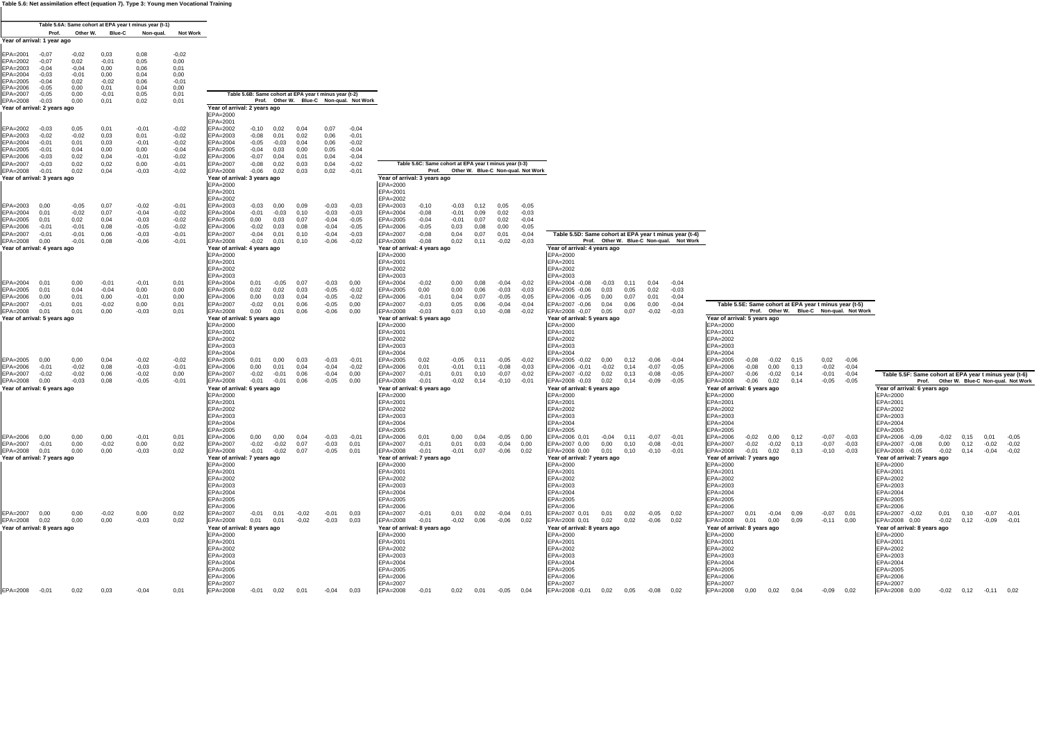**Table 5.6: Net assimilation effect (equation 7). Type 3: Young men Vocational Training**

**Table 5.6A: Same cohort at EPA year t minus year (t-1)**

| | Prof. | Other W. | Blue-C | Non-qual. | Not Work |
|---|---|---|---|---|---|
| **Year of arrival: 1 year ago** | | | | | |
| EPA=2001 | -0,07 | -0,02 | 0,03 | 0,08 | -0,02 |
| EPA=2002 | -0,07 | 0,02 | -0,01 | 0,05 | 0,00 |
| EPA=2003 | -0,04 | -0,04 | 0,00 | 0,06 | 0,01 |
| EPA=2004 | -0,03 | -0,01 | 0,00 | 0,04 | 0,00 |
| EPA=2005 | -0,04 | 0,02 | -0,02 | 0,06 | -0,01 |
| EPA=2006 | -0,05 | 0,00 | 0,01 | 0,04 | 0,00 |
| EPA=2007 | -0,05 | 0,00 | -0,01 | 0,05 | 0,01 |
| EPA=2008 | -0,03 | 0,00 | 0,01 | 0,02 | 0,01 |
| **Year of arrival: 2 years ago** | | | | | |
| EPA=2002 | -0,03 | 0,05 | 0,01 | -0,01 | -0,02 |
| EPA=2003 | -0,02 | -0,02 | 0,03 | 0,01 | -0,02 |
| EPA=2004 | -0,01 | 0,01 | 0,03 | -0,01 | -0,02 |
| EPA=2005 | -0,01 | 0,04 | 0,00 | 0,00 | -0,04 |
| EPA=2006 | -0,03 | 0,02 | 0,04 | -0,01 | -0,02 |
| EPA=2007 | -0,03 | 0,02 | 0,02 | 0,00 | -0,01 |
| EPA=2008 | -0,01 | 0,02 | 0,04 | -0,03 | -0,02 |
| **Year of arrival: 3 years ago** | | | | | |
| EPA=2003 | 0,00 | -0,05 | 0,07 | -0,02 | -0,01 |
| EPA=2004 | 0,01 | -0,02 | 0,07 | -0,04 | -0,02 |
| EPA=2005 | 0,01 | 0,02 | 0,04 | -0,03 | -0,02 |
| EPA=2006 | -0,01 | -0,01 | 0,08 | -0,05 | -0,02 |
| EPA=2007 | -0,03 | -0,01 | 0,06 | -0,03 | -0,01 |
| EPA=2008 | 0,00 | -0,01 | 0,08 | -0,06 | -0,01 |
| **Year of arrival: 4 years ago** | | | | | |
| EPA=2004 | 0,01 | 0,00 | -0,01 | -0,01 | 0,01 |
| EPA=2005 | 0,01 | 0,04 | -0,04 | 0,00 | 0,00 |
| EPA=2006 | 0,00 | 0,01 | 0,00 | -0,01 | 0,00 |
| EPA=2007 | -0,01 | 0,01 | -0,02 | 0,00 | 0,01 |
| EPA=2008 | 0,01 | 0,01 | 0,00 | -0,03 | 0,01 |
| **Year of arrival: 5 years ago** | | | | | |
| EPA=2005 | 0,00 | 0,00 | 0,04 | -0,02 | -0,02 |
| EPA=2006 | -0,01 | -0,02 | 0,08 | -0,03 | -0,01 |
| EPA=2007 | -0,02 | -0,02 | 0,06 | -0,02 | 0,00 |
| EPA=2008 | 0,00 | -0,03 | 0,08 | -0,05 | -0,01 |
| **Year of arrival: 6 years ago** | | | | | |
| EPA=2006 | 0,00 | 0,00 | 0,00 | -0,01 | 0,01 |
| EPA=2007 | -0,01 | 0,00 | -0,02 | 0,00 | 0,02 |
| EPA=2008 | 0,01 | 0,00 | 0,00 | -0,03 | 0,02 |
| **Year of arrival: 7 years ago** | | | | | |
| EPA=2007 | 0,00 | 0,00 | -0,02 | 0,00 | 0,02 |
| EPA=2008 | 0,02 | 0,00 | 0,00 | -0,03 | 0,02 |
| **Year of arrival: 8 years ago** | | | | | |
| EPA=2008 | -0,01 | 0,02 | 0,03 | -0,04 | 0,01 |

**Table 5.6B: Same cohort at EPA year t minus year (t-2)**

| | Prof. | Other W. | Blue-C | Non-qual. | Not Work |
|---|---|---|---|---|---|
| **Year of arrival: 2 years ago** | | | | | |
| EPA=2000 | | | | | |
| EPA=2001 | | | | | |
| EPA=2002 | -0,10 | 0,02 | 0,04 | 0,07 | -0,04 |
| EPA=2003 | -0,08 | 0,01 | 0,02 | 0,06 | -0,01 |
| EPA=2004 | -0,05 | -0,03 | 0,04 | 0,06 | -0,02 |
| EPA=2005 | -0,04 | 0,03 | 0,00 | 0,05 | -0,04 |
| EPA=2006 | -0,07 | 0,04 | 0,01 | 0,04 | -0,04 |
| EPA=2007 | -0,08 | 0,02 | 0,03 | 0,04 | -0,02 |
| EPA=2008 | -0,06 | 0,02 | 0,03 | 0,02 | -0,01 |
| **Year of arrival: 3 years ago** | | | | | |
| EPA=2000 | | | | | |
| EPA=2001 | | | | | |
| EPA=2002 | | | | | |
| EPA=2003 | -0,03 | 0,00 | 0,09 | -0,03 | -0,03 |
| EPA=2004 | -0,01 | -0,03 | 0,10 | -0,03 | -0,03 |
| EPA=2005 | 0,00 | 0,03 | 0,07 | -0,04 | -0,05 |
| EPA=2006 | -0,02 | 0,03 | 0,08 | -0,04 | -0,05 |
| EPA=2007 | -0,04 | 0,01 | 0,10 | -0,04 | -0,03 |
| EPA=2008 | -0,02 | 0,01 | 0,10 | -0,06 | -0,02 |
| **Year of arrival: 4 years ago** | | | | | |
| EPA=2000 | | | | | |
| EPA=2001 | | | | | |
| EPA=2002 | | | | | |
| EPA=2003 | | | | | |
| EPA=2004 | 0,01 | -0,05 | 0,07 | -0,03 | 0,00 |
| EPA=2005 | 0,02 | 0,02 | 0,03 | -0,05 | -0,02 |
| EPA=2006 | 0,00 | 0,03 | 0,04 | -0,05 | -0,02 |
| EPA=2007 | -0,02 | 0,01 | 0,06 | -0,05 | 0,00 |
| EPA=2008 | 0,00 | 0,01 | 0,06 | -0,06 | 0,00 |
| **Year of arrival: 5 years ago** | | | | | |
| EPA=2000 | | | | | |
| EPA=2001 | | | | | |
| EPA=2002 | | | | | |
| EPA=2003 | | | | | |
| EPA=2004 | | | | | |
| EPA=2005 | 0,01 | 0,00 | 0,03 | -0,03 | -0,01 |
| EPA=2006 | 0,00 | 0,01 | 0,04 | -0,04 | -0,02 |
| EPA=2007 | -0,02 | -0,01 | 0,06 | -0,04 | 0,00 |
| EPA=2008 | -0,01 | -0,01 | 0,06 | -0,05 | 0,00 |
| **Year of arrival: 6 years ago** | | | | | |
| EPA=2000 | | | | | |
| EPA=2001 | | | | | |
| EPA=2002 | | | | | |
| EPA=2003 | | | | | |
| EPA=2004 | | | | | |
| EPA=2005 | | | | | |
| EPA=2006 | 0,00 | 0,00 | 0,04 | -0,03 | -0,01 |
| EPA=2007 | -0,02 | -0,02 | 0,07 | -0,03 | 0,01 |
| EPA=2008 | -0,01 | -0,02 | 0,07 | -0,05 | 0,01 |
| **Year of arrival: 7 years ago** | | | | | |
| EPA=2000 | | | | | |
| EPA=2001 | | | | | |
| EPA=2002 | | | | | |
| EPA=2003 | | | | | |
| EPA=2004 | | | | | |
| EPA=2005 | | | | | |
| EPA=2006 | | | | | |
| EPA=2007 | -0,01 | 0,01 | -0,02 | -0,01 | 0,03 |
| EPA=2008 | 0,01 | 0,01 | -0,02 | -0,03 | 0,03 |
| **Year of arrival: 8 years ago** | | | | | |
| EPA=2000 | | | | | |
| EPA=2001 | | | | | |
| EPA=2002 | | | | | |
| EPA=2003 | | | | | |
| EPA=2004 | | | | | |
| EPA=2005 | | | | | |
| EPA=2006 | | | | | |
| EPA=2007 | | | | | |
| EPA=2008 | -0,01 | 0,02 | 0,01 | -0,04 | 0,03 |

**Table 5.6C: Same cohort at EPA year t minus year (t-3)**

| | Prof. | Other W. | Blue-C | Non-qual. | Not Work |
|---|---|---|---|---|---|
| **Year of arrival: 3 years ago** | | | | | |
| EPA=2000 | | | | | |
| EPA=2001 | | | | | |
| EPA=2002 | | | | | |
| EPA=2003 | -0,10 | -0,03 | 0,12 | 0,05 | -0,05 |
| EPA=2004 | -0,08 | -0,01 | 0,09 | 0,02 | -0,03 |
| EPA=2005 | -0,04 | -0,01 | 0,07 | 0,02 | -0,04 |
| EPA=2006 | -0,05 | 0,03 | 0,08 | 0,00 | -0,05 |
| EPA=2007 | -0,08 | 0,04 | 0,07 | 0,01 | -0,04 |
| EPA=2008 | -0,08 | 0,02 | 0,11 | -0,02 | -0,03 |
| **Year of arrival: 4 years ago** | | | | | |
| EPA=2000 | | | | | |
| EPA=2001 | | | | | |
| EPA=2002 | | | | | |
| EPA=2003 | | | | | |
| EPA=2004 | -0,02 | 0,00 | 0,08 | -0,04 | -0,02 |
| EPA=2005 | 0,00 | 0,00 | 0,06 | -0,03 | -0,03 |
| EPA=2006 | -0,01 | 0,04 | 0,07 | -0,05 | -0,05 |
| EPA=2007 | -0,03 | 0,05 | 0,06 | -0,04 | -0,04 |
| EPA=2008 | -0,03 | 0,03 | 0,10 | -0,08 | -0,02 |
| **Year of arrival: 5 years ago** | | | | | |
| EPA=2000 | | | | | |
| EPA=2001 | | | | | |
| EPA=2002 | | | | | |
| EPA=2003 | | | | | |
| EPA=2004 | | | | | |
| EPA=2005 | 0,02 | -0,05 | 0,11 | -0,05 | -0,02 |
| EPA=2006 | 0,01 | -0,01 | 0,11 | -0,08 | -0,03 |
| EPA=2007 | -0,01 | 0,01 | 0,10 | -0,07 | -0,02 |
| EPA=2008 | -0,01 | -0,02 | 0,14 | -0,10 | -0,01 |
| **Year of arrival: 6 years ago** | | | | | |
| EPA=2000 | | | | | |
| EPA=2001 | | | | | |
| EPA=2002 | | | | | |
| EPA=2003 | | | | | |
| EPA=2004 | | | | | |
| EPA=2005 | | | | | |
| EPA=2006 | 0,01 | 0,00 | 0,04 | -0,05 | 0,00 |
| EPA=2007 | -0,01 | 0,01 | 0,03 | -0,04 | 0,00 |
| EPA=2008 | -0,01 | -0,01 | 0,07 | -0,06 | 0,02 |
| **Year of arrival: 7 years ago** | | | | | |
| EPA=2000 | | | | | |
| EPA=2001 | | | | | |
| EPA=2002 | | | | | |
| EPA=2003 | | | | | |
| EPA=2004 | | | | | |
| EPA=2005 | | | | | |
| EPA=2006 | | | | | |
| EPA=2007 | -0,01 | 0,01 | 0,02 | -0,04 | 0,01 |
| EPA=2008 | -0,01 | -0,02 | 0,06 | -0,06 | 0,02 |
| **Year of arrival: 8 years ago** | | | | | |
| EPA=2000 | | | | | |
| EPA=2001 | | | | | |
| EPA=2002 | | | | | |
| EPA=2003 | | | | | |
| EPA=2004 | | | | | |
| EPA=2005 | | | | | |
| EPA=2006 | | | | | |
| EPA=2007 | | | | | |
| EPA=2008 | -0,01 | 0,02 | 0,01 | -0,05 | 0,04 |

**Table 5.5D: Same cohort at EPA year t minus year (t-4)**

| | Prof. | Other W. | Blue-C | Non-qual. | Not Work |
|---|---|---|---|---|---|
| **Year of arrival: 4 years ago** | | | | | |
| EPA=2000 | | | | | |
| EPA=2001 | | | | | |
| EPA=2002 | | | | | |
| EPA=2003 | | | | | |
| EPA=2004 | -0,08 | -0,03 | 0,11 | 0,04 | -0,04 |
| EPA=2005 | -0,06 | 0,03 | 0,05 | 0,02 | -0,03 |
| EPA=2006 | -0,05 | 0,00 | 0,07 | 0,01 | -0,04 |
| EPA=2007 | -0,06 | 0,04 | 0,06 | 0,00 | -0,04 |
| EPA=2008 | -0,07 | 0,05 | 0,07 | -0,02 | -0,03 |
| **Year of arrival: 5 years ago** | | | | | |
| EPA=2000 | | | | | |
| EPA=2001 | | | | | |
| EPA=2002 | | | | | |
| EPA=2003 | | | | | |
| EPA=2004 | | | | | |
| EPA=2005 | -0,02 | 0,00 | 0,12 | -0,06 | -0,04 |
| EPA=2006 | -0,01 | -0,02 | 0,14 | -0,07 | -0,05 |
| EPA=2007 | -0,02 | 0,02 | 0,13 | -0,08 | -0,05 |
| EPA=2008 | -0,03 | 0,02 | 0,14 | -0,09 | -0,05 |
| **Year of arrival: 6 years ago** | | | | | |
| EPA=2000 | | | | | |
| EPA=2001 | | | | | |
| EPA=2002 | | | | | |
| EPA=2003 | | | | | |
| EPA=2004 | | | | | |
| EPA=2005 | | | | | |
| EPA=2006 | 0,01 | -0,04 | 0,11 | -0,07 | -0,01 |
| EPA=2007 | 0,00 | 0,00 | 0,10 | -0,08 | -0,01 |
| EPA=2008 | 0,00 | 0,01 | 0,10 | -0,10 | -0,01 |
| **Year of arrival: 7 years ago** | | | | | |
| EPA=2000 | | | | | |
| EPA=2001 | | | | | |
| EPA=2002 | | | | | |
| EPA=2003 | | | | | |
| EPA=2004 | | | | | |
| EPA=2005 | | | | | |
| EPA=2006 | | | | | |
| EPA=2007 | 0,01 | 0,01 | 0,02 | -0,05 | 0,02 |
| EPA=2008 | 0,01 | 0,02 | 0,02 | -0,06 | 0,02 |
| **Year of arrival: 8 years ago** | | | | | |
| EPA=2000 | | | | | |
| EPA=2001 | | | | | |
| EPA=2002 | | | | | |
| EPA=2003 | | | | | |
| EPA=2004 | | | | | |
| EPA=2005 | | | | | |
| EPA=2006 | | | | | |
| EPA=2007 | | | | | |
| EPA=2008 | -0,01 | 0,02 | 0,05 | -0,08 | 0,02 |

**Table 5.5E: Same cohort at EPA year t minus year (t-5)**

| | Prof. | Other W. | Blue-C | Non-qual. | Not Work |
|---|---|---|---|---|---|
| **Year of arrival: 5 years ago** | | | | | |
| EPA=2000 | | | | | |
| EPA=2001 | | | | | |
| EPA=2002 | | | | | |
| EPA=2003 | | | | | |
| EPA=2004 | | | | | |
| EPA=2005 | -0,08 | -0,02 | 0,15 | 0,02 | -0,06 |
| EPA=2006 | -0,08 | 0,00 | 0,13 | -0,02 | -0,04 |
| EPA=2007 | -0,06 | -0,02 | 0,14 | -0,01 | -0,04 |
| EPA=2008 | -0,06 | 0,02 | 0,14 | -0,05 | -0,05 |
| **Year of arrival: 6 years ago** | | | | | |
| EPA=2000 | | | | | |
| EPA=2001 | | | | | |
| EPA=2002 | | | | | |
| EPA=2003 | | | | | |
| EPA=2004 | | | | | |
| EPA=2005 | | | | | |
| EPA=2006 | -0,02 | 0,00 | 0,12 | -0,07 | -0,03 |
| EPA=2007 | -0,02 | -0,02 | 0,13 | -0,07 | -0,03 |
| EPA=2008 | -0,01 | 0,02 | 0,13 | -0,10 | -0,03 |
| **Year of arrival: 7 years ago** | | | | | |
| EPA=2000 | | | | | |
| EPA=2001 | | | | | |
| EPA=2002 | | | | | |
| EPA=2003 | | | | | |
| EPA=2004 | | | | | |
| EPA=2005 | | | | | |
| EPA=2006 | | | | | |
| EPA=2007 | 0,01 | -0,04 | 0,09 | -0,07 | 0,01 |
| EPA=2008 | 0,01 | 0,00 | 0,09 | -0,11 | 0,00 |
| **Year of arrival: 8 years ago** | | | | | |
| EPA=2000 | | | | | |
| EPA=2001 | | | | | |
| EPA=2002 | | | | | |
| EPA=2003 | | | | | |
| EPA=2004 | | | | | |
| EPA=2005 | | | | | |
| EPA=2006 | | | | | |
| EPA=2007 | | | | | |
| EPA=2008 | 0,00 | 0,02 | 0,04 | -0,09 | 0,02 |

**Table 5.5F: Same cohort at EPA year t minus year (t-6)**

| | Prof. | Other W. | Blue-C | Non-qual. | Not Work |
|---|---|---|---|---|---|
| **Year of arrival: 6 years ago** | | | | | |
| EPA=2000 | | | | | |
| EPA=2001 | | | | | |
| EPA=2002 | | | | | |
| EPA=2003 | | | | | |
| EPA=2004 | | | | | |
| EPA=2005 | | | | | |
| EPA=2006 | -0,09 | -0,02 | 0,15 | 0,01 | -0,05 |
| EPA=2007 | -0,08 | 0,00 | 0,12 | -0,02 | -0,02 |
| EPA=2008 | -0,05 | -0,02 | 0,14 | -0,04 | -0,02 |
| **Year of arrival: 7 years ago** | | | | | |
| EPA=2000 | | | | | |
| EPA=2001 | | | | | |
| EPA=2002 | | | | | |
| EPA=2003 | | | | | |
| EPA=2004 | | | | | |
| EPA=2005 | | | | | |
| EPA=2006 | | | | | |
| EPA=2007 | -0,02 | 0,01 | 0,10 | -0,07 | -0,01 |
| EPA=2008 | 0,00 | -0,02 | 0,12 | -0,09 | -0,01 |
| **Year of arrival: 8 years ago** | | | | | |
| EPA=2000 | | | | | |
| EPA=2001 | | | | | |
| EPA=2002 | | | | | |
| EPA=2003 | | | | | |
| EPA=2004 | | | | | |
| EPA=2005 | | | | | |
| EPA=2006 | | | | | |
| EPA=2007 | | | | | |
| EPA=2008 | 0,00 | -0,02 | 0,12 | -0,11 | 0,02 |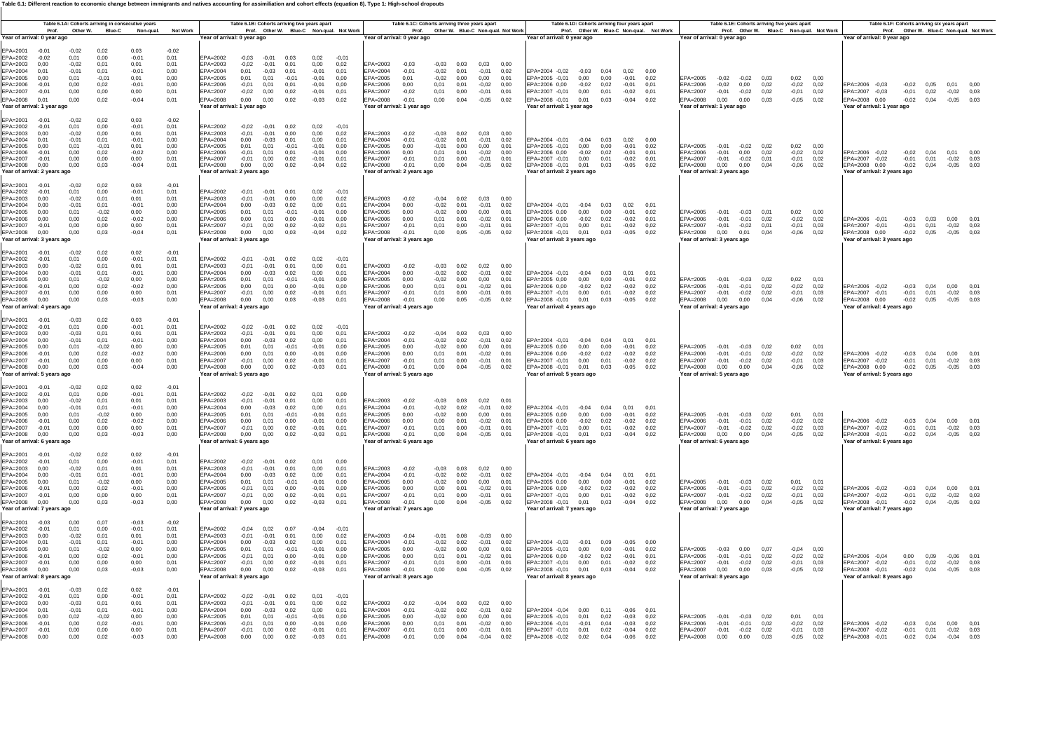**Table 6.1: Different reaction to economic change between immigrants and natives accounting for assimilation and cohort effects (equation 8). Type 1: High-school dropouts**

**Table 6.1A: Cohorts arriving in consecutive years**

| | Prof. | Other W. | Blue-C | Non-qual. | Not Work |
|---|---|---|---|---|---|
| **Year of arrival: 0 year ago** | | | | | |
| EPA=2001 | -0,01 | -0,02 | 0,02 | 0,03 | -0,02 |
| EPA=2002 | -0,02 | 0,01 | 0,00 | -0,01 | 0,01 |
| EPA=2003 | 0,00 | -0,02 | 0,01 | 0,01 | 0,01 |
| EPA=2004 | 0,01 | -0,01 | 0,01 | -0,01 | 0,00 |
| EPA=2005 | 0,00 | 0,01 | -0,01 | 0,01 | 0,00 |
| EPA=2006 | -0,01 | 0,00 | 0,02 | -0,01 | 0,00 |
| EPA=2007 | -0,01 | 0,00 | 0,00 | 0,00 | 0,01 |
| EPA=2008 | 0,01 | 0,00 | 0,02 | -0,04 | 0,01 |
| **Year of arrival: 1 year ago** | | | | | |
| EPA=2001 | -0,01 | -0,02 | 0,02 | 0,03 | -0,02 |
| EPA=2002 | -0,01 | 0,01 | 0,00 | -0,01 | 0,01 |
| EPA=2003 | 0,00 | -0,02 | 0,00 | 0,01 | 0,01 |
| EPA=2004 | 0,01 | -0,01 | 0,01 | -0,01 | 0,00 |
| EPA=2005 | 0,00 | 0,00 | -0,01 | 0,01 | 0,00 |
| EPA=2006 | -0,01 | 0,00 | 0,02 | -0,02 | 0,00 |
| EPA=2007 | -0,01 | 0,00 | 0,00 | 0,00 | 0,01 |
| EPA=2008 | 0,00 | 0,00 | 0,03 | -0,04 | 0,01 |
| **Year of arrival: 2 years ago** | | | | | |
| EPA=2001 | -0,01 | -0,02 | 0,02 | 0,03 | -0,01 |
| EPA=2002 | -0,01 | 0,01 | 0,00 | -0,01 | 0,01 |
| EPA=2003 | 0,00 | -0,02 | 0,01 | 0,01 | 0,01 |
| EPA=2004 | 0,00 | -0,01 | 0,01 | -0,01 | 0,00 |
| EPA=2005 | 0,00 | 0,01 | -0,02 | 0,00 | 0,00 |
| EPA=2006 | 0,00 | 0,00 | 0,02 | -0,02 | 0,00 |
| EPA=2007 | -0,01 | 0,00 | 0,00 | 0,00 | 0,01 |
| EPA=2008 | 0,00 | 0,00 | 0,03 | -0,04 | 0,01 |
| **Year of arrival: 3 years ago** | | | | | |
| EPA=2001 | -0,01 | -0,02 | 0,02 | 0,02 | -0,01 |
| EPA=2002 | -0,01 | 0,01 | 0,00 | -0,01 | 0,01 |
| EPA=2003 | 0,00 | -0,02 | 0,01 | 0,01 | 0,01 |
| EPA=2004 | 0,00 | -0,01 | 0,01 | -0,01 | 0,00 |
| EPA=2005 | 0,00 | 0,01 | -0,02 | 0,00 | 0,00 |
| EPA=2006 | -0,01 | 0,00 | 0,02 | -0,02 | 0,00 |
| EPA=2007 | -0,01 | 0,00 | 0,00 | 0,00 | 0,01 |
| EPA=2008 | 0,00 | 0,00 | 0,03 | -0,03 | 0,00 |
| **Year of arrival: 4 years ago** | | | | | |
| EPA=2001 | -0,01 | -0,03 | 0,02 | 0,03 | -0,01 |
| EPA=2002 | -0,01 | 0,01 | 0,00 | -0,01 | 0,01 |
| EPA=2003 | 0,00 | -0,03 | 0,01 | 0,01 | 0,01 |
| EPA=2004 | 0,00 | -0,01 | 0,01 | -0,01 | 0,00 |
| EPA=2005 | 0,00 | 0,01 | -0,02 | 0,00 | 0,00 |
| EPA=2006 | -0,01 | 0,00 | 0,02 | -0,02 | 0,00 |
| EPA=2007 | -0,01 | 0,00 | 0,00 | 0,00 | 0,01 |
| EPA=2008 | 0,00 | 0,00 | 0,03 | -0,04 | 0,00 |
| **Year of arrival: 5 years ago** | | | | | |
| EPA=2001 | -0,01 | -0,02 | 0,02 | 0,02 | -0,01 |
| EPA=2002 | -0,01 | 0,01 | 0,00 | -0,01 | 0,01 |
| EPA=2003 | 0,00 | -0,02 | 0,01 | 0,01 | 0,01 |
| EPA=2004 | 0,00 | -0,01 | 0,01 | -0,01 | 0,00 |
| EPA=2005 | 0,00 | 0,01 | -0,02 | 0,00 | 0,00 |
| EPA=2006 | -0,01 | 0,00 | 0,02 | -0,02 | 0,00 |
| EPA=2007 | -0,01 | 0,00 | 0,00 | 0,00 | 0,01 |
| EPA=2008 | 0,00 | 0,00 | 0,03 | -0,03 | 0,00 |
| **Year of arrival: 6 years ago** | | | | | |
| EPA=2001 | -0,01 | -0,02 | 0,02 | 0,02 | -0,01 |
| EPA=2002 | -0,01 | 0,01 | 0,00 | -0,01 | 0,01 |
| EPA=2003 | 0,00 | -0,02 | 0,01 | 0,01 | 0,01 |
| EPA=2004 | 0,00 | -0,01 | 0,01 | -0,01 | 0,00 |
| EPA=2005 | 0,00 | 0,01 | -0,02 | 0,00 | 0,00 |
| EPA=2006 | -0,01 | 0,00 | 0,02 | -0,01 | 0,00 |
| EPA=2007 | -0,01 | 0,00 | 0,00 | 0,00 | 0,01 |
| EPA=2008 | 0,00 | 0,00 | 0,03 | -0,03 | 0,00 |
| **Year of arrival: 7 years ago** | | | | | |
| EPA=2001 | -0,03 | 0,00 | 0,07 | -0,03 | -0,02 |
| EPA=2002 | -0,01 | 0,01 | 0,00 | -0,01 | 0,01 |
| EPA=2003 | 0,00 | -0,02 | 0,01 | 0,01 | 0,01 |
| EPA=2004 | 0,01 | -0,01 | 0,01 | -0,01 | 0,00 |
| EPA=2005 | 0,00 | 0,01 | -0,02 | 0,00 | 0,00 |
| EPA=2006 | -0,01 | 0,00 | 0,02 | -0,01 | 0,00 |
| EPA=2007 | -0,01 | 0,00 | 0,00 | 0,00 | 0,01 |
| EPA=2008 | 0,00 | 0,00 | 0,03 | -0,03 | 0,00 |
| **Year of arrival: 8 years ago** | | | | | |
| EPA=2001 | -0,01 | -0,03 | 0,02 | 0,02 | -0,01 |
| EPA=2002 | -0,01 | 0,01 | 0,00 | -0,01 | 0,01 |
| EPA=2003 | 0,00 | -0,03 | 0,01 | 0,01 | 0,01 |
| EPA=2004 | 0,01 | -0,01 | 0,01 | -0,01 | 0,00 |
| EPA=2005 | 0,00 | 0,02 | -0,02 | 0,00 | 0,00 |
| EPA=2006 | -0,01 | 0,00 | 0,02 | -0,01 | 0,00 |
| EPA=2007 | -0,01 | 0,00 | 0,00 | 0,00 | 0,01 |
| EPA=2008 | 0,00 | 0,00 | 0,02 | -0,03 | 0,00 |

**Table 6.1B: Cohorts arriving two years apart**

| | Prof. | Other W. | Blue-C | Non-qual. | Not Work |
|---|---|---|---|---|---|
| **Year of arrival: 0 year ago** | | | | | |
| EPA=2002 | -0,03 | -0,01 | 0,03 | 0,02 | -0,01 |
| EPA=2003 | -0,02 | -0,01 | 0,01 | 0,00 | 0,02 |
| EPA=2004 | 0,01 | -0,03 | 0,01 | -0,01 | 0,01 |
| EPA=2005 | 0,01 | 0,01 | -0,01 | -0,01 | 0,00 |
| EPA=2006 | -0,01 | 0,01 | 0,01 | -0,01 | 0,00 |
| EPA=2007 | -0,02 | 0,00 | 0,02 | -0,01 | 0,01 |
| EPA=2008 | 0,00 | 0,00 | 0,02 | -0,03 | 0,02 |
| **Year of arrival: 1 year ago** | | | | | |
| EPA=2002 | -0,02 | -0,01 | 0,02 | 0,02 | -0,01 |
| EPA=2003 | -0,01 | -0,01 | 0,00 | 0,00 | 0,02 |
| EPA=2004 | 0,00 | -0,03 | 0,01 | 0,00 | 0,01 |
| EPA=2005 | 0,01 | 0,01 | -0,01 | -0,01 | 0,00 |
| EPA=2006 | -0,01 | 0,01 | 0,01 | -0,01 | 0,00 |
| EPA=2007 | -0,01 | 0,00 | 0,02 | -0,01 | 0,01 |
| EPA=2008 | 0,00 | 0,00 | 0,02 | -0,04 | 0,02 |
| **Year of arrival: 2 years ago** | | | | | |
| EPA=2002 | -0,01 | -0,01 | 0,01 | 0,02 | -0,01 |
| EPA=2003 | -0,01 | -0,01 | 0,00 | 0,00 | 0,02 |
| EPA=2004 | 0,00 | -0,03 | 0,02 | 0,00 | 0,01 |
| EPA=2005 | 0,01 | 0,01 | -0,01 | -0,01 | 0,00 |
| EPA=2006 | 0,00 | 0,01 | 0,00 | -0,01 | 0,00 |
| EPA=2007 | -0,01 | 0,00 | 0,02 | -0,02 | 0,01 |
| EPA=2008 | 0,00 | 0,00 | 0,03 | -0,04 | 0,02 |
| **Year of arrival: 3 years ago** | | | | | |
| EPA=2002 | -0,01 | -0,01 | 0,02 | 0,02 | -0,01 |
| EPA=2003 | -0,01 | -0,01 | 0,01 | 0,00 | 0,01 |
| EPA=2004 | 0,00 | -0,03 | 0,02 | 0,00 | 0,01 |
| EPA=2005 | 0,01 | 0,01 | -0,01 | -0,01 | 0,00 |
| EPA=2006 | 0,00 | 0,01 | 0,00 | -0,01 | 0,00 |
| EPA=2007 | -0,01 | 0,00 | 0,02 | -0,01 | 0,01 |
| EPA=2008 | 0,00 | 0,00 | 0,03 | -0,03 | 0,01 |
| **Year of arrival: 4 years ago** | | | | | |
| EPA=2002 | -0,02 | -0,01 | 0,02 | 0,02 | -0,01 |
| EPA=2003 | -0,01 | -0,01 | 0,01 | 0,00 | 0,01 |
| EPA=2004 | 0,00 | -0,03 | 0,02 | 0,00 | 0,01 |
| EPA=2005 | 0,01 | 0,01 | -0,01 | -0,01 | 0,00 |
| EPA=2006 | 0,00 | 0,01 | 0,00 | -0,01 | 0,00 |
| EPA=2007 | -0,01 | 0,00 | 0,02 | -0,01 | 0,01 |
| EPA=2008 | 0,00 | 0,00 | 0,02 | -0,03 | 0,01 |
| **Year of arrival: 5 years ago** | | | | | |
| EPA=2002 | -0,02 | -0,01 | 0,02 | 0,01 | 0,00 |
| EPA=2003 | -0,01 | -0,01 | 0,01 | 0,00 | 0,01 |
| EPA=2004 | 0,00 | -0,03 | 0,02 | 0,00 | 0,01 |
| EPA=2005 | 0,01 | 0,01 | -0,01 | -0,01 | 0,01 |
| EPA=2006 | 0,00 | 0,01 | 0,00 | -0,01 | 0,00 |
| EPA=2007 | -0,01 | 0,00 | 0,02 | -0,01 | 0,01 |
| EPA=2008 | 0,00 | 0,00 | 0,02 | -0,03 | 0,01 |
| **Year of arrival: 6 years ago** | | | | | |
| EPA=2002 | -0,02 | -0,01 | 0,02 | 0,01 | 0,00 |
| EPA=2003 | -0,01 | -0,01 | 0,01 | 0,00 | 0,01 |
| EPA=2004 | 0,00 | -0,03 | 0,02 | 0,00 | 0,01 |
| EPA=2005 | 0,01 | 0,01 | -0,01 | -0,01 | 0,00 |
| EPA=2006 | -0,01 | 0,01 | 0,00 | -0,01 | 0,00 |
| EPA=2007 | -0,01 | 0,00 | 0,02 | -0,01 | 0,01 |
| EPA=2008 | 0,00 | 0,00 | 0,02 | -0,03 | 0,01 |
| **Year of arrival: 7 years ago** | | | | | |
| EPA=2002 | -0,04 | 0,02 | 0,07 | -0,04 | -0,01 |
| EPA=2003 | -0,01 | -0,01 | 0,01 | 0,00 | 0,02 |
| EPA=2004 | 0,00 | -0,03 | 0,02 | 0,00 | 0,01 |
| EPA=2005 | 0,01 | 0,01 | -0,01 | -0,01 | 0,00 |
| EPA=2006 | -0,01 | 0,01 | 0,00 | -0,01 | 0,00 |
| EPA=2007 | -0,01 | 0,00 | 0,02 | -0,01 | 0,01 |
| EPA=2008 | 0,00 | 0,00 | 0,02 | -0,03 | 0,01 |
| **Year of arrival: 8 years ago** | | | | | |
| EPA=2002 | -0,02 | -0,01 | 0,02 | 0,01 | -0,01 |
| EPA=2003 | -0,01 | -0,01 | 0,01 | 0,00 | 0,02 |
| EPA=2004 | 0,00 | -0,03 | 0,02 | 0,00 | 0,01 |
| EPA=2005 | 0,01 | 0,01 | -0,01 | -0,01 | 0,00 |
| EPA=2006 | -0,01 | 0,01 | 0,00 | -0,01 | 0,00 |
| EPA=2007 | -0,01 | 0,00 | 0,02 | -0,01 | 0,01 |
| EPA=2008 | 0,00 | 0,00 | 0,02 | -0,03 | 0,01 |

**Table 6.1C: Cohorts arriving three years apart**

| | Prof. | Other W. | Blue-C | Non-qual. | Not Work |
|---|---|---|---|---|---|
| **Year of arrival: 0 year ago** | | | | | |
| EPA=2003 | -0,03 | -0,03 | 0,03 | 0,03 | 0,00 |
| EPA=2004 | -0,01 | -0,02 | 0,01 | -0,01 | 0,02 |
| EPA=2005 | 0,01 | -0,02 | 0,00 | 0,00 | 0,01 |
| EPA=2006 | 0,00 | 0,01 | 0,01 | -0,02 | 0,00 |
| EPA=2007 | -0,02 | 0,01 | 0,00 | -0,01 | 0,01 |
| EPA=2008 | -0,01 | 0,00 | 0,04 | -0,05 | 0,02 |
| **Year of arrival: 1 year ago** | | | | | |
| EPA=2003 | -0,02 | -0,03 | 0,02 | 0,03 | 0,00 |
| EPA=2004 | -0,01 | -0,02 | 0,01 | -0,01 | 0,02 |
| EPA=2005 | 0,00 | -0,01 | 0,00 | 0,00 | 0,01 |
| EPA=2006 | 0,00 | 0,01 | 0,01 | -0,02 | 0,00 |
| EPA=2007 | -0,01 | 0,01 | 0,00 | -0,01 | 0,01 |
| EPA=2008 | -0,01 | 0,00 | 0,04 | -0,05 | 0,02 |
| **Year of arrival: 2 years ago** | | | | | |
| EPA=2003 | -0,02 | -0,04 | 0,02 | 0,03 | 0,00 |
| EPA=2004 | 0,00 | -0,02 | 0,01 | -0,01 | 0,02 |
| EPA=2005 | 0,00 | -0,02 | 0,00 | 0,00 | 0,01 |
| EPA=2006 | 0,00 | 0,01 | 0,01 | -0,02 | 0,01 |
| EPA=2007 | -0,01 | 0,01 | 0,00 | -0,01 | 0,01 |
| EPA=2008 | -0,01 | 0,00 | 0,05 | -0,05 | 0,02 |
| **Year of arrival: 3 years ago** | | | | | |
| EPA=2003 | -0,02 | -0,03 | 0,02 | 0,02 | 0,00 |
| EPA=2004 | 0,00 | -0,02 | 0,02 | -0,01 | 0,02 |
| EPA=2005 | 0,00 | -0,02 | 0,00 | 0,00 | 0,01 |
| EPA=2006 | 0,00 | 0,01 | 0,01 | -0,02 | 0,01 |
| EPA=2007 | -0,01 | 0,01 | 0,00 | -0,01 | 0,01 |
| EPA=2008 | -0,01 | 0,00 | 0,05 | -0,05 | 0,02 |
| **Year of arrival: 4 years ago** | | | | | |
| EPA=2003 | -0,02 | -0,04 | 0,03 | 0,03 | 0,00 |
| EPA=2004 | -0,01 | -0,02 | 0,02 | -0,01 | 0,02 |
| EPA=2005 | 0,00 | -0,02 | 0,00 | 0,00 | 0,01 |
| EPA=2006 | 0,00 | 0,01 | 0,01 | -0,02 | 0,01 |
| EPA=2007 | -0,01 | 0,01 | 0,00 | -0,01 | 0,01 |
| EPA=2008 | -0,01 | 0,00 | 0,04 | -0,05 | 0,02 |
| **Year of arrival: 5 years ago** | | | | | |
| EPA=2003 | -0,02 | -0,03 | 0,03 | 0,02 | 0,01 |
| EPA=2004 | -0,01 | -0,02 | 0,02 | -0,01 | 0,02 |
| EPA=2005 | 0,00 | -0,02 | 0,00 | 0,00 | 0,01 |
| EPA=2006 | 0,00 | 0,00 | 0,01 | -0,02 | 0,01 |
| EPA=2007 | -0,01 | 0,01 | 0,00 | -0,01 | 0,01 |
| EPA=2008 | -0,01 | 0,00 | 0,04 | -0,05 | 0,01 |
| **Year of arrival: 6 years ago** | | | | | |
| EPA=2003 | -0,02 | -0,03 | 0,03 | 0,02 | 0,00 |
| EPA=2004 | -0,01 | -0,02 | 0,02 | -0,01 | 0,02 |
| EPA=2005 | 0,00 | -0,02 | 0,00 | 0,00 | 0,01 |
| EPA=2006 | 0,00 | 0,00 | 0,01 | -0,02 | 0,01 |
| EPA=2007 | -0,01 | 0,01 | 0,00 | -0,01 | 0,01 |
| EPA=2008 | -0,01 | 0,00 | 0,04 | -0,05 | 0,02 |
| **Year of arrival: 7 years ago** | | | | | |
| EPA=2003 | -0,04 | -0,01 | 0,08 | -0,03 | 0,00 |
| EPA=2004 | -0,01 | -0,02 | 0,02 | -0,01 | 0,02 |
| EPA=2005 | 0,00 | -0,02 | 0,00 | 0,00 | 0,01 |
| EPA=2006 | 0,00 | 0,01 | 0,01 | -0,02 | 0,01 |
| EPA=2007 | -0,01 | 0,01 | 0,00 | -0,01 | 0,01 |
| EPA=2008 | -0,01 | 0,00 | 0,04 | -0,05 | 0,02 |
| **Year of arrival: 8 years ago** | | | | | |
| EPA=2003 | -0,02 | -0,04 | 0,03 | 0,02 | 0,00 |
| EPA=2004 | -0,01 | -0,02 | 0,02 | -0,01 | 0,02 |
| EPA=2005 | 0,00 | -0,02 | 0,00 | 0,00 | 0,01 |
| EPA=2006 | 0,00 | 0,01 | 0,01 | -0,02 | 0,00 |
| EPA=2007 | -0,01 | 0,01 | 0,00 | -0,01 | 0,01 |
| EPA=2008 | -0,01 | 0,00 | 0,04 | -0,04 | 0,02 |

**Table 6.1D: Cohorts arriving four years apart**

| | Prof. | Other W. | Blue-C | Non-qual. | Not Work |
|---|---|---|---|---|---|
| **Year of arrival: 0 year ago** | | | | | |
| EPA=2004 | -0,02 | -0,03 | 0,04 | 0,02 | 0,00 |
| EPA=2005 | -0,01 | 0,00 | 0,00 | -0,01 | 0,02 |
| EPA=2006 | 0,00 | -0,02 | 0,02 | -0,01 | 0,01 |
| EPA=2007 | -0,01 | 0,00 | 0,01 | -0,02 | 0,01 |
| EPA=2008 | -0,01 | 0,01 | 0,03 | -0,04 | 0,02 |
| **Year of arrival: 1 year ago** | | | | | |
| EPA=2004 | -0,01 | -0,04 | 0,03 | 0,02 | 0,00 |
| EPA=2005 | -0,01 | 0,00 | 0,00 | -0,01 | 0,02 |
| EPA=2006 | 0,00 | -0,02 | 0,02 | -0,01 | 0,01 |
| EPA=2007 | -0,01 | 0,00 | 0,01 | -0,02 | 0,01 |
| EPA=2008 | -0,01 | 0,01 | 0,03 | -0,05 | 0,02 |
| **Year of arrival: 2 years ago** | | | | | |
| EPA=2004 | -0,01 | -0,04 | 0,03 | 0,02 | 0,01 |
| EPA=2005 | 0,00 | 0,00 | 0,00 | -0,01 | 0,02 |
| EPA=2006 | 0,00 | -0,02 | 0,02 | -0,02 | 0,01 |
| EPA=2007 | -0,01 | 0,00 | 0,01 | -0,02 | 0,02 |
| EPA=2008 | -0,01 | 0,01 | 0,03 | -0,05 | 0,02 |
| **Year of arrival: 3 years ago** | | | | | |
| EPA=2004 | -0,01 | -0,04 | 0,03 | 0,01 | 0,01 |
| EPA=2005 | 0,00 | 0,00 | 0,00 | -0,01 | 0,02 |
| EPA=2006 | 0,00 | -0,02 | 0,02 | -0,02 | 0,02 |
| EPA=2007 | -0,01 | 0,00 | 0,01 | -0,02 | 0,02 |
| EPA=2008 | -0,01 | 0,01 | 0,03 | -0,05 | 0,02 |
| **Year of arrival: 4 years ago** | | | | | |
| EPA=2004 | -0,01 | -0,04 | 0,04 | 0,01 | 0,01 |
| EPA=2005 | 0,00 | 0,00 | 0,00 | -0,01 | 0,02 |
| EPA=2006 | 0,00 | -0,02 | 0,02 | -0,02 | 0,02 |
| EPA=2007 | -0,01 | 0,00 | 0,01 | -0,02 | 0,02 |
| EPA=2008 | -0,01 | 0,01 | 0,03 | -0,05 | 0,02 |
| **Year of arrival: 5 years ago** | | | | | |
| EPA=2004 | -0,01 | -0,04 | 0,04 | 0,01 | 0,01 |
| EPA=2005 | 0,00 | 0,00 | 0,00 | -0,01 | 0,02 |
| EPA=2006 | 0,00 | -0,02 | 0,02 | -0,02 | 0,02 |
| EPA=2007 | -0,01 | 0,00 | 0,01 | -0,02 | 0,02 |
| EPA=2008 | -0,01 | 0,01 | 0,03 | -0,04 | 0,02 |
| **Year of arrival: 6 years ago** | | | | | |
| EPA=2004 | -0,01 | -0,04 | 0,04 | 0,01 | 0,01 |
| EPA=2005 | 0,00 | 0,00 | 0,00 | -0,01 | 0,02 |
| EPA=2006 | 0,00 | -0,02 | 0,02 | -0,02 | 0,02 |
| EPA=2007 | -0,01 | 0,00 | 0,01 | -0,02 | 0,02 |
| EPA=2008 | -0,01 | 0,01 | 0,03 | -0,04 | 0,02 |
| **Year of arrival: 7 years ago** | | | | | |
| EPA=2004 | -0,03 | -0,01 | 0,09 | -0,05 | 0,00 |
| EPA=2005 | -0,01 | 0,00 | 0,00 | -0,01 | 0,02 |
| EPA=2006 | 0,00 | -0,02 | 0,02 | -0,01 | 0,01 |
| EPA=2007 | -0,01 | 0,00 | 0,01 | -0,02 | 0,02 |
| EPA=2008 | -0,01 | 0,01 | 0,03 | -0,04 | 0,02 |
| **Year of arrival: 8 years ago** | | | | | |
| EPA=2004 | -0,04 | 0,00 | 0,11 | -0,06 | 0,01 |
| EPA=2005 | -0,01 | 0,01 | 0,02 | -0,03 | 0,02 |
| EPA=2006 | -0,01 | -0,01 | 0,04 | -0,03 | 0,02 |
| EPA=2007 | -0,01 | 0,01 | 0,02 | -0,04 | 0,02 |
| EPA=2008 | -0,02 | 0,02 | 0,04 | -0,06 | 0,02 |

**Table 6.1E: Cohorts arriving five years apart**

| | Prof. | Other W. | Blue-C | Non-qual. | Not Work |
|---|---|---|---|---|---|
| **Year of arrival: 0 year ago** | | | | | |
| EPA=2005 | -0,02 | -0,02 | 0,03 | 0,02 | 0,00 |
| EPA=2006 | -0,02 | 0,00 | 0,02 | -0,02 | 0,02 |
| EPA=2007 | -0,01 | -0,02 | 0,02 | -0,01 | 0,02 |
| EPA=2008 | 0,00 | 0,00 | 0,03 | -0,05 | 0,02 |
| **Year of arrival: 1 year ago** | | | | | |
| EPA=2005 | -0,01 | -0,02 | 0,02 | 0,02 | 0,00 |
| EPA=2006 | -0,01 | 0,00 | 0,02 | -0,02 | 0,02 |
| EPA=2007 | -0,01 | -0,02 | 0,01 | -0,01 | 0,02 |
| EPA=2008 | 0,00 | 0,00 | 0,04 | -0,06 | 0,02 |
| **Year of arrival: 2 years ago** | | | | | |
| EPA=2005 | -0,01 | -0,03 | 0,01 | 0,02 | 0,00 |
| EPA=2006 | -0,01 | -0,01 | 0,02 | -0,02 | 0,02 |
| EPA=2007 | -0,01 | -0,02 | 0,01 | -0,01 | 0,03 |
| EPA=2008 | 0,00 | 0,01 | 0,04 | -0,06 | 0,02 |
| **Year of arrival: 3 years ago** | | | | | |
| EPA=2005 | -0,01 | -0,03 | 0,02 | 0,02 | 0,01 |
| EPA=2006 | -0,01 | -0,01 | 0,02 | -0,02 | 0,02 |
| EPA=2007 | -0,01 | -0,02 | 0,02 | -0,01 | 0,03 |
| EPA=2008 | 0,00 | 0,00 | 0,04 | -0,06 | 0,02 |
| **Year of arrival: 4 years ago** | | | | | |
| EPA=2005 | -0,01 | -0,03 | 0,02 | 0,02 | 0,01 |
| EPA=2006 | -0,01 | -0,01 | 0,02 | -0,02 | 0,02 |
| EPA=2007 | -0,01 | -0,02 | 0,02 | -0,01 | 0,03 |
| EPA=2008 | 0,00 | 0,00 | 0,04 | -0,06 | 0,02 |
| **Year of arrival: 5 years ago** | | | | | |
| EPA=2005 | -0,01 | -0,03 | 0,02 | 0,01 | 0,01 |
| EPA=2006 | -0,01 | -0,01 | 0,02 | -0,02 | 0,02 |
| EPA=2007 | -0,01 | -0,02 | 0,02 | -0,02 | 0,03 |
| EPA=2008 | 0,00 | 0,00 | 0,04 | -0,05 | 0,02 |
| **Year of arrival: 6 years ago** | | | | | |
| EPA=2005 | -0,01 | -0,03 | 0,02 | 0,01 | 0,01 |
| EPA=2006 | -0,01 | -0,01 | 0,02 | -0,02 | 0,02 |
| EPA=2007 | -0,01 | -0,02 | 0,02 | -0,01 | 0,03 |
| EPA=2008 | 0,00 | 0,00 | 0,04 | -0,05 | 0,02 |
| **Year of arrival: 7 years ago** | | | | | |
| EPA=2005 | -0,03 | 0,00 | 0,07 | -0,04 | 0,00 |
| EPA=2006 | -0,01 | -0,01 | 0,02 | -0,02 | 0,02 |
| EPA=2007 | -0,01 | -0,02 | 0,02 | -0,01 | 0,03 |
| EPA=2008 | 0,00 | 0,00 | 0,03 | -0,05 | 0,02 |
| **Year of arrival: 8 years ago** | | | | | |
| EPA=2005 | -0,01 | -0,03 | 0,02 | 0,01 | 0,01 |
| EPA=2006 | -0,01 | -0,01 | 0,02 | -0,02 | 0,02 |
| EPA=2007 | -0,01 | -0,02 | 0,02 | -0,01 | 0,03 |
| EPA=2008 | 0,00 | 0,00 | 0,03 | -0,05 | 0,02 |

**Table 6.1F: Cohorts arriving six years apart**

| | Prof. | Other W. | Blue-C | Non-qual. | Not Work |
|---|---|---|---|---|---|
| **Year of arrival: 0 year ago** | | | | | |
| EPA=2006 | -0,03 | -0,02 | 0,05 | 0,01 | 0,00 |
| EPA=2007 | -0,03 | -0,01 | 0,02 | -0,02 | 0,03 |
| EPA=2008 | 0,00 | -0,02 | 0,04 | -0,05 | 0,03 |
| **Year of arrival: 1 year ago** | | | | | |
| EPA=2006 | -0,02 | -0,02 | 0,04 | 0,01 | 0,00 |
| EPA=2007 | -0,02 | -0,01 | 0,01 | -0,02 | 0,03 |
| EPA=2008 | 0,00 | -0,02 | 0,04 | -0,05 | 0,03 |
| **Year of arrival: 2 years ago** | | | | | |
| EPA=2006 | -0,01 | -0,03 | 0,03 | 0,00 | 0,01 |
| EPA=2007 | -0,01 | -0,01 | 0,01 | -0,02 | 0,03 |
| EPA=2008 | 0,00 | -0,02 | 0,05 | -0,05 | 0,03 |
| **Year of arrival: 3 years ago** | | | | | |
| EPA=2006 | -0,02 | -0,03 | 0,04 | 0,00 | 0,01 |
| EPA=2007 | -0,01 | -0,01 | 0,01 | -0,02 | 0,03 |
| EPA=2008 | 0,00 | -0,02 | 0,05 | -0,05 | 0,03 |
| **Year of arrival: 4 years ago** | | | | | |
| EPA=2006 | -0,02 | -0,03 | 0,04 | 0,00 | 0,01 |
| EPA=2007 | -0,01 | -0,01 | 0,01 | -0,02 | 0,03 |
| EPA=2008 | 0,00 | -0,02 | 0,05 | -0,05 | 0,03 |
| **Year of arrival: 5 years ago** | | | | | |
| EPA=2006 | -0,02 | -0,03 | 0,04 | 0,00 | 0,01 |
| EPA=2007 | -0,02 | -0,01 | 0,01 | -0,02 | 0,03 |
| EPA=2008 | -0,01 | -0,02 | 0,04 | -0,05 | 0,03 |
| **Year of arrival: 6 years ago** | | | | | |
| EPA=2006 | -0,02 | -0,03 | 0,04 | 0,00 | 0,01 |
| EPA=2007 | -0,02 | -0,01 | 0,01 | -0,02 | 0,03 |
| EPA=2008 | -0,01 | -0,02 | 0,04 | -0,05 | 0,03 |
| **Year of arrival: 7 years ago** | | | | | |
| EPA=2006 | -0,04 | 0,00 | 0,09 | -0,06 | 0,01 |
| EPA=2007 | -0,02 | -0,01 | 0,02 | -0,02 | 0,03 |
| EPA=2008 | -0,01 | -0,02 | 0,04 | -0,05 | 0,03 |
| **Year of arrival: 8 years ago** | | | | | |
| EPA=2006 | -0,02 | -0,03 | 0,04 | 0,00 | 0,01 |
| EPA=2007 | -0,02 | -0,01 | 0,01 | -0,02 | 0,03 |
| EPA=2008 | -0,01 | -0,02 | 0,04 | -0,04 | 0,03 |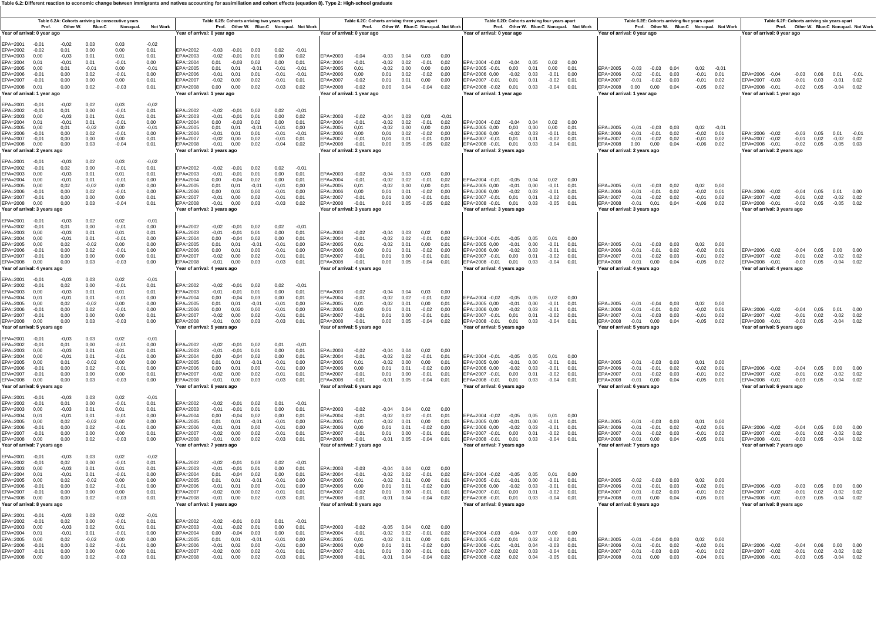**Table 6.2: Different reaction to economic change between immigrants and natives accounting for assimiliation and cohort effects (equation 8). Type 2: High-school graduate**

**Table 6.2A: Cohorts arriving in consecutive years**

| | Prof. | Other W. | Blue-C | Non-qual. | Not Work |
|---|---|---|---|---|---|
| **Year of arrival: 0 year ago** | | | | | |
| EPA=2001 | -0,01 | -0,02 | 0,03 | 0,03 | -0,02 |
| EPA=2002 | -0,02 | 0,01 | 0,00 | 0,00 | 0,01 |
| EPA=2003 | 0,00 | -0,03 | 0,01 | 0,01 | 0,01 |
| EPA=2004 | 0,01 | -0,01 | 0,01 | -0,01 | 0,00 |
| EPA=2005 | 0,00 | 0,01 | -0,01 | 0,00 | -0,01 |
| EPA=2006 | -0,01 | 0,00 | 0,02 | -0,01 | 0,00 |
| EPA=2007 | -0,01 | 0,00 | 0,00 | 0,00 | 0,01 |
| EPA=2008 | 0,01 | 0,00 | 0,02 | -0,03 | 0,01 |
| **Year of arrival: 1 year ago** | | | | | |
| EPA=2001 | -0,01 | -0,02 | 0,02 | 0,03 | -0,02 |
| EPA=2002 | -0,01 | 0,01 | 0,00 | -0,01 | 0,01 |
| EPA=2003 | 0,00 | -0,03 | 0,01 | 0,01 | 0,01 |
| EPA=2004 | 0,01 | -0,01 | 0,01 | -0,01 | 0,00 |
| EPA=2005 | 0,00 | 0,01 | -0,02 | 0,00 | -0,01 |
| EPA=2006 | -0,01 | 0,00 | 0,02 | -0,01 | 0,00 |
| EPA=2007 | -0,01 | 0,00 | 0,00 | 0,00 | 0,01 |
| EPA=2008 | 0,00 | 0,00 | 0,03 | -0,04 | 0,01 |
| **Year of arrival: 2 years ago** | | | | | |
| EPA=2001 | -0,01 | -0,03 | 0,02 | 0,03 | -0,02 |
| EPA=2002 | -0,01 | 0,02 | 0,00 | -0,01 | 0,01 |
| EPA=2003 | 0,00 | -0,03 | 0,01 | 0,01 | 0,01 |
| EPA=2004 | 0,00 | -0,01 | 0,01 | -0,01 | 0,00 |
| EPA=2005 | 0,00 | 0,02 | -0,02 | 0,00 | 0,00 |
| EPA=2006 | -0,01 | 0,00 | 0,02 | -0,01 | 0,00 |
| EPA=2007 | -0,01 | 0,00 | 0,00 | 0,00 | 0,01 |
| EPA=2008 | 0,00 | 0,00 | 0,03 | -0,04 | 0,01 |
| **Year of arrival: 3 years ago** | | | | | |
| EPA=2001 | -0,01 | -0,03 | 0,02 | 0,02 | -0,01 |
| EPA=2002 | -0,01 | 0,01 | 0,00 | -0,01 | 0,00 |
| EPA=2003 | 0,00 | -0,03 | 0,01 | 0,01 | 0,01 |
| EPA=2004 | 0,00 | -0,01 | 0,01 | -0,01 | 0,00 |
| EPA=2005 | 0,00 | 0,02 | -0,02 | 0,00 | 0,00 |
| EPA=2006 | -0,01 | 0,00 | 0,02 | -0,01 | 0,00 |
| EPA=2007 | -0,01 | 0,00 | 0,00 | 0,00 | 0,01 |
| EPA=2008 | 0,00 | 0,00 | 0,03 | -0,03 | 0,00 |
| **Year of arrival: 4 years ago** | | | | | |
| EPA=2001 | -0,01 | -0,03 | 0,03 | 0,02 | -0,01 |
| EPA=2002 | -0,01 | 0,02 | 0,00 | -0,01 | 0,01 |
| EPA=2003 | 0,00 | -0,03 | 0,01 | 0,01 | 0,01 |
| EPA=2004 | 0,01 | -0,01 | 0,01 | -0,01 | 0,00 |
| EPA=2005 | 0,00 | 0,02 | -0,02 | 0,00 | 0,00 |
| EPA=2006 | -0,01 | 0,00 | 0,02 | -0,01 | 0,00 |
| EPA=2007 | -0,01 | 0,00 | 0,00 | 0,00 | 0,01 |
| EPA=2008 | 0,00 | 0,00 | 0,03 | -0,03 | 0,00 |
| **Year of arrival: 5 years ago** | | | | | |
| EPA=2001 | -0,01 | -0,03 | 0,03 | 0,02 | -0,01 |
| EPA=2002 | -0,01 | 0,01 | 0,00 | -0,01 | 0,00 |
| EPA=2003 | 0,00 | -0,03 | 0,01 | 0,01 | 0,01 |
| EPA=2004 | 0,00 | -0,01 | 0,01 | -0,01 | 0,00 |
| EPA=2005 | 0,00 | 0,01 | -0,02 | 0,00 | 0,00 |
| EPA=2006 | -0,01 | 0,00 | 0,02 | -0,01 | 0,00 |
| EPA=2007 | -0,01 | 0,00 | 0,00 | 0,00 | 0,01 |
| EPA=2008 | 0,00 | 0,00 | 0,03 | -0,03 | 0,00 |
| **Year of arrival: 6 years ago** | | | | | |
| EPA=2001 | -0,01 | -0,03 | 0,03 | 0,02 | -0,01 |
| EPA=2002 | -0,01 | 0,01 | 0,00 | -0,01 | 0,01 |
| EPA=2003 | 0,00 | -0,03 | 0,01 | 0,01 | 0,01 |
| EPA=2004 | 0,01 | -0,01 | 0,01 | -0,01 | 0,00 |
| EPA=2005 | 0,00 | 0,02 | -0,02 | 0,00 | 0,00 |
| EPA=2006 | -0,01 | 0,00 | 0,02 | -0,01 | 0,00 |
| EPA=2007 | -0,01 | 0,00 | 0,00 | 0,00 | 0,01 |
| EPA=2008 | 0,00 | 0,00 | 0,02 | -0,03 | 0,00 |
| **Year of arrival: 7 years ago** | | | | | |
| EPA=2001 | -0,01 | -0,03 | 0,03 | 0,02 | -0,02 |
| EPA=2002 | -0,01 | 0,02 | 0,00 | -0,01 | 0,01 |
| EPA=2003 | 0,00 | -0,03 | 0,01 | 0,01 | 0,01 |
| EPA=2004 | 0,01 | -0,01 | 0,01 | -0,01 | 0,00 |
| EPA=2005 | 0,00 | 0,02 | -0,02 | 0,00 | 0,00 |
| EPA=2006 | -0,01 | 0,00 | 0,02 | -0,01 | 0,00 |
| EPA=2007 | -0,01 | 0,00 | 0,00 | 0,00 | 0,01 |
| EPA=2008 | 0,00 | 0,00 | 0,02 | -0,03 | 0,01 |
| **Year of arrival: 8 years ago** | | | | | |
| EPA=2001 | -0,01 | -0,03 | 0,03 | 0,02 | -0,01 |
| EPA=2002 | -0,01 | 0,02 | 0,00 | -0,01 | 0,01 |
| EPA=2003 | 0,00 | -0,03 | 0,02 | 0,01 | 0,01 |
| EPA=2004 | 0,01 | -0,01 | 0,01 | -0,01 | 0,00 |
| EPA=2005 | 0,00 | 0,02 | -0,02 | 0,00 | 0,00 |
| EPA=2006 | -0,01 | 0,00 | 0,02 | -0,01 | 0,00 |
| EPA=2007 | -0,01 | 0,00 | 0,00 | 0,00 | 0,01 |
| EPA=2008 | 0,00 | 0,00 | 0,02 | -0,03 | 0,01 |

**Table 6.2B: Cohorts arriving two years apart**

| | Prof. | Other W. | Blue-C | Non-qual. | Not Work |
|---|---|---|---|---|---|
| **Year of arrival: 0 year ago** | | | | | |
| EPA=2002 | -0,03 | -0,01 | 0,03 | 0,02 | -0,01 |
| EPA=2003 | -0,02 | -0,01 | 0,01 | 0,00 | 0,02 |
| EPA=2004 | 0,01 | -0,03 | 0,02 | 0,00 | 0,01 |
| EPA=2005 | 0,01 | 0,01 | -0,01 | -0,01 | -0,01 |
| EPA=2006 | -0,01 | 0,01 | 0,01 | -0,01 | -0,01 |
| EPA=2007 | -0,02 | 0,00 | 0,02 | -0,01 | 0,01 |
| EPA=2008 | 0,00 | 0,00 | 0,02 | -0,03 | 0,02 |
| **Year of arrival: 1 year ago** | | | | | |
| EPA=2002 | -0,02 | -0,01 | 0,02 | 0,02 | -0,01 |
| EPA=2003 | -0,01 | -0,01 | 0,01 | 0,00 | 0,02 |
| EPA=2004 | 0,00 | -0,03 | 0,02 | 0,00 | 0,01 |
| EPA=2005 | 0,01 | 0,01 | -0,01 | -0,01 | 0,00 |
| EPA=2006 | -0,01 | 0,01 | 0,01 | -0,01 | -0,01 |
| EPA=2007 | -0,02 | 0,00 | 0,02 | -0,01 | 0,01 |
| EPA=2008 | -0,01 | 0,00 | 0,02 | -0,04 | 0,02 |
| **Year of arrival: 2 years ago** | | | | | |
| EPA=2002 | -0,02 | -0,01 | 0,02 | 0,02 | -0,01 |
| EPA=2003 | -0,01 | -0,01 | 0,01 | 0,00 | 0,01 |
| EPA=2004 | 0,00 | -0,04 | 0,02 | 0,00 | 0,01 |
| EPA=2005 | 0,01 | 0,01 | -0,01 | -0,01 | 0,00 |
| EPA=2006 | 0,00 | 0,02 | 0,00 | -0,01 | 0,00 |
| EPA=2007 | -0,01 | 0,00 | 0,02 | -0,01 | 0,01 |
| EPA=2008 | -0,01 | 0,00 | 0,03 | -0,03 | 0,02 |
| **Year of arrival: 3 years ago** | | | | | |
| EPA=2002 | -0,02 | -0,01 | 0,02 | 0,02 | -0,01 |
| EPA=2003 | -0,01 | -0,01 | 0,01 | 0,00 | 0,01 |
| EPA=2004 | 0,00 | -0,04 | 0,02 | 0,00 | 0,01 |
| EPA=2005 | 0,01 | 0,01 | -0,01 | -0,01 | 0,00 |
| EPA=2006 | 0,00 | 0,01 | 0,00 | -0,01 | 0,00 |
| EPA=2007 | -0,02 | 0,00 | 0,02 | -0,01 | 0,01 |
| EPA=2008 | -0,01 | 0,00 | 0,03 | -0,03 | 0,01 |
| **Year of arrival: 4 years ago** | | | | | |
| EPA=2002 | -0,02 | -0,01 | 0,02 | 0,02 | -0,01 |
| EPA=2003 | -0,01 | -0,01 | 0,01 | 0,00 | 0,01 |
| EPA=2004 | 0,00 | -0,04 | 0,03 | 0,00 | 0,01 |
| EPA=2005 | 0,01 | 0,01 | -0,01 | -0,01 | 0,00 |
| EPA=2006 | 0,00 | 0,02 | 0,00 | -0,01 | 0,00 |
| EPA=2007 | -0,02 | 0,00 | 0,02 | -0,01 | 0,01 |
| EPA=2008 | -0,01 | 0,00 | 0,03 | -0,03 | 0,01 |
| **Year of arrival: 5 years ago** | | | | | |
| EPA=2002 | -0,02 | -0,01 | 0,02 | 0,01 | -0,01 |
| EPA=2003 | -0,01 | -0,01 | 0,01 | 0,00 | 0,01 |
| EPA=2004 | 0,00 | -0,04 | 0,02 | 0,00 | 0,01 |
| EPA=2005 | 0,01 | 0,01 | -0,01 | -0,01 | 0,00 |
| EPA=2006 | 0,00 | 0,01 | 0,00 | -0,01 | 0,00 |
| EPA=2007 | -0,02 | 0,00 | 0,02 | -0,01 | 0,01 |
| EPA=2008 | -0,01 | 0,00 | 0,03 | -0,03 | 0,01 |
| **Year of arrival: 6 years ago** | | | | | |
| EPA=2002 | -0,02 | -0,01 | 0,02 | 0,01 | -0,01 |
| EPA=2003 | -0,01 | -0,01 | 0,01 | 0,00 | 0,01 |
| EPA=2004 | 0,00 | -0,04 | 0,02 | 0,00 | 0,01 |
| EPA=2005 | 0,01 | 0,01 | -0,01 | -0,01 | 0,00 |
| EPA=2006 | -0,01 | 0,01 | 0,00 | -0,01 | 0,00 |
| EPA=2007 | -0,02 | 0,00 | 0,02 | -0,01 | 0,01 |
| EPA=2008 | -0,01 | 0,00 | 0,02 | -0,03 | 0,01 |
| **Year of arrival: 7 years ago** | | | | | |
| EPA=2002 | -0,02 | -0,01 | 0,03 | 0,02 | -0,01 |
| EPA=2003 | -0,01 | -0,01 | 0,01 | 0,00 | 0,01 |
| EPA=2004 | 0,01 | -0,04 | 0,02 | 0,00 | 0,01 |
| EPA=2005 | 0,01 | 0,01 | -0,01 | -0,01 | 0,00 |
| EPA=2006 | -0,01 | 0,01 | 0,00 | -0,01 | 0,00 |
| EPA=2007 | -0,02 | 0,00 | 0,02 | -0,01 | 0,01 |
| EPA=2008 | -0,01 | 0,00 | 0,02 | -0,03 | 0,01 |
| **Year of arrival: 8 years ago** | | | | | |
| EPA=2002 | -0,02 | -0,01 | 0,03 | 0,01 | -0,01 |
| EPA=2003 | -0,01 | -0,02 | 0,01 | 0,00 | 0,01 |
| EPA=2004 | 0,00 | -0,04 | 0,03 | 0,00 | 0,01 |
| EPA=2005 | 0,01 | 0,01 | -0,01 | -0,01 | 0,00 |
| EPA=2006 | -0,01 | 0,02 | 0,00 | -0,01 | 0,00 |
| EPA=2007 | -0,02 | 0,00 | 0,02 | -0,01 | 0,01 |
| EPA=2008 | -0,01 | 0,00 | 0,02 | -0,03 | 0,01 |

**Table 6.2C: Cohorts arriving three years apart**

| | Prof. | Other W. | Blue-C | Non-qual. | Not Work |
|---|---|---|---|---|---|
| **Year of arrival: 0 year ago** | | | | | |
| EPA=2003 | -0,04 | -0,03 | 0,04 | 0,03 | 0,00 |
| EPA=2004 | -0,01 | -0,02 | 0,02 | -0,01 | 0,02 |
| EPA=2005 | 0,01 | -0,02 | 0,00 | 0,00 | 0,00 |
| EPA=2006 | 0,00 | 0,01 | 0,02 | -0,02 | 0,00 |
| EPA=2007 | -0,02 | 0,01 | 0,01 | 0,00 | 0,00 |
| EPA=2008 | -0,02 | 0,00 | 0,04 | -0,04 | 0,02 |
| **Year of arrival: 1 year ago** | | | | | |
| EPA=2003 | -0,02 | -0,04 | 0,03 | 0,03 | -0,01 |
| EPA=2004 | -0,01 | -0,02 | 0,02 | -0,01 | 0,02 |
| EPA=2005 | 0,01 | -0,02 | 0,00 | 0,00 | 0,00 |
| EPA=2006 | 0,00 | 0,01 | 0,02 | -0,02 | 0,00 |
| EPA=2007 | -0,01 | 0,01 | 0,01 | -0,01 | 0,00 |
| EPA=2008 | -0,01 | 0,00 | 0,05 | -0,05 | 0,02 |
| **Year of arrival: 2 years ago** | | | | | |
| EPA=2003 | -0,02 | -0,04 | 0,03 | 0,03 | 0,00 |
| EPA=2004 | -0,01 | -0,02 | 0,02 | -0,01 | 0,02 |
| EPA=2005 | 0,01 | -0,02 | 0,00 | 0,00 | 0,01 |
| EPA=2006 | 0,00 | 0,01 | 0,01 | -0,02 | 0,00 |
| EPA=2007 | -0,01 | 0,01 | 0,00 | -0,01 | 0,01 |
| EPA=2008 | -0,01 | 0,00 | 0,05 | -0,05 | 0,02 |
| **Year of arrival: 3 years ago** | | | | | |
| EPA=2003 | -0,02 | -0,04 | 0,03 | 0,02 | 0,00 |
| EPA=2004 | -0,01 | -0,02 | 0,02 | -0,01 | 0,02 |
| EPA=2005 | 0,01 | -0,02 | 0,01 | 0,00 | 0,01 |
| EPA=2006 | 0,00 | 0,01 | 0,01 | -0,02 | 0,00 |
| EPA=2007 | -0,01 | 0,01 | 0,00 | -0,01 | 0,01 |
| EPA=2008 | -0,01 | 0,00 | 0,05 | -0,04 | 0,01 |
| **Year of arrival: 4 years ago** | | | | | |
| EPA=2003 | -0,02 | -0,04 | 0,04 | 0,03 | 0,00 |
| EPA=2004 | -0,01 | -0,02 | 0,02 | -0,01 | 0,02 |
| EPA=2005 | 0,01 | -0,02 | 0,01 | 0,00 | 0,01 |
| EPA=2006 | 0,00 | 0,01 | 0,01 | -0,02 | 0,00 |
| EPA=2007 | -0,01 | 0,01 | 0,00 | -0,01 | 0,01 |
| EPA=2008 | -0,01 | 0,00 | 0,05 | -0,04 | 0,02 |
| **Year of arrival: 5 years ago** | | | | | |
| EPA=2003 | -0,02 | -0,04 | 0,04 | 0,02 | 0,00 |
| EPA=2004 | -0,01 | -0,02 | 0,02 | -0,01 | 0,01 |
| EPA=2005 | 0,01 | -0,02 | 0,00 | 0,00 | 0,01 |
| EPA=2006 | 0,00 | 0,01 | 0,01 | -0,02 | 0,00 |
| EPA=2007 | -0,01 | 0,01 | 0,00 | -0,01 | 0,01 |
| EPA=2008 | -0,01 | -0,01 | 0,05 | -0,04 | 0,01 |
| **Year of arrival: 6 years ago** | | | | | |
| EPA=2003 | -0,02 | -0,04 | 0,04 | 0,02 | 0,00 |
| EPA=2004 | -0,01 | -0,02 | 0,02 | -0,01 | 0,01 |
| EPA=2005 | 0,01 | -0,02 | 0,01 | 0,00 | 0,01 |
| EPA=2006 | 0,00 | 0,01 | 0,01 | -0,02 | 0,00 |
| EPA=2007 | -0,01 | 0,01 | 0,00 | -0,01 | 0,01 |
| EPA=2008 | -0,01 | -0,01 | 0,05 | -0,04 | 0,01 |
| **Year of arrival: 7 years ago** | | | | | |
| EPA=2003 | -0,03 | -0,04 | 0,04 | 0,02 | 0,00 |
| EPA=2004 | -0,01 | -0,02 | 0,02 | -0,01 | 0,02 |
| EPA=2005 | 0,01 | -0,02 | 0,01 | 0,00 | 0,01 |
| EPA=2006 | 0,00 | 0,01 | 0,01 | -0,02 | 0,00 |
| EPA=2007 | -0,01 | 0,01 | 0,00 | -0,01 | 0,01 |
| EPA=2008 | -0,01 | -0,01 | 0,04 | -0,04 | 0,02 |
| **Year of arrival: 8 years ago** | | | | | |
| EPA=2003 | -0,02 | -0,05 | 0,04 | 0,02 | 0,00 |
| EPA=2004 | -0,01 | -0,02 | 0,02 | -0,01 | 0,02 |
| EPA=2005 | 0,01 | -0,02 | 0,01 | 0,00 | 0,01 |
| EPA=2006 | 0,00 | 0,01 | 0,01 | -0,02 | 0,00 |
| EPA=2007 | -0,01 | 0,01 | 0,00 | -0,01 | 0,01 |
| EPA=2008 | -0,01 | -0,01 | 0,04 | -0,04 | 0,02 |

**Table 6.2D: Cohorts arriving four years apart**

| | Prof. | Other W. | Blue-C | Non-qual. | Not Work |
|---|---|---|---|---|---|
| **Year of arrival: 0 year ago** | | | | | |
| EPA=2004 | -0,03 | -0,04 | 0,05 | 0,02 | 0,00 |
| EPA=2005 | -0,01 | 0,00 | 0,01 | 0,00 | 0,01 |
| EPA=2006 | 0,00 | -0,02 | 0,03 | -0,01 | 0,00 |
| EPA=2007 | -0,01 | 0,01 | 0,01 | -0,02 | 0,01 |
| EPA=2008 | -0,02 | 0,01 | 0,03 | -0,04 | 0,01 |
| **Year of arrival: 1 year ago** | | | | | |
| EPA=2004 | -0,02 | -0,04 | 0,04 | 0,02 | 0,00 |
| EPA=2005 | 0,00 | 0,00 | 0,00 | 0,00 | 0,01 |
| EPA=2006 | 0,00 | -0,02 | 0,03 | -0,01 | 0,01 |
| EPA=2007 | -0,01 | 0,01 | 0,01 | -0,02 | 0,01 |
| EPA=2008 | -0,01 | 0,01 | 0,03 | -0,04 | 0,01 |
| **Year of arrival: 2 years ago** | | | | | |
| EPA=2004 | -0,01 | -0,05 | 0,04 | 0,02 | 0,00 |
| EPA=2005 | 0,00 | -0,01 | 0,00 | -0,01 | 0,01 |
| EPA=2006 | 0,00 | -0,02 | 0,03 | -0,01 | 0,01 |
| EPA=2007 | -0,01 | 0,01 | 0,01 | -0,02 | 0,01 |
| EPA=2008 | -0,01 | 0,01 | 0,03 | -0,05 | 0,01 |
| **Year of arrival: 3 years ago** | | | | | |
| EPA=2004 | -0,01 | -0,05 | 0,05 | 0,01 | 0,00 |
| EPA=2005 | 0,00 | -0,01 | 0,00 | -0,01 | 0,01 |
| EPA=2006 | 0,00 | -0,02 | 0,03 | -0,01 | 0,01 |
| EPA=2007 | -0,01 | 0,00 | 0,01 | -0,02 | 0,01 |
| EPA=2008 | -0,01 | 0,01 | 0,03 | -0,04 | 0,01 |
| **Year of arrival: 4 years ago** | | | | | |
| EPA=2004 | -0,02 | -0,05 | 0,05 | 0,02 | 0,00 |
| EPA=2005 | 0,00 | -0,01 | 0,00 | -0,01 | 0,01 |
| EPA=2006 | 0,00 | -0,02 | 0,03 | -0,01 | 0,01 |
| EPA=2007 | -0,01 | 0,01 | 0,01 | -0,02 | 0,01 |
| EPA=2008 | -0,01 | 0,01 | 0,03 | -0,04 | 0,01 |
| **Year of arrival: 5 years ago** | | | | | |
| EPA=2004 | -0,01 | -0,05 | 0,05 | 0,01 | 0,00 |
| EPA=2005 | 0,00 | -0,01 | 0,00 | -0,01 | 0,01 |
| EPA=2006 | 0,00 | -0,02 | 0,03 | -0,01 | 0,01 |
| EPA=2007 | -0,01 | 0,00 | 0,01 | -0,02 | 0,01 |
| EPA=2008 | -0,01 | 0,01 | 0,03 | -0,04 | 0,01 |
| **Year of arrival: 6 years ago** | | | | | |
| EPA=2004 | -0,02 | -0,05 | 0,05 | 0,01 | 0,00 |
| EPA=2005 | 0,00 | -0,01 | 0,00 | -0,01 | 0,01 |
| EPA=2006 | 0,00 | -0,02 | 0,03 | -0,01 | 0,01 |
| EPA=2007 | -0,01 | 0,00 | 0,01 | -0,02 | 0,01 |
| EPA=2008 | -0,01 | 0,01 | 0,03 | -0,04 | 0,01 |
| **Year of arrival: 7 years ago** | | | | | |
| EPA=2004 | -0,02 | -0,05 | 0,05 | 0,01 | 0,00 |
| EPA=2005 | -0,01 | -0,01 | 0,00 | -0,01 | 0,01 |
| EPA=2006 | 0,00 | -0,02 | 0,03 | -0,01 | 0,01 |
| EPA=2007 | -0,01 | 0,00 | 0,01 | -0,02 | 0,01 |
| EPA=2008 | -0,01 | 0,01 | 0,03 | -0,04 | 0,01 |
| **Year of arrival: 8 years ago** | | | | | |
| EPA=2004 | -0,03 | -0,04 | 0,07 | 0,00 | 0,00 |
| EPA=2005 | -0,02 | 0,01 | 0,02 | -0,02 | 0,01 |
| EPA=2006 | -0,01 | -0,01 | 0,04 | -0,03 | 0,01 |
| EPA=2007 | -0,02 | 0,02 | 0,03 | -0,04 | 0,01 |
| EPA=2008 | -0,02 | 0,02 | 0,04 | -0,05 | 0,01 |

**Table 6.2E: Cohorts arriving five years apart**

| | Prof. | Other W. | Blue-C | Non-qual. | Not Work |
|---|---|---|---|---|---|
| **Year of arrival: 0 year ago** | | | | | |
| EPA=2005 | -0,03 | -0,03 | 0,04 | 0,02 | -0,01 |
| EPA=2006 | -0,02 | -0,01 | 0,03 | -0,01 | 0,01 |
| EPA=2007 | -0,01 | -0,02 | 0,03 | -0,01 | 0,02 |
| EPA=2008 | 0,00 | 0,00 | 0,04 | -0,05 | 0,02 |
| **Year of arrival: 1 year ago** | | | | | |
| EPA=2005 | -0,01 | -0,03 | 0,03 | 0,02 | -0,01 |
| EPA=2006 | -0,01 | -0,01 | 0,02 | -0,02 | 0,01 |
| EPA=2007 | -0,01 | -0,02 | 0,02 | -0,01 | 0,02 |
| EPA=2008 | 0,00 | 0,00 | 0,04 | -0,06 | 0,02 |
| **Year of arrival: 2 years ago** | | | | | |
| EPA=2005 | -0,01 | -0,03 | 0,02 | 0,02 | 0,00 |
| EPA=2006 | -0,01 | -0,01 | 0,02 | -0,02 | 0,01 |
| EPA=2007 | -0,01 | -0,02 | 0,02 | -0,01 | 0,02 |
| EPA=2008 | -0,01 | 0,01 | 0,04 | -0,06 | 0,02 |
| **Year of arrival: 3 years ago** | | | | | |
| EPA=2005 | -0,01 | -0,03 | 0,03 | 0,02 | 0,00 |
| EPA=2006 | -0,01 | -0,01 | 0,02 | -0,02 | 0,01 |
| EPA=2007 | -0,01 | -0,02 | 0,03 | -0,01 | 0,02 |
| EPA=2008 | -0,01 | 0,00 | 0,04 | -0,05 | 0,02 |
| **Year of arrival: 4 years ago** | | | | | |
| EPA=2005 | -0,01 | -0,04 | 0,03 | 0,02 | 0,00 |
| EPA=2006 | -0,01 | -0,01 | 0,02 | -0,02 | 0,01 |
| EPA=2007 | -0,01 | -0,03 | 0,03 | -0,01 | 0,02 |
| EPA=2008 | -0,01 | 0,00 | 0,04 | -0,05 | 0,02 |
| **Year of arrival: 5 years ago** | | | | | |
| EPA=2005 | -0,01 | -0,03 | 0,03 | 0,01 | 0,00 |
| EPA=2006 | -0,01 | -0,01 | 0,02 | -0,02 | 0,01 |
| EPA=2007 | -0,01 | -0,02 | 0,03 | -0,01 | 0,02 |
| EPA=2008 | -0,01 | 0,00 | 0,04 | -0,05 | 0,01 |
| **Year of arrival: 6 years ago** | | | | | |
| EPA=2005 | -0,01 | -0,03 | 0,03 | 0,01 | 0,00 |
| EPA=2006 | -0,01 | -0,01 | 0,02 | -0,02 | 0,01 |
| EPA=2007 | -0,01 | -0,02 | 0,03 | -0,01 | 0,02 |
| EPA=2008 | -0,01 | 0,00 | 0,04 | -0,05 | 0,01 |
| **Year of arrival: 7 years ago** | | | | | |
| EPA=2005 | -0,02 | -0,03 | 0,03 | 0,02 | 0,00 |
| EPA=2006 | -0,01 | -0,01 | 0,03 | -0,02 | 0,01 |
| EPA=2007 | -0,01 | -0,02 | 0,03 | -0,01 | 0,02 |
| EPA=2008 | -0,01 | 0,00 | 0,04 | -0,05 | 0,01 |
| **Year of arrival: 8 years ago** | | | | | |
| EPA=2005 | -0,01 | -0,04 | 0,03 | 0,02 | 0,00 |
| EPA=2006 | -0,01 | -0,01 | 0,02 | -0,02 | 0,01 |
| EPA=2007 | -0,01 | -0,03 | 0,03 | -0,01 | 0,02 |
| EPA=2008 | -0,01 | 0,00 | 0,03 | -0,04 | 0,01 |

**Table 6.2F: Cohorts arriving six years apart**

| | Prof. | Other W. | Blue-C | Non-qual. | Not Work |
|---|---|---|---|---|---|
| **Year of arrival: 0 year ago** | | | | | |
| EPA=2006 | -0,04 | -0,03 | 0,06 | 0,01 | -0,01 |
| EPA=2007 | -0,03 | -0,01 | 0,03 | -0,01 | 0,02 |
| EPA=2008 | -0,01 | -0,02 | 0,05 | -0,04 | 0,02 |
| **Year of arrival: 1 year ago** | | | | | |
| EPA=2006 | -0,02 | -0,03 | 0,05 | 0,01 | -0,01 |
| EPA=2007 | -0,02 | -0,01 | 0,02 | -0,02 | 0,02 |
| EPA=2008 | -0,01 | -0,02 | 0,05 | -0,05 | 0,03 |
| **Year of arrival: 2 years ago** | | | | | |
| EPA=2006 | -0,02 | -0,04 | 0,05 | 0,01 | 0,00 |
| EPA=2007 | -0,02 | -0,01 | 0,02 | -0,02 | 0,02 |
| EPA=2008 | -0,01 | -0,02 | 0,05 | -0,05 | 0,02 |
| **Year of arrival: 3 years ago** | | | | | |
| EPA=2006 | -0,02 | -0,04 | 0,05 | 0,00 | 0,00 |
| EPA=2007 | -0,02 | -0,01 | 0,02 | -0,02 | 0,02 |
| EPA=2008 | -0,01 | -0,03 | 0,05 | -0,04 | 0,02 |
| **Year of arrival: 4 years ago** | | | | | |
| EPA=2006 | -0,02 | -0,04 | 0,05 | 0,01 | 0,00 |
| EPA=2007 | -0,02 | -0,01 | 0,02 | -0,02 | 0,02 |
| EPA=2008 | -0,01 | -0,03 | 0,05 | -0,04 | 0,02 |
| **Year of arrival: 5 years ago** | | | | | |
| EPA=2006 | -0,02 | -0,04 | 0,05 | 0,00 | 0,00 |
| EPA=2007 | -0,02 | -0,01 | 0,02 | -0,02 | 0,02 |
| EPA=2008 | -0,01 | -0,03 | 0,05 | -0,04 | 0,02 |
| **Year of arrival: 6 years ago** | | | | | |
| EPA=2006 | -0,02 | -0,04 | 0,05 | 0,00 | 0,00 |
| EPA=2007 | -0,02 | -0,01 | 0,02 | -0,02 | 0,02 |
| EPA=2008 | -0,01 | -0,03 | 0,05 | -0,04 | 0,02 |
| **Year of arrival: 7 years ago** | | | | | |
| EPA=2006 | -0,03 | -0,03 | 0,05 | 0,00 | 0,00 |
| EPA=2007 | -0,02 | -0,01 | 0,02 | -0,02 | 0,02 |
| EPA=2008 | -0,01 | -0,03 | 0,05 | -0,04 | 0,02 |
| **Year of arrival: 8 years ago** | | | | | |
| EPA=2006 | -0,02 | -0,04 | 0,06 | 0,00 | 0,00 |
| EPA=2007 | -0,02 | -0,01 | 0,02 | -0,02 | 0,02 |
| EPA=2008 | -0,01 | -0,03 | 0,05 | -0,04 | 0,02 |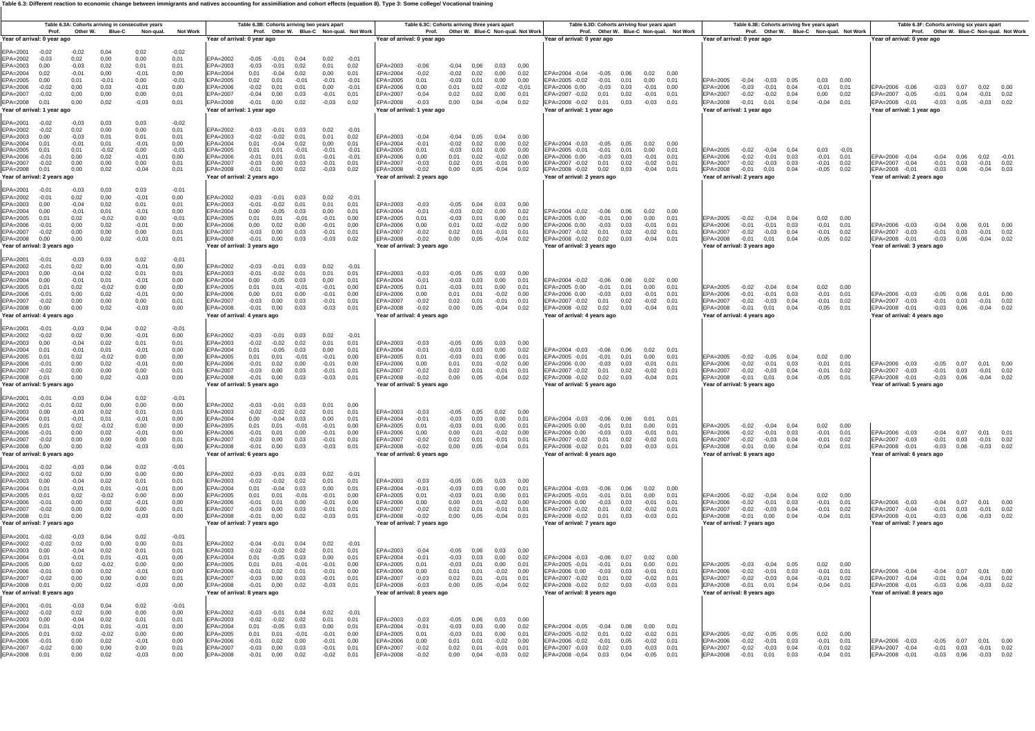**Table 6.3: Different reaction to economic change between immigrants and natives accounting for assimilation and cohort effects (equation 8). Type 3: Some college/ Vocational training**

**Table 6.3A: Cohorts arriving in consecutive years**

| | Prof. | Other W. | Blue-C | Non-qual. | Not Work |
|---|---|---|---|---|---|
| **Year of arrival: 0 year ago** | | | | | |
| EPA=2001 | -0,02 | -0,02 | 0,04 | 0,02 | -0,02 |
| EPA=2002 | -0,03 | 0,02 | 0,00 | 0,00 | 0,01 |
| EPA=2003 | 0,00 | -0,03 | 0,02 | 0,01 | 0,01 |
| EPA=2004 | 0,02 | -0,01 | 0,00 | -0,01 | 0,00 |
| EPA=2005 | 0,00 | 0,01 | -0,01 | 0,00 | -0,01 |
| EPA=2006 | -0,02 | 0,00 | 0,03 | -0,01 | 0,00 |
| EPA=2007 | -0,02 | 0,00 | 0,00 | 0,00 | 0,01 |
| EPA=2008 | 0,01 | 0,00 | 0,02 | -0,03 | 0,01 |
| **Year of arrival: 1 year ago** | | | | | |
| EPA=2001 | -0,02 | -0,03 | 0,03 | 0,03 | -0,02 |
| EPA=2002 | -0,02 | 0,02 | 0,00 | 0,00 | 0,01 |
| EPA=2003 | 0,00 | -0,03 | 0,01 | 0,01 | 0,01 |
| EPA=2004 | 0,01 | -0,01 | 0,01 | -0,01 | 0,00 |
| EPA=2005 | 0,01 | 0,01 | -0,02 | 0,00 | -0,01 |
| EPA=2006 | -0,01 | 0,00 | 0,02 | -0,01 | 0,00 |
| EPA=2007 | -0,02 | 0,00 | 0,00 | 0,00 | 0,01 |
| EPA=2008 | 0,01 | 0,00 | 0,02 | -0,04 | 0,01 |
| **Year of arrival: 2 years ago** | | | | | |
| EPA=2001 | -0,01 | -0,03 | 0,03 | 0,03 | -0,01 |
| EPA=2002 | -0,01 | 0,02 | 0,00 | -0,01 | 0,00 |
| EPA=2003 | 0,00 | -0,04 | 0,02 | 0,01 | 0,01 |
| EPA=2004 | 0,00 | -0,01 | 0,01 | -0,01 | 0,00 |
| EPA=2005 | 0,01 | 0,02 | -0,02 | 0,00 | -0,01 |
| EPA=2006 | -0,01 | 0,00 | 0,02 | -0,01 | 0,00 |
| EPA=2007 | -0,02 | 0,00 | 0,00 | 0,00 | 0,01 |
| EPA=2008 | 0,00 | 0,00 | 0,02 | -0,03 | 0,01 |
| **Year of arrival: 3 years ago** | | | | | |
| EPA=2001 | -0,01 | -0,03 | 0,03 | 0,02 | -0,01 |
| EPA=2002 | -0,01 | 0,02 | 0,00 | -0,01 | 0,00 |
| EPA=2003 | 0,00 | -0,04 | 0,02 | 0,01 | 0,01 |
| EPA=2004 | 0,00 | -0,01 | 0,01 | -0,01 | 0,00 |
| EPA=2005 | 0,01 | 0,02 | -0,02 | 0,00 | 0,00 |
| EPA=2006 | -0,01 | 0,00 | 0,02 | -0,01 | 0,00 |
| EPA=2007 | -0,02 | 0,00 | 0,00 | 0,00 | 0,01 |
| EPA=2008 | 0,00 | 0,00 | 0,02 | -0,03 | 0,00 |
| **Year of arrival: 4 years ago** | | | | | |
| EPA=2001 | -0,01 | -0,03 | 0,04 | 0,02 | -0,01 |
| EPA=2002 | -0,02 | 0,02 | 0,00 | -0,01 | 0,00 |
| EPA=2003 | 0,00 | -0,04 | 0,02 | 0,01 | 0,01 |
| EPA=2004 | 0,01 | -0,01 | 0,01 | -0,01 | 0,00 |
| EPA=2005 | 0,01 | 0,02 | -0,02 | 0,00 | 0,00 |
| EPA=2006 | -0,01 | 0,00 | 0,02 | -0,01 | 0,00 |
| EPA=2007 | -0,02 | 0,00 | 0,00 | 0,00 | 0,01 |
| EPA=2008 | 0,01 | 0,00 | 0,02 | -0,03 | 0,00 |
| **Year of arrival: 5 years ago** | | | | | |
| EPA=2001 | -0,01 | -0,03 | 0,04 | 0,02 | -0,01 |
| EPA=2002 | -0,01 | 0,02 | 0,00 | 0,00 | 0,00 |
| EPA=2003 | 0,00 | -0,03 | 0,02 | 0,01 | 0,01 |
| EPA=2004 | 0,01 | -0,01 | 0,01 | -0,01 | 0,00 |
| EPA=2005 | 0,01 | 0,02 | -0,02 | 0,00 | 0,00 |
| EPA=2006 | -0,01 | 0,00 | 0,02 | -0,01 | 0,00 |
| EPA=2007 | -0,02 | 0,00 | 0,00 | 0,00 | 0,01 |
| EPA=2008 | 0,00 | 0,00 | 0,02 | -0,03 | 0,00 |
| **Year of arrival: 6 years ago** | | | | | |
| EPA=2001 | -0,02 | -0,03 | 0,04 | 0,02 | -0,01 |
| EPA=2002 | -0,02 | 0,02 | 0,00 | 0,00 | 0,00 |
| EPA=2003 | 0,00 | -0,04 | 0,02 | 0,01 | 0,01 |
| EPA=2004 | 0,01 | -0,01 | 0,01 | -0,01 | 0,00 |
| EPA=2005 | 0,01 | 0,02 | -0,02 | 0,00 | 0,00 |
| EPA=2006 | -0,01 | 0,00 | 0,02 | -0,01 | 0,00 |
| EPA=2007 | -0,02 | 0,00 | 0,00 | 0,00 | 0,01 |
| EPA=2008 | 0,01 | 0,00 | 0,02 | -0,03 | 0,00 |
| **Year of arrival: 7 years ago** | | | | | |
| EPA=2001 | -0,02 | -0,03 | 0,04 | 0,02 | -0,01 |
| EPA=2002 | -0,02 | 0,02 | 0,00 | 0,00 | 0,01 |
| EPA=2003 | 0,00 | -0,04 | 0,02 | 0,01 | 0,01 |
| EPA=2004 | 0,01 | -0,01 | 0,01 | -0,01 | 0,00 |
| EPA=2005 | 0,00 | 0,02 | -0,02 | 0,00 | 0,00 |
| EPA=2006 | -0,01 | 0,00 | 0,02 | -0,01 | 0,00 |
| EPA=2007 | -0,02 | 0,00 | 0,00 | 0,00 | 0,01 |
| EPA=2008 | 0,01 | 0,00 | 0,02 | -0,03 | 0,00 |
| **Year of arrival: 8 years ago** | | | | | |
| EPA=2001 | -0,01 | -0,03 | 0,04 | 0,02 | -0,01 |
| EPA=2002 | -0,02 | 0,02 | 0,00 | 0,00 | 0,00 |
| EPA=2003 | 0,00 | -0,04 | 0,02 | 0,01 | 0,01 |
| EPA=2004 | 0,01 | -0,01 | 0,01 | -0,01 | 0,00 |
| EPA=2005 | 0,01 | 0,02 | -0,02 | 0,00 | 0,00 |
| EPA=2006 | -0,01 | 0,00 | 0,02 | -0,01 | 0,00 |
| EPA=2007 | -0,02 | 0,00 | 0,00 | 0,00 | 0,01 |
| EPA=2008 | 0,01 | 0,00 | 0,02 | -0,03 | 0,00 |

**Table 6.3B: Cohorts arriving two years apart**

| | Prof. | Other W. | Blue-C | Non-qual. | Not Work |
|---|---|---|---|---|---|
| **Year of arrival: 0 year ago** | | | | | |
| EPA=2002 | -0,05 | -0,01 | 0,04 | 0,02 | -0,01 |
| EPA=2003 | -0,03 | -0,01 | 0,02 | 0,01 | 0,02 |
| EPA=2004 | 0,01 | -0,04 | 0,02 | 0,00 | 0,01 |
| EPA=2005 | 0,02 | 0,01 | -0,01 | -0,01 | -0,01 |
| EPA=2006 | -0,02 | 0,01 | 0,01 | 0,00 | -0,01 |
| EPA=2007 | -0,04 | 0,00 | 0,03 | -0,01 | 0,01 |
| EPA=2008 | -0,01 | 0,00 | 0,02 | -0,03 | 0,02 |
| **Year of arrival: 1 year ago** | | | | | |
| EPA=2002 | -0,03 | -0,01 | 0,03 | 0,02 | -0,01 |
| EPA=2003 | -0,02 | -0,02 | 0,01 | 0,01 | 0,02 |
| EPA=2004 | 0,01 | -0,04 | 0,02 | 0,00 | 0,01 |
| EPA=2005 | 0,01 | 0,01 | -0,01 | -0,01 | -0,01 |
| EPA=2006 | -0,01 | 0,01 | 0,01 | -0,01 | -0,01 |
| EPA=2007 | -0,03 | 0,00 | 0,03 | -0,01 | 0,01 |
| EPA=2008 | -0,01 | 0,00 | 0,02 | -0,03 | 0,02 |
| **Year of arrival: 2 years ago** | | | | | |
| EPA=2002 | -0,03 | -0,01 | 0,03 | 0,02 | -0,01 |
| EPA=2003 | -0,01 | -0,02 | 0,01 | 0,01 | 0,01 |
| EPA=2004 | 0,00 | -0,05 | 0,03 | 0,00 | 0,01 |
| EPA=2005 | 0,01 | 0,01 | -0,01 | -0,01 | 0,00 |
| EPA=2006 | 0,00 | 0,02 | 0,00 | -0,01 | 0,00 |
| EPA=2007 | -0,03 | 0,00 | 0,03 | -0,01 | 0,01 |
| EPA=2008 | -0,01 | 0,00 | 0,03 | -0,03 | 0,02 |
| **Year of arrival: 3 years ago** | | | | | |
| EPA=2002 | -0,03 | -0,01 | 0,03 | 0,02 | -0,01 |
| EPA=2003 | -0,01 | -0,02 | 0,01 | 0,01 | 0,01 |
| EPA=2004 | 0,00 | -0,05 | 0,03 | 0,00 | 0,01 |
| EPA=2005 | 0,01 | 0,01 | -0,01 | -0,01 | 0,00 |
| EPA=2006 | 0,00 | 0,01 | 0,00 | -0,01 | 0,00 |
| EPA=2007 | -0,03 | 0,00 | 0,03 | -0,01 | 0,01 |
| EPA=2008 | -0,01 | 0,00 | 0,03 | -0,03 | 0,01 |
| **Year of arrival: 4 years ago** | | | | | |
| EPA=2002 | -0,03 | -0,01 | 0,03 | 0,02 | -0,01 |
| EPA=2003 | -0,02 | -0,02 | 0,02 | 0,01 | 0,01 |
| EPA=2004 | 0,01 | -0,05 | 0,03 | 0,00 | 0,01 |
| EPA=2005 | 0,01 | 0,01 | -0,01 | -0,01 | 0,00 |
| EPA=2006 | -0,01 | 0,02 | 0,00 | -0,01 | 0,00 |
| EPA=2007 | -0,03 | 0,00 | 0,03 | -0,01 | 0,01 |
| EPA=2008 | -0,01 | 0,00 | 0,03 | -0,03 | 0,01 |
| **Year of arrival: 5 years ago** | | | | | |
| EPA=2002 | -0,03 | -0,01 | 0,03 | 0,01 | 0,00 |
| EPA=2003 | -0,02 | -0,02 | 0,02 | 0,01 | 0,01 |
| EPA=2004 | 0,00 | -0,04 | 0,03 | 0,00 | 0,01 |
| EPA=2005 | 0,01 | 0,01 | -0,01 | -0,01 | 0,00 |
| EPA=2006 | -0,01 | 0,01 | 0,00 | -0,01 | 0,00 |
| EPA=2007 | -0,03 | 0,00 | 0,03 | -0,01 | 0,01 |
| EPA=2008 | -0,01 | 0,00 | 0,03 | -0,03 | 0,01 |
| **Year of arrival: 6 years ago** | | | | | |
| EPA=2002 | -0,03 | -0,01 | 0,03 | 0,02 | -0,01 |
| EPA=2003 | -0,02 | -0,02 | 0,02 | 0,01 | 0,01 |
| EPA=2004 | 0,01 | -0,04 | 0,03 | 0,00 | 0,01 |
| EPA=2005 | 0,01 | 0,01 | -0,01 | -0,01 | 0,00 |
| EPA=2006 | -0,01 | 0,01 | 0,00 | -0,01 | 0,00 |
| EPA=2007 | -0,03 | 0,00 | 0,03 | -0,01 | 0,01 |
| EPA=2008 | -0,01 | 0,00 | 0,02 | -0,03 | 0,01 |
| **Year of arrival: 7 years ago** | | | | | |
| EPA=2002 | -0,04 | -0,01 | 0,04 | 0,02 | -0,01 |
| EPA=2003 | -0,02 | -0,02 | 0,02 | 0,01 | 0,01 |
| EPA=2004 | 0,01 | -0,05 | 0,03 | 0,00 | 0,01 |
| EPA=2005 | 0,01 | 0,01 | -0,01 | -0,01 | 0,00 |
| EPA=2006 | -0,01 | 0,02 | 0,01 | -0,01 | 0,00 |
| EPA=2007 | -0,02 | 0,00 | 0,03 | -0,01 | 0,01 |
| EPA=2008 | -0,01 | 0,00 | 0,02 | -0,03 | 0,01 |
| **Year of arrival: 8 years ago** | | | | | |
| EPA=2002 | -0,03 | -0,01 | 0,04 | 0,02 | -0,01 |
| EPA=2003 | -0,02 | -0,02 | 0,02 | 0,01 | 0,01 |
| EPA=2004 | 0,01 | -0,05 | 0,03 | 0,00 | 0,01 |
| EPA=2005 | 0,01 | 0,01 | -0,01 | -0,01 | 0,00 |
| EPA=2006 | -0,01 | 0,02 | 0,00 | -0,01 | 0,00 |
| EPA=2007 | -0,03 | 0,00 | 0,03 | -0,01 | 0,01 |
| EPA=2008 | -0,01 | 0,00 | 0,02 | -0,02 | 0,01 |

**Table 6.3C: Cohorts arriving three years apart**

| | Prof. | Other W. | Blue-C | Non-qual. | Not Work |
|---|---|---|---|---|---|
| **Year of arrival: 0 year ago** | | | | | |
| EPA=2003 | -0,06 | -0,04 | 0,06 | 0,03 | 0,00 |
| EPA=2004 | -0,02 | -0,02 | 0,02 | 0,00 | 0,02 |
| EPA=2005 | 0,01 | -0,03 | 0,01 | 0,00 | 0,00 |
| EPA=2006 | 0,00 | 0,01 | 0,02 | -0,02 | -0,01 |
| EPA=2007 | -0,04 | 0,02 | 0,02 | 0,00 | 0,01 |
| EPA=2008 | -0,03 | 0,00 | 0,04 | -0,04 | 0,02 |
| **Year of arrival: 1 year ago** | | | | | |
| EPA=2003 | -0,04 | -0,04 | 0,05 | 0,04 | 0,00 |
| EPA=2004 | -0,01 | -0,02 | 0,02 | 0,00 | 0,02 |
| EPA=2005 | 0,01 | -0,03 | 0,01 | 0,00 | 0,00 |
| EPA=2006 | 0,00 | 0,01 | 0,02 | -0,02 | 0,00 |
| EPA=2007 | -0,03 | 0,02 | 0,01 | -0,01 | 0,00 |
| EPA=2008 | -0,02 | 0,00 | 0,05 | -0,04 | 0,02 |
| **Year of arrival: 2 years ago** | | | | | |
| EPA=2003 | -0,03 | -0,05 | 0,04 | 0,03 | 0,00 |
| EPA=2004 | -0,01 | -0,03 | 0,02 | 0,00 | 0,02 |
| EPA=2005 | 0,01 | -0,03 | 0,01 | 0,00 | 0,01 |
| EPA=2006 | 0,00 | 0,01 | 0,02 | -0,02 | 0,00 |
| EPA=2007 | -0,02 | 0,02 | 0,01 | -0,01 | 0,01 |
| EPA=2008 | -0,02 | 0,00 | 0,05 | -0,04 | 0,02 |
| **Year of arrival: 3 years ago** | | | | | |
| EPA=2003 | -0,03 | -0,05 | 0,05 | 0,03 | 0,00 |
| EPA=2004 | -0,01 | -0,03 | 0,03 | 0,00 | 0,01 |
| EPA=2005 | 0,01 | -0,03 | 0,01 | 0,00 | 0,00 |
| EPA=2006 | 0,00 | 0,01 | 0,01 | -0,02 | 0,00 |
| EPA=2007 | -0,02 | 0,02 | 0,01 | -0,01 | 0,01 |
| EPA=2008 | -0,02 | 0,00 | 0,05 | -0,04 | 0,02 |
| **Year of arrival: 4 years ago** | | | | | |
| EPA=2003 | -0,03 | -0,05 | 0,05 | 0,03 | 0,00 |
| EPA=2004 | -0,01 | -0,03 | 0,03 | 0,00 | 0,02 |
| EPA=2005 | 0,01 | -0,03 | 0,01 | 0,00 | 0,00 |
| EPA=2006 | 0,00 | 0,01 | 0,01 | -0,02 | 0,00 |
| EPA=2007 | -0,02 | 0,02 | 0,01 | -0,01 | 0,01 |
| EPA=2008 | -0,02 | 0,00 | 0,05 | -0,04 | 0,02 |
| **Year of arrival: 5 years ago** | | | | | |
| EPA=2003 | -0,03 | -0,05 | 0,05 | 0,02 | 0,00 |
| EPA=2004 | -0,01 | -0,03 | 0,03 | 0,00 | 0,01 |
| EPA=2005 | 0,01 | -0,03 | 0,01 | 0,00 | 0,01 |
| EPA=2006 | 0,00 | 0,00 | 0,01 | -0,02 | 0,00 |
| EPA=2007 | -0,02 | 0,02 | 0,01 | -0,01 | 0,01 |
| EPA=2008 | -0,02 | 0,00 | 0,05 | -0,04 | 0,02 |
| **Year of arrival: 6 years ago** | | | | | |
| EPA=2003 | -0,03 | -0,05 | 0,05 | 0,03 | 0,00 |
| EPA=2004 | -0,01 | -0,03 | 0,03 | 0,00 | 0,01 |
| EPA=2005 | 0,01 | -0,03 | 0,01 | 0,00 | 0,01 |
| EPA=2006 | 0,00 | 0,00 | 0,01 | -0,02 | 0,00 |
| EPA=2007 | -0,02 | 0,02 | 0,01 | -0,01 | 0,01 |
| EPA=2008 | -0,02 | 0,00 | 0,05 | -0,04 | 0,02 |
| **Year of arrival: 7 years ago** | | | | | |
| EPA=2003 | -0,04 | -0,05 | 0,06 | 0,03 | 0,00 |
| EPA=2004 | -0,01 | -0,03 | 0,03 | 0,00 | 0,02 |
| EPA=2005 | 0,01 | -0,03 | 0,01 | 0,00 | 0,01 |
| EPA=2006 | 0,00 | 0,01 | 0,01 | -0,02 | 0,00 |
| EPA=2007 | -0,03 | 0,02 | 0,01 | -0,01 | 0,01 |
| EPA=2008 | -0,03 | 0,00 | 0,05 | -0,04 | 0,02 |
| **Year of arrival: 8 years ago** | | | | | |
| EPA=2003 | -0,03 | -0,05 | 0,06 | 0,03 | 0,00 |
| EPA=2004 | -0,01 | -0,03 | 0,03 | 0,00 | 0,02 |
| EPA=2005 | 0,01 | -0,03 | 0,01 | 0,00 | 0,01 |
| EPA=2006 | 0,00 | 0,01 | 0,01 | -0,02 | 0,00 |
| EPA=2007 | -0,02 | 0,02 | 0,01 | -0,01 | 0,01 |
| EPA=2008 | -0,02 | 0,00 | 0,04 | -0,03 | 0,02 |

**Table 6.3D: Cohorts arriving four years apart**

| | Prof. | Other W. | Blue-C | Non-qual. | Not Work |
|---|---|---|---|---|---|
| **Year of arrival: 0 year ago** | | | | | |
| EPA=2004 | -0,04 | -0,05 | 0,06 | 0,02 | 0,00 |
| EPA=2005 | -0,02 | -0,01 | 0,01 | 0,00 | 0,01 |
| EPA=2006 | 0,00 | -0,03 | 0,03 | -0,01 | 0,00 |
| EPA=2007 | -0,02 | 0,01 | 0,02 | -0,01 | 0,01 |
| EPA=2008 | -0,02 | 0,01 | 0,03 | -0,03 | 0,01 |
| **Year of arrival: 1 year ago** | | | | | |
| EPA=2004 | -0,03 | -0,05 | 0,05 | 0,02 | 0,00 |
| EPA=2005 | -0,01 | -0,01 | 0,01 | 0,00 | 0,01 |
| EPA=2006 | 0,00 | -0,03 | 0,03 | -0,01 | 0,01 |
| EPA=2007 | -0,02 | 0,01 | 0,02 | -0,02 | 0,01 |
| EPA=2008 | -0,02 | 0,02 | 0,03 | -0,04 | 0,01 |
| **Year of arrival: 2 years ago** | | | | | |
| EPA=2004 | -0,02 | -0,06 | 0,06 | 0,02 | 0,00 |
| EPA=2005 | 0,00 | -0,01 | 0,00 | 0,00 | 0,01 |
| EPA=2006 | 0,00 | -0,03 | 0,03 | -0,01 | 0,01 |
| EPA=2007 | -0,02 | 0,01 | 0,02 | -0,02 | 0,01 |
| EPA=2008 | -0,02 | 0,02 | 0,03 | -0,04 | 0,01 |
| **Year of arrival: 3 years ago** | | | | | |
| EPA=2004 | -0,02 | -0,06 | 0,06 | 0,02 | 0,00 |
| EPA=2005 | 0,00 | -0,01 | 0,01 | 0,00 | 0,01 |
| EPA=2006 | 0,00 | -0,03 | 0,03 | -0,01 | 0,01 |
| EPA=2007 | -0,02 | 0,01 | 0,02 | -0,02 | 0,01 |
| EPA=2008 | -0,02 | 0,02 | 0,03 | -0,04 | 0,01 |
| **Year of arrival: 4 years ago** | | | | | |
| EPA=2004 | -0,03 | -0,06 | 0,06 | 0,02 | 0,01 |
| EPA=2005 | -0,01 | -0,01 | 0,01 | 0,00 | 0,01 |
| EPA=2006 | 0,00 | -0,03 | 0,03 | -0,01 | 0,01 |
| EPA=2007 | -0,02 | 0,01 | 0,02 | -0,02 | 0,01 |
| EPA=2008 | -0,02 | 0,02 | 0,03 | -0,04 | 0,01 |
| **Year of arrival: 5 years ago** | | | | | |
| EPA=2004 | -0,03 | -0,06 | 0,06 | 0,01 | 0,01 |
| EPA=2005 | 0,00 | -0,01 | 0,01 | 0,00 | 0,01 |
| EPA=2006 | 0,00 | -0,03 | 0,03 | -0,01 | 0,01 |
| EPA=2007 | -0,02 | 0,01 | 0,02 | -0,02 | 0,01 |
| EPA=2008 | -0,02 | 0,01 | 0,03 | -0,03 | 0,01 |
| **Year of arrival: 6 years ago** | | | | | |
| EPA=2004 | -0,03 | -0,06 | 0,06 | 0,02 | 0,00 |
| EPA=2005 | -0,01 | -0,01 | 0,01 | 0,00 | 0,01 |
| EPA=2006 | 0,00 | -0,03 | 0,03 | -0,01 | 0,01 |
| EPA=2007 | -0,02 | 0,01 | 0,02 | -0,02 | 0,01 |
| EPA=2008 | -0,02 | 0,01 | 0,03 | -0,03 | 0,01 |
| **Year of arrival: 7 years ago** | | | | | |
| EPA=2004 | -0,03 | -0,06 | 0,07 | 0,02 | 0,00 |
| EPA=2005 | -0,01 | -0,01 | 0,01 | 0,00 | 0,01 |
| EPA=2006 | 0,00 | -0,03 | 0,03 | -0,01 | 0,01 |
| EPA=2007 | -0,02 | 0,01 | 0,02 | -0,02 | 0,01 |
| EPA=2008 | -0,02 | 0,02 | 0,03 | -0,03 | 0,01 |
| **Year of arrival: 8 years ago** | | | | | |
| EPA=2004 | -0,05 | -0,04 | 0,08 | 0,00 | 0,01 |
| EPA=2005 | -0,02 | 0,01 | 0,02 | -0,02 | 0,01 |
| EPA=2006 | -0,02 | -0,01 | 0,05 | -0,02 | 0,01 |
| EPA=2007 | -0,03 | 0,02 | 0,03 | -0,03 | 0,01 |
| EPA=2008 | -0,04 | 0,03 | 0,04 | -0,05 | 0,01 |

**Table 6.3E: Cohorts arriving five years apart**

| | Prof. | Other W. | Blue-C | Non-qual. | Not Work |
|---|---|---|---|---|---|
| **Year of arrival: 0 year ago** | | | | | |
| EPA=2005 | -0,04 | -0,03 | 0,05 | 0,03 | 0,00 |
| EPA=2006 | -0,03 | -0,01 | 0,04 | -0,01 | 0,01 |
| EPA=2007 | -0,02 | -0,02 | 0,04 | 0,00 | 0,02 |
| EPA=2008 | -0,01 | 0,01 | 0,04 | -0,04 | 0,01 |
| **Year of arrival: 1 year ago** | | | | | |
| EPA=2005 | -0,02 | -0,04 | 0,04 | 0,03 | -0,01 |
| EPA=2006 | -0,02 | -0,01 | 0,03 | -0,01 | 0,01 |
| EPA=2007 | -0,02 | -0,03 | 0,03 | -0,01 | 0,02 |
| EPA=2008 | -0,01 | 0,01 | 0,04 | -0,05 | 0,02 |
| **Year of arrival: 2 years ago** | | | | | |
| EPA=2005 | -0,02 | -0,04 | 0,04 | 0,02 | 0,00 |
| EPA=2006 | -0,01 | -0,01 | 0,03 | -0,01 | 0,01 |
| EPA=2007 | -0,02 | -0,03 | 0,04 | -0,01 | 0,02 |
| EPA=2008 | -0,01 | 0,01 | 0,04 | -0,05 | 0,02 |
| **Year of arrival: 3 years ago** | | | | | |
| EPA=2005 | -0,02 | -0,04 | 0,04 | 0,02 | 0,00 |
| EPA=2006 | -0,01 | -0,01 | 0,03 | -0,01 | 0,01 |
| EPA=2007 | -0,02 | -0,03 | 0,04 | -0,01 | 0,02 |
| EPA=2008 | -0,01 | 0,01 | 0,04 | -0,05 | 0,01 |
| **Year of arrival: 4 years ago** | | | | | |
| EPA=2005 | -0,02 | -0,05 | 0,04 | 0,02 | 0,00 |
| EPA=2006 | -0,02 | -0,01 | 0,03 | -0,01 | 0,01 |
| EPA=2007 | -0,02 | -0,03 | 0,04 | -0,01 | 0,02 |
| EPA=2008 | -0,01 | 0,01 | 0,04 | -0,05 | 0,01 |
| **Year of arrival: 5 years ago** | | | | | |
| EPA=2005 | -0,02 | -0,04 | 0,04 | 0,02 | 0,00 |
| EPA=2006 | -0,02 | -0,01 | 0,03 | -0,01 | 0,01 |
| EPA=2007 | -0,02 | -0,03 | 0,04 | -0,01 | 0,02 |
| EPA=2008 | -0,01 | 0,00 | 0,04 | -0,04 | 0,01 |
| **Year of arrival: 6 years ago** | | | | | |
| EPA=2005 | -0,02 | -0,04 | 0,04 | 0,02 | 0,00 |
| EPA=2006 | -0,02 | -0,01 | 0,03 | -0,01 | 0,01 |
| EPA=2007 | -0,02 | -0,03 | 0,04 | -0,01 | 0,02 |
| EPA=2008 | -0,01 | 0,00 | 0,04 | -0,04 | 0,01 |
| **Year of arrival: 7 years ago** | | | | | |
| EPA=2005 | -0,03 | -0,04 | 0,05 | 0,02 | 0,00 |
| EPA=2006 | -0,02 | -0,01 | 0,03 | -0,01 | 0,01 |
| EPA=2007 | -0,02 | -0,03 | 0,04 | -0,01 | 0,02 |
| EPA=2008 | -0,01 | 0,01 | 0,04 | -0,04 | 0,01 |
| **Year of arrival: 8 years ago** | | | | | |
| EPA=2005 | -0,02 | -0,05 | 0,05 | 0,02 | 0,00 |
| EPA=2006 | -0,02 | -0,01 | 0,03 | -0,01 | 0,01 |
| EPA=2007 | -0,02 | -0,03 | 0,04 | -0,01 | 0,02 |
| EPA=2008 | -0,01 | 0,01 | 0,03 | -0,04 | 0,01 |

**Table 6.3F: Cohorts arriving six years apart**

| | Prof. | Other W. | Blue-C | Non-qual. | Not Work |
|---|---|---|---|---|---|
| **Year of arrival: 0 year ago** | | | | | |
| EPA=2006 | -0,06 | -0,03 | 0,07 | 0,02 | 0,00 |
| EPA=2007 | -0,05 | -0,01 | 0,04 | -0,01 | 0,02 |
| EPA=2008 | -0,01 | -0,03 | 0,05 | -0,03 | 0,02 |
| **Year of arrival: 1 year ago** | | | | | |
| EPA=2006 | -0,04 | -0,04 | 0,06 | 0,02 | -0,01 |
| EPA=2007 | -0,04 | -0,01 | 0,03 | -0,01 | 0,02 |
| EPA=2008 | -0,01 | -0,03 | 0,06 | -0,04 | 0,03 |
| **Year of arrival: 2 years ago** | | | | | |
| EPA=2006 | -0,03 | -0,04 | 0,06 | 0,01 | 0,00 |
| EPA=2007 | -0,03 | -0,01 | 0,03 | -0,01 | 0,02 |
| EPA=2008 | -0,01 | -0,03 | 0,06 | -0,04 | 0,02 |
| **Year of arrival: 3 years ago** | | | | | |
| EPA=2006 | -0,03 | -0,05 | 0,06 | 0,01 | 0,00 |
| EPA=2007 | -0,03 | -0,01 | 0,03 | -0,01 | 0,02 |
| EPA=2008 | -0,01 | -0,03 | 0,06 | -0,04 | 0,02 |
| **Year of arrival: 4 years ago** | | | | | |
| EPA=2006 | -0,03 | -0,05 | 0,07 | 0,01 | 0,00 |
| EPA=2007 | -0,03 | -0,01 | 0,03 | -0,01 | 0,02 |
| EPA=2008 | -0,01 | -0,03 | 0,06 | -0,04 | 0,02 |
| **Year of arrival: 5 years ago** | | | | | |
| EPA=2006 | -0,03 | -0,04 | 0,07 | 0,01 | 0,01 |
| EPA=2007 | -0,03 | -0,01 | 0,03 | -0,01 | 0,02 |
| EPA=2008 | -0,01 | -0,03 | 0,06 | -0,03 | 0,02 |
| **Year of arrival: 6 years ago** | | | | | |
| EPA=2006 | -0,03 | -0,04 | 0,07 | 0,01 | 0,00 |
| EPA=2007 | -0,04 | -0,01 | 0,03 | -0,01 | 0,02 |
| EPA=2008 | -0,01 | -0,03 | 0,06 | -0,03 | 0,02 |
| **Year of arrival: 7 years ago** | | | | | |
| EPA=2006 | -0,04 | -0,04 | 0,07 | 0,01 | 0,00 |
| EPA=2007 | -0,04 | -0,01 | 0,04 | -0,01 | 0,02 |
| EPA=2008 | -0,01 | -0,03 | 0,06 | -0,03 | 0,02 |
| **Year of arrival: 8 years ago** | | | | | |
| EPA=2006 | -0,03 | -0,05 | 0,07 | 0,01 | 0,00 |
| EPA=2007 | -0,04 | -0,01 | 0,03 | -0,01 | 0,02 |
| EPA=2008 | -0,01 | -0,03 | 0,06 | -0,03 | 0,02 |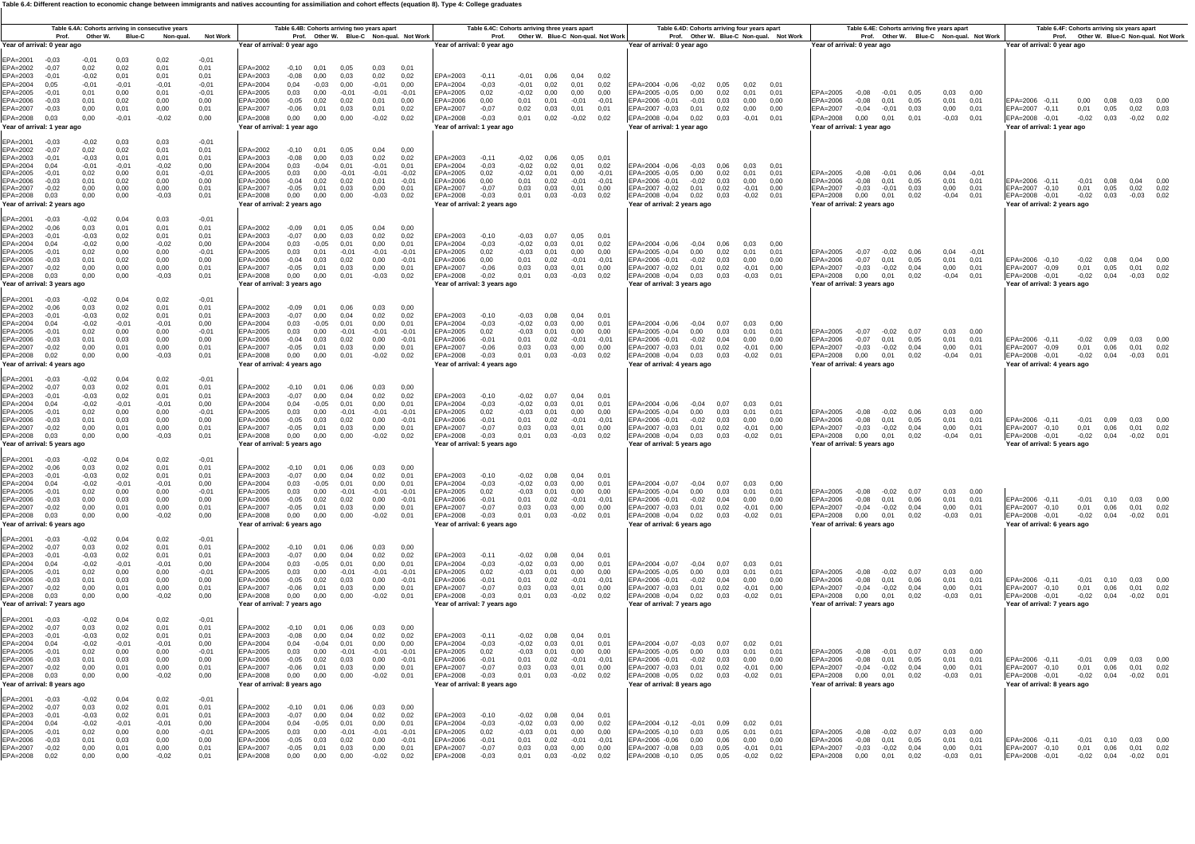Table 6.4: Different reaction to economic change between immigrants and natives accounting for assimilation and cohort effects (equation 8). Type 4: College graduates

### Table 6.4A: Cohorts arriving in consecutive years

| | Prof. | Other W. | Blue-C | Non-qual. | Not Work |
|---|---|---|---|---|---|
| **Year of arrival: 0 year ago** | | | | | |
| EPA=2001 | -0,03 | -0,01 | 0,03 | 0,02 | -0,01 |
| EPA=2002 | -0,07 | 0,02 | 0,02 | 0,01 | 0,01 |
| EPA=2003 | -0,01 | -0,02 | 0,01 | 0,01 | 0,01 |
| EPA=2004 | 0,05 | -0,01 | -0,01 | -0,01 | -0,01 |
| EPA=2005 | -0,01 | 0,01 | 0,00 | 0,01 | -0,01 |
| EPA=2006 | -0,03 | 0,01 | 0,02 | 0,00 | 0,01 |
| EPA=2007 | -0,03 | 0,00 | 0,01 | 0,00 | 0,01 |
| EPA=2008 | 0,03 | 0,00 | -0,01 | -0,02 | 0,00 |
| **Year of arrival: 1 year ago** | | | | | |
| EPA=2001 | -0,03 | -0,02 | 0,03 | 0,03 | -0,01 |
| EPA=2002 | -0,07 | 0,02 | 0,02 | 0,01 | 0,01 |
| EPA=2003 | -0,01 | -0,03 | 0,01 | 0,01 | 0,01 |
| EPA=2004 | 0,04 | -0,01 | -0,01 | -0,02 | 0,00 |
| EPA=2005 | -0,01 | 0,02 | 0,00 | 0,01 | -0,01 |
| EPA=2006 | -0,03 | 0,01 | 0,02 | 0,00 | 0,00 |
| EPA=2007 | -0,02 | 0,00 | 0,00 | 0,00 | 0,01 |
| EPA=2008 | 0,03 | 0,00 | 0,00 | -0,03 | 0,01 |
| **Year of arrival: 2 years ago** | | | | | |
| EPA=2001 | -0,03 | -0,02 | 0,04 | 0,03 | -0,01 |
| EPA=2002 | -0,06 | 0,03 | 0,01 | 0,01 | 0,01 |
| EPA=2003 | -0,01 | -0,03 | 0,02 | 0,01 | 0,01 |
| EPA=2004 | 0,04 | -0,02 | 0,00 | -0,02 | 0,00 |
| EPA=2005 | -0,01 | 0,02 | 0,00 | 0,00 | -0,01 |
| EPA=2006 | -0,03 | 0,01 | 0,02 | 0,00 | 0,00 |
| EPA=2007 | -0,02 | 0,00 | 0,00 | 0,00 | 0,01 |
| EPA=2008 | 0,03 | 0,00 | 0,00 | -0,03 | 0,01 |
| **Year of arrival: 3 years ago** | | | | | |
| EPA=2001 | -0,03 | -0,02 | 0,04 | 0,02 | -0,01 |
| EPA=2002 | -0,06 | 0,03 | 0,02 | 0,01 | 0,01 |
| EPA=2003 | -0,01 | -0,03 | 0,02 | 0,01 | 0,01 |
| EPA=2004 | 0,04 | -0,02 | -0,01 | -0,01 | 0,00 |
| EPA=2005 | -0,01 | 0,02 | 0,00 | 0,00 | -0,01 |
| EPA=2006 | -0,03 | 0,01 | 0,03 | 0,00 | 0,00 |
| EPA=2007 | -0,02 | 0,00 | 0,01 | 0,00 | 0,01 |
| EPA=2008 | 0,02 | 0,00 | 0,00 | -0,03 | 0,01 |
| **Year of arrival: 4 years ago** | | | | | |
| EPA=2001 | -0,03 | -0,02 | 0,04 | 0,02 | -0,01 |
| EPA=2002 | -0,07 | 0,03 | 0,02 | 0,01 | 0,01 |
| EPA=2003 | -0,01 | -0,03 | 0,02 | 0,01 | 0,01 |
| EPA=2004 | 0,04 | -0,02 | -0,01 | -0,01 | 0,00 |
| EPA=2005 | -0,01 | 0,02 | 0,00 | 0,00 | -0,01 |
| EPA=2006 | -0,03 | 0,01 | 0,03 | 0,00 | 0,00 |
| EPA=2007 | -0,02 | 0,00 | 0,01 | 0,00 | 0,01 |
| EPA=2008 | 0,03 | 0,00 | 0,00 | -0,03 | 0,01 |
| **Year of arrival: 5 years ago** | | | | | |
| EPA=2001 | -0,03 | -0,02 | 0,04 | 0,02 | -0,01 |
| EPA=2002 | -0,06 | 0,03 | 0,02 | 0,01 | 0,01 |
| EPA=2003 | -0,01 | -0,03 | 0,02 | 0,01 | 0,01 |
| EPA=2004 | 0,04 | -0,02 | -0,01 | -0,01 | 0,00 |
| EPA=2005 | -0,01 | 0,02 | 0,00 | 0,00 | -0,01 |
| EPA=2006 | -0,03 | 0,00 | 0,03 | 0,00 | 0,00 |
| EPA=2007 | -0,02 | 0,00 | 0,01 | 0,00 | 0,01 |
| EPA=2008 | 0,03 | 0,00 | 0,00 | -0,02 | 0,00 |
| **Year of arrival: 6 years ago** | | | | | |
| EPA=2001 | -0,03 | -0,02 | 0,04 | 0,02 | -0,01 |
| EPA=2002 | -0,07 | 0,03 | 0,02 | 0,01 | 0,01 |
| EPA=2003 | -0,01 | -0,03 | 0,02 | 0,01 | 0,01 |
| EPA=2004 | 0,04 | -0,02 | -0,01 | -0,01 | 0,00 |
| EPA=2005 | -0,01 | 0,02 | 0,00 | 0,00 | -0,01 |
| EPA=2006 | -0,03 | 0,01 | 0,03 | 0,00 | 0,00 |
| EPA=2007 | -0,02 | 0,00 | 0,01 | 0,00 | 0,01 |
| EPA=2008 | 0,03 | 0,00 | 0,00 | -0,02 | 0,00 |
| **Year of arrival: 7 years ago** | | | | | |
| EPA=2001 | -0,03 | -0,02 | 0,04 | 0,02 | -0,01 |
| EPA=2002 | -0,07 | 0,03 | 0,02 | 0,01 | 0,01 |
| EPA=2003 | -0,01 | -0,03 | 0,02 | 0,01 | 0,01 |
| EPA=2004 | 0,04 | -0,02 | -0,01 | -0,01 | 0,00 |
| EPA=2005 | -0,01 | 0,02 | 0,00 | 0,00 | -0,01 |
| EPA=2006 | -0,03 | 0,01 | 0,03 | 0,00 | 0,00 |
| EPA=2007 | -0,02 | 0,00 | 0,01 | 0,00 | 0,01 |
| EPA=2008 | 0,03 | 0,00 | 0,00 | -0,02 | 0,00 |
| **Year of arrival: 8 years ago** | | | | | |
| EPA=2001 | -0,03 | -0,02 | 0,04 | 0,02 | -0,01 |
| EPA=2002 | -0,07 | 0,03 | 0,02 | 0,01 | 0,01 |
| EPA=2003 | -0,01 | -0,03 | 0,02 | 0,01 | 0,01 |
| EPA=2004 | 0,04 | -0,02 | -0,01 | -0,01 | 0,00 |
| EPA=2005 | -0,01 | 0,02 | 0,00 | 0,00 | -0,01 |
| EPA=2006 | -0,03 | 0,01 | 0,03 | 0,00 | 0,00 |
| EPA=2007 | -0,02 | 0,00 | 0,01 | 0,00 | 0,01 |
| EPA=2008 | 0,02 | 0,00 | 0,00 | -0,02 | 0,01 |

### Table 6.4B: Cohorts arriving two years apart

| | Prof. | Other W. | Blue-C | Non-qual. | Not Work |
|---|---|---|---|---|---|
| **Year of arrival: 0 year ago** | | | | | |
| EPA=2002 | -0,10 | 0,01 | 0,05 | 0,03 | 0,01 |
| EPA=2003 | -0,08 | 0,00 | 0,03 | 0,02 | 0,02 |
| EPA=2004 | 0,04 | -0,03 | 0,00 | -0,01 | 0,00 |
| EPA=2005 | 0,03 | 0,00 | -0,01 | -0,01 | -0,01 |
| EPA=2006 | -0,05 | 0,02 | 0,02 | 0,01 | 0,00 |
| EPA=2007 | -0,06 | 0,01 | 0,03 | 0,01 | 0,02 |
| EPA=2008 | 0,00 | 0,00 | 0,00 | -0,02 | 0,02 |
| **Year of arrival: 1 year ago** | | | | | |
| EPA=2002 | -0,10 | 0,01 | 0,05 | 0,04 | 0,00 |
| EPA=2003 | -0,08 | 0,00 | 0,03 | 0,02 | 0,02 |
| EPA=2004 | 0,03 | -0,04 | 0,01 | -0,01 | 0,01 |
| EPA=2005 | 0,03 | 0,00 | -0,01 | -0,01 | -0,02 |
| EPA=2006 | -0,04 | 0,02 | 0,02 | 0,01 | -0,01 |
| EPA=2007 | -0,05 | 0,01 | 0,03 | 0,00 | 0,01 |
| EPA=2008 | 0,00 | 0,00 | 0,00 | -0,03 | 0,02 |
| **Year of arrival: 2 years ago** | | | | | |
| EPA=2002 | -0,09 | 0,01 | 0,05 | 0,04 | 0,00 |
| EPA=2003 | -0,07 | 0,00 | 0,03 | 0,02 | 0,02 |
| EPA=2004 | 0,03 | -0,05 | 0,01 | 0,00 | 0,01 |
| EPA=2005 | 0,03 | 0,01 | -0,01 | -0,01 | -0,01 |
| EPA=2006 | -0,04 | 0,03 | 0,02 | 0,00 | -0,01 |
| EPA=2007 | -0,05 | 0,01 | 0,03 | 0,00 | 0,01 |
| EPA=2008 | 0,00 | 0,00 | 0,01 | -0,03 | 0,02 |
| **Year of arrival: 3 years ago** | | | | | |
| EPA=2002 | -0,09 | 0,01 | 0,06 | 0,03 | 0,00 |
| EPA=2003 | -0,07 | 0,00 | 0,04 | 0,02 | 0,02 |
| EPA=2004 | 0,03 | -0,05 | 0,01 | 0,00 | 0,01 |
| EPA=2005 | 0,03 | 0,00 | -0,01 | -0,01 | -0,01 |
| EPA=2006 | -0,04 | 0,03 | 0,02 | 0,00 | -0,01 |
| EPA=2007 | -0,05 | 0,01 | 0,03 | 0,00 | 0,01 |
| EPA=2008 | 0,00 | 0,00 | 0,01 | -0,02 | 0,02 |
| **Year of arrival: 4 years ago** | | | | | |
| EPA=2002 | -0,10 | 0,01 | 0,06 | 0,03 | 0,00 |
| EPA=2003 | -0,07 | 0,00 | 0,04 | 0,02 | 0,02 |
| EPA=2004 | 0,04 | -0,05 | 0,01 | 0,00 | 0,01 |
| EPA=2005 | 0,03 | 0,00 | -0,01 | -0,01 | -0,01 |
| EPA=2006 | -0,05 | 0,03 | 0,02 | 0,00 | -0,01 |
| EPA=2007 | -0,05 | 0,01 | 0,03 | 0,00 | 0,01 |
| EPA=2008 | 0,00 | 0,00 | 0,00 | -0,02 | 0,02 |
| **Year of arrival: 5 years ago** | | | | | |
| EPA=2002 | -0,10 | 0,01 | 0,06 | 0,03 | 0,00 |
| EPA=2003 | -0,07 | 0,00 | 0,04 | 0,02 | 0,01 |
| EPA=2004 | 0,03 | -0,05 | 0,01 | 0,00 | 0,01 |
| EPA=2005 | 0,03 | 0,00 | -0,01 | -0,01 | -0,01 |
| EPA=2006 | -0,05 | 0,02 | 0,02 | 0,00 | -0,01 |
| EPA=2007 | -0,05 | 0,01 | 0,03 | 0,00 | 0,01 |
| EPA=2008 | 0,00 | 0,00 | 0,00 | -0,02 | 0,01 |
| **Year of arrival: 6 years ago** | | | | | |
| EPA=2002 | -0,10 | 0,01 | 0,06 | 0,03 | 0,00 |
| EPA=2003 | -0,07 | 0,00 | 0,04 | 0,02 | 0,02 |
| EPA=2004 | 0,03 | -0,05 | 0,01 | 0,00 | 0,01 |
| EPA=2005 | 0,03 | 0,00 | -0,01 | -0,01 | -0,01 |
| EPA=2006 | -0,05 | 0,02 | 0,03 | 0,00 | -0,01 |
| EPA=2007 | -0,06 | 0,01 | 0,03 | 0,00 | 0,01 |
| EPA=2008 | 0,00 | 0,00 | 0,00 | -0,02 | 0,01 |
| **Year of arrival: 7 years ago** | | | | | |
| EPA=2002 | -0,10 | 0,01 | 0,06 | 0,03 | 0,00 |
| EPA=2003 | -0,08 | 0,00 | 0,04 | 0,02 | 0,02 |
| EPA=2004 | 0,04 | -0,04 | 0,01 | 0,00 | 0,00 |
| EPA=2005 | 0,03 | 0,00 | -0,01 | -0,01 | -0,01 |
| EPA=2006 | -0,05 | 0,02 | 0,03 | 0,00 | -0,01 |
| EPA=2007 | -0,06 | 0,01 | 0,03 | 0,00 | 0,01 |
| EPA=2008 | 0,00 | 0,00 | 0,00 | -0,02 | 0,01 |
| **Year of arrival: 8 years ago** | | | | | |
| EPA=2002 | -0,10 | 0,01 | 0,06 | 0,03 | 0,00 |
| EPA=2003 | -0,07 | 0,00 | 0,04 | 0,02 | 0,02 |
| EPA=2004 | 0,04 | -0,05 | 0,01 | 0,00 | 0,01 |
| EPA=2005 | 0,03 | 0,00 | -0,01 | -0,01 | -0,01 |
| EPA=2006 | -0,05 | 0,03 | 0,02 | 0,00 | 0,00 |
| EPA=2007 | -0,05 | 0,01 | 0,03 | 0,00 | 0,01 |
| EPA=2008 | 0,00 | 0,00 | 0,00 | -0,02 | 0,02 |

### Table 6.4C: Cohorts arriving three years apart

| | Prof. | Other W. | Blue-C | Non-qual. | Not Work |
|---|---|---|---|---|---|
| **Year of arrival: 0 year ago** | | | | | |
| EPA=2003 | -0,11 | -0,01 | 0,06 | 0,04 | 0,02 |
| EPA=2004 | -0,03 | -0,01 | 0,02 | 0,01 | 0,02 |
| EPA=2005 | 0,02 | -0,02 | 0,00 | 0,00 | 0,00 |
| EPA=2006 | 0,00 | 0,01 | 0,01 | -0,01 | -0,01 |
| EPA=2007 | -0,07 | 0,02 | 0,03 | 0,01 | 0,01 |
| EPA=2008 | -0,03 | 0,01 | 0,02 | -0,02 | 0,02 |
| **Year of arrival: 1 year ago** | | | | | |
| EPA=2003 | -0,11 | -0,02 | 0,06 | 0,05 | 0,01 |
| EPA=2004 | -0,03 | -0,02 | 0,02 | 0,01 | 0,02 |
| EPA=2005 | 0,02 | -0,02 | 0,01 | 0,00 | -0,01 |
| EPA=2006 | 0,00 | 0,01 | 0,02 | -0,01 | -0,01 |
| EPA=2007 | -0,07 | 0,03 | 0,03 | 0,01 | 0,00 |
| EPA=2008 | -0,03 | 0,01 | 0,03 | -0,03 | 0,02 |
| **Year of arrival: 2 years ago** | | | | | |
| EPA=2003 | -0,10 | -0,03 | 0,07 | 0,05 | 0,01 |
| EPA=2004 | -0,03 | -0,02 | 0,03 | 0,01 | 0,02 |
| EPA=2005 | 0,02 | -0,03 | 0,01 | 0,00 | 0,00 |
| EPA=2006 | 0,00 | 0,01 | 0,02 | -0,01 | -0,01 |
| EPA=2007 | -0,06 | 0,03 | 0,03 | 0,01 | 0,00 |
| EPA=2008 | -0,02 | 0,01 | 0,03 | -0,03 | 0,02 |
| **Year of arrival: 3 years ago** | | | | | |
| EPA=2003 | -0,10 | -0,03 | 0,08 | 0,04 | 0,01 |
| EPA=2004 | -0,03 | -0,02 | 0,03 | 0,00 | 0,01 |
| EPA=2005 | 0,02 | -0,03 | 0,01 | 0,00 | 0,00 |
| EPA=2006 | -0,01 | 0,01 | 0,02 | -0,01 | -0,01 |
| EPA=2007 | -0,06 | 0,03 | 0,03 | 0,00 | 0,00 |
| EPA=2008 | -0,03 | 0,01 | 0,03 | -0,03 | 0,02 |
| **Year of arrival: 4 years ago** | | | | | |
| EPA=2003 | -0,10 | -0,02 | 0,07 | 0,04 | 0,01 |
| EPA=2004 | -0,03 | -0,02 | 0,03 | 0,01 | 0,01 |
| EPA=2005 | 0,02 | -0,03 | 0,01 | 0,00 | 0,00 |
| EPA=2006 | -0,01 | 0,01 | 0,02 | -0,01 | -0,01 |
| EPA=2007 | -0,07 | 0,03 | 0,03 | 0,01 | 0,00 |
| EPA=2008 | -0,03 | 0,01 | 0,03 | -0,03 | 0,02 |
| **Year of arrival: 5 years ago** | | | | | |
| EPA=2003 | -0,10 | -0,02 | 0,08 | 0,04 | 0,01 |
| EPA=2004 | -0,03 | -0,02 | 0,03 | 0,00 | 0,01 |
| EPA=2005 | 0,02 | -0,03 | 0,01 | 0,00 | 0,00 |
| EPA=2006 | -0,01 | 0,01 | 0,02 | -0,01 | -0,01 |
| EPA=2007 | -0,07 | 0,03 | 0,03 | 0,00 | 0,00 |
| EPA=2008 | -0,03 | 0,01 | 0,03 | -0,02 | 0,01 |
| **Year of arrival: 6 years ago** | | | | | |
| EPA=2003 | -0,11 | -0,02 | 0,08 | 0,04 | 0,01 |
| EPA=2004 | -0,03 | -0,02 | 0,03 | 0,00 | 0,01 |
| EPA=2005 | 0,02 | -0,03 | 0,01 | 0,00 | 0,00 |
| EPA=2006 | -0,01 | 0,01 | 0,02 | -0,01 | -0,01 |
| EPA=2007 | -0,07 | 0,03 | 0,03 | 0,01 | 0,00 |
| EPA=2008 | -0,03 | 0,01 | 0,03 | -0,02 | 0,02 |
| **Year of arrival: 7 years ago** | | | | | |
| EPA=2003 | -0,11 | -0,02 | 0,08 | 0,04 | 0,01 |
| EPA=2004 | -0,03 | -0,02 | 0,03 | 0,01 | 0,01 |
| EPA=2005 | 0,02 | -0,03 | 0,01 | 0,00 | 0,00 |
| EPA=2006 | -0,01 | 0,01 | 0,02 | -0,01 | -0,01 |
| EPA=2007 | -0,07 | 0,03 | 0,03 | 0,01 | 0,00 |
| EPA=2008 | -0,03 | 0,01 | 0,03 | -0,02 | 0,02 |
| **Year of arrival: 8 years ago** | | | | | |
| EPA=2003 | -0,10 | -0,02 | 0,08 | 0,04 | 0,01 |
| EPA=2004 | -0,03 | -0,02 | 0,03 | 0,00 | 0,02 |
| EPA=2005 | 0,02 | -0,03 | 0,01 | 0,00 | 0,00 |
| EPA=2006 | -0,01 | 0,01 | 0,02 | -0,01 | -0,01 |
| EPA=2007 | -0,07 | 0,03 | 0,03 | 0,00 | 0,00 |
| EPA=2008 | -0,03 | 0,01 | 0,03 | -0,02 | 0,02 |

### Table 6.4D: Cohorts arriving four years apart

| | Prof. | Other W. | Blue-C | Non-qual. | Not Work |
|---|---|---|---|---|---|
| **Year of arrival: 0 year ago** | | | | | |
| EPA=2004 | -0,06 | -0,02 | 0,05 | 0,02 | 0,01 |
| EPA=2005 | -0,05 | 0,00 | 0,02 | 0,01 | 0,01 |
| EPA=2006 | -0,01 | -0,01 | 0,03 | 0,00 | 0,00 |
| EPA=2007 | -0,03 | 0,01 | 0,02 | 0,00 | 0,00 |
| EPA=2008 | -0,04 | 0,02 | 0,03 | -0,01 | 0,01 |
| **Year of arrival: 1 year ago** | | | | | |
| EPA=2004 | -0,06 | -0,03 | 0,06 | 0,03 | 0,01 |
| EPA=2005 | -0,05 | 0,00 | 0,02 | 0,01 | 0,01 |
| EPA=2006 | -0,01 | -0,02 | 0,03 | 0,00 | 0,00 |
| EPA=2007 | -0,02 | 0,01 | 0,02 | -0,01 | 0,00 |
| EPA=2008 | -0,04 | 0,02 | 0,03 | -0,02 | 0,01 |
| **Year of arrival: 2 years ago** | | | | | |
| EPA=2004 | -0,06 | -0,04 | 0,06 | 0,03 | 0,00 |
| EPA=2005 | -0,04 | 0,00 | 0,02 | 0,01 | 0,01 |
| EPA=2006 | -0,01 | -0,02 | 0,03 | 0,00 | 0,00 |
| EPA=2007 | -0,02 | 0,01 | 0,02 | -0,01 | 0,00 |
| EPA=2008 | -0,04 | 0,03 | 0,03 | -0,03 | 0,01 |
| **Year of arrival: 3 years ago** | | | | | |
| EPA=2004 | -0,06 | -0,04 | 0,07 | 0,03 | 0,00 |
| EPA=2005 | -0,04 | 0,00 | 0,03 | 0,01 | 0,01 |
| EPA=2006 | -0,01 | -0,02 | 0,04 | 0,00 | 0,00 |
| EPA=2007 | -0,03 | 0,01 | 0,02 | -0,01 | 0,00 |
| EPA=2008 | -0,04 | 0,03 | 0,03 | -0,02 | 0,01 |
| **Year of arrival: 4 years ago** | | | | | |
| EPA=2004 | -0,06 | -0,04 | 0,07 | 0,03 | 0,01 |
| EPA=2005 | -0,04 | 0,00 | 0,03 | 0,01 | 0,01 |
| EPA=2006 | -0,01 | -0,02 | 0,03 | 0,00 | 0,00 |
| EPA=2007 | -0,03 | 0,01 | 0,02 | -0,01 | 0,00 |
| EPA=2008 | -0,04 | 0,03 | 0,03 | -0,02 | 0,01 |
| **Year of arrival: 5 years ago** | | | | | |
| EPA=2004 | -0,07 | -0,04 | 0,07 | 0,03 | 0,00 |
| EPA=2005 | -0,04 | 0,00 | 0,03 | 0,01 | 0,01 |
| EPA=2006 | -0,01 | -0,02 | 0,04 | 0,00 | 0,00 |
| EPA=2007 | -0,03 | 0,01 | 0,02 | -0,01 | 0,00 |
| EPA=2008 | -0,04 | 0,02 | 0,03 | -0,02 | 0,01 |
| **Year of arrival: 6 years ago** | | | | | |
| EPA=2004 | -0,07 | -0,04 | 0,07 | 0,03 | 0,01 |
| EPA=2005 | -0,05 | 0,00 | 0,03 | 0,01 | 0,01 |
| EPA=2006 | -0,01 | -0,02 | 0,04 | 0,00 | 0,00 |
| EPA=2007 | -0,03 | 0,01 | 0,02 | -0,01 | 0,00 |
| EPA=2008 | -0,04 | 0,02 | 0,03 | -0,02 | 0,01 |
| **Year of arrival: 7 years ago** | | | | | |
| EPA=2004 | -0,07 | -0,03 | 0,07 | 0,02 | 0,01 |
| EPA=2005 | -0,05 | 0,00 | 0,03 | 0,01 | 0,01 |
| EPA=2006 | -0,01 | -0,02 | 0,03 | 0,00 | 0,00 |
| EPA=2007 | -0,03 | 0,01 | 0,02 | -0,01 | 0,00 |
| EPA=2008 | -0,05 | 0,02 | 0,03 | -0,02 | 0,01 |
| **Year of arrival: 8 years ago** | | | | | |
| EPA=2004 | -0,12 | -0,01 | 0,09 | 0,02 | 0,01 |
| EPA=2005 | -0,10 | 0,03 | 0,05 | 0,01 | 0,01 |
| EPA=2006 | -0,06 | 0,00 | 0,06 | 0,00 | 0,00 |
| EPA=2007 | -0,08 | 0,03 | 0,05 | -0,01 | 0,01 |
| EPA=2008 | -0,10 | 0,05 | 0,05 | -0,02 | 0,02 |

### Table 6.4E: Cohorts arriving five years apart

| | Prof. | Other W. | Blue-C | Non-qual. | Not Work |
|---|---|---|---|---|---|
| **Year of arrival: 0 year ago** | | | | | |
| EPA=2005 | -0,08 | -0,01 | 0,05 | 0,03 | 0,00 |
| EPA=2006 | -0,08 | 0,01 | 0,05 | 0,01 | 0,01 |
| EPA=2007 | -0,04 | -0,01 | 0,03 | 0,00 | 0,01 |
| EPA=2008 | 0,00 | 0,01 | 0,01 | -0,03 | 0,01 |
| **Year of arrival: 1 year ago** | | | | | |
| EPA=2005 | -0,08 | -0,01 | 0,06 | 0,04 | -0,01 |
| EPA=2006 | -0,08 | 0,01 | 0,05 | 0,01 | 0,01 |
| EPA=2007 | -0,03 | -0,01 | 0,03 | 0,00 | 0,01 |
| EPA=2008 | 0,00 | 0,01 | 0,02 | -0,04 | 0,01 |
| **Year of arrival: 2 years ago** | | | | | |
| EPA=2005 | -0,07 | -0,02 | 0,06 | 0,04 | -0,01 |
| EPA=2006 | -0,07 | 0,01 | 0,05 | 0,01 | 0,01 |
| EPA=2007 | -0,03 | -0,02 | 0,04 | 0,00 | 0,01 |
| EPA=2008 | 0,00 | 0,01 | 0,02 | -0,04 | 0,01 |
| **Year of arrival: 3 years ago** | | | | | |
| EPA=2005 | -0,07 | -0,02 | 0,07 | 0,03 | 0,00 |
| EPA=2006 | -0,07 | 0,01 | 0,05 | 0,01 | 0,01 |
| EPA=2007 | -0,03 | -0,02 | 0,04 | 0,00 | 0,01 |
| EPA=2008 | 0,00 | 0,01 | 0,02 | -0,04 | 0,01 |
| **Year of arrival: 4 years ago** | | | | | |
| EPA=2005 | -0,08 | -0,02 | 0,06 | 0,03 | 0,00 |
| EPA=2006 | -0,08 | 0,01 | 0,05 | 0,01 | 0,01 |
| EPA=2007 | -0,03 | -0,02 | 0,04 | 0,00 | 0,01 |
| EPA=2008 | 0,00 | 0,01 | 0,02 | -0,04 | 0,01 |
| **Year of arrival: 5 years ago** | | | | | |
| EPA=2005 | -0,08 | -0,02 | 0,07 | 0,03 | 0,00 |
| EPA=2006 | -0,08 | 0,01 | 0,06 | 0,01 | 0,01 |
| EPA=2007 | -0,04 | -0,02 | 0,04 | 0,00 | 0,01 |
| EPA=2008 | 0,00 | 0,01 | 0,02 | -0,03 | 0,01 |
| **Year of arrival: 6 years ago** | | | | | |
| EPA=2005 | -0,08 | -0,02 | 0,07 | 0,03 | 0,00 |
| EPA=2006 | -0,08 | 0,01 | 0,06 | 0,01 | 0,01 |
| EPA=2007 | -0,04 | -0,02 | 0,04 | 0,00 | 0,01 |
| EPA=2008 | 0,00 | 0,01 | 0,02 | -0,03 | 0,01 |
| **Year of arrival: 7 years ago** | | | | | |
| EPA=2005 | -0,08 | -0,01 | 0,07 | 0,03 | 0,00 |
| EPA=2006 | -0,08 | 0,01 | 0,05 | 0,01 | 0,01 |
| EPA=2007 | -0,04 | -0,02 | 0,04 | 0,00 | 0,01 |
| EPA=2008 | 0,00 | 0,01 | 0,02 | -0,03 | 0,01 |
| **Year of arrival: 8 years ago** | | | | | |
| EPA=2005 | -0,08 | -0,02 | 0,07 | 0,03 | 0,00 |
| EPA=2006 | -0,08 | 0,01 | 0,05 | 0,01 | 0,01 |
| EPA=2007 | -0,03 | -0,02 | 0,04 | 0,00 | 0,01 |
| EPA=2008 | 0,00 | 0,01 | 0,02 | -0,03 | 0,01 |

### Table 6.4F: Cohorts arriving six years apart

| | Prof. | Other W. | Blue-C | Non-qual. | Not Work |
|---|---|---|---|---|---|
| **Year of arrival: 0 year ago** | | | | | |
| EPA=2006 | -0,11 | 0,00 | 0,08 | 0,03 | 0,00 |
| EPA=2007 | -0,11 | 0,01 | 0,05 | 0,02 | 0,03 |
| EPA=2008 | -0,01 | -0,02 | 0,03 | -0,02 | 0,02 |
| **Year of arrival: 1 year ago** | | | | | |
| EPA=2006 | -0,11 | -0,01 | 0,08 | 0,04 | 0,00 |
| EPA=2007 | -0,10 | 0,01 | 0,05 | 0,02 | 0,02 |
| EPA=2008 | -0,01 | -0,02 | 0,03 | -0,03 | 0,02 |
| **Year of arrival: 2 years ago** | | | | | |
| EPA=2006 | -0,10 | -0,02 | 0,08 | 0,04 | 0,00 |
| EPA=2007 | -0,09 | 0,01 | 0,05 | 0,01 | 0,02 |
| EPA=2008 | -0,01 | -0,02 | 0,04 | -0,03 | 0,02 |
| **Year of arrival: 3 years ago** | | | | | |
| EPA=2006 | -0,11 | -0,02 | 0,09 | 0,03 | 0,00 |
| EPA=2007 | -0,09 | 0,01 | 0,06 | 0,01 | 0,02 |
| EPA=2008 | -0,01 | -0,02 | 0,04 | -0,03 | 0,01 |
| **Year of arrival: 4 years ago** | | | | | |
| EPA=2006 | -0,11 | -0,01 | 0,09 | 0,03 | 0,00 |
| EPA=2007 | -0,10 | 0,01 | 0,06 | 0,01 | 0,02 |
| EPA=2008 | -0,01 | -0,02 | 0,04 | -0,02 | 0,01 |
| **Year of arrival: 5 years ago** | | | | | |
| EPA=2006 | -0,11 | -0,01 | 0,10 | 0,03 | 0,00 |
| EPA=2007 | -0,10 | 0,01 | 0,06 | 0,01 | 0,02 |
| EPA=2008 | -0,01 | -0,02 | 0,04 | -0,02 | 0,01 |
| **Year of arrival: 6 years ago** | | | | | |
| EPA=2006 | -0,11 | -0,01 | 0,10 | 0,03 | 0,00 |
| EPA=2007 | -0,10 | 0,01 | 0,06 | 0,01 | 0,02 |
| EPA=2008 | -0,01 | -0,02 | 0,04 | -0,02 | 0,01 |
| **Year of arrival: 7 years ago** | | | | | |
| EPA=2006 | -0,11 | -0,01 | 0,09 | 0,03 | 0,00 |
| EPA=2007 | -0,10 | 0,01 | 0,06 | 0,01 | 0,02 |
| EPA=2008 | -0,01 | -0,02 | 0,04 | -0,02 | 0,01 |
| **Year of arrival: 8 years ago** | | | | | |
| EPA=2006 | -0,11 | -0,01 | 0,10 | 0,03 | 0,00 |
| EPA=2007 | -0,10 | 0,01 | 0,06 | 0,01 | 0,02 |
| EPA=2008 | -0,01 | -0,02 | 0,04 | -0,02 | 0,01 |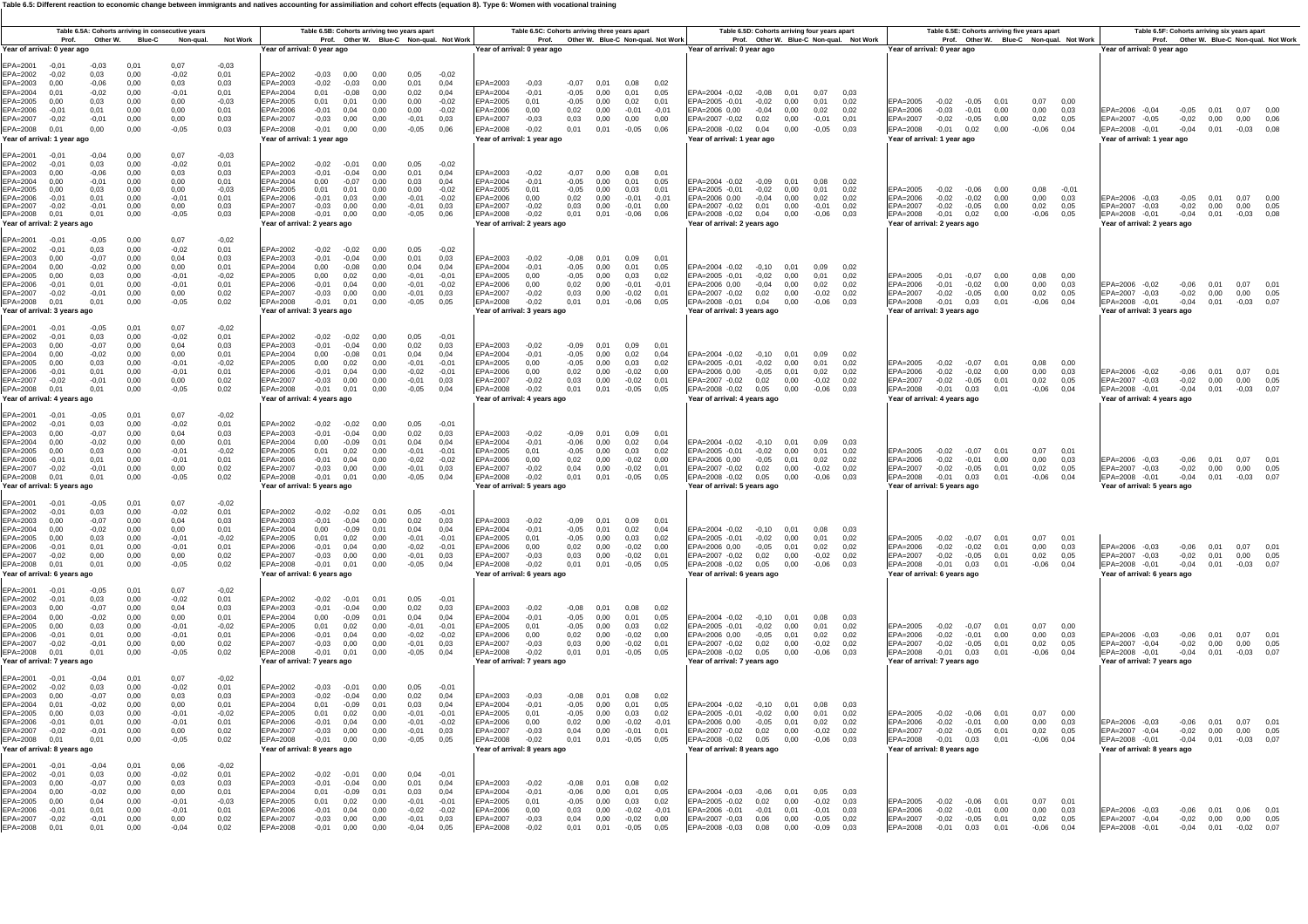**Table 6.5: Different reaction to economic change between immigrants and natives accounting for assimilation and cohort effects (equation 8). Type 6: Women with vocational training**

### Table 6.5A: Cohorts arriving in consecutive years

| | Prof. | Other W. | Blue-C | Non-qual. | Not Work |
|---|---|---|---|---|---|
| **Year of arrival: 0 year ago** | | | | | |
| EPA=2001 | -0,01 | -0,03 | 0,01 | 0,07 | -0,03 |
| EPA=2002 | -0,02 | 0,03 | 0,00 | -0,02 | 0,01 |
| EPA=2003 | 0,00 | -0,06 | 0,00 | 0,03 | 0,03 |
| EPA=2004 | 0,01 | -0,02 | 0,00 | -0,01 | 0,01 |
| EPA=2005 | 0,00 | 0,03 | 0,00 | 0,00 | -0,03 |
| EPA=2006 | -0,01 | 0,01 | 0,00 | 0,00 | 0,01 |
| EPA=2007 | -0,02 | -0,01 | 0,00 | 0,00 | 0,03 |
| EPA=2008 | 0,01 | 0,00 | 0,00 | -0,05 | 0,03 |
| **Year of arrival: 1 year ago** | | | | | |
| EPA=2001 | -0,01 | -0,04 | 0,00 | 0,07 | -0,03 |
| EPA=2002 | -0,01 | 0,03 | 0,00 | -0,02 | 0,01 |
| EPA=2003 | 0,00 | -0,06 | 0,00 | 0,03 | 0,03 |
| EPA=2004 | 0,00 | -0,01 | 0,00 | 0,00 | 0,01 |
| EPA=2005 | 0,00 | 0,03 | 0,00 | 0,00 | -0,03 |
| EPA=2006 | -0,01 | 0,01 | 0,00 | -0,01 | 0,01 |
| EPA=2007 | -0,02 | -0,01 | 0,00 | 0,00 | 0,03 |
| EPA=2008 | 0,01 | 0,01 | 0,00 | -0,05 | 0,03 |
| **Year of arrival: 2 years ago** | | | | | |
| EPA=2001 | -0,01 | -0,05 | 0,00 | 0,07 | -0,02 |
| EPA=2002 | -0,01 | 0,03 | 0,00 | -0,02 | 0,01 |
| EPA=2003 | 0,00 | -0,07 | 0,00 | 0,04 | 0,03 |
| EPA=2004 | 0,00 | -0,02 | 0,00 | 0,00 | 0,01 |
| EPA=2005 | 0,00 | 0,03 | 0,00 | -0,01 | -0,02 |
| EPA=2006 | -0,01 | 0,01 | 0,00 | -0,01 | 0,01 |
| EPA=2007 | -0,02 | -0,01 | 0,00 | 0,00 | 0,02 |
| EPA=2008 | 0,01 | 0,01 | 0,00 | -0,05 | 0,02 |
| **Year of arrival: 3 years ago** | | | | | |
| EPA=2001 | -0,01 | -0,05 | 0,01 | 0,07 | -0,02 |
| EPA=2002 | -0,01 | 0,03 | 0,00 | -0,02 | 0,01 |
| EPA=2003 | 0,00 | -0,07 | 0,00 | 0,04 | 0,03 |
| EPA=2004 | 0,00 | -0,02 | 0,00 | 0,00 | 0,01 |
| EPA=2005 | 0,00 | 0,03 | 0,00 | -0,01 | -0,02 |
| EPA=2006 | -0,01 | 0,01 | 0,00 | -0,01 | 0,01 |
| EPA=2007 | -0,02 | -0,01 | 0,00 | 0,00 | 0,02 |
| EPA=2008 | 0,01 | 0,01 | 0,00 | -0,05 | 0,02 |
| **Year of arrival: 4 years ago** | | | | | |
| EPA=2001 | -0,01 | -0,05 | 0,01 | 0,07 | -0,02 |
| EPA=2002 | -0,01 | 0,03 | 0,00 | -0,02 | 0,01 |
| EPA=2003 | 0,00 | -0,07 | 0,00 | 0,04 | 0,03 |
| EPA=2004 | 0,00 | -0,02 | 0,00 | 0,00 | 0,01 |
| EPA=2005 | 0,00 | 0,03 | 0,00 | -0,01 | -0,02 |
| EPA=2006 | -0,01 | 0,01 | 0,00 | -0,01 | 0,01 |
| EPA=2007 | -0,02 | -0,01 | 0,00 | 0,00 | 0,02 |
| EPA=2008 | 0,01 | 0,01 | 0,00 | -0,05 | 0,02 |
| **Year of arrival: 5 years ago** | | | | | |
| EPA=2001 | -0,01 | -0,05 | 0,01 | 0,07 | -0,02 |
| EPA=2002 | -0,01 | 0,03 | 0,00 | -0,02 | 0,01 |
| EPA=2003 | 0,00 | -0,07 | 0,00 | 0,04 | 0,03 |
| EPA=2004 | 0,00 | -0,02 | 0,00 | 0,00 | 0,01 |
| EPA=2005 | 0,00 | 0,03 | 0,00 | -0,01 | -0,02 |
| EPA=2006 | -0,01 | 0,01 | 0,00 | -0,01 | 0,01 |
| EPA=2007 | -0,02 | 0,00 | 0,00 | 0,00 | 0,02 |
| EPA=2008 | 0,01 | 0,01 | 0,00 | -0,05 | 0,02 |
| **Year of arrival: 6 years ago** | | | | | |
| EPA=2001 | -0,01 | -0,05 | 0,01 | 0,07 | -0,02 |
| EPA=2002 | -0,01 | 0,03 | 0,00 | -0,02 | 0,01 |
| EPA=2003 | 0,00 | -0,07 | 0,00 | 0,04 | 0,03 |
| EPA=2004 | 0,00 | -0,02 | 0,00 | 0,00 | 0,01 |
| EPA=2005 | 0,00 | 0,03 | 0,00 | -0,01 | -0,02 |
| EPA=2006 | -0,01 | 0,01 | 0,00 | -0,01 | 0,01 |
| EPA=2007 | -0,02 | -0,01 | 0,00 | 0,00 | 0,02 |
| EPA=2008 | 0,01 | 0,01 | 0,00 | -0,05 | 0,02 |
| **Year of arrival: 7 years ago** | | | | | |
| EPA=2001 | -0,01 | -0,04 | 0,01 | 0,07 | -0,02 |
| EPA=2002 | -0,02 | 0,03 | 0,00 | -0,02 | 0,01 |
| EPA=2003 | 0,00 | -0,07 | 0,00 | 0,03 | 0,03 |
| EPA=2004 | 0,00 | -0,02 | 0,00 | 0,00 | 0,01 |
| EPA=2005 | 0,00 | 0,03 | 0,00 | -0,01 | -0,02 |
| EPA=2006 | -0,01 | 0,01 | 0,00 | -0,01 | 0,01 |
| EPA=2007 | -0,02 | -0,01 | 0,00 | 0,00 | 0,02 |
| EPA=2008 | 0,01 | 0,01 | 0,00 | -0,05 | 0,02 |
| **Year of arrival: 8 years ago** | | | | | |
| EPA=2001 | -0,01 | -0,04 | 0,01 | 0,06 | -0,02 |
| EPA=2002 | -0,01 | 0,03 | 0,00 | -0,02 | 0,01 |
| EPA=2003 | 0,00 | -0,07 | 0,00 | 0,03 | 0,03 |
| EPA=2004 | 0,00 | -0,02 | 0,00 | 0,00 | 0,01 |
| EPA=2005 | 0,00 | 0,04 | 0,00 | -0,01 | -0,03 |
| EPA=2006 | -0,01 | 0,01 | 0,00 | -0,01 | 0,01 |
| EPA=2007 | -0,02 | -0,01 | 0,00 | 0,00 | 0,02 |
| EPA=2008 | 0,01 | 0,01 | 0,00 | -0,04 | 0,02 |

### Table 6.5B: Cohorts arriving two years apart

| | Prof. | Other W. | Blue-C | Non-qual. | Not Work |
|---|---|---|---|---|---|
| **Year of arrival: 0 year ago** | | | | | |
| EPA=2002 | -0,03 | 0,00 | 0,00 | 0,05 | -0,02 |
| EPA=2003 | -0,02 | -0,03 | 0,00 | 0,01 | 0,04 |
| EPA=2004 | 0,01 | -0,08 | 0,00 | 0,02 | 0,04 |
| EPA=2005 | 0,01 | 0,01 | 0,00 | 0,00 | -0,02 |
| EPA=2006 | -0,01 | 0,04 | 0,00 | 0,00 | -0,02 |
| EPA=2007 | -0,03 | 0,00 | 0,00 | -0,01 | 0,03 |
| EPA=2008 | -0,01 | 0,00 | 0,00 | -0,05 | 0,06 |
| **Year of arrival: 1 year ago** | | | | | |
| EPA=2002 | -0,02 | -0,01 | 0,00 | 0,05 | -0,02 |
| EPA=2003 | -0,01 | -0,04 | 0,00 | 0,01 | 0,04 |
| EPA=2004 | 0,00 | -0,07 | 0,00 | 0,03 | 0,04 |
| EPA=2005 | 0,01 | 0,01 | 0,00 | 0,00 | -0,02 |
| EPA=2006 | -0,01 | 0,03 | 0,00 | -0,01 | -0,02 |
| EPA=2007 | -0,03 | 0,00 | 0,00 | -0,01 | 0,03 |
| EPA=2008 | -0,01 | 0,00 | 0,00 | -0,05 | 0,06 |
| **Year of arrival: 2 years ago** | | | | | |
| EPA=2002 | -0,02 | -0,02 | 0,00 | 0,05 | -0,02 |
| EPA=2003 | -0,01 | -0,04 | 0,00 | 0,01 | 0,03 |
| EPA=2004 | 0,00 | -0,08 | 0,00 | 0,04 | 0,04 |
| EPA=2005 | 0,00 | 0,02 | 0,00 | -0,01 | -0,01 |
| EPA=2006 | -0,01 | 0,04 | 0,00 | -0,01 | -0,02 |
| EPA=2007 | -0,03 | 0,00 | 0,00 | -0,01 | 0,03 |
| EPA=2008 | -0,01 | 0,01 | 0,00 | -0,05 | 0,05 |
| **Year of arrival: 3 years ago** | | | | | |
| EPA=2002 | -0,02 | -0,02 | 0,00 | 0,05 | -0,01 |
| EPA=2003 | -0,01 | -0,04 | 0,00 | 0,02 | 0,03 |
| EPA=2004 | 0,00 | -0,08 | 0,01 | 0,04 | 0,04 |
| EPA=2005 | 0,00 | 0,02 | 0,00 | -0,01 | -0,01 |
| EPA=2006 | -0,01 | 0,04 | 0,00 | -0,02 | -0,01 |
| EPA=2007 | -0,03 | 0,00 | 0,00 | -0,01 | 0,03 |
| EPA=2008 | -0,01 | 0,01 | 0,00 | -0,05 | 0,04 |
| **Year of arrival: 4 years ago** | | | | | |
| EPA=2002 | -0,02 | -0,02 | 0,00 | 0,05 | -0,01 |
| EPA=2003 | -0,01 | -0,04 | 0,00 | 0,02 | 0,03 |
| EPA=2004 | 0,00 | -0,09 | 0,01 | 0,04 | 0,04 |
| EPA=2005 | 0,01 | 0,02 | 0,00 | -0,01 | -0,01 |
| EPA=2006 | -0,01 | 0,04 | 0,00 | -0,02 | -0,02 |
| EPA=2007 | -0,03 | 0,00 | 0,00 | -0,01 | 0,03 |
| EPA=2008 | -0,01 | 0,01 | 0,00 | -0,05 | 0,04 |
| **Year of arrival: 5 years ago** | | | | | |
| EPA=2002 | -0,02 | -0,02 | 0,01 | 0,05 | -0,01 |
| EPA=2003 | -0,01 | -0,04 | 0,00 | 0,02 | 0,03 |
| EPA=2004 | 0,00 | -0,09 | 0,01 | 0,04 | 0,04 |
| EPA=2005 | 0,01 | 0,02 | 0,00 | -0,01 | -0,01 |
| EPA=2006 | -0,01 | 0,04 | 0,00 | -0,02 | -0,01 |
| EPA=2007 | -0,03 | 0,00 | 0,00 | -0,01 | 0,03 |
| EPA=2008 | -0,01 | 0,01 | 0,00 | -0,05 | 0,04 |
| **Year of arrival: 6 years ago** | | | | | |
| EPA=2002 | -0,02 | -0,01 | 0,01 | 0,05 | -0,01 |
| EPA=2003 | -0,01 | -0,04 | 0,00 | 0,02 | 0,03 |
| EPA=2004 | 0,00 | -0,09 | 0,01 | 0,04 | 0,04 |
| EPA=2005 | 0,01 | 0,02 | 0,00 | -0,01 | -0,01 |
| EPA=2006 | -0,01 | 0,04 | 0,00 | -0,02 | -0,01 |
| EPA=2007 | -0,03 | 0,00 | 0,00 | -0,01 | 0,03 |
| EPA=2008 | -0,01 | 0,01 | 0,00 | -0,05 | 0,04 |
| **Year of arrival: 7 years ago** | | | | | |
| EPA=2002 | -0,03 | -0,01 | 0,00 | 0,05 | -0,01 |
| EPA=2003 | -0,02 | -0,04 | 0,00 | 0,02 | 0,04 |
| EPA=2004 | 0,01 | -0,09 | 0,01 | 0,04 | 0,04 |
| EPA=2005 | 0,01 | 0,02 | 0,00 | -0,01 | -0,01 |
| EPA=2006 | -0,01 | 0,04 | 0,00 | -0,01 | -0,02 |
| EPA=2007 | -0,03 | 0,00 | 0,00 | -0,01 | 0,03 |
| EPA=2008 | -0,01 | 0,00 | 0,00 | -0,05 | 0,05 |
| **Year of arrival: 8 years ago** | | | | | |
| EPA=2002 | -0,02 | -0,01 | 0,00 | 0,04 | -0,01 |
| EPA=2003 | -0,01 | -0,04 | 0,01 | 0,01 | 0,04 |
| EPA=2004 | 0,01 | -0,09 | 0,01 | 0,03 | 0,04 |
| EPA=2005 | 0,01 | 0,02 | 0,00 | -0,01 | -0,01 |
| EPA=2006 | -0,01 | 0,04 | 0,00 | -0,02 | -0,02 |
| EPA=2007 | -0,03 | 0,00 | 0,00 | -0,01 | 0,03 |
| EPA=2008 | -0,01 | 0,01 | 0,00 | -0,04 | 0,05 |

### Table 6.5C: Cohorts arriving three years apart

| | Prof. | Other W. | Blue-C | Non-qual. | Not Work |
|---|---|---|---|---|---|
| **Year of arrival: 0 year ago** | | | | | |
| EPA=2003 | -0,03 | -0,07 | 0,01 | 0,08 | 0,02 |
| EPA=2004 | -0,01 | -0,05 | 0,00 | 0,01 | 0,04 |
| EPA=2005 | 0,01 | -0,05 | 0,00 | 0,02 | 0,01 |
| EPA=2006 | 0,00 | 0,02 | 0,00 | -0,01 | -0,01 |
| EPA=2007 | -0,03 | 0,03 | 0,00 | 0,00 | 0,00 |
| EPA=2008 | -0,02 | 0,01 | 0,01 | -0,05 | 0,06 |
| **Year of arrival: 1 year ago** | | | | | |
| EPA=2003 | -0,02 | -0,07 | 0,00 | 0,08 | 0,01 |
| EPA=2004 | -0,01 | -0,05 | 0,00 | 0,01 | 0,05 |
| EPA=2005 | 0,01 | -0,05 | 0,00 | 0,03 | 0,01 |
| EPA=2006 | 0,00 | 0,02 | 0,00 | -0,01 | -0,01 |
| EPA=2007 | -0,02 | 0,03 | 0,00 | -0,01 | 0,00 |
| EPA=2008 | -0,02 | 0,01 | 0,01 | -0,06 | 0,06 |
| **Year of arrival: 2 years ago** | | | | | |
| EPA=2003 | -0,02 | -0,08 | 0,01 | 0,09 | 0,01 |
| EPA=2004 | -0,01 | -0,05 | 0,00 | 0,01 | 0,05 |
| EPA=2005 | 0,00 | -0,05 | 0,00 | 0,03 | 0,02 |
| EPA=2006 | 0,00 | 0,02 | 0,00 | -0,01 | -0,01 |
| EPA=2007 | -0,02 | 0,03 | 0,00 | -0,02 | 0,01 |
| EPA=2008 | -0,02 | 0,01 | 0,01 | -0,06 | 0,05 |
| **Year of arrival: 3 years ago** | | | | | |
| EPA=2003 | -0,02 | -0,09 | 0,01 | 0,09 | 0,01 |
| EPA=2004 | -0,01 | -0,05 | 0,00 | 0,02 | 0,04 |
| EPA=2005 | 0,00 | -0,05 | 0,00 | 0,03 | 0,02 |
| EPA=2006 | 0,00 | 0,02 | 0,00 | -0,02 | 0,00 |
| EPA=2007 | -0,02 | 0,03 | 0,00 | -0,02 | 0,01 |
| EPA=2008 | -0,02 | 0,01 | 0,01 | -0,05 | 0,05 |
| **Year of arrival: 4 years ago** | | | | | |
| EPA=2003 | -0,02 | -0,09 | 0,01 | 0,09 | 0,01 |
| EPA=2004 | -0,01 | -0,06 | 0,00 | 0,02 | 0,04 |
| EPA=2005 | 0,01 | -0,05 | 0,00 | 0,03 | 0,02 |
| EPA=2006 | 0,00 | 0,02 | 0,00 | -0,02 | 0,00 |
| EPA=2007 | -0,02 | 0,04 | 0,00 | -0,02 | 0,01 |
| EPA=2008 | -0,02 | 0,01 | 0,01 | -0,05 | 0,05 |
| **Year of arrival: 5 years ago** | | | | | |
| EPA=2003 | -0,02 | -0,09 | 0,01 | 0,09 | 0,01 |
| EPA=2004 | -0,01 | -0,05 | 0,01 | 0,02 | 0,04 |
| EPA=2005 | 0,01 | -0,05 | 0,00 | 0,03 | 0,02 |
| EPA=2006 | 0,00 | 0,02 | 0,00 | -0,02 | 0,00 |
| EPA=2007 | -0,03 | 0,03 | 0,00 | -0,02 | 0,01 |
| EPA=2008 | -0,02 | 0,01 | 0,01 | -0,05 | 0,05 |
| **Year of arrival: 6 years ago** | | | | | |
| EPA=2003 | -0,02 | -0,08 | 0,01 | 0,08 | 0,02 |
| EPA=2004 | -0,01 | -0,05 | 0,00 | 0,01 | 0,05 |
| EPA=2005 | 0,01 | -0,05 | 0,00 | 0,03 | 0,02 |
| EPA=2006 | 0,00 | 0,02 | 0,00 | -0,02 | 0,00 |
| EPA=2007 | -0,03 | 0,03 | 0,00 | -0,02 | 0,01 |
| EPA=2008 | -0,02 | 0,01 | 0,01 | -0,05 | 0,05 |
| **Year of arrival: 7 years ago** | | | | | |
| EPA=2003 | -0,03 | -0,08 | 0,01 | 0,08 | 0,02 |
| EPA=2004 | -0,01 | -0,05 | 0,00 | 0,01 | 0,05 |
| EPA=2005 | 0,01 | -0,05 | 0,00 | 0,03 | 0,02 |
| EPA=2006 | 0,00 | 0,02 | 0,00 | -0,02 | -0,01 |
| EPA=2007 | -0,03 | 0,03 | 0,00 | -0,02 | 0,01 |
| EPA=2008 | -0,02 | 0,01 | 0,01 | -0,05 | 0,05 |
| **Year of arrival: 8 years ago** | | | | | |
| EPA=2003 | -0,02 | -0,08 | 0,01 | 0,08 | 0,02 |
| EPA=2004 | -0,01 | -0,06 | 0,00 | 0,01 | 0,05 |
| EPA=2005 | 0,01 | -0,05 | 0,00 | 0,03 | 0,02 |
| EPA=2006 | 0,00 | 0,03 | 0,00 | -0,02 | -0,01 |
| EPA=2007 | -0,03 | 0,04 | 0,00 | -0,02 | 0,00 |
| EPA=2008 | -0,02 | 0,01 | 0,01 | -0,05 | 0,05 |

### Table 6.5D: Cohorts arriving four years apart

| | Prof. | Other W. | Blue-C | Non-qual. | Not Work |
|---|---|---|---|---|---|
| **Year of arrival: 0 year ago** | | | | | |
| EPA=2004 | -0,02 | -0,08 | 0,01 | 0,07 | 0,03 |
| EPA=2005 | -0,01 | -0,02 | 0,00 | 0,01 | 0,02 |
| EPA=2006 | 0,00 | -0,04 | 0,00 | 0,02 | 0,02 |
| EPA=2007 | -0,02 | 0,02 | 0,00 | -0,01 | 0,01 |
| EPA=2008 | -0,02 | 0,04 | 0,00 | -0,05 | 0,03 |
| **Year of arrival: 1 year ago** | | | | | |
| EPA=2004 | -0,02 | -0,09 | 0,01 | 0,08 | 0,02 |
| EPA=2005 | -0,01 | -0,02 | 0,00 | 0,01 | 0,02 |
| EPA=2006 | 0,00 | -0,04 | 0,00 | 0,02 | 0,02 |
| EPA=2007 | -0,02 | 0,02 | 0,00 | -0,01 | 0,02 |
| EPA=2008 | -0,02 | 0,04 | 0,00 | -0,06 | 0,03 |
| **Year of arrival: 2 years ago** | | | | | |
| EPA=2004 | -0,02 | -0,10 | 0,01 | 0,09 | 0,02 |
| EPA=2005 | -0,01 | -0,02 | 0,00 | 0,01 | 0,02 |
| EPA=2006 | 0,00 | -0,04 | 0,00 | 0,02 | 0,02 |
| EPA=2007 | -0,02 | 0,02 | 0,00 | -0,02 | 0,02 |
| EPA=2008 | -0,01 | 0,04 | 0,00 | -0,06 | 0,03 |
| **Year of arrival: 3 years ago** | | | | | |
| EPA=2004 | -0,02 | -0,10 | 0,01 | 0,09 | 0,02 |
| EPA=2005 | -0,01 | -0,02 | 0,00 | 0,01 | 0,02 |
| EPA=2006 | 0,00 | -0,05 | 0,01 | 0,02 | 0,02 |
| EPA=2007 | -0,02 | 0,02 | 0,00 | -0,02 | 0,02 |
| EPA=2008 | -0,02 | 0,05 | 0,00 | -0,06 | 0,03 |
| **Year of arrival: 4 years ago** | | | | | |
| EPA=2004 | -0,02 | -0,10 | 0,01 | 0,09 | 0,03 |
| EPA=2005 | -0,01 | -0,02 | 0,00 | 0,01 | 0,02 |
| EPA=2006 | 0,00 | -0,05 | 0,01 | 0,02 | 0,02 |
| EPA=2007 | -0,02 | 0,02 | 0,00 | -0,02 | 0,02 |
| EPA=2008 | -0,02 | 0,05 | 0,00 | -0,06 | 0,03 |
| **Year of arrival: 5 years ago** | | | | | |
| EPA=2004 | -0,02 | -0,10 | 0,01 | 0,08 | 0,03 |
| EPA=2005 | -0,01 | -0,02 | 0,00 | 0,01 | 0,02 |
| EPA=2006 | 0,00 | -0,05 | 0,01 | 0,02 | 0,02 |
| EPA=2007 | -0,02 | 0,02 | 0,00 | -0,02 | 0,02 |
| EPA=2008 | -0,02 | 0,05 | 0,00 | -0,06 | 0,03 |
| **Year of arrival: 6 years ago** | | | | | |
| EPA=2004 | -0,02 | -0,10 | 0,01 | 0,08 | 0,03 |
| EPA=2005 | -0,01 | -0,02 | 0,00 | 0,01 | 0,02 |
| EPA=2006 | 0,00 | -0,05 | 0,01 | 0,02 | 0,02 |
| EPA=2007 | -0,02 | 0,02 | 0,00 | -0,02 | 0,02 |
| EPA=2008 | -0,02 | 0,05 | 0,00 | -0,06 | 0,03 |
| **Year of arrival: 7 years ago** | | | | | |
| EPA=2004 | -0,02 | -0,10 | 0,01 | 0,08 | 0,03 |
| EPA=2005 | -0,01 | -0,02 | 0,00 | 0,01 | 0,02 |
| EPA=2006 | 0,00 | -0,05 | 0,01 | 0,02 | 0,02 |
| EPA=2007 | -0,02 | 0,02 | 0,00 | -0,02 | 0,02 |
| EPA=2008 | -0,02 | 0,05 | 0,00 | -0,06 | 0,03 |
| **Year of arrival: 8 years ago** | | | | | |
| EPA=2004 | -0,03 | -0,06 | 0,01 | 0,05 | 0,03 |
| EPA=2005 | -0,02 | 0,02 | 0,00 | -0,02 | 0,03 |
| EPA=2006 | -0,01 | -0,01 | 0,01 | -0,01 | 0,03 |
| EPA=2007 | -0,03 | 0,06 | 0,00 | -0,05 | 0,02 |
| EPA=2008 | -0,03 | 0,08 | 0,00 | -0,09 | 0,03 |

### Table 6.5E: Cohorts arriving five years apart

| | Prof. | Other W. | Blue-C | Non-qual. | Not Work |
|---|---|---|---|---|---|
| **Year of arrival: 0 year ago** | | | | | |
| EPA=2005 | -0,02 | -0,05 | 0,01 | 0,07 | 0,00 |
| EPA=2006 | -0,03 | -0,01 | 0,00 | 0,00 | 0,03 |
| EPA=2007 | -0,02 | -0,05 | 0,00 | 0,02 | 0,05 |
| EPA=2008 | -0,01 | 0,02 | 0,00 | -0,06 | 0,04 |
| **Year of arrival: 1 year ago** | | | | | |
| EPA=2005 | -0,02 | -0,06 | 0,00 | 0,08 | -0,01 |
| EPA=2006 | -0,02 | -0,02 | 0,00 | 0,00 | 0,03 |
| EPA=2007 | -0,02 | -0,05 | 0,00 | 0,02 | 0,05 |
| EPA=2008 | -0,01 | 0,02 | 0,00 | -0,06 | 0,05 |
| **Year of arrival: 2 years ago** | | | | | |
| EPA=2005 | -0,01 | -0,07 | 0,00 | 0,08 | 0,00 |
| EPA=2006 | -0,01 | -0,02 | 0,00 | 0,00 | 0,03 |
| EPA=2007 | -0,02 | -0,05 | 0,00 | 0,02 | 0,05 |
| EPA=2008 | -0,01 | 0,03 | 0,01 | -0,06 | 0,04 |
| **Year of arrival: 3 years ago** | | | | | |
| EPA=2005 | -0,02 | -0,07 | 0,01 | 0,08 | 0,00 |
| EPA=2006 | -0,02 | -0,02 | 0,00 | 0,00 | 0,03 |
| EPA=2007 | -0,02 | -0,05 | 0,01 | 0,02 | 0,05 |
| EPA=2008 | -0,01 | 0,03 | 0,01 | -0,06 | 0,04 |
| **Year of arrival: 4 years ago** | | | | | |
| EPA=2005 | -0,02 | -0,07 | 0,01 | 0,07 | 0,01 |
| EPA=2006 | -0,02 | -0,01 | 0,00 | 0,00 | 0,03 |
| EPA=2007 | -0,02 | -0,05 | 0,01 | 0,02 | 0,05 |
| EPA=2008 | -0,01 | 0,03 | 0,01 | -0,06 | 0,04 |
| **Year of arrival: 5 years ago** | | | | | |
| EPA=2005 | -0,02 | -0,07 | 0,01 | 0,07 | 0,01 |
| EPA=2006 | -0,02 | -0,02 | 0,01 | 0,00 | 0,03 |
| EPA=2007 | -0,02 | -0,05 | 0,01 | 0,02 | 0,05 |
| EPA=2008 | -0,01 | 0,03 | 0,01 | -0,06 | 0,04 |
| **Year of arrival: 6 years ago** | | | | | |
| EPA=2005 | -0,02 | -0,07 | 0,01 | 0,07 | 0,00 |
| EPA=2006 | -0,02 | -0,01 | 0,00 | 0,00 | 0,03 |
| EPA=2007 | -0,02 | -0,05 | 0,01 | 0,02 | 0,05 |
| EPA=2008 | -0,01 | 0,03 | 0,01 | -0,06 | 0,04 |
| **Year of arrival: 7 years ago** | | | | | |
| EPA=2005 | -0,02 | -0,06 | 0,01 | 0,07 | 0,00 |
| EPA=2006 | -0,02 | -0,01 | 0,00 | 0,00 | 0,03 |
| EPA=2007 | -0,02 | -0,05 | 0,01 | 0,02 | 0,05 |
| EPA=2008 | -0,01 | 0,03 | 0,01 | -0,06 | 0,04 |
| **Year of arrival: 8 years ago** | | | | | |
| EPA=2005 | -0,02 | -0,06 | 0,01 | 0,07 | 0,01 |
| EPA=2006 | -0,02 | -0,01 | 0,00 | 0,00 | 0,03 |
| EPA=2007 | -0,02 | -0,05 | 0,01 | 0,02 | 0,05 |
| EPA=2008 | -0,01 | 0,03 | 0,01 | -0,06 | 0,04 |

### Table 6.5F: Cohorts arriving six years apart

| | Prof. | Other W. | Blue-C | Non-qual. | Not Work |
|---|---|---|---|---|---|
| **Year of arrival: 0 year ago** | | | | | |
| EPA=2006 | -0,04 | -0,05 | 0,01 | 0,07 | 0,00 |
| EPA=2007 | -0,05 | -0,02 | 0,00 | 0,00 | 0,06 |
| EPA=2008 | -0,01 | -0,04 | 0,01 | -0,03 | 0,08 |
| **Year of arrival: 1 year ago** | | | | | |
| EPA=2006 | -0,03 | -0,05 | 0,01 | 0,07 | 0,00 |
| EPA=2007 | -0,02 | -0,02 | 0,00 | 0,00 | 0,05 |
| EPA=2008 | -0,01 | -0,04 | 0,01 | -0,03 | 0,08 |
| **Year of arrival: 2 years ago** | | | | | |
| EPA=2006 | -0,02 | -0,06 | 0,01 | 0,07 | 0,01 |
| EPA=2007 | -0,03 | -0,02 | 0,00 | 0,00 | 0,05 |
| EPA=2008 | -0,01 | -0,04 | 0,01 | -0,03 | 0,07 |
| **Year of arrival: 3 years ago** | | | | | |
| EPA=2006 | -0,02 | -0,06 | 0,01 | 0,07 | 0,01 |
| EPA=2007 | -0,03 | -0,02 | 0,00 | 0,00 | 0,05 |
| EPA=2008 | -0,01 | -0,04 | 0,01 | -0,03 | 0,07 |
| **Year of arrival: 4 years ago** | | | | | |
| EPA=2006 | -0,03 | -0,06 | 0,01 | 0,07 | 0,01 |
| EPA=2007 | -0,03 | -0,02 | 0,00 | 0,00 | 0,05 |
| EPA=2008 | -0,01 | -0,04 | 0,01 | -0,03 | 0,07 |
| **Year of arrival: 5 years ago** | | | | | |
| EPA=2006 | -0,03 | -0,06 | 0,01 | 0,07 | 0,01 |
| EPA=2007 | -0,03 | -0,02 | 0,01 | 0,00 | 0,05 |
| EPA=2008 | -0,01 | -0,04 | 0,01 | -0,03 | 0,07 |
| **Year of arrival: 6 years ago** | | | | | |
| EPA=2006 | -0,03 | -0,06 | 0,01 | 0,07 | 0,01 |
| EPA=2007 | -0,04 | -0,02 | 0,00 | 0,00 | 0,05 |
| EPA=2008 | -0,01 | -0,04 | 0,01 | -0,03 | 0,07 |
| **Year of arrival: 7 years ago** | | | | | |
| EPA=2006 | -0,03 | -0,06 | 0,01 | 0,07 | 0,01 |
| EPA=2007 | -0,03 | -0,02 | 0,00 | 0,00 | 0,05 |
| EPA=2008 | -0,01 | -0,04 | 0,01 | -0,03 | 0,07 |
| **Year of arrival: 8 years ago** | | | | | |
| EPA=2006 | -0,03 | -0,06 | 0,01 | 0,06 | 0,01 |
| EPA=2007 | -0,04 | -0,02 | 0,00 | 0,00 | 0,05 |
| EPA=2008 | -0,01 | -0,04 | 0,01 | -0,02 | 0,07 |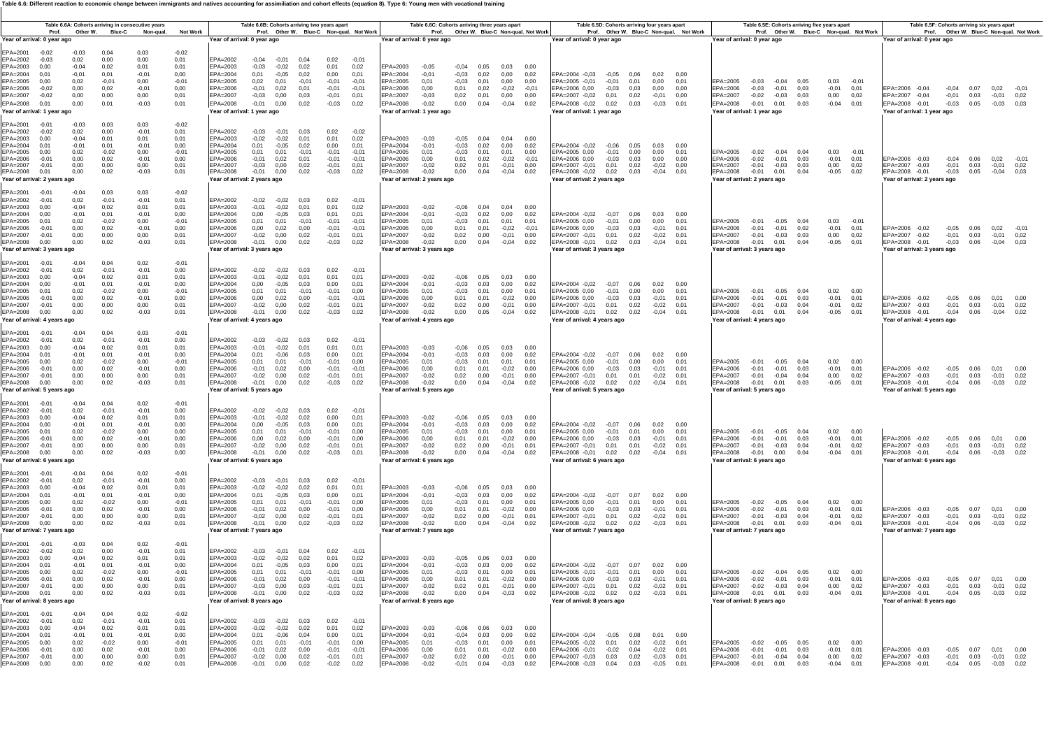**Table 6.6: Different reaction to economic change between immigrants and natives accounting for assimilation and cohort effects (equation 8). Type 6: Young men with vocational training**

**Table 6.6A: Cohorts arriving in consecutive years**

| | Prof. | Other W. | Blue-C | Non-qual. | Not Work |
|---|---|---|---|---|---|
| **Year of arrival: 0 year ago** | | | | | |
| EPA=2001 | -0,02 | -0,03 | 0,04 | 0,03 | -0,02 |
| EPA=2002 | -0,03 | 0,02 | 0,00 | 0,00 | 0,01 |
| EPA=2003 | 0,00 | -0,04 | 0,02 | 0,01 | 0,01 |
| EPA=2004 | 0,01 | -0,01 | 0,01 | -0,01 | 0,00 |
| EPA=2005 | 0,00 | 0,02 | -0,01 | 0,00 | -0,01 |
| EPA=2006 | -0,02 | 0,00 | 0,02 | -0,01 | 0,00 |
| EPA=2007 | -0,02 | 0,00 | 0,00 | 0,00 | 0,01 |
| EPA=2008 | 0,01 | 0,00 | 0,01 | -0,03 | 0,01 |
| **Year of arrival: 1 year ago** | | | | | |
| EPA=2001 | -0,01 | -0,03 | 0,03 | 0,03 | -0,02 |
| EPA=2002 | -0,02 | 0,02 | 0,00 | -0,01 | 0,01 |
| EPA=2003 | 0,00 | -0,04 | 0,01 | 0,01 | 0,01 |
| EPA=2004 | 0,01 | -0,01 | 0,01 | -0,01 | 0,00 |
| EPA=2005 | 0,00 | 0,02 | -0,02 | 0,00 | -0,01 |
| EPA=2006 | -0,01 | 0,00 | 0,02 | -0,01 | 0,00 |
| EPA=2007 | -0,01 | 0,00 | 0,00 | 0,00 | 0,01 |
| EPA=2008 | 0,01 | 0,00 | 0,02 | -0,03 | 0,01 |
| **Year of arrival: 2 years ago** | | | | | |
| EPA=2001 | -0,01 | -0,04 | 0,03 | 0,03 | -0,02 |
| EPA=2002 | -0,01 | 0,02 | -0,01 | -0,01 | 0,01 |
| EPA=2003 | 0,00 | -0,04 | 0,02 | 0,01 | 0,01 |
| EPA=2004 | 0,00 | -0,01 | 0,01 | -0,01 | 0,00 |
| EPA=2005 | 0,01 | 0,02 | -0,02 | 0,00 | -0,01 |
| EPA=2006 | -0,01 | 0,00 | 0,02 | -0,01 | 0,00 |
| EPA=2007 | -0,01 | 0,00 | 0,00 | 0,00 | 0,01 |
| EPA=2008 | 0,00 | 0,00 | 0,02 | -0,03 | 0,01 |
| **Year of arrival: 3 years ago** | | | | | |
| EPA=2001 | -0,01 | -0,04 | 0,04 | 0,02 | -0,01 |
| EPA=2002 | -0,01 | 0,02 | -0,01 | -0,01 | 0,00 |
| EPA=2003 | 0,00 | -0,04 | 0,02 | 0,01 | 0,01 |
| EPA=2004 | 0,00 | -0,01 | 0,01 | -0,01 | 0,00 |
| EPA=2005 | 0,01 | 0,02 | -0,02 | 0,00 | -0,01 |
| EPA=2006 | -0,01 | 0,00 | 0,02 | -0,01 | 0,00 |
| EPA=2007 | -0,01 | 0,00 | 0,00 | 0,00 | 0,01 |
| EPA=2008 | 0,00 | 0,00 | 0,02 | -0,03 | 0,01 |
| **Year of arrival: 4 years ago** | | | | | |
| EPA=2001 | -0,01 | -0,04 | 0,04 | 0,03 | -0,01 |
| EPA=2002 | -0,01 | 0,02 | -0,01 | -0,01 | 0,00 |
| EPA=2003 | 0,00 | -0,04 | 0,02 | 0,01 | 0,01 |
| EPA=2004 | 0,01 | -0,01 | 0,01 | -0,01 | 0,00 |
| EPA=2005 | 0,00 | 0,02 | -0,02 | 0,00 | -0,01 |
| EPA=2006 | -0,01 | 0,00 | 0,02 | -0,01 | 0,00 |
| EPA=2007 | -0,01 | 0,00 | 0,00 | 0,00 | 0,01 |
| EPA=2008 | 0,00 | 0,00 | 0,02 | -0,03 | 0,01 |
| **Year of arrival: 5 years ago** | | | | | |
| EPA=2001 | -0,01 | -0,04 | 0,04 | 0,02 | -0,01 |
| EPA=2002 | -0,01 | 0,02 | -0,01 | -0,01 | 0,00 |
| EPA=2003 | 0,00 | -0,04 | 0,02 | 0,01 | 0,01 |
| EPA=2004 | 0,00 | -0,01 | 0,01 | -0,01 | 0,00 |
| EPA=2005 | 0,01 | 0,02 | -0,02 | 0,00 | -0,01 |
| EPA=2006 | -0,01 | 0,00 | 0,02 | -0,01 | 0,00 |
| EPA=2007 | -0,01 | 0,00 | 0,00 | 0,00 | 0,01 |
| EPA=2008 | 0,00 | 0,00 | 0,02 | -0,03 | 0,00 |
| **Year of arrival: 6 years ago** | | | | | |
| EPA=2001 | -0,01 | -0,04 | 0,04 | 0,02 | -0,01 |
| EPA=2002 | -0,01 | 0,02 | -0,01 | -0,01 | 0,00 |
| EPA=2003 | 0,00 | -0,04 | 0,02 | 0,01 | 0,01 |
| EPA=2004 | 0,01 | -0,01 | 0,01 | -0,01 | 0,00 |
| EPA=2005 | 0,00 | 0,02 | -0,02 | 0,00 | -0,01 |
| EPA=2006 | -0,01 | 0,00 | 0,02 | -0,01 | 0,00 |
| EPA=2007 | -0,01 | 0,00 | 0,00 | 0,00 | 0,01 |
| EPA=2008 | 0,00 | 0,00 | 0,02 | -0,03 | 0,01 |
| **Year of arrival: 7 years ago** | | | | | |
| EPA=2001 | -0,01 | -0,03 | 0,04 | 0,02 | -0,01 |
| EPA=2002 | -0,02 | 0,02 | 0,00 | -0,01 | 0,01 |
| EPA=2003 | 0,00 | -0,04 | 0,02 | 0,01 | 0,01 |
| EPA=2004 | 0,01 | -0,01 | 0,01 | -0,01 | 0,00 |
| EPA=2005 | 0,00 | 0,02 | -0,02 | 0,00 | -0,01 |
| EPA=2006 | -0,01 | 0,00 | 0,02 | -0,01 | 0,00 |
| EPA=2007 | -0,01 | 0,00 | 0,00 | 0,00 | 0,01 |
| EPA=2008 | 0,01 | 0,00 | 0,02 | -0,03 | 0,01 |
| **Year of arrival: 8 years ago** | | | | | |
| EPA=2001 | -0,01 | -0,04 | 0,04 | 0,02 | -0,02 |
| EPA=2002 | -0,01 | 0,02 | -0,01 | -0,01 | 0,01 |
| EPA=2003 | 0,00 | -0,04 | 0,02 | 0,01 | 0,01 |
| EPA=2004 | 0,01 | -0,01 | 0,01 | -0,01 | 0,00 |
| EPA=2005 | 0,00 | 0,02 | -0,02 | 0,00 | -0,01 |
| EPA=2006 | -0,01 | 0,00 | 0,02 | -0,01 | 0,00 |
| EPA=2007 | -0,01 | 0,00 | 0,00 | 0,00 | 0,01 |
| EPA=2008 | 0,00 | 0,00 | 0,02 | -0,02 | 0,01 |

**Table 6.6B: Cohorts arriving two years apart**

| | Prof. | Other W. | Blue-C | Non-qual. | Not Work |
|---|---|---|---|---|---|
| **Year of arrival: 0 year ago** | | | | | |
| EPA=2002 | -0,04 | -0,01 | 0,04 | 0,02 | -0,01 |
| EPA=2003 | -0,03 | -0,02 | 0,02 | 0,01 | 0,02 |
| EPA=2004 | 0,01 | -0,05 | 0,02 | 0,00 | 0,01 |
| EPA=2005 | 0,02 | 0,01 | -0,01 | -0,01 | -0,01 |
| EPA=2006 | -0,01 | 0,02 | 0,01 | -0,01 | -0,01 |
| EPA=2007 | -0,03 | 0,00 | 0,03 | -0,01 | 0,01 |
| EPA=2008 | -0,01 | 0,00 | 0,02 | -0,03 | 0,02 |
| **Year of arrival: 1 year ago** | | | | | |
| EPA=2002 | -0,03 | -0,01 | 0,03 | 0,02 | -0,02 |
| EPA=2003 | -0,02 | -0,02 | 0,01 | 0,01 | 0,02 |
| EPA=2004 | 0,01 | -0,05 | 0,02 | 0,00 | 0,01 |
| EPA=2005 | 0,01 | 0,01 | -0,01 | -0,01 | -0,01 |
| EPA=2006 | -0,01 | 0,02 | 0,01 | -0,01 | -0,01 |
| EPA=2007 | -0,03 | 0,00 | 0,02 | -0,01 | 0,01 |
| EPA=2008 | -0,01 | 0,00 | 0,02 | -0,03 | 0,02 |
| **Year of arrival: 2 years ago** | | | | | |
| EPA=2002 | -0,02 | -0,02 | 0,03 | 0,02 | -0,01 |
| EPA=2003 | -0,01 | -0,02 | 0,01 | 0,01 | 0,02 |
| EPA=2004 | 0,00 | -0,05 | 0,03 | 0,01 | 0,01 |
| EPA=2005 | 0,01 | 0,01 | -0,01 | -0,01 | -0,01 |
| EPA=2006 | 0,00 | 0,02 | 0,00 | -0,01 | -0,01 |
| EPA=2007 | -0,02 | 0,00 | 0,02 | -0,01 | 0,01 |
| EPA=2008 | -0,01 | 0,00 | 0,02 | -0,03 | 0,02 |
| **Year of arrival: 3 years ago** | | | | | |
| EPA=2002 | -0,02 | -0,02 | 0,03 | 0,02 | -0,01 |
| EPA=2003 | -0,01 | -0,02 | 0,02 | 0,01 | 0,01 |
| EPA=2004 | 0,00 | -0,05 | 0,03 | 0,00 | 0,01 |
| EPA=2005 | 0,01 | 0,01 | -0,01 | -0,01 | 0,00 |
| EPA=2006 | 0,00 | 0,02 | 0,00 | -0,01 | -0,01 |
| EPA=2007 | -0,02 | 0,00 | 0,02 | -0,01 | 0,01 |
| EPA=2008 | -0,01 | 0,00 | 0,02 | -0,03 | 0,02 |
| **Year of arrival: 4 years ago** | | | | | |
| EPA=2002 | -0,03 | -0,02 | 0,03 | 0,02 | -0,01 |
| EPA=2003 | -0,01 | -0,02 | 0,01 | 0,01 | 0,01 |
| EPA=2004 | 0,01 | -0,06 | 0,03 | 0,00 | 0,01 |
| EPA=2005 | 0,01 | 0,01 | -0,01 | -0,01 | 0,00 |
| EPA=2006 | -0,01 | 0,02 | 0,00 | -0,01 | -0,01 |
| EPA=2007 | -0,02 | 0,00 | 0,02 | -0,01 | 0,01 |
| EPA=2008 | -0,01 | 0,00 | 0,02 | -0,03 | 0,02 |
| **Year of arrival: 5 years ago** | | | | | |
| EPA=2002 | -0,02 | -0,02 | 0,03 | 0,02 | -0,01 |
| EPA=2003 | -0,01 | -0,02 | 0,02 | 0,00 | 0,01 |
| EPA=2004 | 0,00 | -0,05 | 0,03 | 0,00 | 0,01 |
| EPA=2005 | 0,01 | 0,01 | -0,01 | -0,01 | 0,00 |
| EPA=2006 | 0,00 | 0,02 | 0,00 | -0,01 | 0,00 |
| EPA=2007 | -0,02 | 0,00 | 0,02 | -0,01 | 0,01 |
| EPA=2008 | -0,01 | 0,00 | 0,02 | -0,03 | 0,01 |
| **Year of arrival: 6 years ago** | | | | | |
| EPA=2002 | -0,03 | -0,01 | 0,03 | 0,02 | -0,01 |
| EPA=2003 | -0,02 | -0,02 | 0,02 | 0,01 | 0,01 |
| EPA=2004 | 0,01 | -0,05 | 0,03 | 0,00 | 0,01 |
| EPA=2005 | 0,01 | 0,01 | -0,01 | -0,01 | 0,00 |
| EPA=2006 | -0,01 | 0,02 | 0,00 | -0,01 | 0,00 |
| EPA=2007 | -0,02 | 0,00 | 0,02 | -0,01 | 0,01 |
| EPA=2008 | -0,01 | 0,00 | 0,02 | -0,03 | 0,02 |
| **Year of arrival: 7 years ago** | | | | | |
| EPA=2002 | -0,03 | -0,01 | 0,04 | 0,02 | -0,01 |
| EPA=2003 | -0,02 | -0,02 | 0,02 | 0,01 | 0,02 |
| EPA=2004 | 0,01 | -0,05 | 0,03 | 0,00 | 0,01 |
| EPA=2005 | 0,01 | 0,01 | -0,01 | -0,01 | 0,00 |
| EPA=2006 | -0,01 | 0,02 | 0,00 | -0,01 | -0,01 |
| EPA=2007 | -0,03 | 0,00 | 0,03 | -0,01 | 0,01 |
| EPA=2008 | -0,01 | 0,00 | 0,02 | -0,03 | 0,02 |
| **Year of arrival: 8 years ago** | | | | | |
| EPA=2002 | -0,03 | -0,02 | 0,03 | 0,02 | -0,01 |
| EPA=2003 | -0,02 | -0,02 | 0,02 | 0,01 | 0,02 |
| EPA=2004 | 0,01 | -0,06 | 0,04 | 0,00 | 0,01 |
| EPA=2005 | 0,01 | 0,01 | -0,01 | -0,01 | 0,00 |
| EPA=2006 | -0,01 | 0,02 | 0,00 | -0,01 | 0,00 |
| EPA=2007 | -0,02 | 0,00 | 0,02 | -0,01 | 0,01 |
| EPA=2008 | -0,01 | 0,00 | 0,02 | -0,02 | 0,02 |

**Table 6.6C: Cohorts arriving three years apart**

| | Prof. | Other W. | Blue-C | Non-qual. | Not Work |
|---|---|---|---|---|---|
| **Year of arrival: 0 year ago** | | | | | |
| EPA=2003 | -0,05 | -0,04 | 0,05 | 0,03 | 0,00 |
| EPA=2004 | -0,01 | -0,03 | 0,02 | 0,00 | 0,02 |
| EPA=2005 | 0,01 | -0,03 | 0,01 | 0,00 | 0,00 |
| EPA=2006 | 0,00 | 0,01 | 0,02 | -0,02 | -0,01 |
| EPA=2007 | -0,03 | 0,02 | 0,01 | 0,00 | 0,00 |
| EPA=2008 | -0,02 | 0,00 | 0,04 | -0,04 | 0,02 |
| **Year of arrival: 1 year ago** | | | | | |
| EPA=2003 | -0,03 | -0,05 | 0,04 | 0,04 | 0,00 |
| EPA=2004 | -0,01 | -0,03 | 0,02 | 0,00 | 0,02 |
| EPA=2005 | 0,01 | -0,03 | 0,01 | 0,01 | 0,00 |
| EPA=2006 | 0,00 | 0,01 | 0,02 | -0,02 | -0,01 |
| EPA=2007 | -0,02 | 0,02 | 0,01 | -0,01 | 0,00 |
| EPA=2008 | -0,02 | 0,00 | 0,04 | -0,04 | 0,02 |
| **Year of arrival: 2 years ago** | | | | | |
| EPA=2003 | -0,02 | -0,06 | 0,04 | 0,04 | 0,00 |
| EPA=2004 | -0,01 | -0,03 | 0,02 | 0,00 | 0,02 |
| EPA=2005 | 0,01 | -0,03 | 0,01 | 0,01 | 0,01 |
| EPA=2006 | 0,00 | 0,01 | 0,01 | -0,02 | -0,01 |
| EPA=2007 | -0,02 | 0,02 | 0,00 | -0,01 | 0,00 |
| EPA=2008 | -0,02 | 0,00 | 0,04 | -0,04 | 0,02 |
| **Year of arrival: 3 years ago** | | | | | |
| EPA=2003 | -0,02 | -0,06 | 0,05 | 0,03 | 0,00 |
| EPA=2004 | -0,01 | -0,03 | 0,03 | 0,00 | 0,02 |
| EPA=2005 | 0,01 | -0,03 | 0,01 | 0,00 | 0,01 |
| EPA=2006 | 0,00 | 0,01 | 0,01 | -0,02 | 0,00 |
| EPA=2007 | -0,02 | 0,02 | 0,00 | -0,01 | 0,00 |
| EPA=2008 | -0,02 | 0,00 | 0,05 | -0,04 | 0,02 |
| **Year of arrival: 4 years ago** | | | | | |
| EPA=2003 | -0,03 | -0,06 | 0,05 | 0,03 | 0,00 |
| EPA=2004 | -0,01 | -0,03 | 0,03 | 0,00 | 0,02 |
| EPA=2005 | 0,01 | -0,03 | 0,01 | 0,01 | 0,01 |
| EPA=2006 | 0,00 | 0,01 | 0,01 | -0,02 | 0,00 |
| EPA=2007 | -0,02 | 0,02 | 0,00 | -0,01 | 0,00 |
| EPA=2008 | -0,02 | 0,00 | 0,04 | -0,04 | 0,02 |
| **Year of arrival: 5 years ago** | | | | | |
| EPA=2003 | -0,02 | -0,06 | 0,05 | 0,03 | 0,00 |
| EPA=2004 | -0,01 | -0,03 | 0,03 | 0,00 | 0,02 |
| EPA=2005 | 0,01 | -0,03 | 0,01 | 0,00 | 0,01 |
| EPA=2006 | 0,00 | 0,01 | 0,01 | -0,02 | 0,00 |
| EPA=2007 | -0,02 | 0,02 | 0,00 | -0,01 | 0,01 |
| EPA=2008 | -0,02 | 0,00 | 0,04 | -0,04 | 0,02 |
| **Year of arrival: 6 years ago** | | | | | |
| EPA=2003 | -0,03 | -0,06 | 0,05 | 0,03 | 0,00 |
| EPA=2004 | -0,01 | -0,03 | 0,03 | 0,00 | 0,02 |
| EPA=2005 | 0,01 | -0,03 | 0,01 | 0,00 | 0,01 |
| EPA=2006 | 0,00 | 0,01 | 0,01 | -0,02 | 0,00 |
| EPA=2007 | -0,02 | 0,02 | 0,00 | -0,01 | 0,01 |
| EPA=2008 | -0,02 | 0,00 | 0,04 | -0,04 | 0,02 |
| **Year of arrival: 7 years ago** | | | | | |
| EPA=2003 | -0,03 | -0,05 | 0,06 | 0,03 | 0,00 |
| EPA=2004 | -0,01 | -0,03 | 0,03 | 0,00 | 0,02 |
| EPA=2005 | 0,01 | -0,03 | 0,01 | 0,00 | 0,01 |
| EPA=2006 | 0,00 | 0,01 | 0,01 | -0,02 | 0,00 |
| EPA=2007 | -0,02 | 0,02 | 0,00 | -0,01 | 0,00 |
| EPA=2008 | -0,02 | 0,00 | 0,04 | -0,03 | 0,02 |
| **Year of arrival: 8 years ago** | | | | | |
| EPA=2003 | -0,03 | -0,06 | 0,06 | 0,03 | 0,00 |
| EPA=2004 | -0,01 | -0,04 | 0,03 | 0,00 | 0,02 |
| EPA=2005 | 0,01 | -0,03 | 0,01 | 0,00 | 0,01 |
| EPA=2006 | 0,00 | 0,01 | 0,01 | -0,02 | 0,00 |
| EPA=2007 | -0,02 | 0,02 | 0,00 | -0,01 | 0,00 |
| EPA=2008 | -0,02 | -0,01 | 0,04 | -0,03 | 0,02 |

**Table 6.6D: Cohorts arriving four years apart**

| | Prof. | Other W. | Blue-C | Non-qual. | Not Work |
|---|---|---|---|---|---|
| **Year of arrival: 0 year ago** | | | | | |
| EPA=2004 | -0,03 | -0,05 | 0,06 | 0,02 | 0,00 |
| EPA=2005 | -0,01 | -0,01 | 0,01 | 0,00 | 0,01 |
| EPA=2006 | 0,00 | -0,03 | 0,03 | 0,00 | 0,01 |
| EPA=2007 | -0,02 | 0,01 | 0,02 | -0,01 | 0,00 |
| EPA=2008 | -0,02 | 0,02 | 0,03 | -0,03 | 0,01 |
| **Year of arrival: 1 year ago** | | | | | |
| EPA=2004 | -0,02 | -0,06 | 0,05 | 0,03 | 0,00 |
| EPA=2005 | 0,00 | -0,01 | 0,00 | 0,00 | 0,01 |
| EPA=2006 | 0,00 | -0,03 | 0,03 | 0,00 | 0,00 |
| EPA=2007 | -0,02 | 0,02 | 0,02 | -0,01 | 0,00 |
| EPA=2008 | -0,02 | 0,02 | 0,03 | -0,04 | 0,01 |
| **Year of arrival: 2 years ago** | | | | | |
| EPA=2004 | -0,02 | -0,07 | 0,06 | 0,03 | 0,00 |
| EPA=2005 | 0,00 | -0,01 | 0,00 | 0,00 | 0,01 |
| EPA=2006 | 0,00 | -0,03 | 0,03 | -0,01 | 0,01 |
| EPA=2007 | -0,01 | 0,01 | 0,02 | -0,02 | 0,01 |
| EPA=2008 | -0,01 | 0,02 | 0,03 | -0,04 | 0,01 |
| **Year of arrival: 3 years ago** | | | | | |
| EPA=2004 | -0,02 | -0,07 | 0,06 | 0,02 | 0,00 |
| EPA=2005 | 0,00 | -0,01 | 0,00 | 0,00 | 0,01 |
| EPA=2006 | 0,00 | -0,03 | 0,03 | -0,01 | 0,01 |
| EPA=2007 | -0,01 | 0,01 | 0,02 | -0,02 | 0,01 |
| EPA=2008 | -0,01 | 0,02 | 0,02 | -0,04 | 0,01 |
| **Year of arrival: 4 years ago** | | | | | |
| EPA=2004 | -0,02 | -0,07 | 0,06 | 0,02 | 0,00 |
| EPA=2005 | 0,00 | -0,01 | 0,01 | 0,00 | 0,01 |
| EPA=2006 | 0,00 | -0,03 | 0,03 | -0,01 | 0,01 |
| EPA=2007 | -0,01 | 0,01 | 0,01 | -0,02 | 0,01 |
| EPA=2008 | -0,02 | 0,02 | 0,02 | -0,04 | 0,01 |
| **Year of arrival: 5 years ago** | | | | | |
| EPA=2004 | -0,02 | -0,07 | 0,06 | 0,02 | 0,00 |
| EPA=2005 | 0,00 | -0,01 | 0,01 | 0,00 | 0,01 |
| EPA=2006 | 0,00 | -0,03 | 0,03 | -0,01 | 0,01 |
| EPA=2007 | -0,01 | 0,01 | 0,02 | -0,02 | 0,01 |
| EPA=2008 | -0,01 | 0,02 | 0,02 | -0,04 | 0,01 |
| **Year of arrival: 6 years ago** | | | | | |
| EPA=2004 | -0,02 | -0,07 | 0,07 | 0,02 | 0,00 |
| EPA=2005 | 0,00 | -0,01 | 0,01 | 0,00 | 0,01 |
| EPA=2006 | 0,00 | -0,03 | 0,03 | -0,01 | 0,01 |
| EPA=2007 | -0,01 | 0,01 | 0,02 | -0,02 | 0,01 |
| EPA=2008 | -0,02 | 0,02 | 0,02 | -0,03 | 0,01 |
| **Year of arrival: 7 years ago** | | | | | |
| EPA=2004 | -0,02 | -0,07 | 0,07 | 0,02 | 0,00 |
| EPA=2005 | -0,01 | -0,01 | 0,01 | 0,00 | 0,01 |
| EPA=2006 | 0,00 | -0,03 | 0,03 | -0,01 | 0,01 |
| EPA=2007 | -0,01 | 0,01 | 0,02 | -0,02 | 0,01 |
| EPA=2008 | -0,02 | 0,02 | 0,02 | -0,03 | 0,01 |
| **Year of arrival: 8 years ago** | | | | | |
| EPA=2004 | -0,04 | -0,05 | 0,08 | 0,01 | 0,00 |
| EPA=2005 | -0,02 | 0,01 | 0,02 | -0,02 | 0,01 |
| EPA=2006 | -0,01 | -0,02 | 0,04 | -0,02 | 0,01 |
| EPA=2007 | -0,03 | 0,03 | 0,02 | -0,03 | 0,01 |
| EPA=2008 | -0,03 | 0,04 | 0,03 | -0,05 | 0,01 |

**Table 6.6E: Cohorts arriving five years apart**

| | Prof. | Other W. | Blue-C | Non-qual. | Not Work |
|---|---|---|---|---|---|
| **Year of arrival: 0 year ago** | | | | | |
| EPA=2005 | -0,03 | -0,04 | 0,05 | 0,03 | -0,01 |
| EPA=2006 | -0,03 | -0,01 | 0,03 | -0,01 | 0,01 |
| EPA=2007 | -0,02 | -0,03 | 0,03 | 0,00 | 0,02 |
| EPA=2008 | -0,01 | 0,01 | 0,03 | -0,04 | 0,01 |
| **Year of arrival: 1 year ago** | | | | | |
| EPA=2005 | -0,02 | -0,04 | 0,04 | 0,03 | -0,01 |
| EPA=2006 | -0,02 | -0,01 | 0,03 | -0,01 | 0,01 |
| EPA=2007 | -0,01 | -0,03 | 0,03 | 0,00 | 0,02 |
| EPA=2008 | -0,01 | 0,01 | 0,04 | -0,05 | 0,02 |
| **Year of arrival: 2 years ago** | | | | | |
| EPA=2005 | -0,01 | -0,05 | 0,04 | 0,03 | -0,01 |
| EPA=2006 | -0,01 | -0,01 | 0,02 | -0,01 | 0,01 |
| EPA=2007 | -0,01 | -0,03 | 0,03 | 0,00 | 0,02 |
| EPA=2008 | -0,01 | 0,01 | 0,04 | -0,05 | 0,01 |
| **Year of arrival: 3 years ago** | | | | | |
| EPA=2005 | -0,01 | -0,05 | 0,04 | 0,02 | 0,00 |
| EPA=2006 | -0,01 | -0,01 | 0,03 | -0,01 | 0,01 |
| EPA=2007 | -0,01 | -0,03 | 0,04 | -0,01 | 0,02 |
| EPA=2008 | -0,01 | 0,01 | 0,04 | -0,05 | 0,01 |
| **Year of arrival: 4 years ago** | | | | | |
| EPA=2005 | -0,01 | -0,05 | 0,04 | 0,02 | 0,00 |
| EPA=2006 | -0,01 | -0,01 | 0,03 | -0,01 | 0,01 |
| EPA=2007 | -0,01 | -0,04 | 0,04 | 0,00 | 0,02 |
| EPA=2008 | -0,01 | 0,01 | 0,03 | -0,05 | 0,01 |
| **Year of arrival: 5 years ago** | | | | | |
| EPA=2005 | -0,01 | -0,05 | 0,04 | 0,02 | 0,00 |
| EPA=2006 | -0,01 | -0,01 | 0,03 | -0,01 | 0,01 |
| EPA=2007 | -0,01 | -0,03 | 0,04 | -0,01 | 0,02 |
| EPA=2008 | -0,01 | 0,00 | 0,04 | -0,04 | 0,01 |
| **Year of arrival: 6 years ago** | | | | | |
| EPA=2005 | -0,02 | -0,05 | 0,04 | 0,02 | 0,00 |
| EPA=2006 | -0,02 | -0,01 | 0,03 | -0,01 | 0,01 |
| EPA=2007 | -0,02 | -0,03 | 0,04 | -0,01 | 0,02 |
| EPA=2008 | -0,01 | 0,01 | 0,03 | -0,04 | 0,01 |
| **Year of arrival: 7 years ago** | | | | | |
| EPA=2005 | -0,02 | -0,04 | 0,05 | 0,02 | 0,00 |
| EPA=2006 | -0,02 | -0,01 | 0,03 | -0,01 | 0,01 |
| EPA=2007 | -0,02 | -0,03 | 0,04 | -0,01 | 0,02 |
| EPA=2008 | -0,01 | 0,01 | 0,03 | -0,04 | 0,01 |
| **Year of arrival: 8 years ago** | | | | | |
| EPA=2005 | -0,02 | -0,05 | 0,05 | 0,02 | 0,00 |
| EPA=2006 | -0,01 | -0,01 | 0,03 | -0,01 | 0,01 |
| EPA=2007 | -0,01 | -0,04 | 0,04 | 0,00 | 0,02 |
| EPA=2008 | -0,01 | 0,01 | 0,03 | -0,04 | 0,01 |

**Table 6.6F: Cohorts arriving six years apart**

| | Prof. | Other W. | Blue-C | Non-qual. | Not Work |
|---|---|---|---|---|---|
| **Year of arrival: 0 year ago** | | | | | |
| EPA=2006 | -0,04 | -0,04 | 0,07 | 0,02 | -0,01 |
| EPA=2007 | -0,04 | -0,01 | 0,03 | -0,01 | 0,02 |
| EPA=2008 | -0,01 | -0,03 | 0,05 | -0,03 | 0,03 |
| **Year of arrival: 1 year ago** | | | | | |
| EPA=2006 | -0,03 | -0,04 | 0,06 | 0,02 | -0,01 |
| EPA=2007 | -0,02 | -0,01 | 0,03 | -0,01 | 0,02 |
| EPA=2008 | -0,01 | -0,03 | 0,05 | -0,04 | 0,03 |
| **Year of arrival: 2 years ago** | | | | | |
| EPA=2006 | -0,02 | -0,05 | 0,06 | 0,02 | -0,01 |
| EPA=2007 | -0,02 | -0,01 | 0,03 | -0,01 | 0,02 |
| EPA=2008 | -0,01 | -0,03 | 0,06 | -0,04 | 0,03 |
| **Year of arrival: 3 years ago** | | | | | |
| EPA=2006 | -0,02 | -0,05 | 0,06 | 0,01 | 0,00 |
| EPA=2007 | -0,03 | -0,01 | 0,03 | -0,01 | 0,02 |
| EPA=2008 | -0,01 | -0,04 | 0,06 | -0,04 | 0,02 |
| **Year of arrival: 4 years ago** | | | | | |
| EPA=2006 | -0,02 | -0,05 | 0,06 | 0,01 | 0,00 |
| EPA=2007 | -0,03 | -0,01 | 0,03 | -0,01 | 0,02 |
| EPA=2008 | -0,01 | -0,04 | 0,06 | -0,03 | 0,02 |
| **Year of arrival: 5 years ago** | | | | | |
| EPA=2006 | -0,02 | -0,05 | 0,06 | 0,01 | 0,00 |
| EPA=2007 | -0,03 | -0,01 | 0,03 | -0,01 | 0,02 |
| EPA=2008 | -0,01 | -0,04 | 0,06 | -0,03 | 0,02 |
| **Year of arrival: 6 years ago** | | | | | |
| EPA=2006 | -0,03 | -0,05 | 0,07 | 0,01 | 0,00 |
| EPA=2007 | -0,03 | -0,01 | 0,03 | -0,01 | 0,02 |
| EPA=2008 | -0,01 | -0,04 | 0,06 | -0,03 | 0,02 |
| **Year of arrival: 7 years ago** | | | | | |
| EPA=2006 | -0,03 | -0,05 | 0,07 | 0,01 | 0,00 |
| EPA=2007 | -0,03 | -0,01 | 0,03 | -0,01 | 0,02 |
| EPA=2008 | -0,01 | -0,04 | 0,05 | -0,03 | 0,02 |
| **Year of arrival: 8 years ago** | | | | | |
| EPA=2006 | -0,03 | -0,05 | 0,07 | 0,01 | 0,00 |
| EPA=2007 | -0,03 | -0,01 | 0,03 | -0,01 | 0,02 |
| EPA=2008 | -0,01 | -0,04 | 0,05 | -0,03 | 0,02 |